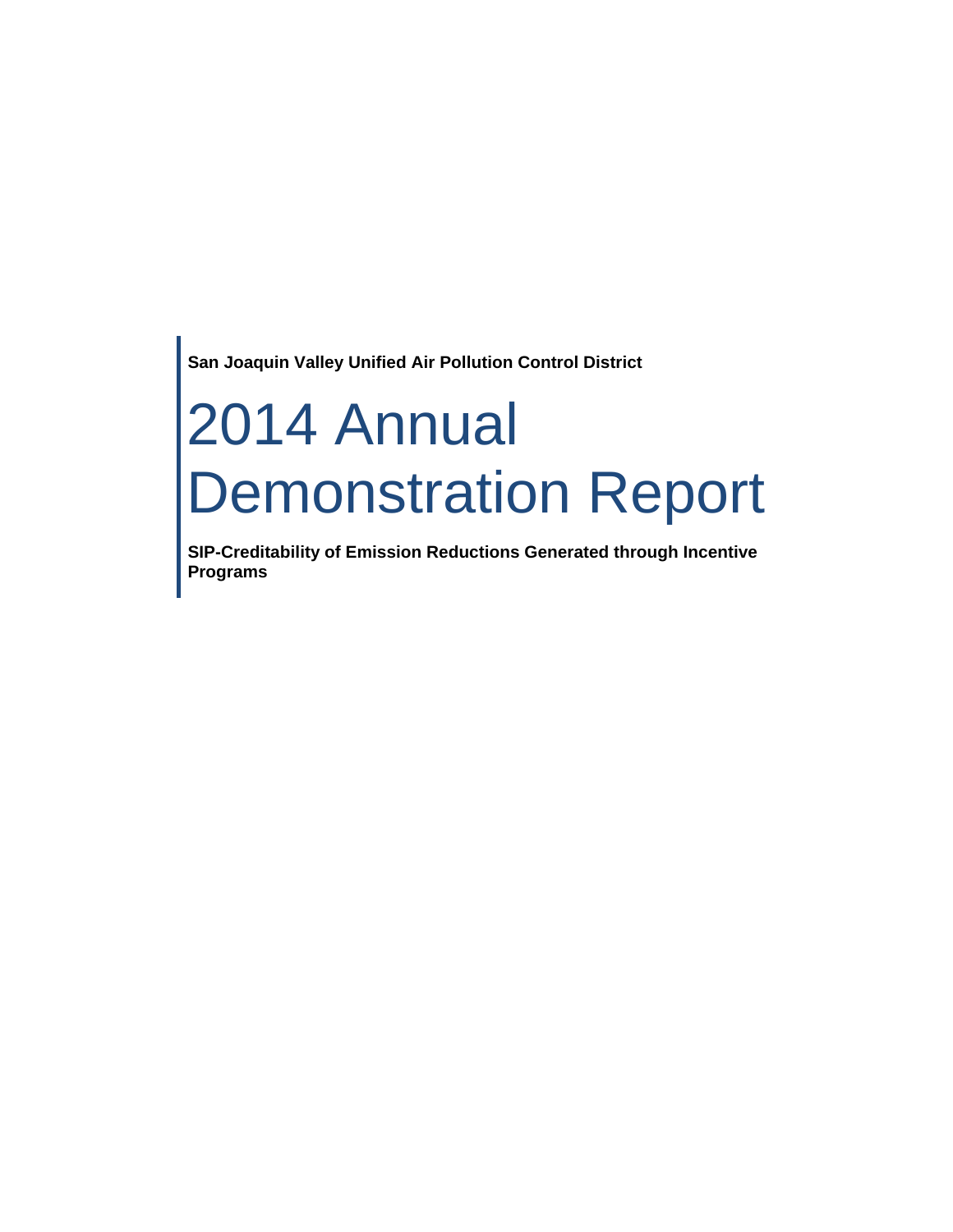**San Joaquin Valley Unified Air Pollution Control District**

# 2014 Annual Demonstration Report

**SIP-Creditability of Emission Reductions Generated through Incentive Programs**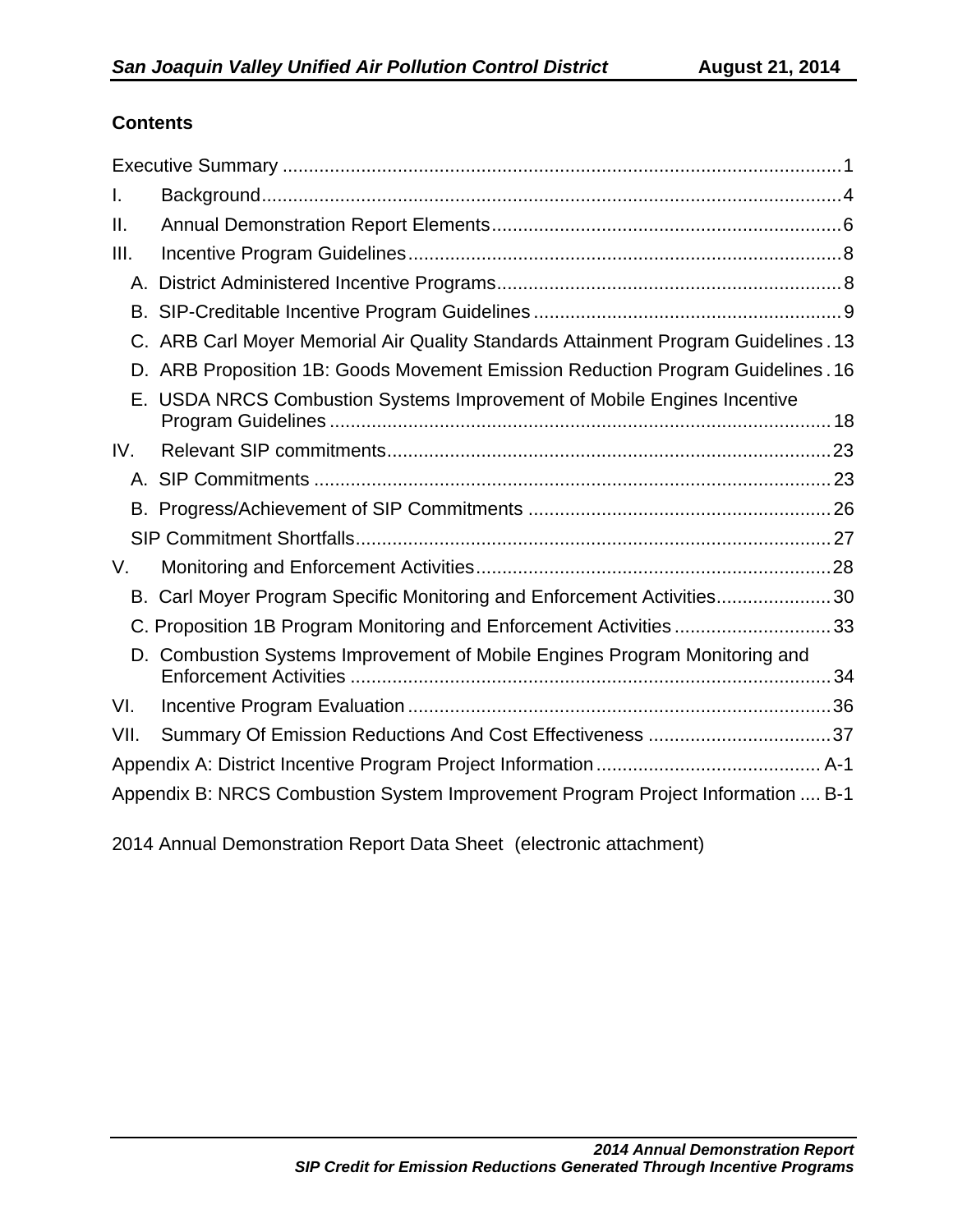**Contents**

Executive Summary ........................................................................................................1

I. Background..............................................................................................................4

II. Annual Demonstration Report Elements..................................................................6

III. Incentive Program Guidelines..................................................................................8

- A. District Administered Incentive Programs.................................................................8
- B. SIP-Creditable Incentive Program Guidelines..........................................................9
- C. ARB Carl Moyer Memorial Air Quality Standards Attainment Program Guidelines . 13
- D. ARB Proposition 1B: Goods Movement Emission Reduction Program Guidelines . 16
- E. USDA NRCS Combustion Systems Improvement of Mobile Engines Incentive Program Guidelines ................................................................................................ 18

IV. Relevant SIP commitments....................................................................................23

- A. SIP Commitments ..................................................................................................23
- B. Progress/Achievement of SIP Commitments .........................................................26
- SIP Commitment Shortfalls..........................................................................................27

V. Monitoring and Enforcement Activities...................................................................28

- B. Carl Moyer Program Specific Monitoring and Enforcement Activities.....................30
- C. Proposition 1B Program Monitoring and Enforcement Activities .............................33
- D. Combustion Systems Improvement of Mobile Engines Program Monitoring and Enforcement Activities ...........................................................................................34

VI. Incentive Program Evaluation ................................................................................36

VII. Summary Of Emission Reductions And Cost Effectiveness ..................................37

Appendix A: District Incentive Program Project Information .......................................... A-1

Appendix B: NRCS Combustion System Improvement Program Project Information .... B-1

2014 Annual Demonstration Report Data Sheet (electronic attachment)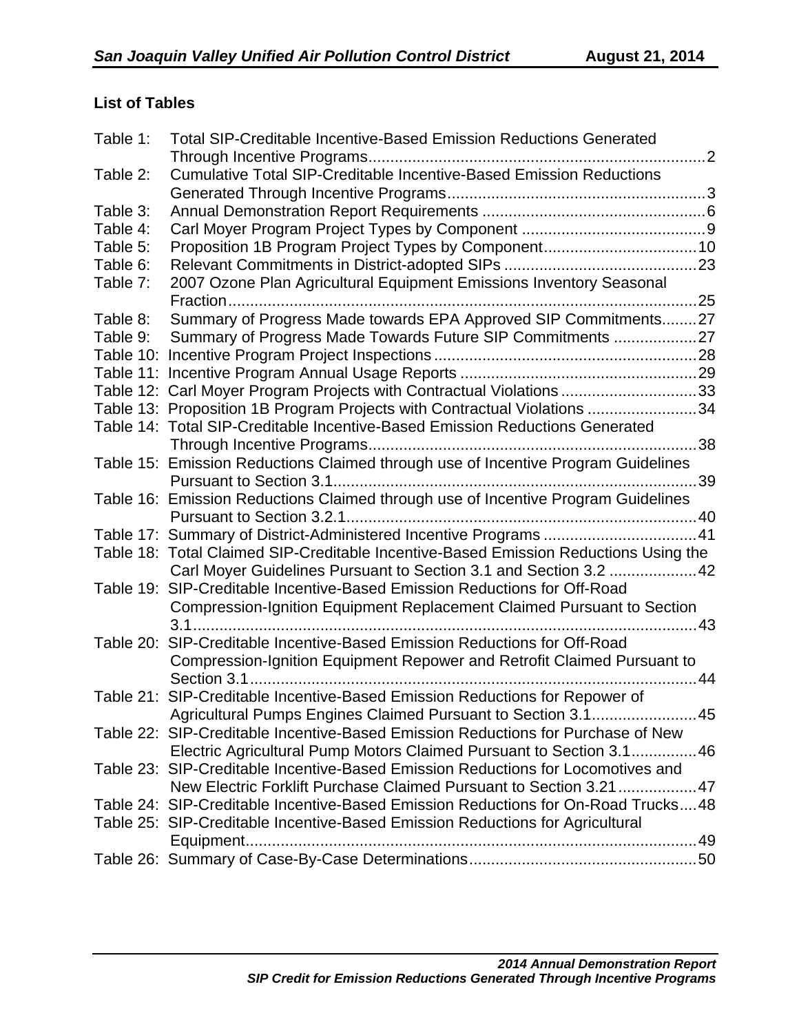**List of Tables**

Table 1: Total SIP-Creditable Incentive-Based Emission Reductions Generated Through Incentive Programs............................................................................2
Table 2: Cumulative Total SIP-Creditable Incentive-Based Emission Reductions Generated Through Incentive Programs..........................................................3
Table 3: Annual Demonstration Report Requirements ...................................................6
Table 4: Carl Moyer Program Project Types by Component ..........................................9
Table 5: Proposition 1B Program Project Types by Component...................................10
Table 6: Relevant Commitments in District-adopted SIPs ............................................23
Table 7: 2007 Ozone Plan Agricultural Equipment Emissions Inventory Seasonal Fraction...........................................................................................................25
Table 8: Summary of Progress Made towards EPA Approved SIP Commitments........27
Table 9: Summary of Progress Made Towards Future SIP Commitments ...................27
Table 10: Incentive Program Project Inspections............................................................28
Table 11: Incentive Program Annual Usage Reports ......................................................29
Table 12: Carl Moyer Program Projects with Contractual Violations ...............................33
Table 13: Proposition 1B Program Projects with Contractual Violations .........................34
Table 14: Total SIP-Creditable Incentive-Based Emission Reductions Generated Through Incentive Programs...........................................................................38
Table 15: Emission Reductions Claimed through use of Incentive Program Guidelines Pursuant to Section 3.1...................................................................................39
Table 16: Emission Reductions Claimed through use of Incentive Program Guidelines Pursuant to Section 3.2.1................................................................................40
Table 17: Summary of District-Administered Incentive Programs ...................................41
Table 18: Total Claimed SIP-Creditable Incentive-Based Emission Reductions Using the Carl Moyer Guidelines Pursuant to Section 3.1 and Section 3.2 ....................42
Table 19: SIP-Creditable Incentive-Based Emission Reductions for Off-Road Compression-Ignition Equipment Replacement Claimed Pursuant to Section 3.1..................................................................................................................43
Table 20: SIP-Creditable Incentive-Based Emission Reductions for Off-Road Compression-Ignition Equipment Repower and Retrofit Claimed Pursuant to Section 3.1......................................................................................................44
Table 21: SIP-Creditable Incentive-Based Emission Reductions for Repower of Agricultural Pumps Engines Claimed Pursuant to Section 3.1........................45
Table 22: SIP-Creditable Incentive-Based Emission Reductions for Purchase of New Electric Agricultural Pump Motors Claimed Pursuant to Section 3.1...............46
Table 23: SIP-Creditable Incentive-Based Emission Reductions for Locomotives and New Electric Forklift Purchase Claimed Pursuant to Section 3.21..................47
Table 24: SIP-Creditable Incentive-Based Emission Reductions for On-Road Trucks....48
Table 25: SIP-Creditable Incentive-Based Emission Reductions for Agricultural Equipment.......................................................................................................49
Table 26: Summary of Case-By-Case Determinations....................................................50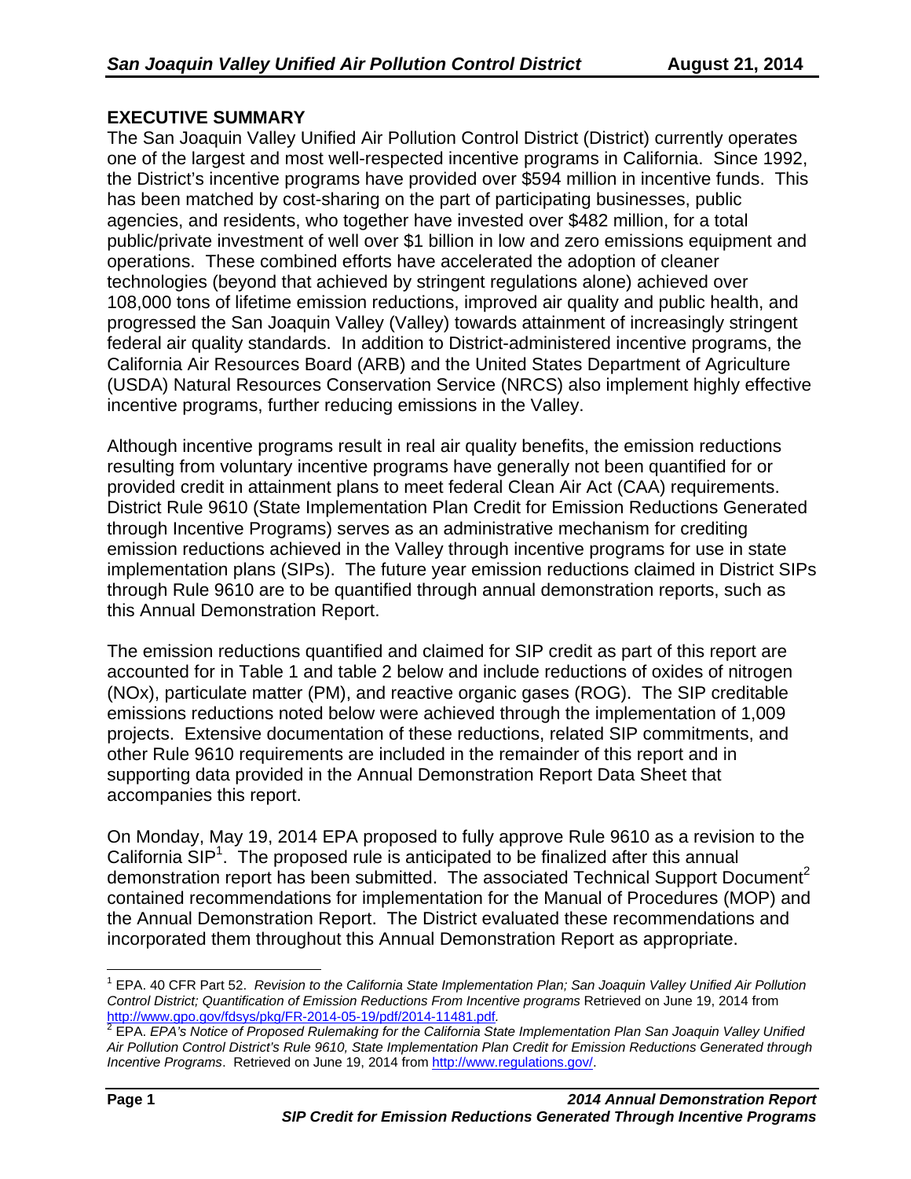## EXECUTIVE SUMMARY

The San Joaquin Valley Unified Air Pollution Control District (District) currently operates one of the largest and most well-respected incentive programs in California. Since 1992, the District's incentive programs have provided over $594 million in incentive funds. This has been matched by cost-sharing on the part of participating businesses, public agencies, and residents, who together have invested over $482 million, for a total public/private investment of well over $1 billion in low and zero emissions equipment and operations. These combined efforts have accelerated the adoption of cleaner technologies (beyond that achieved by stringent regulations alone) achieved over 108,000 tons of lifetime emission reductions, improved air quality and public health, and progressed the San Joaquin Valley (Valley) towards attainment of increasingly stringent federal air quality standards. In addition to District-administered incentive programs, the California Air Resources Board (ARB) and the United States Department of Agriculture (USDA) Natural Resources Conservation Service (NRCS) also implement highly effective incentive programs, further reducing emissions in the Valley.

Although incentive programs result in real air quality benefits, the emission reductions resulting from voluntary incentive programs have generally not been quantified for or provided credit in attainment plans to meet federal Clean Air Act (CAA) requirements. District Rule 9610 (State Implementation Plan Credit for Emission Reductions Generated through Incentive Programs) serves as an administrative mechanism for crediting emission reductions achieved in the Valley through incentive programs for use in state implementation plans (SIPs). The future year emission reductions claimed in District SIPs through Rule 9610 are to be quantified through annual demonstration reports, such as this Annual Demonstration Report.

The emission reductions quantified and claimed for SIP credit as part of this report are accounted for in Table 1 and table 2 below and include reductions of oxides of nitrogen (NOx), particulate matter (PM), and reactive organic gases (ROG). The SIP creditable emissions reductions noted below were achieved through the implementation of 1,009 projects. Extensive documentation of these reductions, related SIP commitments, and other Rule 9610 requirements are included in the remainder of this report and in supporting data provided in the Annual Demonstration Report Data Sheet that accompanies this report.

On Monday, May 19, 2014 EPA proposed to fully approve Rule 9610 as a revision to the California SIP[1]. The proposed rule is anticipated to be finalized after this annual demonstration report has been submitted. The associated Technical Support Document[2] contained recommendations for implementation for the Manual of Procedures (MOP) and the Annual Demonstration Report. The District evaluated these recommendations and incorporated them throughout this Annual Demonstration Report as appropriate.

---

[1] EPA. 40 CFR Part 52. *Revision to the California State Implementation Plan; San Joaquin Valley Unified Air Pollution Control District; Quantification of Emission Reductions From Incentive programs* Retrieved on June 19, 2014 from http://www.gpo.gov/fdsys/pkg/FR-2014-05-19/pdf/2014-11481.pdf.

[2] EPA. *EPA's Notice of Proposed Rulemaking for the California State Implementation Plan San Joaquin Valley Unified Air Pollution Control District's Rule 9610, State Implementation Plan Credit for Emission Reductions Generated through Incentive Programs*. Retrieved on June 19, 2014 from http://www.regulations.gov/.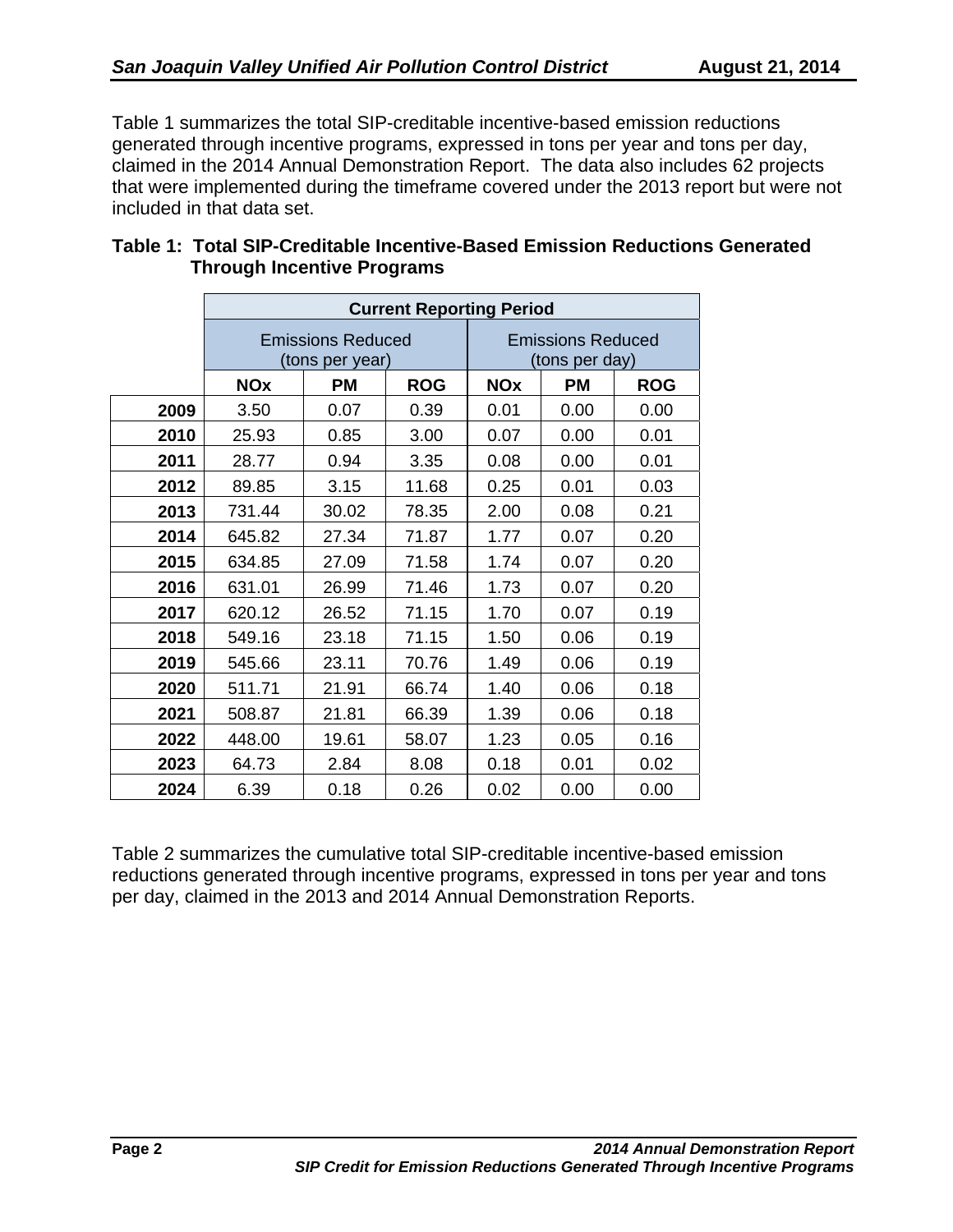Table 1 summarizes the total SIP-creditable incentive-based emission reductions generated through incentive programs, expressed in tons per year and tons per day, claimed in the 2014 Annual Demonstration Report. The data also includes 62 projects that were implemented during the timeframe covered under the 2013 report but were not included in that data set.

**Table 1: Total SIP-Creditable Incentive-Based Emission Reductions Generated Through Incentive Programs**

| | Current Reporting Period | | | | | |
|---|---|---|---|---|---|---|
| | Emissions Reduced (tons per year) | | | Emissions Reduced (tons per day) | | |
| | **NOx** | **PM** | **ROG** | **NOx** | **PM** | **ROG** |
| **2009** | 3.50 | 0.07 | 0.39 | 0.01 | 0.00 | 0.00 |
| **2010** | 25.93 | 0.85 | 3.00 | 0.07 | 0.00 | 0.01 |
| **2011** | 28.77 | 0.94 | 3.35 | 0.08 | 0.00 | 0.01 |
| **2012** | 89.85 | 3.15 | 11.68 | 0.25 | 0.01 | 0.03 |
| **2013** | 731.44 | 30.02 | 78.35 | 2.00 | 0.08 | 0.21 |
| **2014** | 645.82 | 27.34 | 71.87 | 1.77 | 0.07 | 0.20 |
| **2015** | 634.85 | 27.09 | 71.58 | 1.74 | 0.07 | 0.20 |
| **2016** | 631.01 | 26.99 | 71.46 | 1.73 | 0.07 | 0.20 |
| **2017** | 620.12 | 26.52 | 71.15 | 1.70 | 0.07 | 0.19 |
| **2018** | 549.16 | 23.18 | 71.15 | 1.50 | 0.06 | 0.19 |
| **2019** | 545.66 | 23.11 | 70.76 | 1.49 | 0.06 | 0.19 |
| **2020** | 511.71 | 21.91 | 66.74 | 1.40 | 0.06 | 0.18 |
| **2021** | 508.87 | 21.81 | 66.39 | 1.39 | 0.06 | 0.18 |
| **2022** | 448.00 | 19.61 | 58.07 | 1.23 | 0.05 | 0.16 |
| **2023** | 64.73 | 2.84 | 8.08 | 0.18 | 0.01 | 0.02 |
| **2024** | 6.39 | 0.18 | 0.26 | 0.02 | 0.00 | 0.00 |

Table 2 summarizes the cumulative total SIP-creditable incentive-based emission reductions generated through incentive programs, expressed in tons per year and tons per day, claimed in the 2013 and 2014 Annual Demonstration Reports.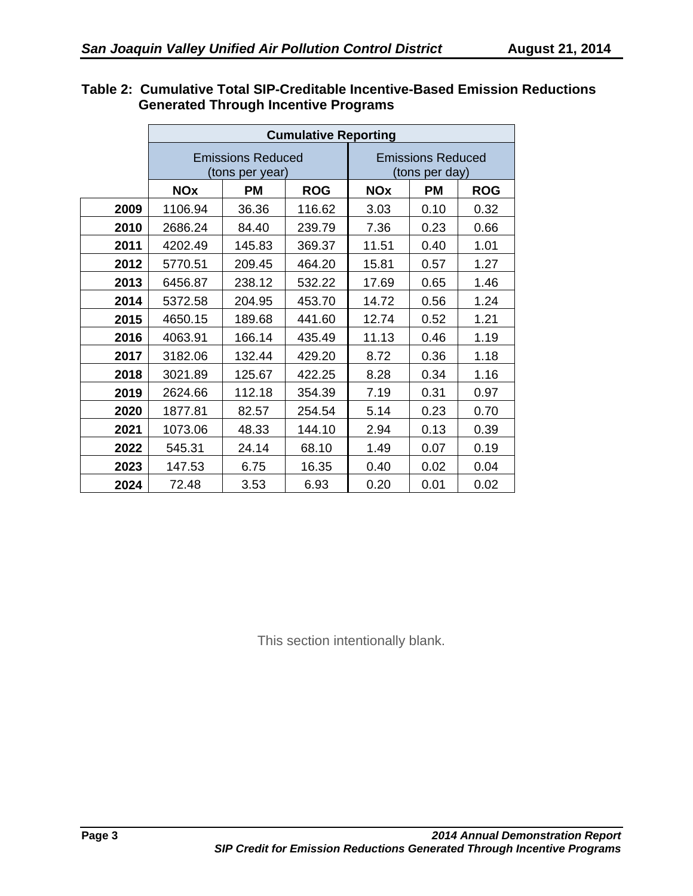**Table 2: Cumulative Total SIP-Creditable Incentive-Based Emission Reductions Generated Through Incentive Programs**

| | Cumulative Reporting | | | | | |
|---|---|---|---|---|---|---|
| | Emissions Reduced (tons per year) | | | Emissions Reduced (tons per day) | | |
| | NOx | PM | ROG | NOx | PM | ROG |
| **2009** | 1106.94 | 36.36 | 116.62 | 3.03 | 0.10 | 0.32 |
| **2010** | 2686.24 | 84.40 | 239.79 | 7.36 | 0.23 | 0.66 |
| **2011** | 4202.49 | 145.83 | 369.37 | 11.51 | 0.40 | 1.01 |
| **2012** | 5770.51 | 209.45 | 464.20 | 15.81 | 0.57 | 1.27 |
| **2013** | 6456.87 | 238.12 | 532.22 | 17.69 | 0.65 | 1.46 |
| **2014** | 5372.58 | 204.95 | 453.70 | 14.72 | 0.56 | 1.24 |
| **2015** | 4650.15 | 189.68 | 441.60 | 12.74 | 0.52 | 1.21 |
| **2016** | 4063.91 | 166.14 | 435.49 | 11.13 | 0.46 | 1.19 |
| **2017** | 3182.06 | 132.44 | 429.20 | 8.72 | 0.36 | 1.18 |
| **2018** | 3021.89 | 125.67 | 422.25 | 8.28 | 0.34 | 1.16 |
| **2019** | 2624.66 | 112.18 | 354.39 | 7.19 | 0.31 | 0.97 |
| **2020** | 1877.81 | 82.57 | 254.54 | 5.14 | 0.23 | 0.70 |
| **2021** | 1073.06 | 48.33 | 144.10 | 2.94 | 0.13 | 0.39 |
| **2022** | 545.31 | 24.14 | 68.10 | 1.49 | 0.07 | 0.19 |
| **2023** | 147.53 | 6.75 | 16.35 | 0.40 | 0.02 | 0.04 |
| **2024** | 72.48 | 3.53 | 6.93 | 0.20 | 0.01 | 0.02 |

This section intentionally blank.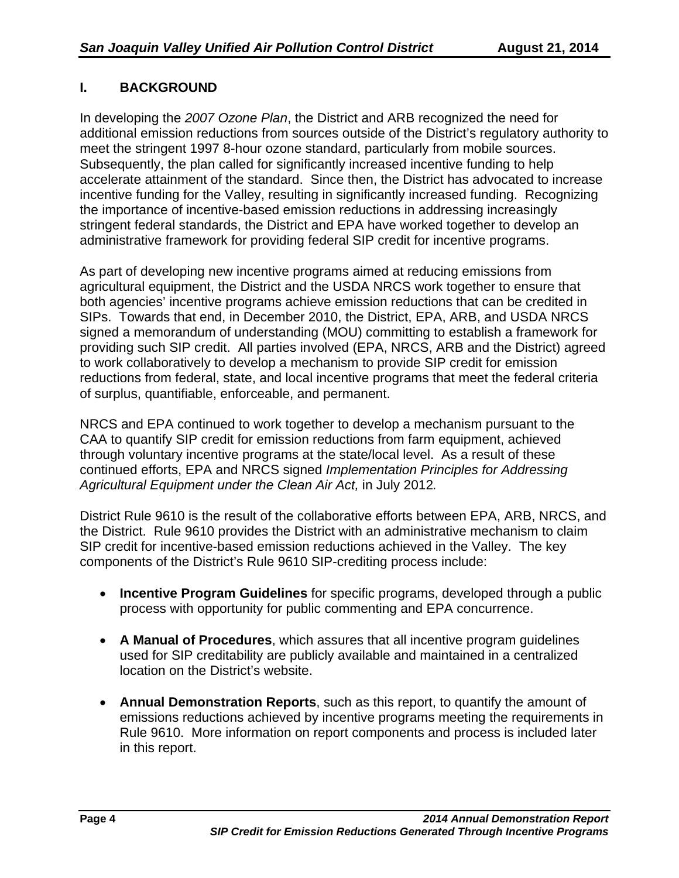## I. BACKGROUND

In developing the *2007 Ozone Plan*, the District and ARB recognized the need for additional emission reductions from sources outside of the District's regulatory authority to meet the stringent 1997 8-hour ozone standard, particularly from mobile sources. Subsequently, the plan called for significantly increased incentive funding to help accelerate attainment of the standard. Since then, the District has advocated to increase incentive funding for the Valley, resulting in significantly increased funding. Recognizing the importance of incentive-based emission reductions in addressing increasingly stringent federal standards, the District and EPA have worked together to develop an administrative framework for providing federal SIP credit for incentive programs.

As part of developing new incentive programs aimed at reducing emissions from agricultural equipment, the District and the USDA NRCS work together to ensure that both agencies' incentive programs achieve emission reductions that can be credited in SIPs. Towards that end, in December 2010, the District, EPA, ARB, and USDA NRCS signed a memorandum of understanding (MOU) committing to establish a framework for providing such SIP credit. All parties involved (EPA, NRCS, ARB and the District) agreed to work collaboratively to develop a mechanism to provide SIP credit for emission reductions from federal, state, and local incentive programs that meet the federal criteria of surplus, quantifiable, enforceable, and permanent.

NRCS and EPA continued to work together to develop a mechanism pursuant to the CAA to quantify SIP credit for emission reductions from farm equipment, achieved through voluntary incentive programs at the state/local level. As a result of these continued efforts, EPA and NRCS signed *Implementation Principles for Addressing Agricultural Equipment under the Clean Air Act,* in July 2012*.*

District Rule 9610 is the result of the collaborative efforts between EPA, ARB, NRCS, and the District. Rule 9610 provides the District with an administrative mechanism to claim SIP credit for incentive-based emission reductions achieved in the Valley. The key components of the District's Rule 9610 SIP-crediting process include:

- **Incentive Program Guidelines** for specific programs, developed through a public process with opportunity for public commenting and EPA concurrence.
- **A Manual of Procedures**, which assures that all incentive program guidelines used for SIP creditability are publicly available and maintained in a centralized location on the District's website.
- **Annual Demonstration Reports**, such as this report, to quantify the amount of emissions reductions achieved by incentive programs meeting the requirements in Rule 9610. More information on report components and process is included later in this report.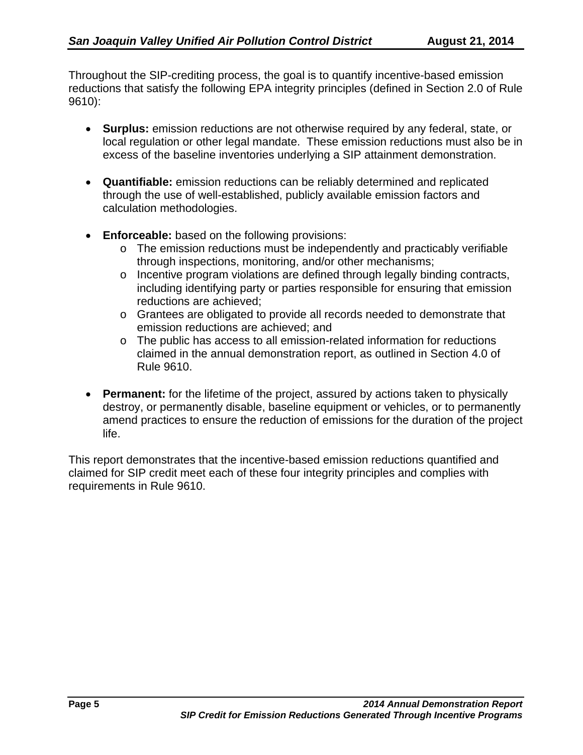Throughout the SIP-crediting process, the goal is to quantify incentive-based emission reductions that satisfy the following EPA integrity principles (defined in Section 2.0 of Rule 9610):

- **Surplus:** emission reductions are not otherwise required by any federal, state, or local regulation or other legal mandate. These emission reductions must also be in excess of the baseline inventories underlying a SIP attainment demonstration.

- **Quantifiable:** emission reductions can be reliably determined and replicated through the use of well-established, publicly available emission factors and calculation methodologies.

- **Enforceable:** based on the following provisions:
  - The emission reductions must be independently and practicably verifiable through inspections, monitoring, and/or other mechanisms;
  - Incentive program violations are defined through legally binding contracts, including identifying party or parties responsible for ensuring that emission reductions are achieved;
  - Grantees are obligated to provide all records needed to demonstrate that emission reductions are achieved; and
  - The public has access to all emission-related information for reductions claimed in the annual demonstration report, as outlined in Section 4.0 of Rule 9610.

- **Permanent:** for the lifetime of the project, assured by actions taken to physically destroy, or permanently disable, baseline equipment or vehicles, or to permanently amend practices to ensure the reduction of emissions for the duration of the project life.

This report demonstrates that the incentive-based emission reductions quantified and claimed for SIP credit meet each of these four integrity principles and complies with requirements in Rule 9610.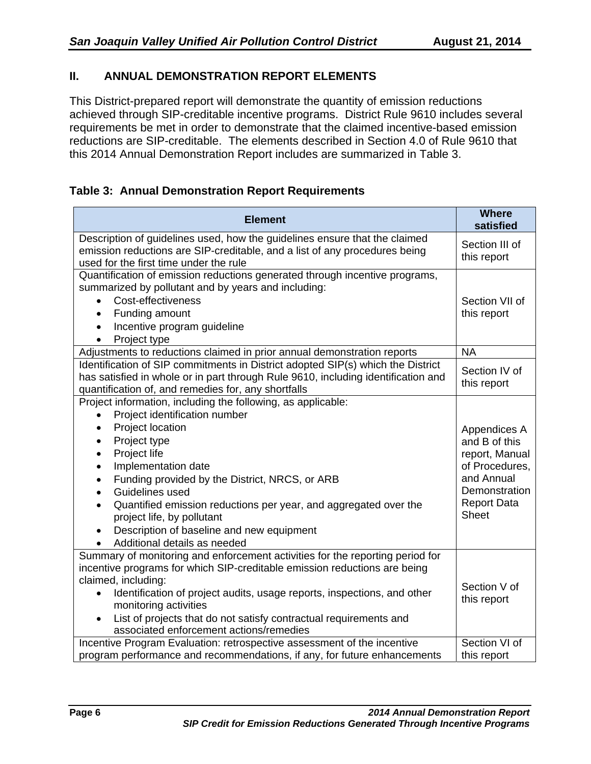## II. ANNUAL DEMONSTRATION REPORT ELEMENTS

This District-prepared report will demonstrate the quantity of emission reductions achieved through SIP-creditable incentive programs. District Rule 9610 includes several requirements be met in order to demonstrate that the claimed incentive-based emission reductions are SIP-creditable. The elements described in Section 4.0 of Rule 9610 that this 2014 Annual Demonstration Report includes are summarized in Table 3.

**Table 3: Annual Demonstration Report Requirements**

| Element | Where satisfied |
|---|---|
| Description of guidelines used, how the guidelines ensure that the claimed emission reductions are SIP-creditable, and a list of any procedures being used for the first time under the rule | Section III of this report |
| Quantification of emission reductions generated through incentive programs, summarized by pollutant and by years and including:<br>• Cost-effectiveness<br>• Funding amount<br>• Incentive program guideline<br>• Project type | Section VII of this report |
| Adjustments to reductions claimed in prior annual demonstration reports | NA |
| Identification of SIP commitments in District adopted SIP(s) which the District has satisfied in whole or in part through Rule 9610, including identification and quantification of, and remedies for, any shortfalls | Section IV of this report |
| Project information, including the following, as applicable:<br>• Project identification number<br>• Project location<br>• Project type<br>• Project life<br>• Implementation date<br>• Funding provided by the District, NRCS, or ARB<br>• Guidelines used<br>• Quantified emission reductions per year, and aggregated over the project life, by pollutant<br>• Description of baseline and new equipment<br>• Additional details as needed | Appendices A and B of this report, Manual of Procedures, and Annual Demonstration Report Data Sheet |
| Summary of monitoring and enforcement activities for the reporting period for incentive programs for which SIP-creditable emission reductions are being claimed, including:<br>• Identification of project audits, usage reports, inspections, and other monitoring activities<br>• List of projects that do not satisfy contractual requirements and associated enforcement actions/remedies | Section V of this report |
| Incentive Program Evaluation: retrospective assessment of the incentive program performance and recommendations, if any, for future enhancements | Section VI of this report |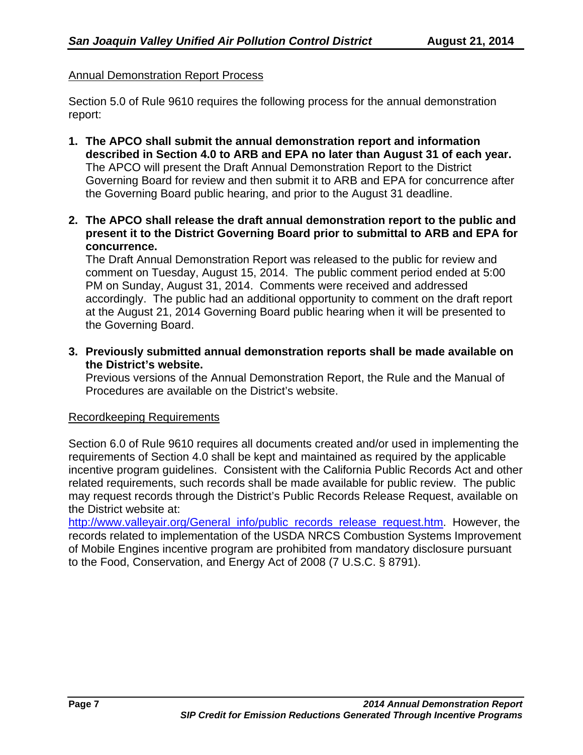Annual Demonstration Report Process

Section 5.0 of Rule 9610 requires the following process for the annual demonstration report:

1. **The APCO shall submit the annual demonstration report and information described in Section 4.0 to ARB and EPA no later than August 31 of each year.** The APCO will present the Draft Annual Demonstration Report to the District Governing Board for review and then submit it to ARB and EPA for concurrence after the Governing Board public hearing, and prior to the August 31 deadline.

2. **The APCO shall release the draft annual demonstration report to the public and present it to the District Governing Board prior to submittal to ARB and EPA for concurrence.**
   The Draft Annual Demonstration Report was released to the public for review and comment on Tuesday, August 15, 2014. The public comment period ended at 5:00 PM on Sunday, August 31, 2014. Comments were received and addressed accordingly. The public had an additional opportunity to comment on the draft report at the August 21, 2014 Governing Board public hearing when it will be presented to the Governing Board.

3. **Previously submitted annual demonstration reports shall be made available on the District's website.**
   Previous versions of the Annual Demonstration Report, the Rule and the Manual of Procedures are available on the District's website.

Recordkeeping Requirements

Section 6.0 of Rule 9610 requires all documents created and/or used in implementing the requirements of Section 4.0 shall be kept and maintained as required by the applicable incentive program guidelines. Consistent with the California Public Records Act and other related requirements, such records shall be made available for public review. The public may request records through the District's Public Records Release Request, available on the District website at:
[http://www.valleyair.org/General_info/public_records_release_request.htm](http://www.valleyair.org/General_info/public_records_release_request.htm). However, the records related to implementation of the USDA NRCS Combustion Systems Improvement of Mobile Engines incentive program are prohibited from mandatory disclosure pursuant to the Food, Conservation, and Energy Act of 2008 (7 U.S.C. § 8791).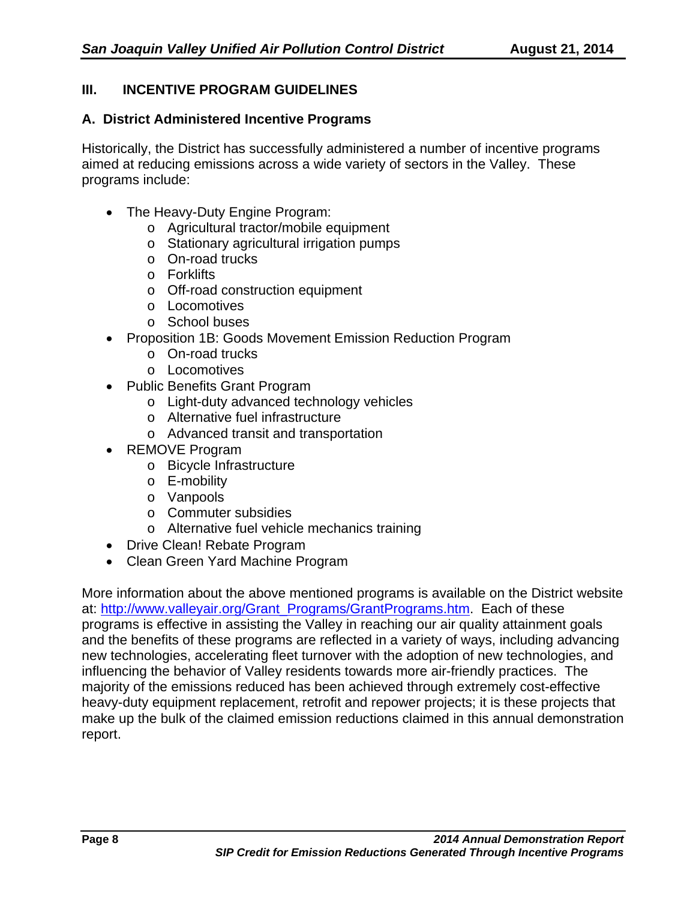## III. INCENTIVE PROGRAM GUIDELINES

### A. District Administered Incentive Programs

Historically, the District has successfully administered a number of incentive programs aimed at reducing emissions across a wide variety of sectors in the Valley. These programs include:

- The Heavy-Duty Engine Program:
  - Agricultural tractor/mobile equipment
  - Stationary agricultural irrigation pumps
  - On-road trucks
  - Forklifts
  - Off-road construction equipment
  - Locomotives
  - School buses
- Proposition 1B: Goods Movement Emission Reduction Program
  - On-road trucks
  - Locomotives
- Public Benefits Grant Program
  - Light-duty advanced technology vehicles
  - Alternative fuel infrastructure
  - Advanced transit and transportation
- REMOVE Program
  - Bicycle Infrastructure
  - E-mobility
  - Vanpools
  - Commuter subsidies
  - Alternative fuel vehicle mechanics training
- Drive Clean! Rebate Program
- Clean Green Yard Machine Program

More information about the above mentioned programs is available on the District website at: [http://www.valleyair.org/Grant_Programs/GrantPrograms.htm](http://www.valleyair.org/Grant_Programs/GrantPrograms.htm). Each of these programs is effective in assisting the Valley in reaching our air quality attainment goals and the benefits of these programs are reflected in a variety of ways, including advancing new technologies, accelerating fleet turnover with the adoption of new technologies, and influencing the behavior of Valley residents towards more air-friendly practices. The majority of the emissions reduced has been achieved through extremely cost-effective heavy-duty equipment replacement, retrofit and repower projects; it is these projects that make up the bulk of the claimed emission reductions claimed in this annual demonstration report.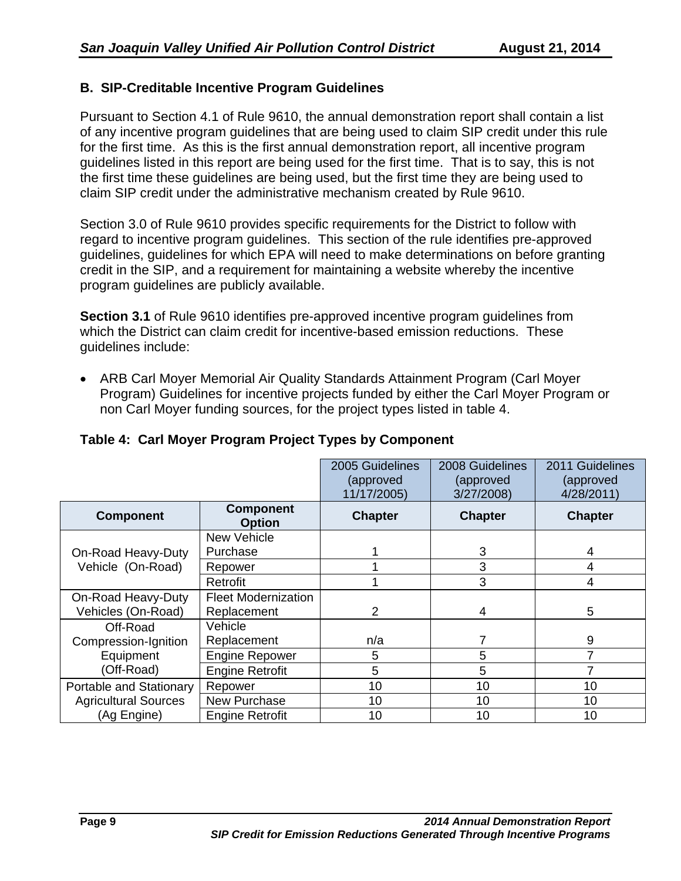## B. SIP-Creditable Incentive Program Guidelines

Pursuant to Section 4.1 of Rule 9610, the annual demonstration report shall contain a list of any incentive program guidelines that are being used to claim SIP credit under this rule for the first time. As this is the first annual demonstration report, all incentive program guidelines listed in this report are being used for the first time. That is to say, this is not the first time these guidelines are being used, but the first time they are being used to claim SIP credit under the administrative mechanism created by Rule 9610.

Section 3.0 of Rule 9610 provides specific requirements for the District to follow with regard to incentive program guidelines. This section of the rule identifies pre-approved guidelines, guidelines for which EPA will need to make determinations on before granting credit in the SIP, and a requirement for maintaining a website whereby the incentive program guidelines are publicly available.

**Section 3.1** of Rule 9610 identifies pre-approved incentive program guidelines from which the District can claim credit for incentive-based emission reductions. These guidelines include:

- ARB Carl Moyer Memorial Air Quality Standards Attainment Program (Carl Moyer Program) Guidelines for incentive projects funded by either the Carl Moyer Program or non Carl Moyer funding sources, for the project types listed in table 4.

**Table 4: Carl Moyer Program Project Types by Component**

| | | 2005 Guidelines (approved 11/17/2005) | 2008 Guidelines (approved 3/27/2008) | 2011 Guidelines (approved 4/28/2011) |
|---|---|---|---|---|
| **Component** | **Component Option** | **Chapter** | **Chapter** | **Chapter** |
| On-Road Heavy-Duty Vehicle (On-Road) | New Vehicle Purchase | 1 | 3 | 4 |
| | Repower | 1 | 3 | 4 |
| | Retrofit | 1 | 3 | 4 |
| On-Road Heavy-Duty Vehicles (On-Road) | Fleet Modernization Replacement | 2 | 4 | 5 |
| Off-Road Compression-Ignition Equipment (Off-Road) | Vehicle Replacement | n/a | 7 | 9 |
| | Engine Repower | 5 | 5 | 7 |
| | Engine Retrofit | 5 | 5 | 7 |
| Portable and Stationary Agricultural Sources (Ag Engine) | Repower | 10 | 10 | 10 |
| | New Purchase | 10 | 10 | 10 |
| | Engine Retrofit | 10 | 10 | 10 |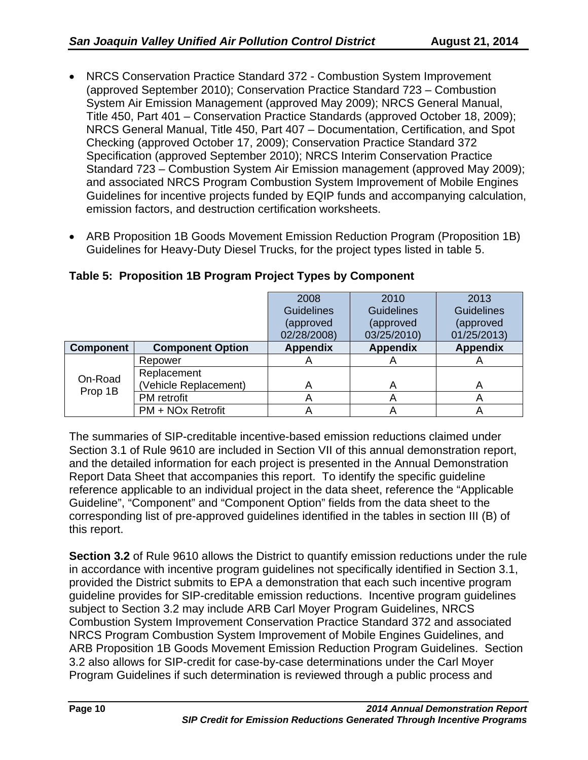- NRCS Conservation Practice Standard 372 - Combustion System Improvement (approved September 2010); Conservation Practice Standard 723 – Combustion System Air Emission Management (approved May 2009); NRCS General Manual, Title 450, Part 401 – Conservation Practice Standards (approved October 18, 2009); NRCS General Manual, Title 450, Part 407 – Documentation, Certification, and Spot Checking (approved October 17, 2009); Conservation Practice Standard 372 Specification (approved September 2010); NRCS Interim Conservation Practice Standard 723 – Combustion System Air Emission management (approved May 2009); and associated NRCS Program Combustion System Improvement of Mobile Engines Guidelines for incentive projects funded by EQIP funds and accompanying calculation, emission factors, and destruction certification worksheets.

- ARB Proposition 1B Goods Movement Emission Reduction Program (Proposition 1B) Guidelines for Heavy-Duty Diesel Trucks, for the project types listed in table 5.

**Table 5: Proposition 1B Program Project Types by Component**

| | | 2008 Guidelines (approved 02/28/2008) | 2010 Guidelines (approved 03/25/2010) | 2013 Guidelines (approved 01/25/2013) |
|---|---|---|---|---|
| **Component** | **Component Option** | **Appendix** | **Appendix** | **Appendix** |
| On-Road Prop 1B | Repower | A | A | A |
| | Replacement (Vehicle Replacement) | A | A | A |
| | PM retrofit | A | A | A |
| | PM + NOx Retrofit | A | A | A |

The summaries of SIP-creditable incentive-based emission reductions claimed under Section 3.1 of Rule 9610 are included in Section VII of this annual demonstration report, and the detailed information for each project is presented in the Annual Demonstration Report Data Sheet that accompanies this report. To identify the specific guideline reference applicable to an individual project in the data sheet, reference the "Applicable Guideline", "Component" and "Component Option" fields from the data sheet to the corresponding list of pre-approved guidelines identified in the tables in section III (B) of this report.

**Section 3.2** of Rule 9610 allows the District to quantify emission reductions under the rule in accordance with incentive program guidelines not specifically identified in Section 3.1, provided the District submits to EPA a demonstration that each such incentive program guideline provides for SIP-creditable emission reductions. Incentive program guidelines subject to Section 3.2 may include ARB Carl Moyer Program Guidelines, NRCS Combustion System Improvement Conservation Practice Standard 372 and associated NRCS Program Combustion System Improvement of Mobile Engines Guidelines, and ARB Proposition 1B Goods Movement Emission Reduction Program Guidelines. Section 3.2 also allows for SIP-credit for case-by-case determinations under the Carl Moyer Program Guidelines if such determination is reviewed through a public process and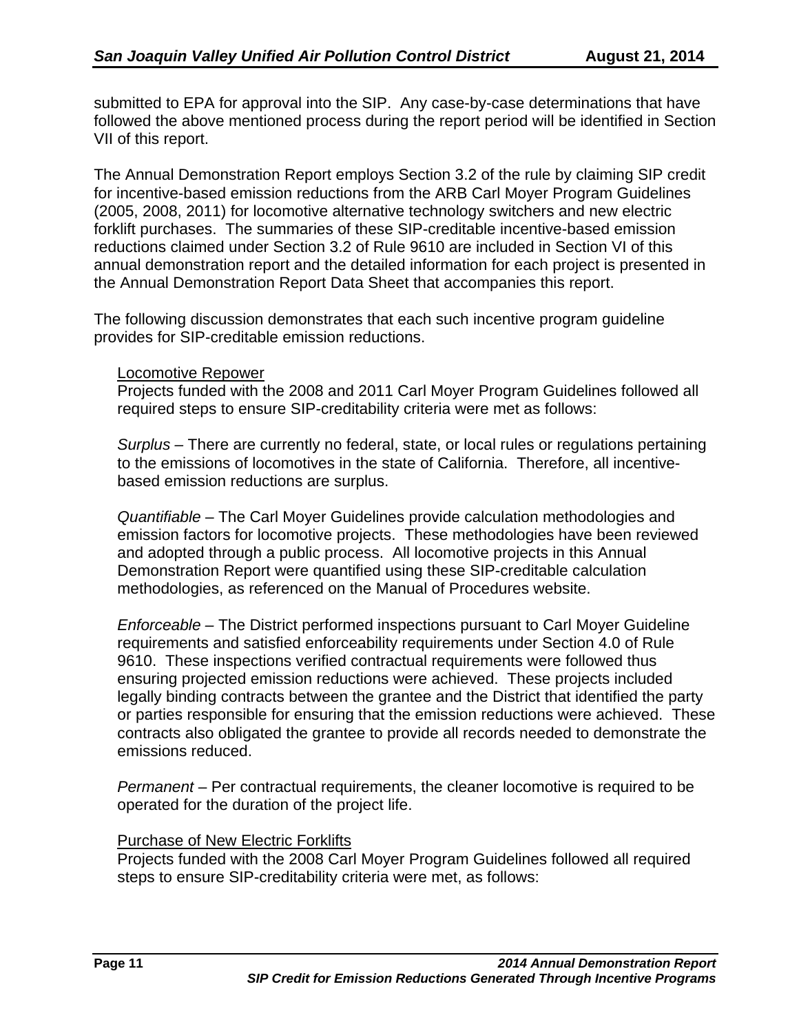submitted to EPA for approval into the SIP. Any case-by-case determinations that have followed the above mentioned process during the report period will be identified in Section VII of this report.

The Annual Demonstration Report employs Section 3.2 of the rule by claiming SIP credit for incentive-based emission reductions from the ARB Carl Moyer Program Guidelines (2005, 2008, 2011) for locomotive alternative technology switchers and new electric forklift purchases. The summaries of these SIP-creditable incentive-based emission reductions claimed under Section 3.2 of Rule 9610 are included in Section VI of this annual demonstration report and the detailed information for each project is presented in the Annual Demonstration Report Data Sheet that accompanies this report.

The following discussion demonstrates that each such incentive program guideline provides for SIP-creditable emission reductions.

<u>Locomotive Repower</u>

Projects funded with the 2008 and 2011 Carl Moyer Program Guidelines followed all required steps to ensure SIP-creditability criteria were met as follows:

*Surplus* – There are currently no federal, state, or local rules or regulations pertaining to the emissions of locomotives in the state of California. Therefore, all incentive-based emission reductions are surplus.

*Quantifiable* – The Carl Moyer Guidelines provide calculation methodologies and emission factors for locomotive projects. These methodologies have been reviewed and adopted through a public process. All locomotive projects in this Annual Demonstration Report were quantified using these SIP-creditable calculation methodologies, as referenced on the Manual of Procedures website.

*Enforceable* – The District performed inspections pursuant to Carl Moyer Guideline requirements and satisfied enforceability requirements under Section 4.0 of Rule 9610. These inspections verified contractual requirements were followed thus ensuring projected emission reductions were achieved. These projects included legally binding contracts between the grantee and the District that identified the party or parties responsible for ensuring that the emission reductions were achieved. These contracts also obligated the grantee to provide all records needed to demonstrate the emissions reduced.

*Permanent* – Per contractual requirements, the cleaner locomotive is required to be operated for the duration of the project life.

<u>Purchase of New Electric Forklifts</u>

Projects funded with the 2008 Carl Moyer Program Guidelines followed all required steps to ensure SIP-creditability criteria were met, as follows: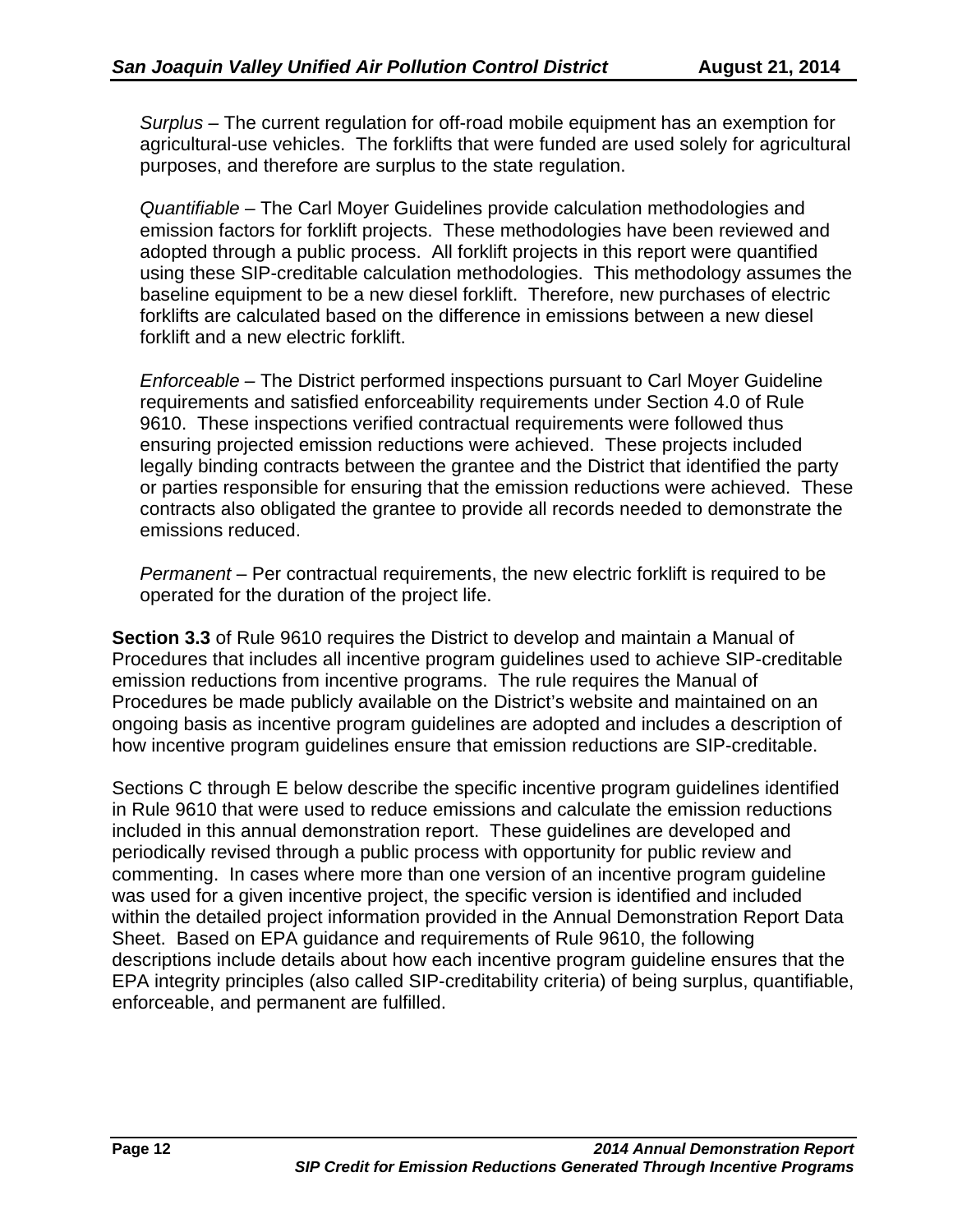*Surplus* – The current regulation for off-road mobile equipment has an exemption for agricultural-use vehicles. The forklifts that were funded are used solely for agricultural purposes, and therefore are surplus to the state regulation.

*Quantifiable* – The Carl Moyer Guidelines provide calculation methodologies and emission factors for forklift projects. These methodologies have been reviewed and adopted through a public process. All forklift projects in this report were quantified using these SIP-creditable calculation methodologies. This methodology assumes the baseline equipment to be a new diesel forklift. Therefore, new purchases of electric forklifts are calculated based on the difference in emissions between a new diesel forklift and a new electric forklift.

*Enforceable* – The District performed inspections pursuant to Carl Moyer Guideline requirements and satisfied enforceability requirements under Section 4.0 of Rule 9610. These inspections verified contractual requirements were followed thus ensuring projected emission reductions were achieved. These projects included legally binding contracts between the grantee and the District that identified the party or parties responsible for ensuring that the emission reductions were achieved. These contracts also obligated the grantee to provide all records needed to demonstrate the emissions reduced.

*Permanent* – Per contractual requirements, the new electric forklift is required to be operated for the duration of the project life.

**Section 3.3** of Rule 9610 requires the District to develop and maintain a Manual of Procedures that includes all incentive program guidelines used to achieve SIP-creditable emission reductions from incentive programs. The rule requires the Manual of Procedures be made publicly available on the District's website and maintained on an ongoing basis as incentive program guidelines are adopted and includes a description of how incentive program guidelines ensure that emission reductions are SIP-creditable.

Sections C through E below describe the specific incentive program guidelines identified in Rule 9610 that were used to reduce emissions and calculate the emission reductions included in this annual demonstration report. These guidelines are developed and periodically revised through a public process with opportunity for public review and commenting. In cases where more than one version of an incentive program guideline was used for a given incentive project, the specific version is identified and included within the detailed project information provided in the Annual Demonstration Report Data Sheet. Based on EPA guidance and requirements of Rule 9610, the following descriptions include details about how each incentive program guideline ensures that the EPA integrity principles (also called SIP-creditability criteria) of being surplus, quantifiable, enforceable, and permanent are fulfilled.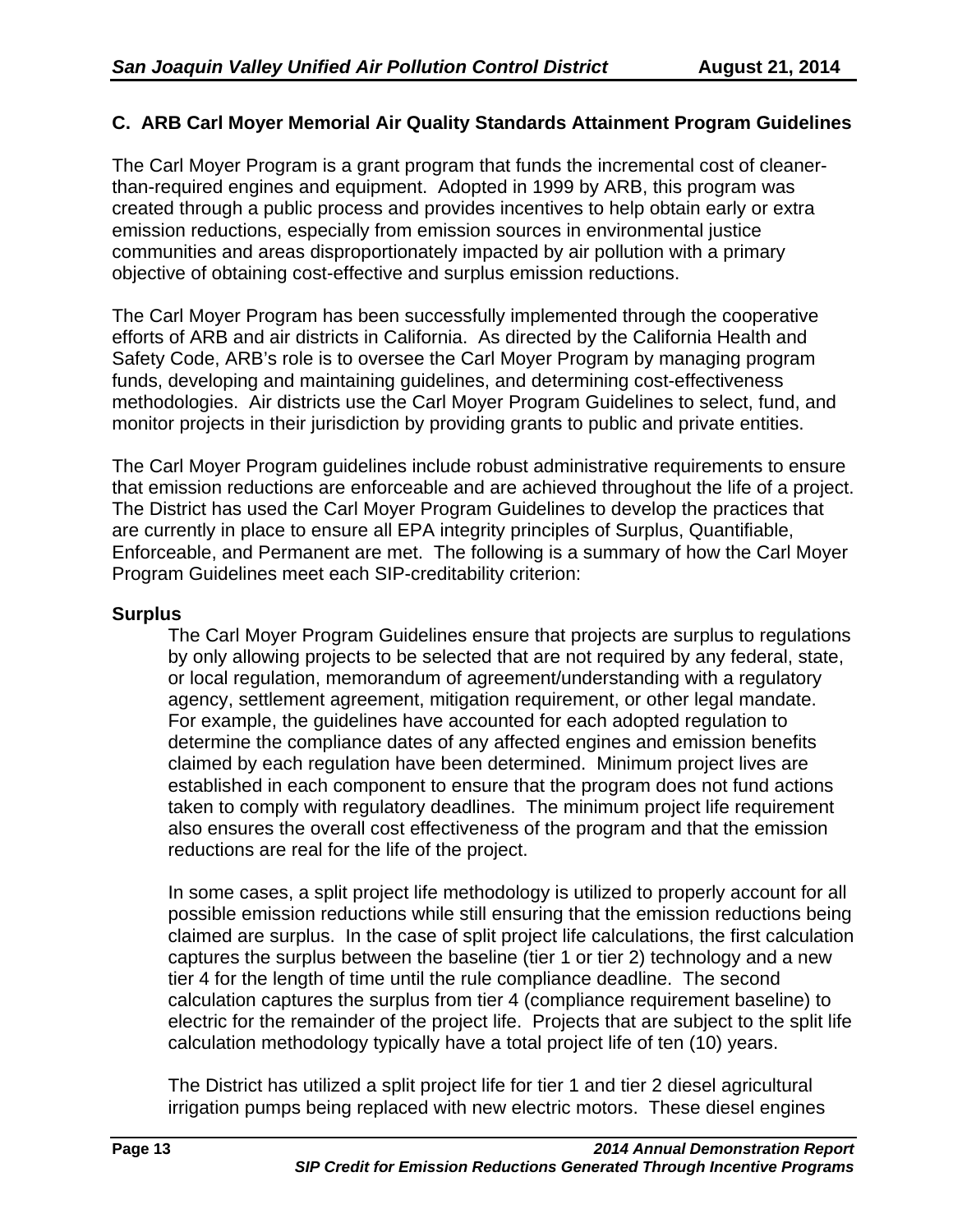## C. ARB Carl Moyer Memorial Air Quality Standards Attainment Program Guidelines

The Carl Moyer Program is a grant program that funds the incremental cost of cleaner-than-required engines and equipment. Adopted in 1999 by ARB, this program was created through a public process and provides incentives to help obtain early or extra emission reductions, especially from emission sources in environmental justice communities and areas disproportionately impacted by air pollution with a primary objective of obtaining cost-effective and surplus emission reductions.

The Carl Moyer Program has been successfully implemented through the cooperative efforts of ARB and air districts in California. As directed by the California Health and Safety Code, ARB's role is to oversee the Carl Moyer Program by managing program funds, developing and maintaining guidelines, and determining cost-effectiveness methodologies. Air districts use the Carl Moyer Program Guidelines to select, fund, and monitor projects in their jurisdiction by providing grants to public and private entities.

The Carl Moyer Program guidelines include robust administrative requirements to ensure that emission reductions are enforceable and are achieved throughout the life of a project. The District has used the Carl Moyer Program Guidelines to develop the practices that are currently in place to ensure all EPA integrity principles of Surplus, Quantifiable, Enforceable, and Permanent are met. The following is a summary of how the Carl Moyer Program Guidelines meet each SIP-creditability criterion:

**Surplus**

The Carl Moyer Program Guidelines ensure that projects are surplus to regulations by only allowing projects to be selected that are not required by any federal, state, or local regulation, memorandum of agreement/understanding with a regulatory agency, settlement agreement, mitigation requirement, or other legal mandate. For example, the guidelines have accounted for each adopted regulation to determine the compliance dates of any affected engines and emission benefits claimed by each regulation have been determined. Minimum project lives are established in each component to ensure that the program does not fund actions taken to comply with regulatory deadlines. The minimum project life requirement also ensures the overall cost effectiveness of the program and that the emission reductions are real for the life of the project.

In some cases, a split project life methodology is utilized to properly account for all possible emission reductions while still ensuring that the emission reductions being claimed are surplus. In the case of split project life calculations, the first calculation captures the surplus between the baseline (tier 1 or tier 2) technology and a new tier 4 for the length of time until the rule compliance deadline. The second calculation captures the surplus from tier 4 (compliance requirement baseline) to electric for the remainder of the project life. Projects that are subject to the split life calculation methodology typically have a total project life of ten (10) years.

The District has utilized a split project life for tier 1 and tier 2 diesel agricultural irrigation pumps being replaced with new electric motors. These diesel engines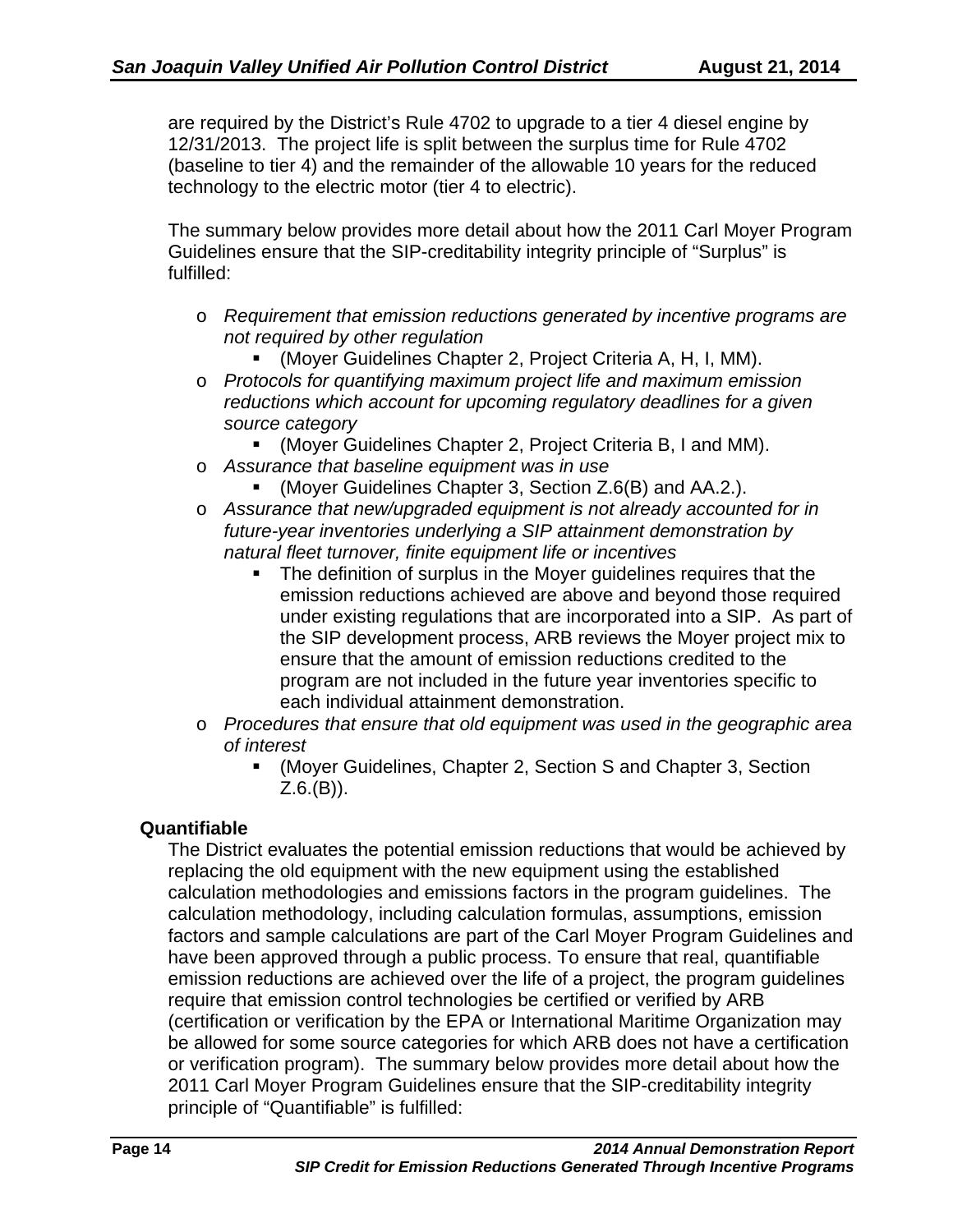are required by the District's Rule 4702 to upgrade to a tier 4 diesel engine by 12/31/2013. The project life is split between the surplus time for Rule 4702 (baseline to tier 4) and the remainder of the allowable 10 years for the reduced technology to the electric motor (tier 4 to electric).

The summary below provides more detail about how the 2011 Carl Moyer Program Guidelines ensure that the SIP-creditability integrity principle of "Surplus" is fulfilled:

- *Requirement that emission reductions generated by incentive programs are not required by other regulation*
  - (Moyer Guidelines Chapter 2, Project Criteria A, H, I, MM).
- *Protocols for quantifying maximum project life and maximum emission reductions which account for upcoming regulatory deadlines for a given source category*
  - (Moyer Guidelines Chapter 2, Project Criteria B, I and MM).
- *Assurance that baseline equipment was in use*
  - (Moyer Guidelines Chapter 3, Section Z.6(B) and AA.2.).
- *Assurance that new/upgraded equipment is not already accounted for in future-year inventories underlying a SIP attainment demonstration by natural fleet turnover, finite equipment life or incentives*
  - The definition of surplus in the Moyer guidelines requires that the emission reductions achieved are above and beyond those required under existing regulations that are incorporated into a SIP. As part of the SIP development process, ARB reviews the Moyer project mix to ensure that the amount of emission reductions credited to the program are not included in the future year inventories specific to each individual attainment demonstration.
- *Procedures that ensure that old equipment was used in the geographic area of interest*
  - (Moyer Guidelines, Chapter 2, Section S and Chapter 3, Section Z.6.(B)).

**Quantifiable**

The District evaluates the potential emission reductions that would be achieved by replacing the old equipment with the new equipment using the established calculation methodologies and emissions factors in the program guidelines. The calculation methodology, including calculation formulas, assumptions, emission factors and sample calculations are part of the Carl Moyer Program Guidelines and have been approved through a public process. To ensure that real, quantifiable emission reductions are achieved over the life of a project, the program guidelines require that emission control technologies be certified or verified by ARB (certification or verification by the EPA or International Maritime Organization may be allowed for some source categories for which ARB does not have a certification or verification program). The summary below provides more detail about how the 2011 Carl Moyer Program Guidelines ensure that the SIP-creditability integrity principle of "Quantifiable" is fulfilled: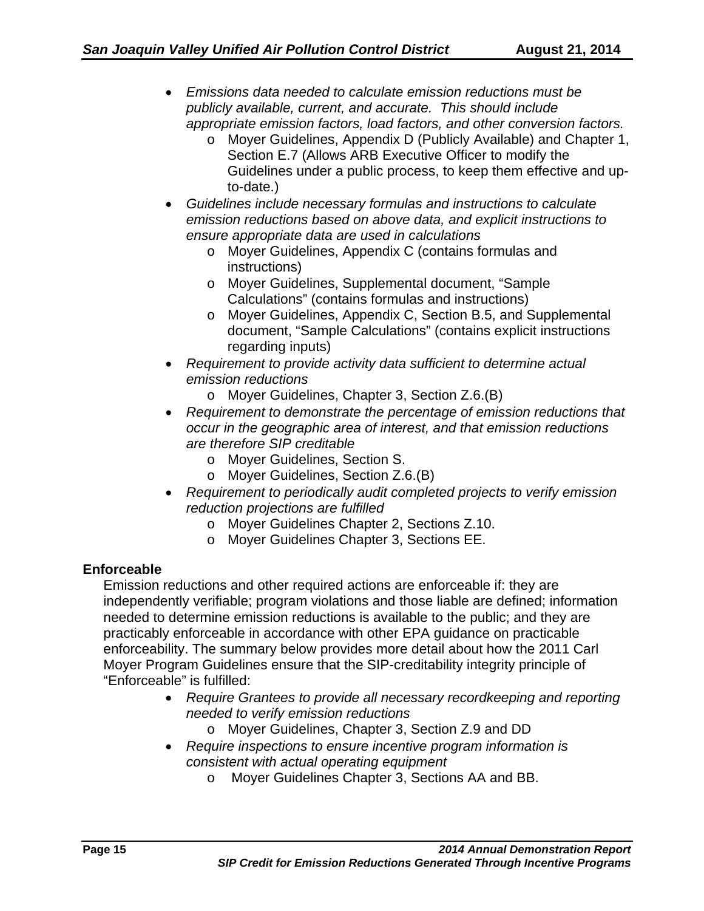- *Emissions data needed to calculate emission reductions must be publicly available, current, and accurate. This should include appropriate emission factors, load factors, and other conversion factors.*
    - Moyer Guidelines, Appendix D (Publicly Available) and Chapter 1, Section E.7 (Allows ARB Executive Officer to modify the Guidelines under a public process, to keep them effective and up-to-date.)
- *Guidelines include necessary formulas and instructions to calculate emission reductions based on above data, and explicit instructions to ensure appropriate data are used in calculations*
    - Moyer Guidelines, Appendix C (contains formulas and instructions)
    - Moyer Guidelines, Supplemental document, "Sample Calculations" (contains formulas and instructions)
    - Moyer Guidelines, Appendix C, Section B.5, and Supplemental document, "Sample Calculations" (contains explicit instructions regarding inputs)
- *Requirement to provide activity data sufficient to determine actual emission reductions*
    - Moyer Guidelines, Chapter 3, Section Z.6.(B)
- *Requirement to demonstrate the percentage of emission reductions that occur in the geographic area of interest, and that emission reductions are therefore SIP creditable*
    - Moyer Guidelines, Section S.
    - Moyer Guidelines, Section Z.6.(B)
- *Requirement to periodically audit completed projects to verify emission reduction projections are fulfilled*
    - Moyer Guidelines Chapter 2, Sections Z.10.
    - Moyer Guidelines Chapter 3, Sections EE.

**Enforceable**

Emission reductions and other required actions are enforceable if: they are independently verifiable; program violations and those liable are defined; information needed to determine emission reductions is available to the public; and they are practicably enforceable in accordance with other EPA guidance on practicable enforceability. The summary below provides more detail about how the 2011 Carl Moyer Program Guidelines ensure that the SIP-creditability integrity principle of "Enforceable" is fulfilled:

- *Require Grantees to provide all necessary recordkeeping and reporting needed to verify emission reductions*
    - Moyer Guidelines, Chapter 3, Section Z.9 and DD
- *Require inspections to ensure incentive program information is consistent with actual operating equipment*
    - Moyer Guidelines Chapter 3, Sections AA and BB.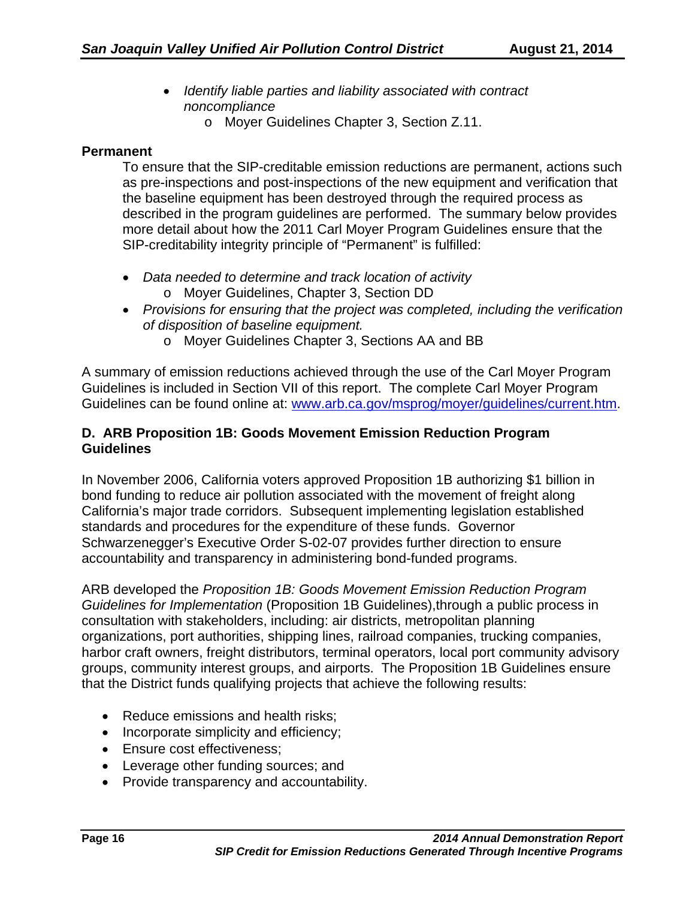- *Identify liable parties and liability associated with contract noncompliance*
    - Moyer Guidelines Chapter 3, Section Z.11.

**Permanent**

To ensure that the SIP-creditable emission reductions are permanent, actions such as pre-inspections and post-inspections of the new equipment and verification that the baseline equipment has been destroyed through the required process as described in the program guidelines are performed. The summary below provides more detail about how the 2011 Carl Moyer Program Guidelines ensure that the SIP-creditability integrity principle of "Permanent" is fulfilled:

- *Data needed to determine and track location of activity*
    - Moyer Guidelines, Chapter 3, Section DD
- *Provisions for ensuring that the project was completed, including the verification of disposition of baseline equipment.*
    - Moyer Guidelines Chapter 3, Sections AA and BB

A summary of emission reductions achieved through the use of the Carl Moyer Program Guidelines is included in Section VII of this report. The complete Carl Moyer Program Guidelines can be found online at: www.arb.ca.gov/msprog/moyer/guidelines/current.htm.

### D. ARB Proposition 1B: Goods Movement Emission Reduction Program Guidelines

In November 2006, California voters approved Proposition 1B authorizing $1 billion in bond funding to reduce air pollution associated with the movement of freight along California's major trade corridors. Subsequent implementing legislation established standards and procedures for the expenditure of these funds. Governor Schwarzenegger's Executive Order S-02-07 provides further direction to ensure accountability and transparency in administering bond-funded programs.

ARB developed the *Proposition 1B: Goods Movement Emission Reduction Program Guidelines for Implementation* (Proposition 1B Guidelines),through a public process in consultation with stakeholders, including: air districts, metropolitan planning organizations, port authorities, shipping lines, railroad companies, trucking companies, harbor craft owners, freight distributors, terminal operators, local port community advisory groups, community interest groups, and airports. The Proposition 1B Guidelines ensure that the District funds qualifying projects that achieve the following results:

- Reduce emissions and health risks;
- Incorporate simplicity and efficiency;
- Ensure cost effectiveness;
- Leverage other funding sources; and
- Provide transparency and accountability.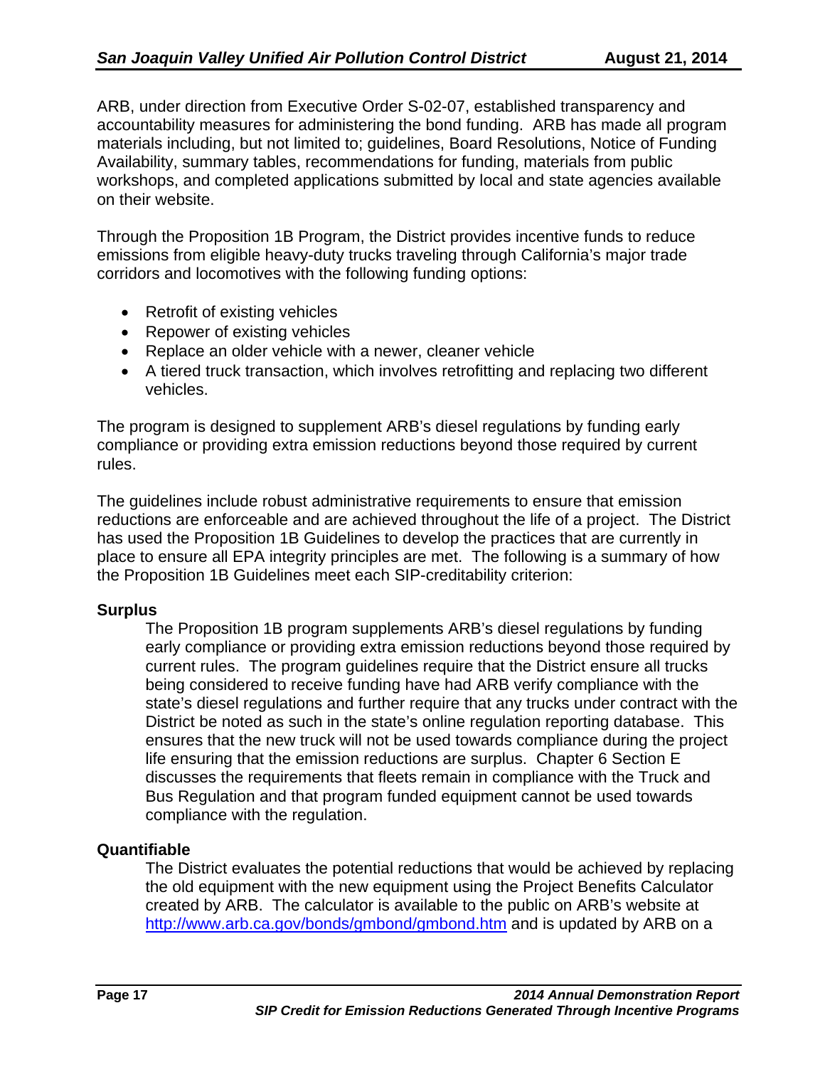ARB, under direction from Executive Order S-02-07, established transparency and accountability measures for administering the bond funding. ARB has made all program materials including, but not limited to; guidelines, Board Resolutions, Notice of Funding Availability, summary tables, recommendations for funding, materials from public workshops, and completed applications submitted by local and state agencies available on their website.

Through the Proposition 1B Program, the District provides incentive funds to reduce emissions from eligible heavy-duty trucks traveling through California's major trade corridors and locomotives with the following funding options:

- Retrofit of existing vehicles
- Repower of existing vehicles
- Replace an older vehicle with a newer, cleaner vehicle
- A tiered truck transaction, which involves retrofitting and replacing two different vehicles.

The program is designed to supplement ARB's diesel regulations by funding early compliance or providing extra emission reductions beyond those required by current rules.

The guidelines include robust administrative requirements to ensure that emission reductions are enforceable and are achieved throughout the life of a project. The District has used the Proposition 1B Guidelines to develop the practices that are currently in place to ensure all EPA integrity principles are met. The following is a summary of how the Proposition 1B Guidelines meet each SIP-creditability criterion:

**Surplus**

The Proposition 1B program supplements ARB's diesel regulations by funding early compliance or providing extra emission reductions beyond those required by current rules. The program guidelines require that the District ensure all trucks being considered to receive funding have had ARB verify compliance with the state's diesel regulations and further require that any trucks under contract with the District be noted as such in the state's online regulation reporting database. This ensures that the new truck will not be used towards compliance during the project life ensuring that the emission reductions are surplus. Chapter 6 Section E discusses the requirements that fleets remain in compliance with the Truck and Bus Regulation and that program funded equipment cannot be used towards compliance with the regulation.

**Quantifiable**

The District evaluates the potential reductions that would be achieved by replacing the old equipment with the new equipment using the Project Benefits Calculator created by ARB. The calculator is available to the public on ARB's website at http://www.arb.ca.gov/bonds/gmbond/gmbond.htm and is updated by ARB on a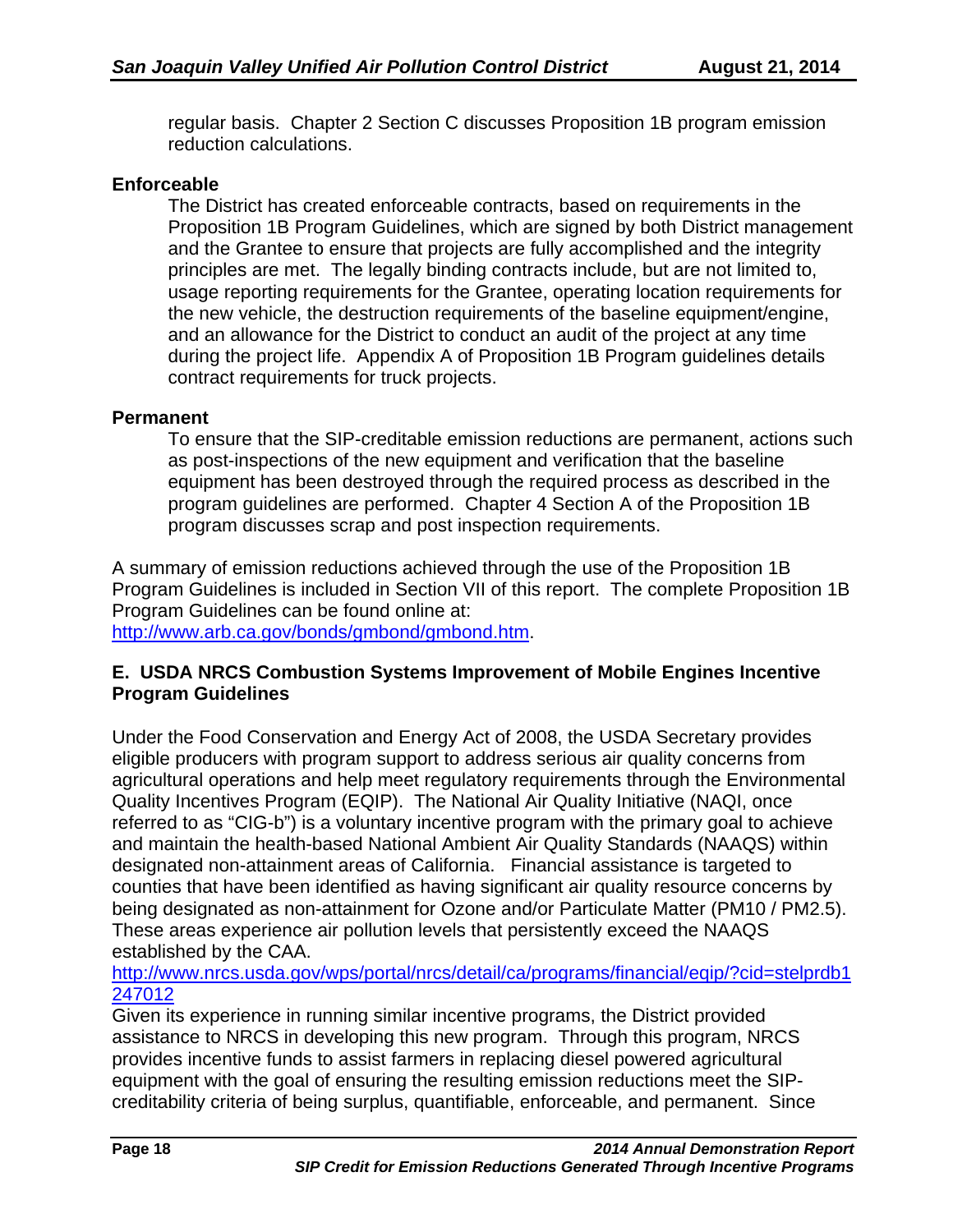regular basis. Chapter 2 Section C discusses Proposition 1B program emission reduction calculations.

**Enforceable**

The District has created enforceable contracts, based on requirements in the Proposition 1B Program Guidelines, which are signed by both District management and the Grantee to ensure that projects are fully accomplished and the integrity principles are met. The legally binding contracts include, but are not limited to, usage reporting requirements for the Grantee, operating location requirements for the new vehicle, the destruction requirements of the baseline equipment/engine, and an allowance for the District to conduct an audit of the project at any time during the project life. Appendix A of Proposition 1B Program guidelines details contract requirements for truck projects.

**Permanent**

To ensure that the SIP-creditable emission reductions are permanent, actions such as post-inspections of the new equipment and verification that the baseline equipment has been destroyed through the required process as described in the program guidelines are performed. Chapter 4 Section A of the Proposition 1B program discusses scrap and post inspection requirements.

A summary of emission reductions achieved through the use of the Proposition 1B Program Guidelines is included in Section VII of this report. The complete Proposition 1B Program Guidelines can be found online at: http://www.arb.ca.gov/bonds/gmbond/gmbond.htm.

## E. USDA NRCS Combustion Systems Improvement of Mobile Engines Incentive Program Guidelines

Under the Food Conservation and Energy Act of 2008, the USDA Secretary provides eligible producers with program support to address serious air quality concerns from agricultural operations and help meet regulatory requirements through the Environmental Quality Incentives Program (EQIP). The National Air Quality Initiative (NAQI, once referred to as "CIG-b") is a voluntary incentive program with the primary goal to achieve and maintain the health-based National Ambient Air Quality Standards (NAAQS) within designated non-attainment areas of California. Financial assistance is targeted to counties that have been identified as having significant air quality resource concerns by being designated as non-attainment for Ozone and/or Particulate Matter (PM10 / PM2.5). These areas experience air pollution levels that persistently exceed the NAAQS established by the CAA.
http://www.nrcs.usda.gov/wps/portal/nrcs/detail/ca/programs/financial/eqip/?cid=stelprdb1247012
Given its experience in running similar incentive programs, the District provided assistance to NRCS in developing this new program. Through this program, NRCS provides incentive funds to assist farmers in replacing diesel powered agricultural equipment with the goal of ensuring the resulting emission reductions meet the SIP-creditability criteria of being surplus, quantifiable, enforceable, and permanent. Since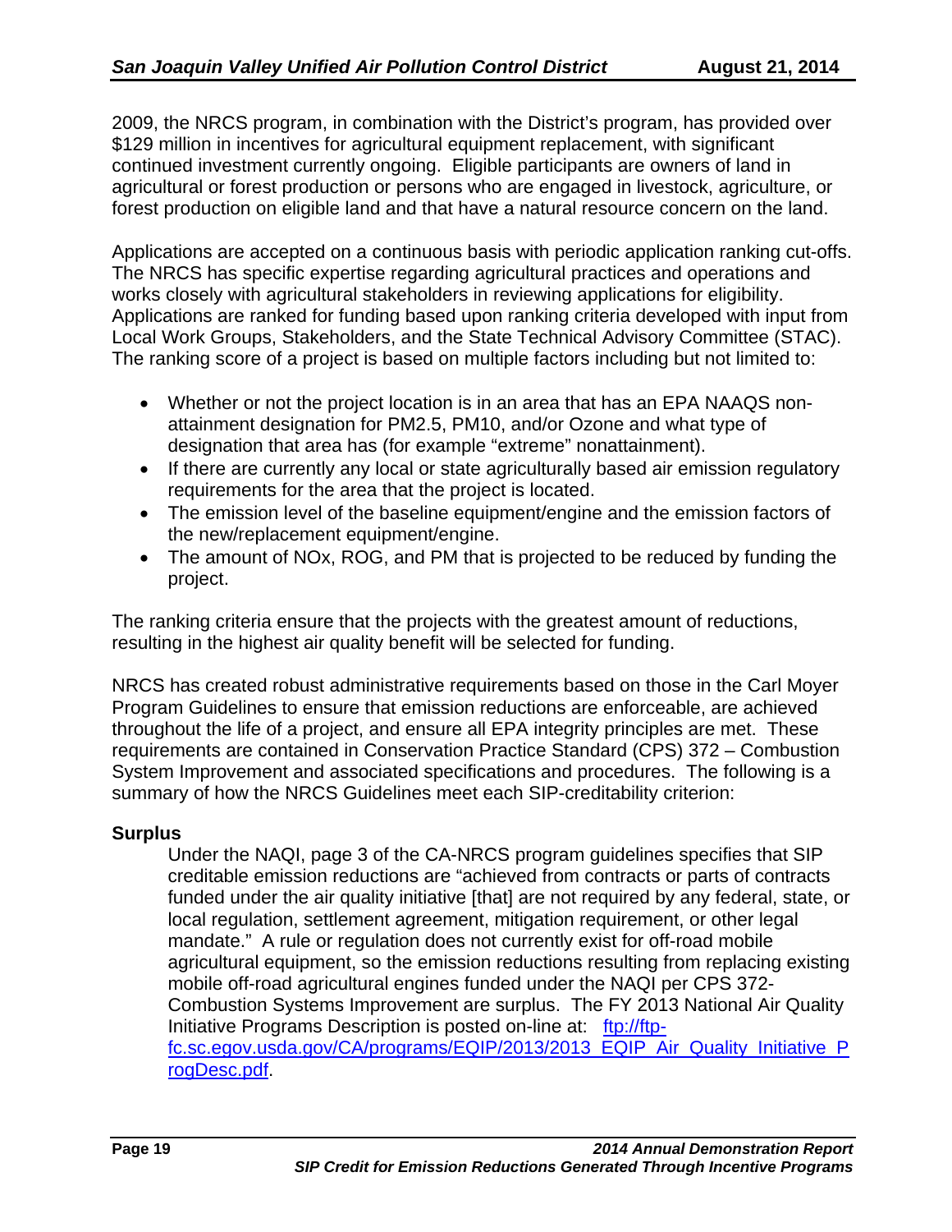2009, the NRCS program, in combination with the District's program, has provided over $129 million in incentives for agricultural equipment replacement, with significant continued investment currently ongoing. Eligible participants are owners of land in agricultural or forest production or persons who are engaged in livestock, agriculture, or forest production on eligible land and that have a natural resource concern on the land.

Applications are accepted on a continuous basis with periodic application ranking cut-offs. The NRCS has specific expertise regarding agricultural practices and operations and works closely with agricultural stakeholders in reviewing applications for eligibility. Applications are ranked for funding based upon ranking criteria developed with input from Local Work Groups, Stakeholders, and the State Technical Advisory Committee (STAC). The ranking score of a project is based on multiple factors including but not limited to:

- Whether or not the project location is in an area that has an EPA NAAQS non-attainment designation for PM2.5, PM10, and/or Ozone and what type of designation that area has (for example "extreme" nonattainment).
- If there are currently any local or state agriculturally based air emission regulatory requirements for the area that the project is located.
- The emission level of the baseline equipment/engine and the emission factors of the new/replacement equipment/engine.
- The amount of NOx, ROG, and PM that is projected to be reduced by funding the project.

The ranking criteria ensure that the projects with the greatest amount of reductions, resulting in the highest air quality benefit will be selected for funding.

NRCS has created robust administrative requirements based on those in the Carl Moyer Program Guidelines to ensure that emission reductions are enforceable, are achieved throughout the life of a project, and ensure all EPA integrity principles are met. These requirements are contained in Conservation Practice Standard (CPS) 372 – Combustion System Improvement and associated specifications and procedures. The following is a summary of how the NRCS Guidelines meet each SIP-creditability criterion:

**Surplus**

Under the NAQI, page 3 of the CA-NRCS program guidelines specifies that SIP creditable emission reductions are "achieved from contracts or parts of contracts funded under the air quality initiative [that] are not required by any federal, state, or local regulation, settlement agreement, mitigation requirement, or other legal mandate." A rule or regulation does not currently exist for off-road mobile agricultural equipment, so the emission reductions resulting from replacing existing mobile off-road agricultural engines funded under the NAQI per CPS 372-Combustion Systems Improvement are surplus. The FY 2013 National Air Quality Initiative Programs Description is posted on-line at: ftp://ftp-fc.sc.egov.usda.gov/CA/programs/EQIP/2013/2013_EQIP_Air_Quality_Initiative_ProgDesc.pdf.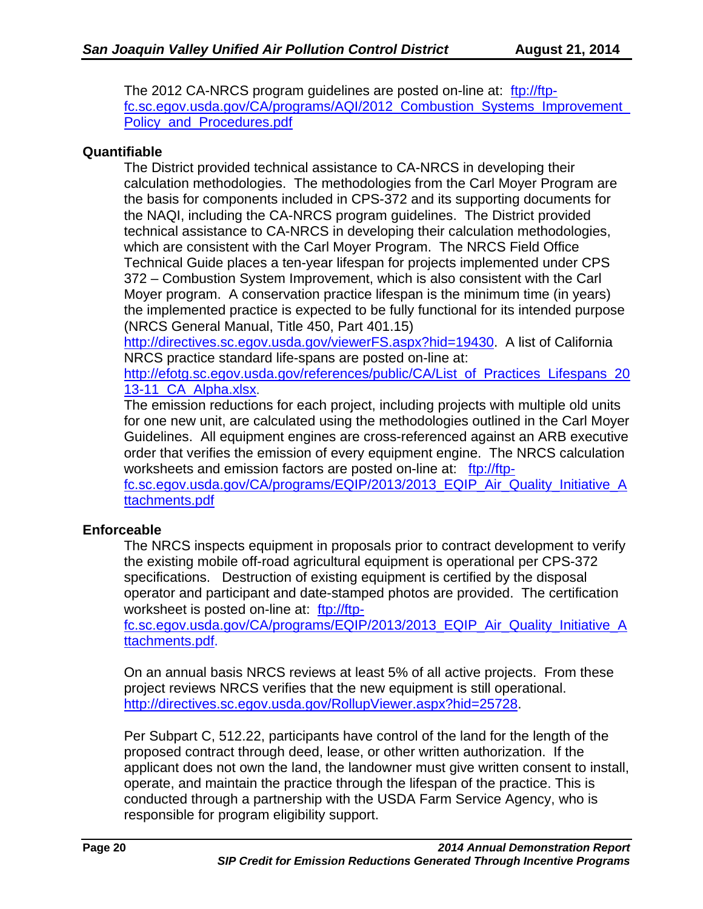The 2012 CA-NRCS program guidelines are posted on-line at: ftp://ftp-fc.sc.egov.usda.gov/CA/programs/AQI/2012_Combustion_Systems_Improvement_Policy_and_Procedures.pdf

**Quantifiable**

The District provided technical assistance to CA-NRCS in developing their calculation methodologies. The methodologies from the Carl Moyer Program are the basis for components included in CPS-372 and its supporting documents for the NAQI, including the CA-NRCS program guidelines. The District provided technical assistance to CA-NRCS in developing their calculation methodologies, which are consistent with the Carl Moyer Program. The NRCS Field Office Technical Guide places a ten-year lifespan for projects implemented under CPS 372 – Combustion System Improvement, which is also consistent with the Carl Moyer program. A conservation practice lifespan is the minimum time (in years) the implemented practice is expected to be fully functional for its intended purpose (NRCS General Manual, Title 450, Part 401.15) http://directives.sc.egov.usda.gov/viewerFS.aspx?hid=19430. A list of California NRCS practice standard life-spans are posted on-line at: http://efotg.sc.egov.usda.gov/references/public/CA/List_of_Practices_Lifespans_2013-11_CA_Alpha.xlsx.

The emission reductions for each project, including projects with multiple old units for one new unit, are calculated using the methodologies outlined in the Carl Moyer Guidelines. All equipment engines are cross-referenced against an ARB executive order that verifies the emission of every equipment engine. The NRCS calculation worksheets and emission factors are posted on-line at: ftp://ftp-fc.sc.egov.usda.gov/CA/programs/EQIP/2013/2013_EQIP_Air_Quality_Initiative_Attachments.pdf

**Enforceable**

The NRCS inspects equipment in proposals prior to contract development to verify the existing mobile off-road agricultural equipment is operational per CPS-372 specifications. Destruction of existing equipment is certified by the disposal operator and participant and date-stamped photos are provided. The certification worksheet is posted on-line at: ftp://ftp-fc.sc.egov.usda.gov/CA/programs/EQIP/2013/2013_EQIP_Air_Quality_Initiative_Attachments.pdf.

On an annual basis NRCS reviews at least 5% of all active projects. From these project reviews NRCS verifies that the new equipment is still operational. http://directives.sc.egov.usda.gov/RollupViewer.aspx?hid=25728.

Per Subpart C, 512.22, participants have control of the land for the length of the proposed contract through deed, lease, or other written authorization. If the applicant does not own the land, the landowner must give written consent to install, operate, and maintain the practice through the lifespan of the practice. This is conducted through a partnership with the USDA Farm Service Agency, who is responsible for program eligibility support.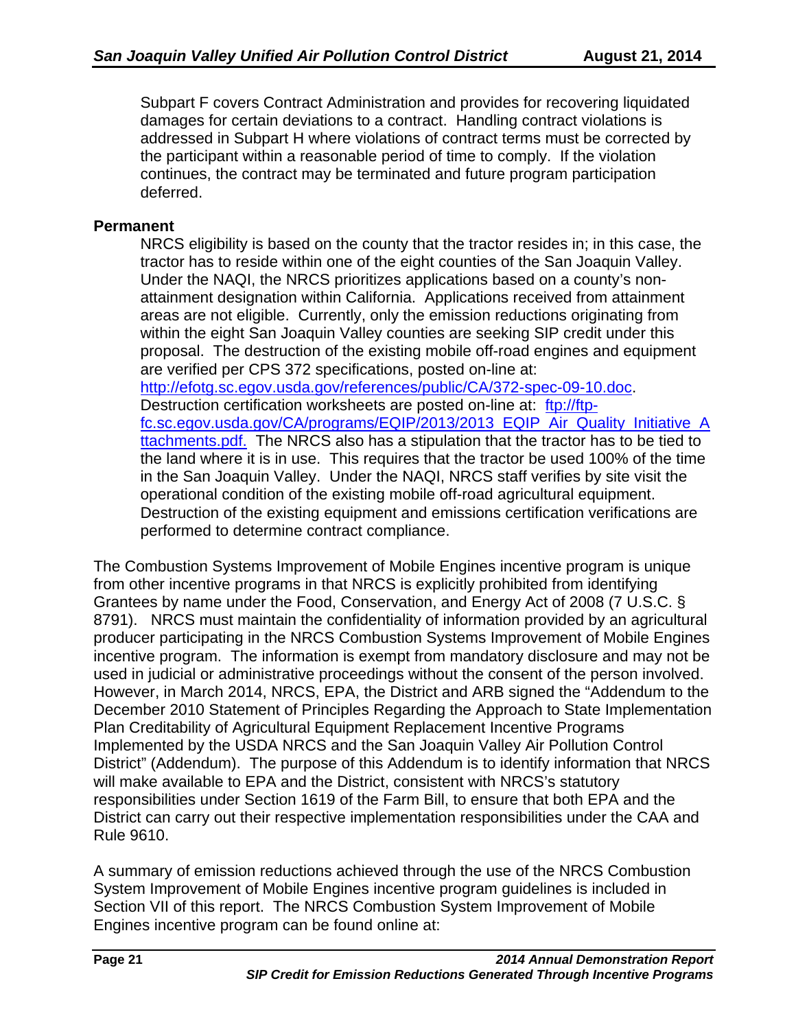Subpart F covers Contract Administration and provides for recovering liquidated damages for certain deviations to a contract. Handling contract violations is addressed in Subpart H where violations of contract terms must be corrected by the participant within a reasonable period of time to comply. If the violation continues, the contract may be terminated and future program participation deferred.

**Permanent**

NRCS eligibility is based on the county that the tractor resides in; in this case, the tractor has to reside within one of the eight counties of the San Joaquin Valley. Under the NAQI, the NRCS prioritizes applications based on a county's non-attainment designation within California. Applications received from attainment areas are not eligible. Currently, only the emission reductions originating from within the eight San Joaquin Valley counties are seeking SIP credit under this proposal. The destruction of the existing mobile off-road engines and equipment are verified per CPS 372 specifications, posted on-line at: http://efotg.sc.egov.usda.gov/references/public/CA/372-spec-09-10.doc. Destruction certification worksheets are posted on-line at: ftp://ftp-fc.sc.egov.usda.gov/CA/programs/EQIP/2013/2013_EQIP_Air_Quality_Initiative_Attachments.pdf. The NRCS also has a stipulation that the tractor has to be tied to the land where it is in use. This requires that the tractor be used 100% of the time in the San Joaquin Valley. Under the NAQI, NRCS staff verifies by site visit the operational condition of the existing mobile off-road agricultural equipment. Destruction of the existing equipment and emissions certification verifications are performed to determine contract compliance.

The Combustion Systems Improvement of Mobile Engines incentive program is unique from other incentive programs in that NRCS is explicitly prohibited from identifying Grantees by name under the Food, Conservation, and Energy Act of 2008 (7 U.S.C. § 8791). NRCS must maintain the confidentiality of information provided by an agricultural producer participating in the NRCS Combustion Systems Improvement of Mobile Engines incentive program. The information is exempt from mandatory disclosure and may not be used in judicial or administrative proceedings without the consent of the person involved. However, in March 2014, NRCS, EPA, the District and ARB signed the "Addendum to the December 2010 Statement of Principles Regarding the Approach to State Implementation Plan Creditability of Agricultural Equipment Replacement Incentive Programs Implemented by the USDA NRCS and the San Joaquin Valley Air Pollution Control District" (Addendum). The purpose of this Addendum is to identify information that NRCS will make available to EPA and the District, consistent with NRCS's statutory responsibilities under Section 1619 of the Farm Bill, to ensure that both EPA and the District can carry out their respective implementation responsibilities under the CAA and Rule 9610.

A summary of emission reductions achieved through the use of the NRCS Combustion System Improvement of Mobile Engines incentive program guidelines is included in Section VII of this report. The NRCS Combustion System Improvement of Mobile Engines incentive program can be found online at: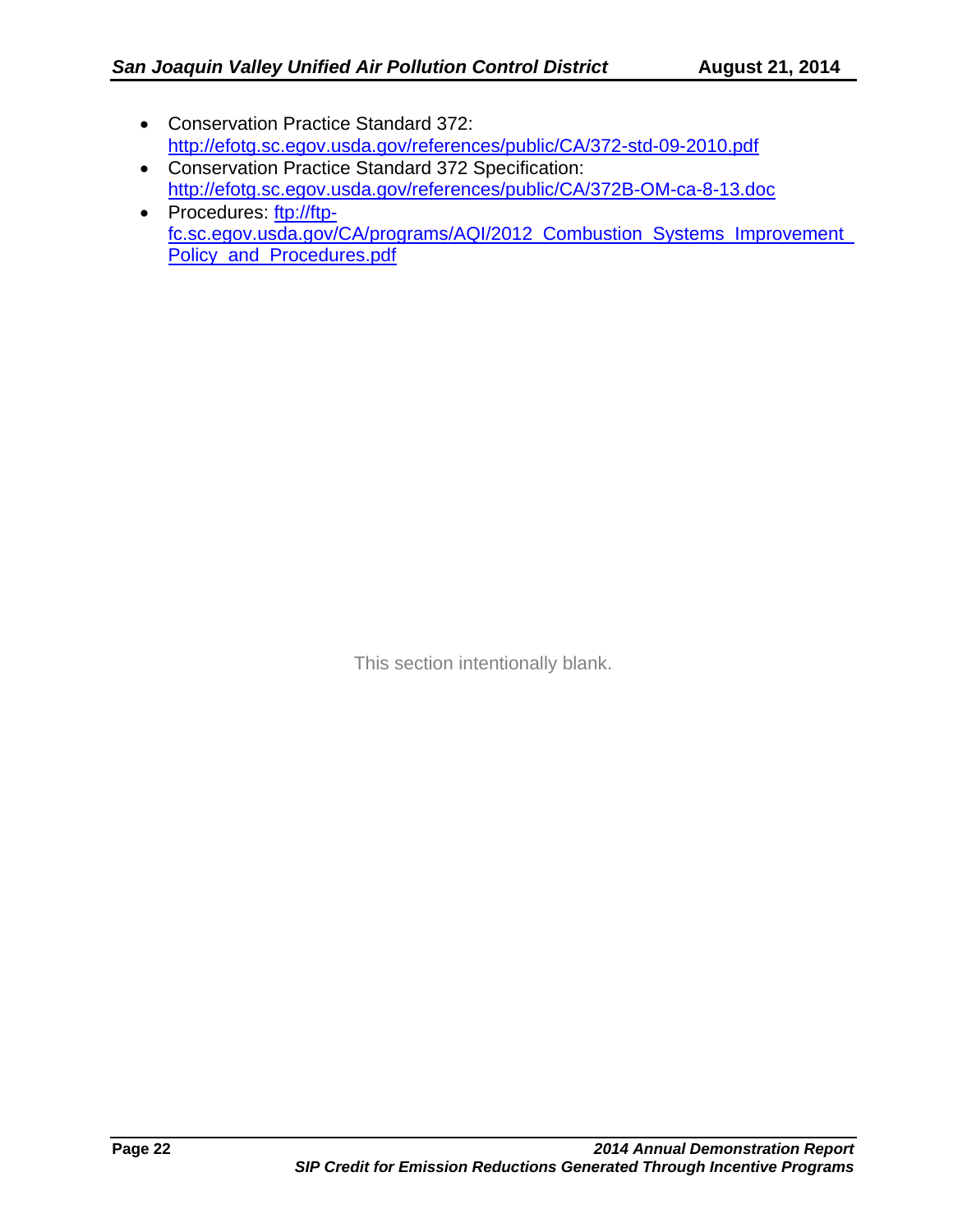- Conservation Practice Standard 372: http://efotg.sc.egov.usda.gov/references/public/CA/372-std-09-2010.pdf
- Conservation Practice Standard 372 Specification: http://efotg.sc.egov.usda.gov/references/public/CA/372B-OM-ca-8-13.doc
- Procedures: ftp://ftp-fc.sc.egov.usda.gov/CA/programs/AQI/2012_Combustion_Systems_Improvement_Policy_and_Procedures.pdf

This section intentionally blank.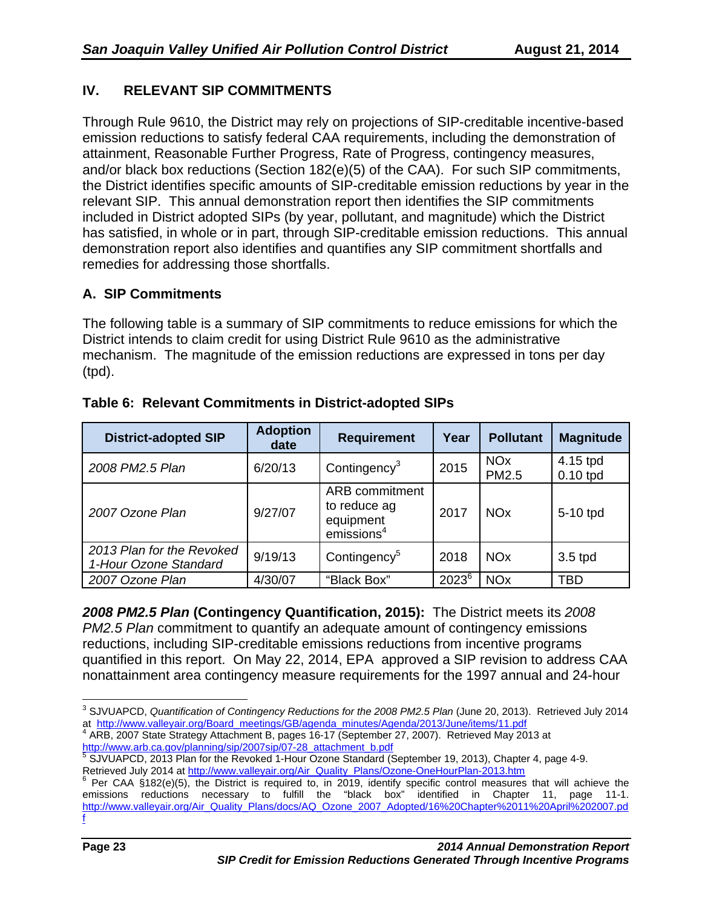## IV. RELEVANT SIP COMMITMENTS

Through Rule 9610, the District may rely on projections of SIP-creditable incentive-based emission reductions to satisfy federal CAA requirements, including the demonstration of attainment, Reasonable Further Progress, Rate of Progress, contingency measures, and/or black box reductions (Section 182(e)(5) of the CAA). For such SIP commitments, the District identifies specific amounts of SIP-creditable emission reductions by year in the relevant SIP. This annual demonstration report then identifies the SIP commitments included in District adopted SIPs (by year, pollutant, and magnitude) which the District has satisfied, in whole or in part, through SIP-creditable emission reductions. This annual demonstration report also identifies and quantifies any SIP commitment shortfalls and remedies for addressing those shortfalls.

### A. SIP Commitments

The following table is a summary of SIP commitments to reduce emissions for which the District intends to claim credit for using District Rule 9610 as the administrative mechanism. The magnitude of the emission reductions are expressed in tons per day (tpd).

**Table 6: Relevant Commitments in District-adopted SIPs**

| District-adopted SIP | Adoption date | Requirement | Year | Pollutant | Magnitude |
|---|---|---|---|---|---|
| *2008 PM2.5 Plan* | 6/20/13 | Contingency[3] | 2015 | NOx<br>PM2.5 | 4.15 tpd<br>0.10 tpd |
| *2007 Ozone Plan* | 9/27/07 | ARB commitment to reduce ag equipment emissions[4] | 2017 | NOx | 5-10 tpd |
| *2013 Plan for the Revoked 1-Hour Ozone Standard* | 9/19/13 | Contingency[5] | 2018 | NOx | 3.5 tpd |
| *2007 Ozone Plan* | 4/30/07 | "Black Box" | 2023[6] | NOx | TBD |

***2008 PM2.5 Plan*** **(Contingency Quantification, 2015):** The District meets its *2008 PM2.5 Plan* commitment to quantify an adequate amount of contingency emissions reductions, including SIP-creditable emissions reductions from incentive programs quantified in this report. On May 22, 2014, EPA approved a SIP revision to address CAA nonattainment area contingency measure requirements for the 1997 annual and 24-hour

---

[3] SJVUAPCD, *Quantification of Contingency Reductions for the 2008 PM2.5 Plan* (June 20, 2013). Retrieved July 2014 at http://www.valleyair.org/Board_meetings/GB/agenda_minutes/Agenda/2013/June/items/11.pdf

[4] ARB, 2007 State Strategy Attachment B, pages 16-17 (September 27, 2007). Retrieved May 2013 at http://www.arb.ca.gov/planning/sip/2007sip/07-28_attachment_b.pdf

[5] SJVUAPCD, 2013 Plan for the Revoked 1-Hour Ozone Standard (September 19, 2013), Chapter 4, page 4-9. Retrieved July 2014 at http://www.valleyair.org/Air_Quality_Plans/Ozone-OneHourPlan-2013.htm

[6] Per CAA §182(e)(5), the District is required to, in 2019, identify specific control measures that will achieve the emissions reductions necessary to fulfill the "black box" identified in Chapter 11, page 11-1. http://www.valleyair.org/Air_Quality_Plans/docs/AQ_Ozone_2007_Adopted/16%20Chapter%2011%20April%202007.pdf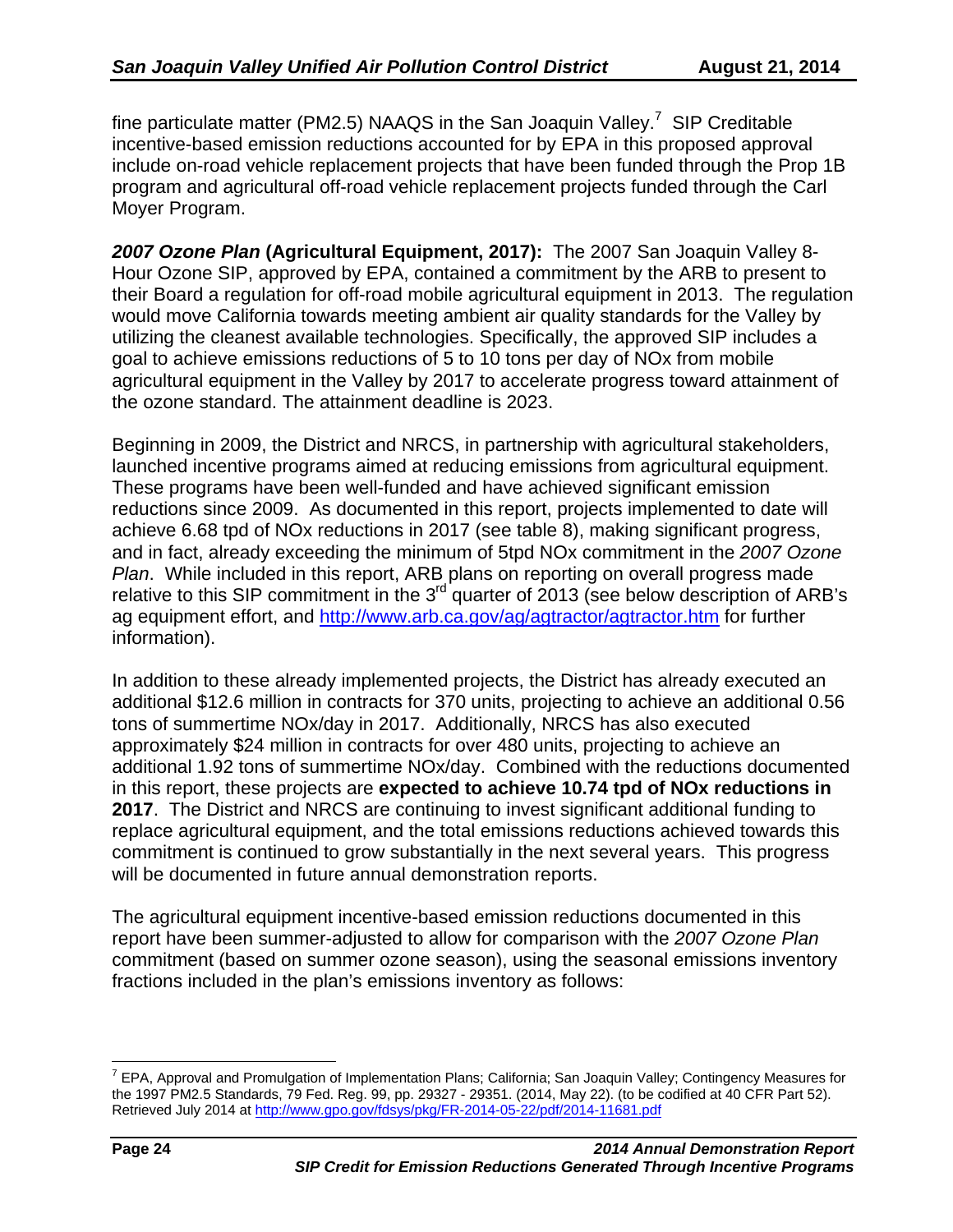fine particulate matter (PM2.5) NAAQS in the San Joaquin Valley.[7] SIP Creditable incentive-based emission reductions accounted for by EPA in this proposed approval include on-road vehicle replacement projects that have been funded through the Prop 1B program and agricultural off-road vehicle replacement projects funded through the Carl Moyer Program.

***2007 Ozone Plan* (Agricultural Equipment, 2017):** The 2007 San Joaquin Valley 8-Hour Ozone SIP, approved by EPA, contained a commitment by the ARB to present to their Board a regulation for off-road mobile agricultural equipment in 2013. The regulation would move California towards meeting ambient air quality standards for the Valley by utilizing the cleanest available technologies. Specifically, the approved SIP includes a goal to achieve emissions reductions of 5 to 10 tons per day of NOx from mobile agricultural equipment in the Valley by 2017 to accelerate progress toward attainment of the ozone standard. The attainment deadline is 2023.

Beginning in 2009, the District and NRCS, in partnership with agricultural stakeholders, launched incentive programs aimed at reducing emissions from agricultural equipment. These programs have been well-funded and have achieved significant emission reductions since 2009. As documented in this report, projects implemented to date will achieve 6.68 tpd of NOx reductions in 2017 (see table 8), making significant progress, and in fact, already exceeding the minimum of 5tpd NOx commitment in the *2007 Ozone Plan*. While included in this report, ARB plans on reporting on overall progress made relative to this SIP commitment in the 3rd quarter of 2013 (see below description of ARB's ag equipment effort, and http://www.arb.ca.gov/ag/agtractor/agtractor.htm for further information).

In addition to these already implemented projects, the District has already executed an additional \$12.6 million in contracts for 370 units, projecting to achieve an additional 0.56 tons of summertime NOx/day in 2017. Additionally, NRCS has also executed approximately \$24 million in contracts for over 480 units, projecting to achieve an additional 1.92 tons of summertime NOx/day. Combined with the reductions documented in this report, these projects are **expected to achieve 10.74 tpd of NOx reductions in 2017**. The District and NRCS are continuing to invest significant additional funding to replace agricultural equipment, and the total emissions reductions achieved towards this commitment is continued to grow substantially in the next several years. This progress will be documented in future annual demonstration reports.

The agricultural equipment incentive-based emission reductions documented in this report have been summer-adjusted to allow for comparison with the *2007 Ozone Plan* commitment (based on summer ozone season), using the seasonal emissions inventory fractions included in the plan's emissions inventory as follows:

---

[7] EPA, Approval and Promulgation of Implementation Plans; California; San Joaquin Valley; Contingency Measures for the 1997 PM2.5 Standards, 79 Fed. Reg. 99, pp. 29327 - 29351. (2014, May 22). (to be codified at 40 CFR Part 52). Retrieved July 2014 at http://www.gpo.gov/fdsys/pkg/FR-2014-05-22/pdf/2014-11681.pdf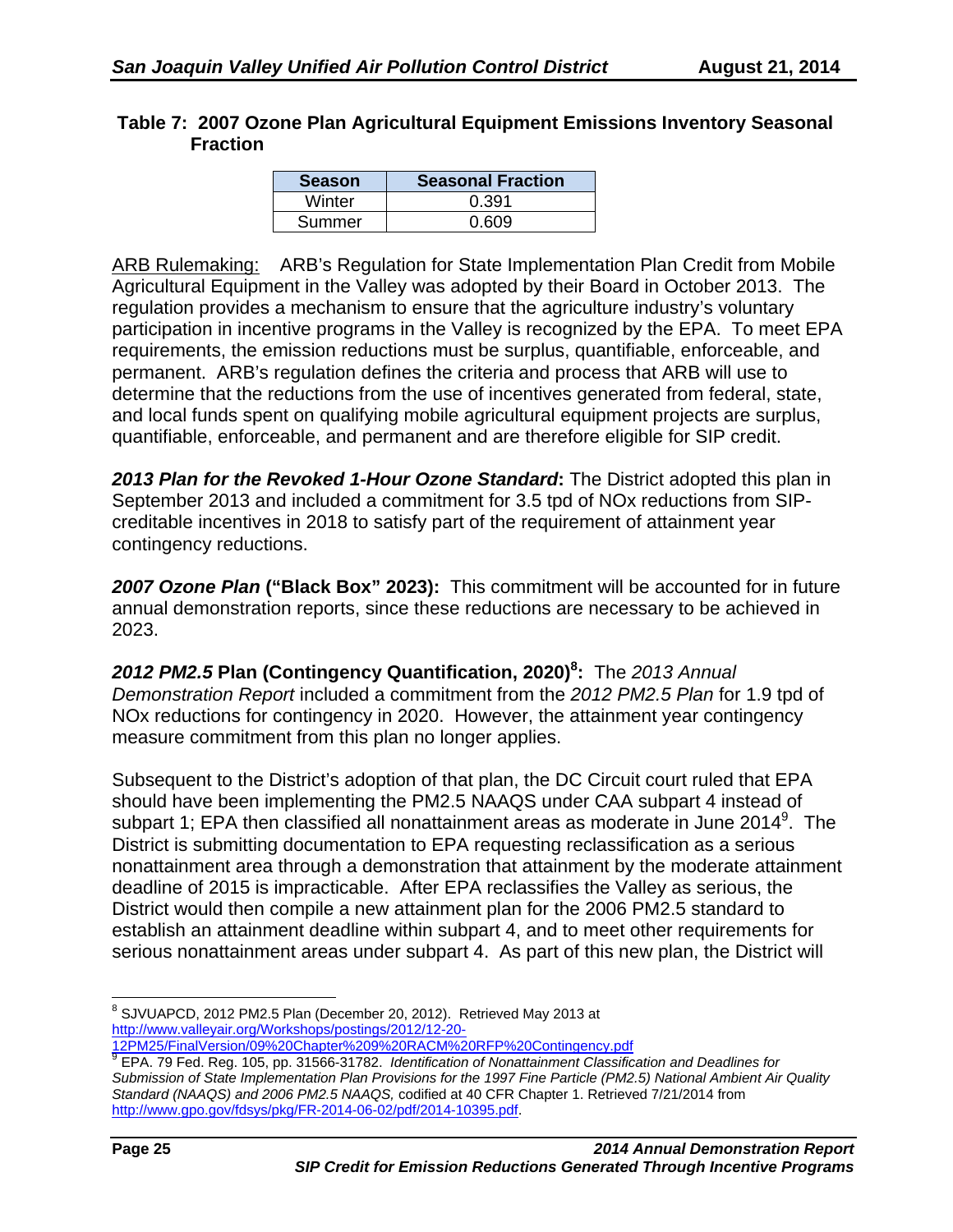**Table 7: 2007 Ozone Plan Agricultural Equipment Emissions Inventory Seasonal Fraction**

| Season | Seasonal Fraction |
|---|---|
| Winter | 0.391 |
| Summer | 0.609 |

ARB Rulemaking: ARB's Regulation for State Implementation Plan Credit from Mobile Agricultural Equipment in the Valley was adopted by their Board in October 2013. The regulation provides a mechanism to ensure that the agriculture industry's voluntary participation in incentive programs in the Valley is recognized by the EPA. To meet EPA requirements, the emission reductions must be surplus, quantifiable, enforceable, and permanent. ARB's regulation defines the criteria and process that ARB will use to determine that the reductions from the use of incentives generated from federal, state, and local funds spent on qualifying mobile agricultural equipment projects are surplus, quantifiable, enforceable, and permanent and are therefore eligible for SIP credit.

***2013 Plan for the Revoked 1-Hour Ozone Standard*:** The District adopted this plan in September 2013 and included a commitment for 3.5 tpd of NOx reductions from SIP-creditable incentives in 2018 to satisfy part of the requirement of attainment year contingency reductions.

***2007 Ozone Plan* ("Black Box" 2023):** This commitment will be accounted for in future annual demonstration reports, since these reductions are necessary to be achieved in 2023.

***2012 PM2.5* Plan (Contingency Quantification, 2020)[8]:** The *2013 Annual Demonstration Report* included a commitment from the *2012 PM2.5 Plan* for 1.9 tpd of NOx reductions for contingency in 2020. However, the attainment year contingency measure commitment from this plan no longer applies.

Subsequent to the District's adoption of that plan, the DC Circuit court ruled that EPA should have been implementing the PM2.5 NAAQS under CAA subpart 4 instead of subpart 1; EPA then classified all nonattainment areas as moderate in June 2014[9]. The District is submitting documentation to EPA requesting reclassification as a serious nonattainment area through a demonstration that attainment by the moderate attainment deadline of 2015 is impracticable. After EPA reclassifies the Valley as serious, the District would then compile a new attainment plan for the 2006 PM2.5 standard to establish an attainment deadline within subpart 4, and to meet other requirements for serious nonattainment areas under subpart 4. As part of this new plan, the District will

---

[8] SJVUAPCD, 2012 PM2.5 Plan (December 20, 2012). Retrieved May 2013 at http://www.valleyair.org/Workshops/postings/2012/12-20-12PM25/FinalVersion/09%20Chapter%209%20RACM%20RFP%20Contingency.pdf

[9] EPA. 79 Fed. Reg. 105, pp. 31566-31782. *Identification of Nonattainment Classification and Deadlines for Submission of State Implementation Plan Provisions for the 1997 Fine Particle (PM2.5) National Ambient Air Quality Standard (NAAQS) and 2006 PM2.5 NAAQS,* codified at 40 CFR Chapter 1. Retrieved 7/21/2014 from http://www.gpo.gov/fdsys/pkg/FR-2014-06-02/pdf/2014-10395.pdf.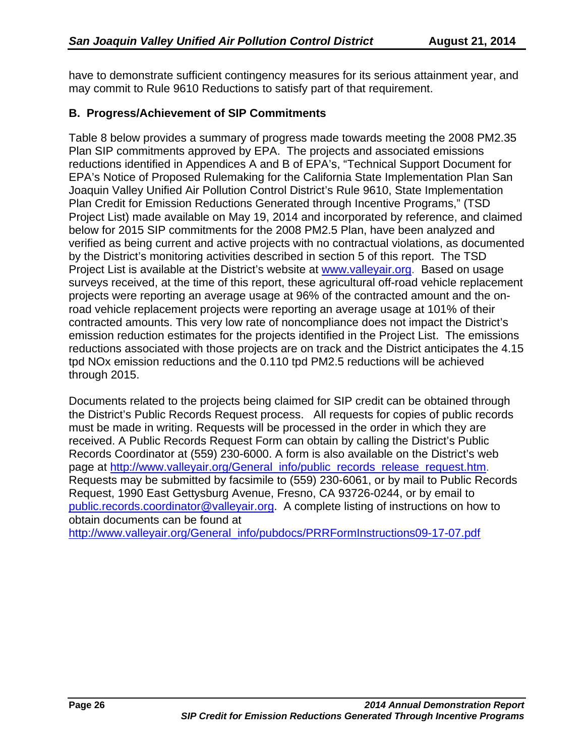have to demonstrate sufficient contingency measures for its serious attainment year, and may commit to Rule 9610 Reductions to satisfy part of that requirement.

## B. Progress/Achievement of SIP Commitments

Table 8 below provides a summary of progress made towards meeting the 2008 PM2.35 Plan SIP commitments approved by EPA. The projects and associated emissions reductions identified in Appendices A and B of EPA's, "Technical Support Document for EPA's Notice of Proposed Rulemaking for the California State Implementation Plan San Joaquin Valley Unified Air Pollution Control District's Rule 9610, State Implementation Plan Credit for Emission Reductions Generated through Incentive Programs," (TSD Project List) made available on May 19, 2014 and incorporated by reference, and claimed below for 2015 SIP commitments for the 2008 PM2.5 Plan, have been analyzed and verified as being current and active projects with no contractual violations, as documented by the District's monitoring activities described in section 5 of this report. The TSD Project List is available at the District's website at www.valleyair.org. Based on usage surveys received, at the time of this report, these agricultural off-road vehicle replacement projects were reporting an average usage at 96% of the contracted amount and the on-road vehicle replacement projects were reporting an average usage at 101% of their contracted amounts. This very low rate of noncompliance does not impact the District's emission reduction estimates for the projects identified in the Project List. The emissions reductions associated with those projects are on track and the District anticipates the 4.15 tpd NOx emission reductions and the 0.110 tpd PM2.5 reductions will be achieved through 2015.

Documents related to the projects being claimed for SIP credit can be obtained through the District's Public Records Request process. All requests for copies of public records must be made in writing. Requests will be processed in the order in which they are received. A Public Records Request Form can obtain by calling the District's Public Records Coordinator at (559) 230-6000. A form is also available on the District's web page at http://www.valleyair.org/General_info/public_records_release_request.htm. Requests may be submitted by facsimile to (559) 230-6061, or by mail to Public Records Request, 1990 East Gettysburg Avenue, Fresno, CA 93726-0244, or by email to public.records.coordinator@valleyair.org. A complete listing of instructions on how to obtain documents can be found at http://www.valleyair.org/General_info/pubdocs/PRRFormInstructions09-17-07.pdf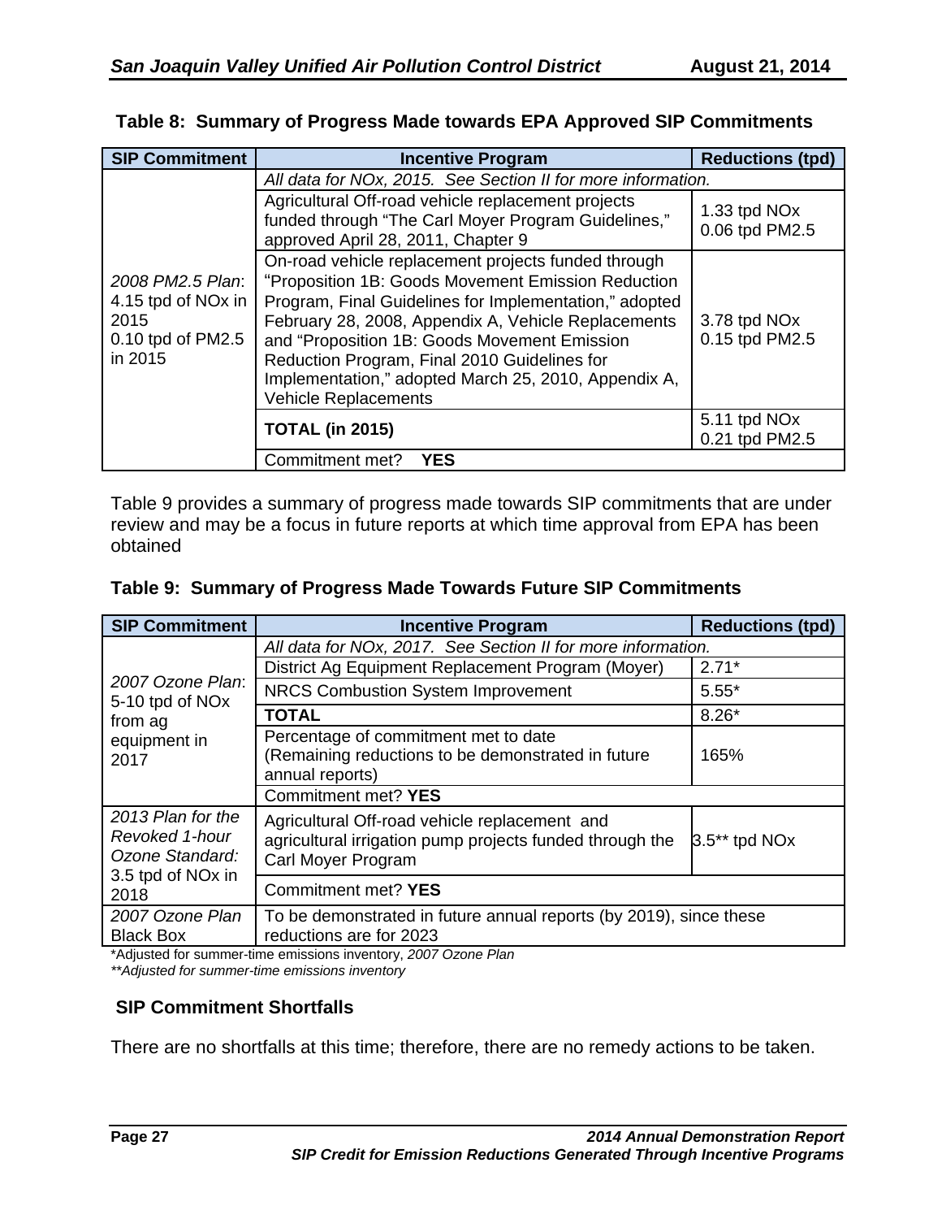**Table 8: Summary of Progress Made towards EPA Approved SIP Commitments**

| SIP Commitment | Incentive Program | Reductions (tpd) |
|---|---|---|
| *2008 PM2.5 Plan*: 4.15 tpd of NOx in 2015 0.10 tpd of PM2.5 in 2015 | *All data for NOx, 2015. See Section II for more information.* | |
| | Agricultural Off-road vehicle replacement projects funded through "The Carl Moyer Program Guidelines," approved April 28, 2011, Chapter 9 | 1.33 tpd NOx 0.06 tpd PM2.5 |
| | On-road vehicle replacement projects funded through "Proposition 1B: Goods Movement Emission Reduction Program, Final Guidelines for Implementation," adopted February 28, 2008, Appendix A, Vehicle Replacements and "Proposition 1B: Goods Movement Emission Reduction Program, Final 2010 Guidelines for Implementation," adopted March 25, 2010, Appendix A, Vehicle Replacements | 3.78 tpd NOx 0.15 tpd PM2.5 |
| | **TOTAL (in 2015)** | 5.11 tpd NOx 0.21 tpd PM2.5 |
| | Commitment met? **YES** | |

Table 9 provides a summary of progress made towards SIP commitments that are under review and may be a focus in future reports at which time approval from EPA has been obtained

**Table 9: Summary of Progress Made Towards Future SIP Commitments**

| SIP Commitment | Incentive Program | Reductions (tpd) |
|---|---|---|
| *2007 Ozone Plan*: 5-10 tpd of NOx from ag equipment in 2017 | *All data for NOx, 2017. See Section II for more information.* | |
| | District Ag Equipment Replacement Program (Moyer) | 2.71* |
| | NRCS Combustion System Improvement | 5.55* |
| | **TOTAL** | 8.26* |
| | Percentage of commitment met to date (Remaining reductions to be demonstrated in future annual reports) | 165% |
| | Commitment met? **YES** | |
| *2013 Plan for the Revoked 1-hour Ozone Standard:* 3.5 tpd of NOx in 2018 | Agricultural Off-road vehicle replacement and agricultural irrigation pump projects funded through the Carl Moyer Program | 3.5** tpd NOx |
| | Commitment met? **YES** | |
| *2007 Ozone Plan Black Box* | To be demonstrated in future annual reports (by 2019), since these reductions are for 2023 | |

*Adjusted for summer-time emissions inventory, *2007 Ozone Plan*

***Adjusted for summer-time emissions inventory*

### SIP Commitment Shortfalls

There are no shortfalls at this time; therefore, there are no remedy actions to be taken.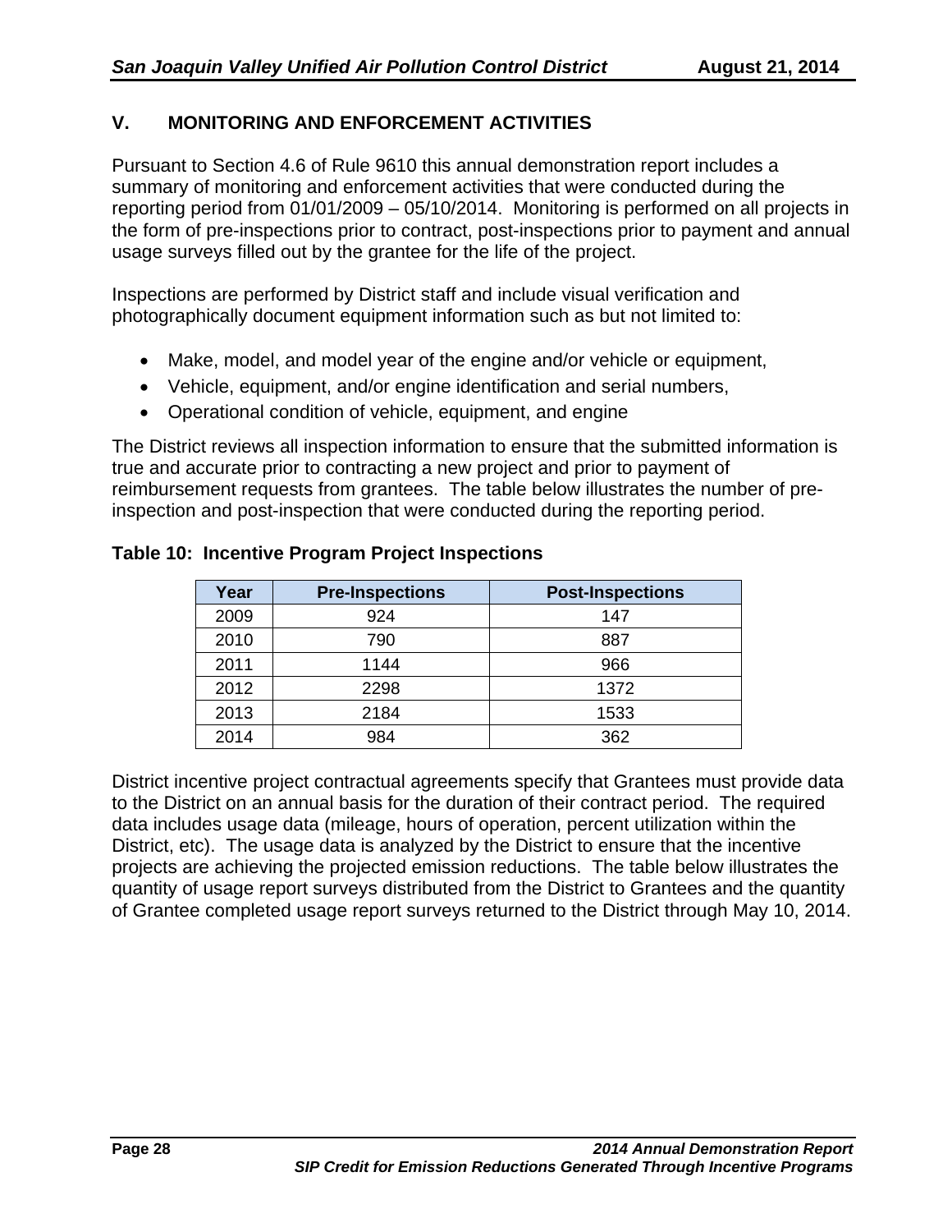## V. MONITORING AND ENFORCEMENT ACTIVITIES

Pursuant to Section 4.6 of Rule 9610 this annual demonstration report includes a summary of monitoring and enforcement activities that were conducted during the reporting period from 01/01/2009 – 05/10/2014. Monitoring is performed on all projects in the form of pre-inspections prior to contract, post-inspections prior to payment and annual usage surveys filled out by the grantee for the life of the project.

Inspections are performed by District staff and include visual verification and photographically document equipment information such as but not limited to:

- Make, model, and model year of the engine and/or vehicle or equipment,
- Vehicle, equipment, and/or engine identification and serial numbers,
- Operational condition of vehicle, equipment, and engine

The District reviews all inspection information to ensure that the submitted information is true and accurate prior to contracting a new project and prior to payment of reimbursement requests from grantees. The table below illustrates the number of pre-inspection and post-inspection that were conducted during the reporting period.

**Table 10: Incentive Program Project Inspections**

| Year | Pre-Inspections | Post-Inspections |
|---|---|---|
| 2009 | 924 | 147 |
| 2010 | 790 | 887 |
| 2011 | 1144 | 966 |
| 2012 | 2298 | 1372 |
| 2013 | 2184 | 1533 |
| 2014 | 984 | 362 |

District incentive project contractual agreements specify that Grantees must provide data to the District on an annual basis for the duration of their contract period. The required data includes usage data (mileage, hours of operation, percent utilization within the District, etc). The usage data is analyzed by the District to ensure that the incentive projects are achieving the projected emission reductions. The table below illustrates the quantity of usage report surveys distributed from the District to Grantees and the quantity of Grantee completed usage report surveys returned to the District through May 10, 2014.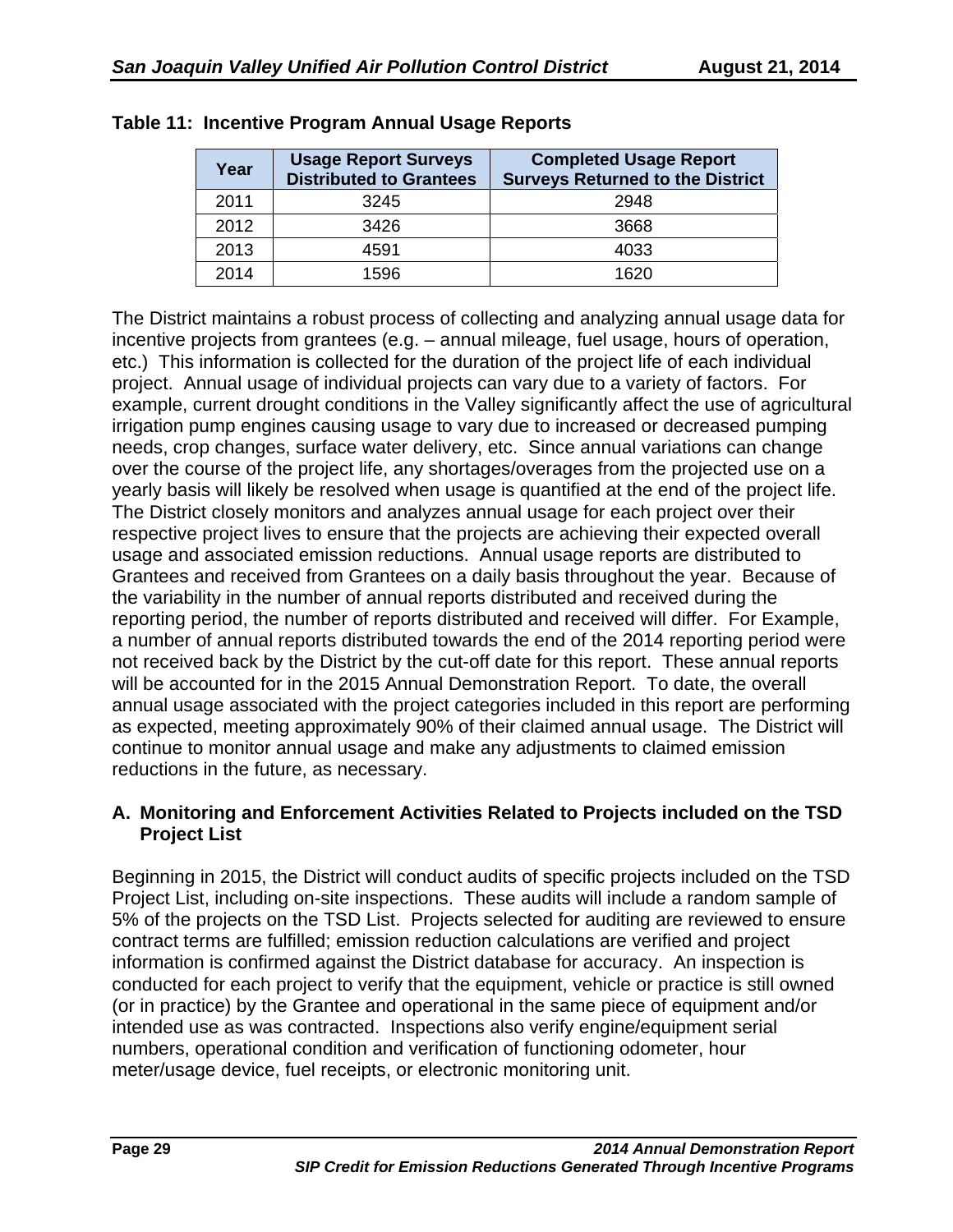**Table 11: Incentive Program Annual Usage Reports**

| Year | Usage Report Surveys Distributed to Grantees | Completed Usage Report Surveys Returned to the District |
|---|---|---|
| 2011 | 3245 | 2948 |
| 2012 | 3426 | 3668 |
| 2013 | 4591 | 4033 |
| 2014 | 1596 | 1620 |

The District maintains a robust process of collecting and analyzing annual usage data for incentive projects from grantees (e.g. – annual mileage, fuel usage, hours of operation, etc.) This information is collected for the duration of the project life of each individual project. Annual usage of individual projects can vary due to a variety of factors. For example, current drought conditions in the Valley significantly affect the use of agricultural irrigation pump engines causing usage to vary due to increased or decreased pumping needs, crop changes, surface water delivery, etc. Since annual variations can change over the course of the project life, any shortages/overages from the projected use on a yearly basis will likely be resolved when usage is quantified at the end of the project life. The District closely monitors and analyzes annual usage for each project over their respective project lives to ensure that the projects are achieving their expected overall usage and associated emission reductions. Annual usage reports are distributed to Grantees and received from Grantees on a daily basis throughout the year. Because of the variability in the number of annual reports distributed and received during the reporting period, the number of reports distributed and received will differ. For Example, a number of annual reports distributed towards the end of the 2014 reporting period were not received back by the District by the cut-off date for this report. These annual reports will be accounted for in the 2015 Annual Demonstration Report. To date, the overall annual usage associated with the project categories included in this report are performing as expected, meeting approximately 90% of their claimed annual usage. The District will continue to monitor annual usage and make any adjustments to claimed emission reductions in the future, as necessary.

### A. Monitoring and Enforcement Activities Related to Projects included on the TSD Project List

Beginning in 2015, the District will conduct audits of specific projects included on the TSD Project List, including on-site inspections. These audits will include a random sample of 5% of the projects on the TSD List. Projects selected for auditing are reviewed to ensure contract terms are fulfilled; emission reduction calculations are verified and project information is confirmed against the District database for accuracy. An inspection is conducted for each project to verify that the equipment, vehicle or practice is still owned (or in practice) by the Grantee and operational in the same piece of equipment and/or intended use as was contracted. Inspections also verify engine/equipment serial numbers, operational condition and verification of functioning odometer, hour meter/usage device, fuel receipts, or electronic monitoring unit.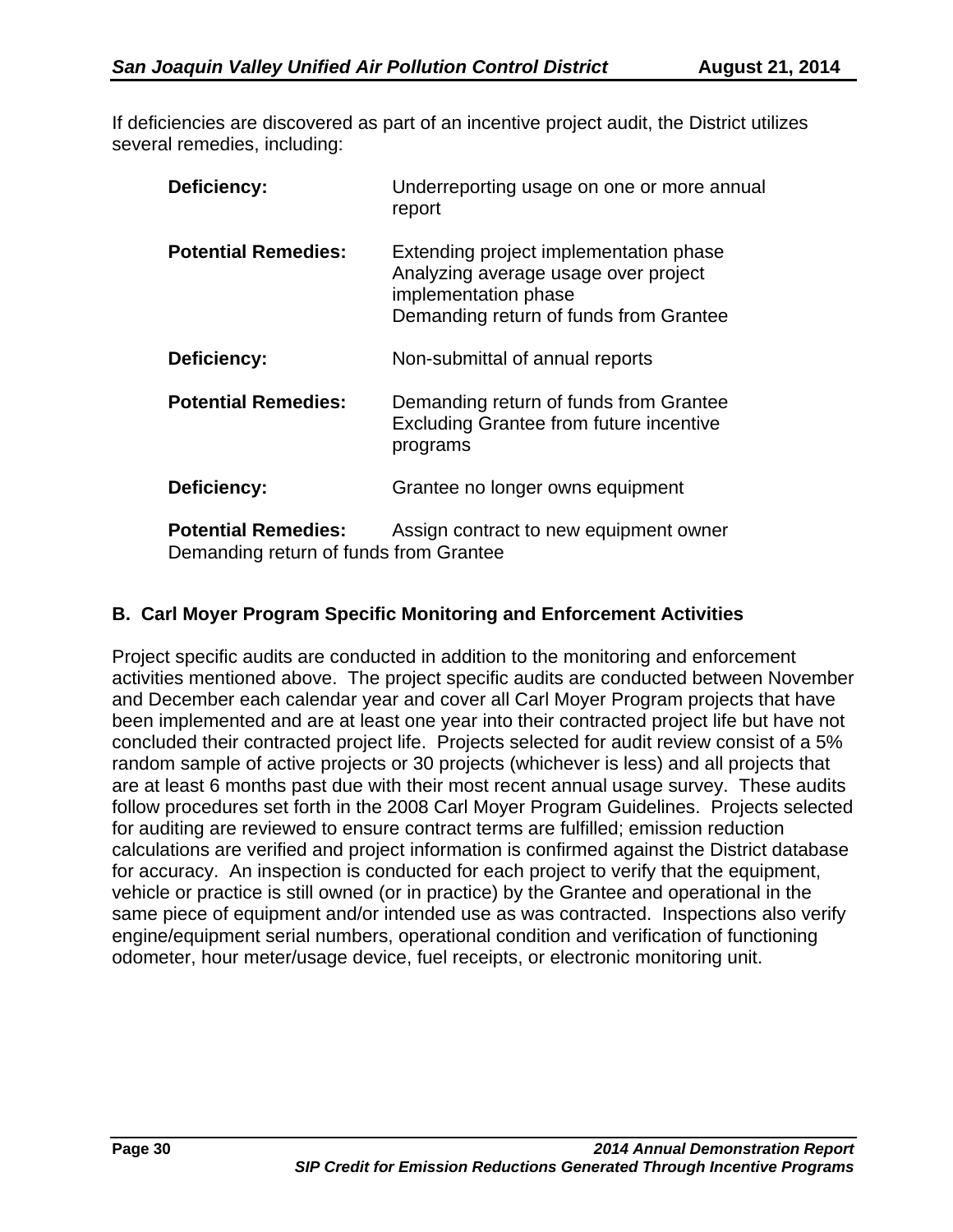If deficiencies are discovered as part of an incentive project audit, the District utilizes several remedies, including:

**Deficiency:** Underreporting usage on one or more annual report

**Potential Remedies:** Extending project implementation phase
Analyzing average usage over project implementation phase
Demanding return of funds from Grantee

**Deficiency:** Non-submittal of annual reports

**Potential Remedies:** Demanding return of funds from Grantee
Excluding Grantee from future incentive programs

**Deficiency:** Grantee no longer owns equipment

**Potential Remedies:** Assign contract to new equipment owner
Demanding return of funds from Grantee

## B. Carl Moyer Program Specific Monitoring and Enforcement Activities

Project specific audits are conducted in addition to the monitoring and enforcement activities mentioned above. The project specific audits are conducted between November and December each calendar year and cover all Carl Moyer Program projects that have been implemented and are at least one year into their contracted project life but have not concluded their contracted project life. Projects selected for audit review consist of a 5% random sample of active projects or 30 projects (whichever is less) and all projects that are at least 6 months past due with their most recent annual usage survey. These audits follow procedures set forth in the 2008 Carl Moyer Program Guidelines. Projects selected for auditing are reviewed to ensure contract terms are fulfilled; emission reduction calculations are verified and project information is confirmed against the District database for accuracy. An inspection is conducted for each project to verify that the equipment, vehicle or practice is still owned (or in practice) by the Grantee and operational in the same piece of equipment and/or intended use as was contracted. Inspections also verify engine/equipment serial numbers, operational condition and verification of functioning odometer, hour meter/usage device, fuel receipts, or electronic monitoring unit.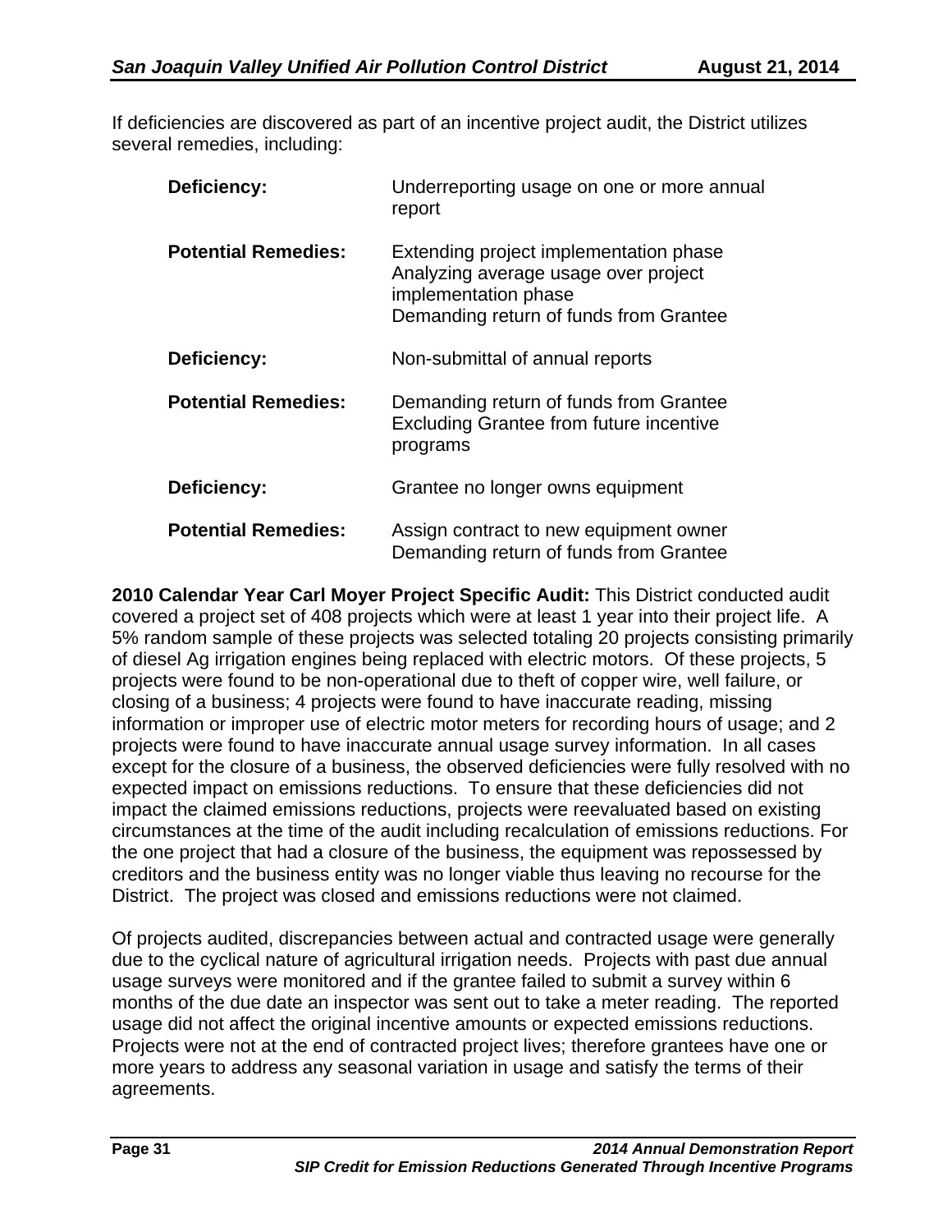If deficiencies are discovered as part of an incentive project audit, the District utilizes several remedies, including:

| | |
|---|---|
| **Deficiency:** | Underreporting usage on one or more annual report |
| **Potential Remedies:** | Extending project implementation phase<br>Analyzing average usage over project implementation phase<br>Demanding return of funds from Grantee |
| **Deficiency:** | Non-submittal of annual reports |
| **Potential Remedies:** | Demanding return of funds from Grantee<br>Excluding Grantee from future incentive programs |
| **Deficiency:** | Grantee no longer owns equipment |
| **Potential Remedies:** | Assign contract to new equipment owner<br>Demanding return of funds from Grantee |

**2010 Calendar Year Carl Moyer Project Specific Audit:** This District conducted audit covered a project set of 408 projects which were at least 1 year into their project life. A 5% random sample of these projects was selected totaling 20 projects consisting primarily of diesel Ag irrigation engines being replaced with electric motors. Of these projects, 5 projects were found to be non-operational due to theft of copper wire, well failure, or closing of a business; 4 projects were found to have inaccurate reading, missing information or improper use of electric motor meters for recording hours of usage; and 2 projects were found to have inaccurate annual usage survey information. In all cases except for the closure of a business, the observed deficiencies were fully resolved with no expected impact on emissions reductions. To ensure that these deficiencies did not impact the claimed emissions reductions, projects were reevaluated based on existing circumstances at the time of the audit including recalculation of emissions reductions. For the one project that had a closure of the business, the equipment was repossessed by creditors and the business entity was no longer viable thus leaving no recourse for the District. The project was closed and emissions reductions were not claimed.

Of projects audited, discrepancies between actual and contracted usage were generally due to the cyclical nature of agricultural irrigation needs. Projects with past due annual usage surveys were monitored and if the grantee failed to submit a survey within 6 months of the due date an inspector was sent out to take a meter reading. The reported usage did not affect the original incentive amounts or expected emissions reductions. Projects were not at the end of contracted project lives; therefore grantees have one or more years to address any seasonal variation in usage and satisfy the terms of their agreements.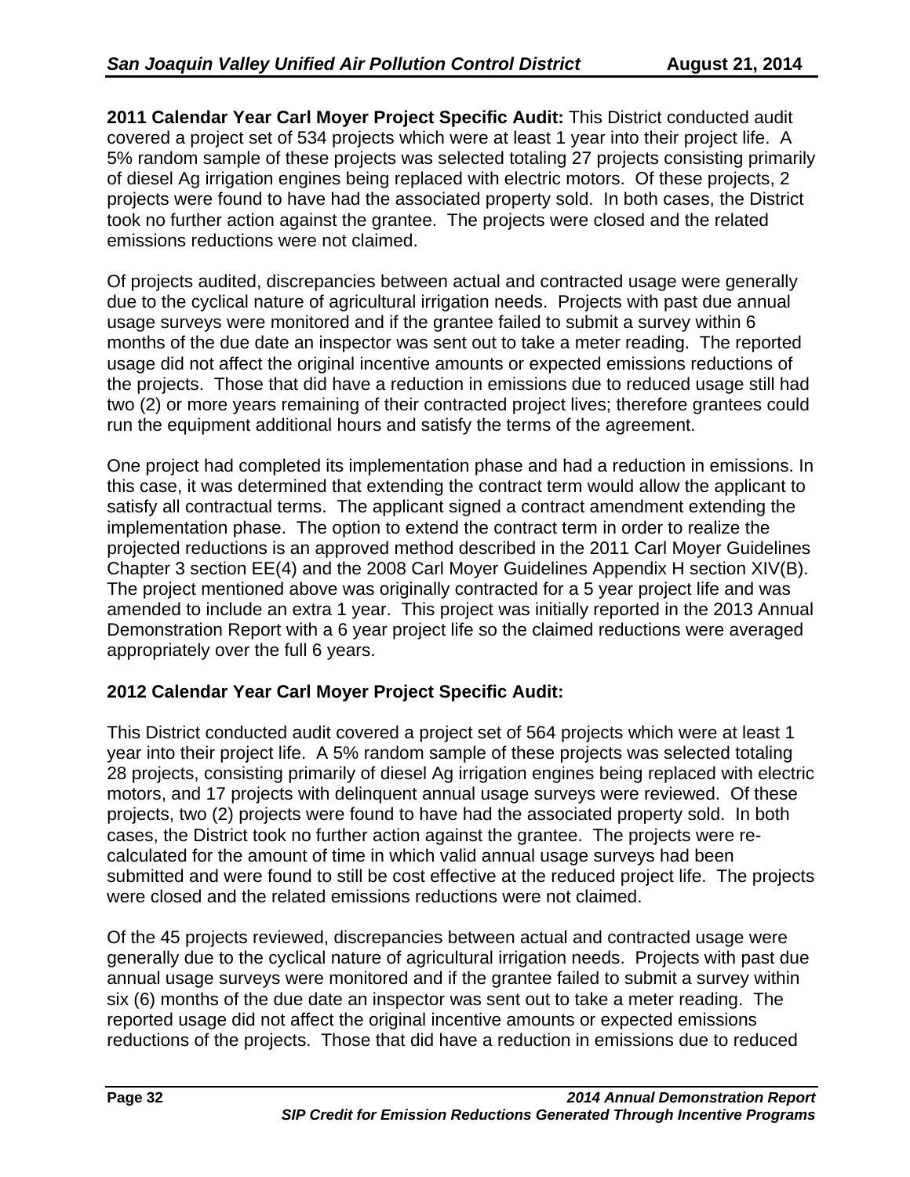**2011 Calendar Year Carl Moyer Project Specific Audit:** This District conducted audit covered a project set of 534 projects which were at least 1 year into their project life. A 5% random sample of these projects was selected totaling 27 projects consisting primarily of diesel Ag irrigation engines being replaced with electric motors. Of these projects, 2 projects were found to have had the associated property sold. In both cases, the District took no further action against the grantee. The projects were closed and the related emissions reductions were not claimed.

Of projects audited, discrepancies between actual and contracted usage were generally due to the cyclical nature of agricultural irrigation needs. Projects with past due annual usage surveys were monitored and if the grantee failed to submit a survey within 6 months of the due date an inspector was sent out to take a meter reading. The reported usage did not affect the original incentive amounts or expected emissions reductions of the projects. Those that did have a reduction in emissions due to reduced usage still had two (2) or more years remaining of their contracted project lives; therefore grantees could run the equipment additional hours and satisfy the terms of the agreement.

One project had completed its implementation phase and had a reduction in emissions. In this case, it was determined that extending the contract term would allow the applicant to satisfy all contractual terms. The applicant signed a contract amendment extending the implementation phase. The option to extend the contract term in order to realize the projected reductions is an approved method described in the 2011 Carl Moyer Guidelines Chapter 3 section EE(4) and the 2008 Carl Moyer Guidelines Appendix H section XIV(B). The project mentioned above was originally contracted for a 5 year project life and was amended to include an extra 1 year. This project was initially reported in the 2013 Annual Demonstration Report with a 6 year project life so the claimed reductions were averaged appropriately over the full 6 years.

**2012 Calendar Year Carl Moyer Project Specific Audit:**

This District conducted audit covered a project set of 564 projects which were at least 1 year into their project life. A 5% random sample of these projects was selected totaling 28 projects, consisting primarily of diesel Ag irrigation engines being replaced with electric motors, and 17 projects with delinquent annual usage surveys were reviewed. Of these projects, two (2) projects were found to have had the associated property sold. In both cases, the District took no further action against the grantee. The projects were re-calculated for the amount of time in which valid annual usage surveys had been submitted and were found to still be cost effective at the reduced project life. The projects were closed and the related emissions reductions were not claimed.

Of the 45 projects reviewed, discrepancies between actual and contracted usage were generally due to the cyclical nature of agricultural irrigation needs. Projects with past due annual usage surveys were monitored and if the grantee failed to submit a survey within six (6) months of the due date an inspector was sent out to take a meter reading. The reported usage did not affect the original incentive amounts or expected emissions reductions of the projects. Those that did have a reduction in emissions due to reduced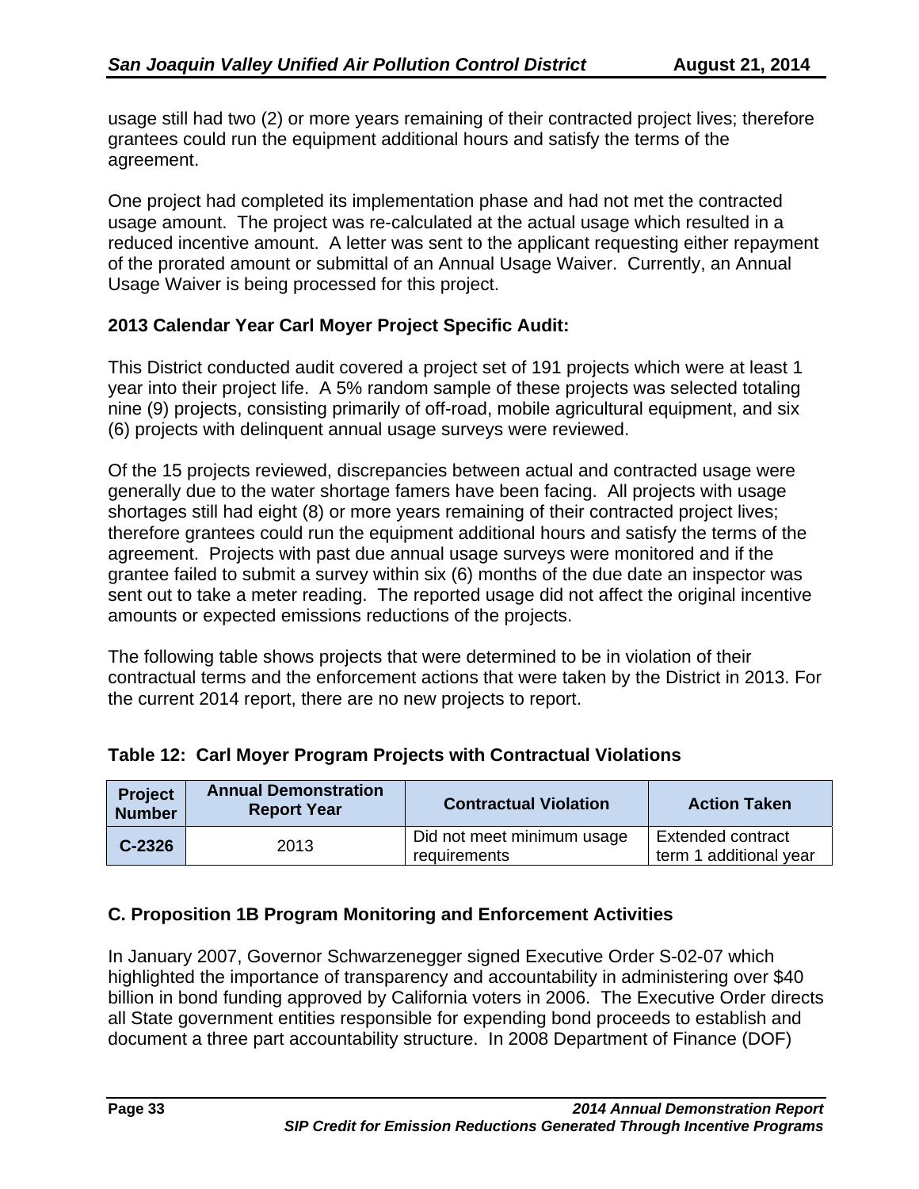usage still had two (2) or more years remaining of their contracted project lives; therefore grantees could run the equipment additional hours and satisfy the terms of the agreement.

One project had completed its implementation phase and had not met the contracted usage amount. The project was re-calculated at the actual usage which resulted in a reduced incentive amount. A letter was sent to the applicant requesting either repayment of the prorated amount or submittal of an Annual Usage Waiver. Currently, an Annual Usage Waiver is being processed for this project.

**2013 Calendar Year Carl Moyer Project Specific Audit:**

This District conducted audit covered a project set of 191 projects which were at least 1 year into their project life. A 5% random sample of these projects was selected totaling nine (9) projects, consisting primarily of off-road, mobile agricultural equipment, and six (6) projects with delinquent annual usage surveys were reviewed.

Of the 15 projects reviewed, discrepancies between actual and contracted usage were generally due to the water shortage famers have been facing. All projects with usage shortages still had eight (8) or more years remaining of their contracted project lives; therefore grantees could run the equipment additional hours and satisfy the terms of the agreement. Projects with past due annual usage surveys were monitored and if the grantee failed to submit a survey within six (6) months of the due date an inspector was sent out to take a meter reading. The reported usage did not affect the original incentive amounts or expected emissions reductions of the projects.

The following table shows projects that were determined to be in violation of their contractual terms and the enforcement actions that were taken by the District in 2013. For the current 2014 report, there are no new projects to report.

**Table 12: Carl Moyer Program Projects with Contractual Violations**

| Project Number | Annual Demonstration Report Year | Contractual Violation | Action Taken |
|---|---|---|---|
| **C-2326** | 2013 | Did not meet minimum usage requirements | Extended contract term 1 additional year |

## C. Proposition 1B Program Monitoring and Enforcement Activities

In January 2007, Governor Schwarzenegger signed Executive Order S-02-07 which highlighted the importance of transparency and accountability in administering over $40 billion in bond funding approved by California voters in 2006. The Executive Order directs all State government entities responsible for expending bond proceeds to establish and document a three part accountability structure. In 2008 Department of Finance (DOF)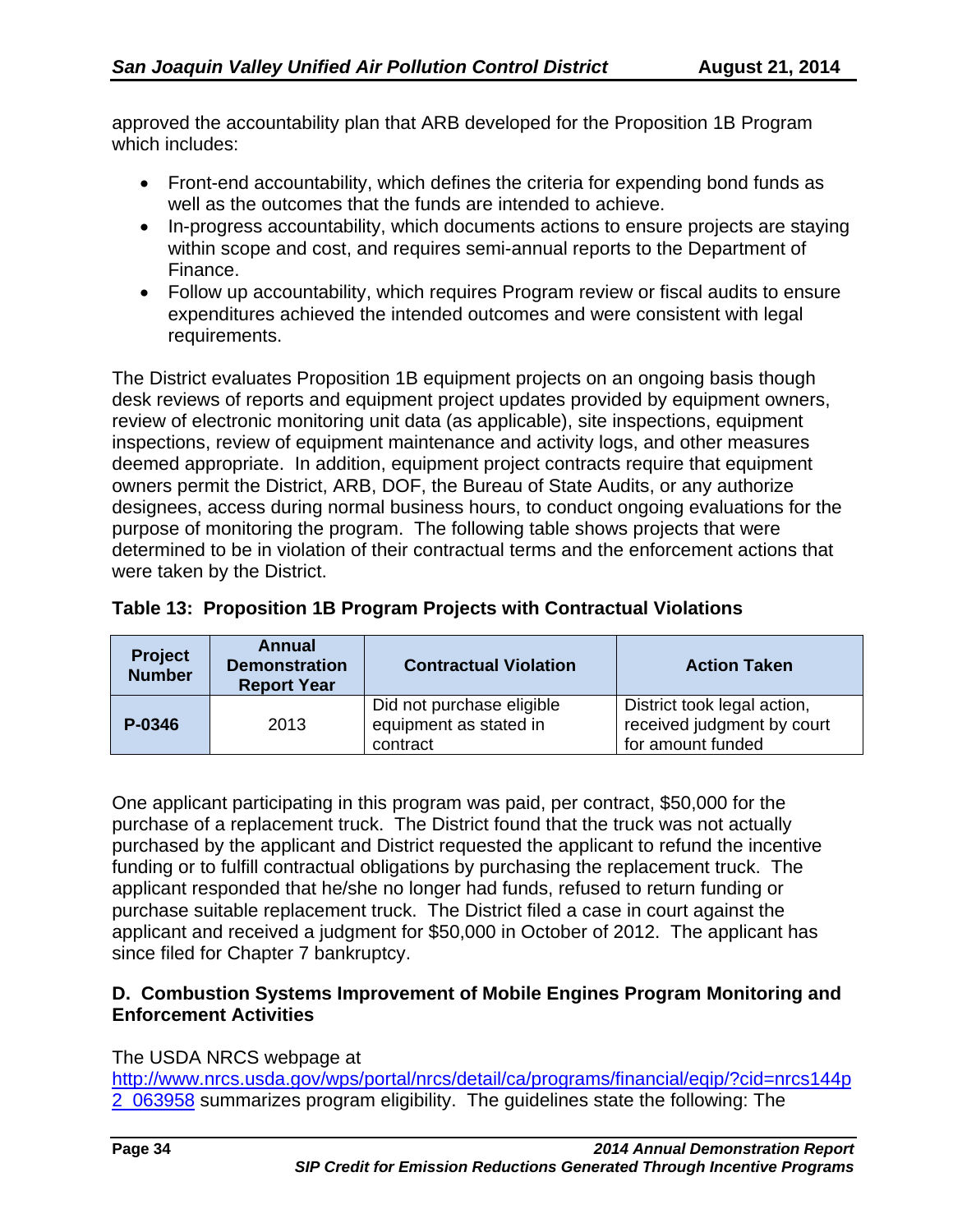approved the accountability plan that ARB developed for the Proposition 1B Program which includes:

- Front-end accountability, which defines the criteria for expending bond funds as well as the outcomes that the funds are intended to achieve.
- In-progress accountability, which documents actions to ensure projects are staying within scope and cost, and requires semi-annual reports to the Department of Finance.
- Follow up accountability, which requires Program review or fiscal audits to ensure expenditures achieved the intended outcomes and were consistent with legal requirements.

The District evaluates Proposition 1B equipment projects on an ongoing basis though desk reviews of reports and equipment project updates provided by equipment owners, review of electronic monitoring unit data (as applicable), site inspections, equipment inspections, review of equipment maintenance and activity logs, and other measures deemed appropriate. In addition, equipment project contracts require that equipment owners permit the District, ARB, DOF, the Bureau of State Audits, or any authorize designees, access during normal business hours, to conduct ongoing evaluations for the purpose of monitoring the program. The following table shows projects that were determined to be in violation of their contractual terms and the enforcement actions that were taken by the District.

**Table 13: Proposition 1B Program Projects with Contractual Violations**

| Project Number | Annual Demonstration Report Year | Contractual Violation | Action Taken |
|---|---|---|---|
| **P-0346** | 2013 | Did not purchase eligible equipment as stated in contract | District took legal action, received judgment by court for amount funded |

One applicant participating in this program was paid, per contract, $50,000 for the purchase of a replacement truck. The District found that the truck was not actually purchased by the applicant and District requested the applicant to refund the incentive funding or to fulfill contractual obligations by purchasing the replacement truck. The applicant responded that he/she no longer had funds, refused to return funding or purchase suitable replacement truck. The District filed a case in court against the applicant and received a judgment for $50,000 in October of 2012. The applicant has since filed for Chapter 7 bankruptcy.

### D. Combustion Systems Improvement of Mobile Engines Program Monitoring and Enforcement Activities

The USDA NRCS webpage at http://www.nrcs.usda.gov/wps/portal/nrcs/detail/ca/programs/financial/eqip/?cid=nrcs144p2_063958 summarizes program eligibility. The guidelines state the following: The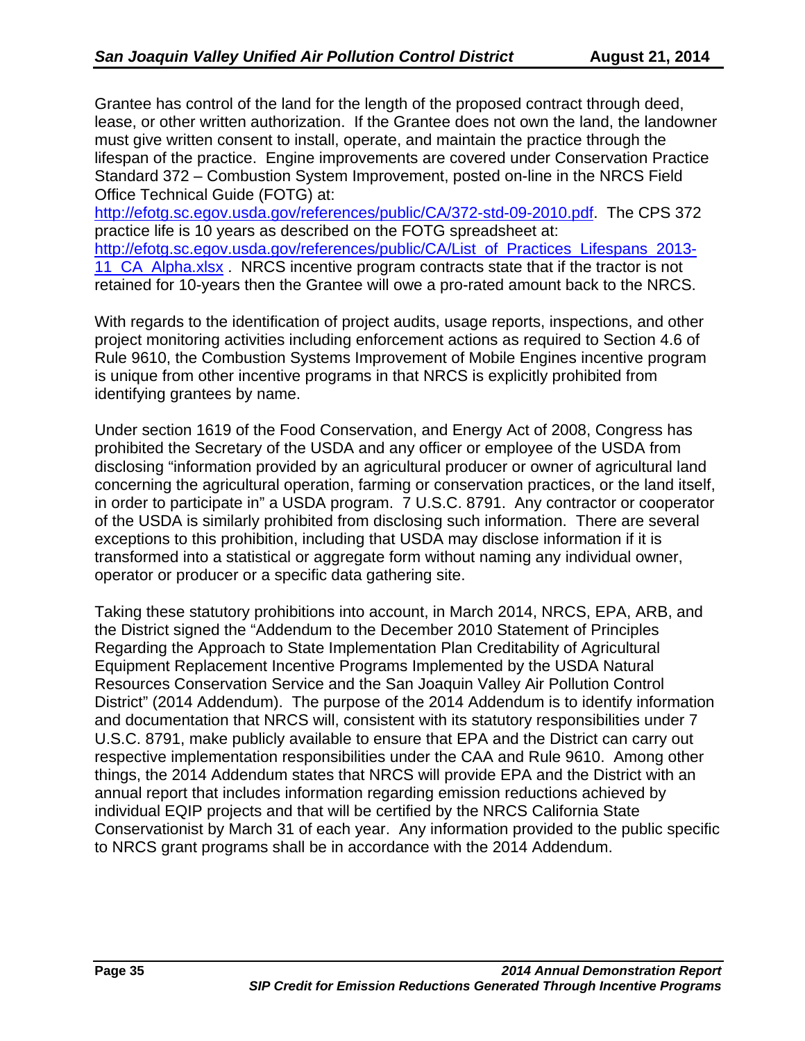Grantee has control of the land for the length of the proposed contract through deed, lease, or other written authorization. If the Grantee does not own the land, the landowner must give written consent to install, operate, and maintain the practice through the lifespan of the practice. Engine improvements are covered under Conservation Practice Standard 372 – Combustion System Improvement, posted on-line in the NRCS Field Office Technical Guide (FOTG) at: http://efotg.sc.egov.usda.gov/references/public/CA/372-std-09-2010.pdf. The CPS 372 practice life is 10 years as described on the FOTG spreadsheet at: http://efotg.sc.egov.usda.gov/references/public/CA/List_of_Practices_Lifespans_2013-11_CA_Alpha.xlsx . NRCS incentive program contracts state that if the tractor is not retained for 10-years then the Grantee will owe a pro-rated amount back to the NRCS.

With regards to the identification of project audits, usage reports, inspections, and other project monitoring activities including enforcement actions as required to Section 4.6 of Rule 9610, the Combustion Systems Improvement of Mobile Engines incentive program is unique from other incentive programs in that NRCS is explicitly prohibited from identifying grantees by name.

Under section 1619 of the Food Conservation, and Energy Act of 2008, Congress has prohibited the Secretary of the USDA and any officer or employee of the USDA from disclosing "information provided by an agricultural producer or owner of agricultural land concerning the agricultural operation, farming or conservation practices, or the land itself, in order to participate in" a USDA program. 7 U.S.C. 8791. Any contractor or cooperator of the USDA is similarly prohibited from disclosing such information. There are several exceptions to this prohibition, including that USDA may disclose information if it is transformed into a statistical or aggregate form without naming any individual owner, operator or producer or a specific data gathering site.

Taking these statutory prohibitions into account, in March 2014, NRCS, EPA, ARB, and the District signed the "Addendum to the December 2010 Statement of Principles Regarding the Approach to State Implementation Plan Creditability of Agricultural Equipment Replacement Incentive Programs Implemented by the USDA Natural Resources Conservation Service and the San Joaquin Valley Air Pollution Control District" (2014 Addendum). The purpose of the 2014 Addendum is to identify information and documentation that NRCS will, consistent with its statutory responsibilities under 7 U.S.C. 8791, make publicly available to ensure that EPA and the District can carry out respective implementation responsibilities under the CAA and Rule 9610. Among other things, the 2014 Addendum states that NRCS will provide EPA and the District with an annual report that includes information regarding emission reductions achieved by individual EQIP projects and that will be certified by the NRCS California State Conservationist by March 31 of each year. Any information provided to the public specific to NRCS grant programs shall be in accordance with the 2014 Addendum.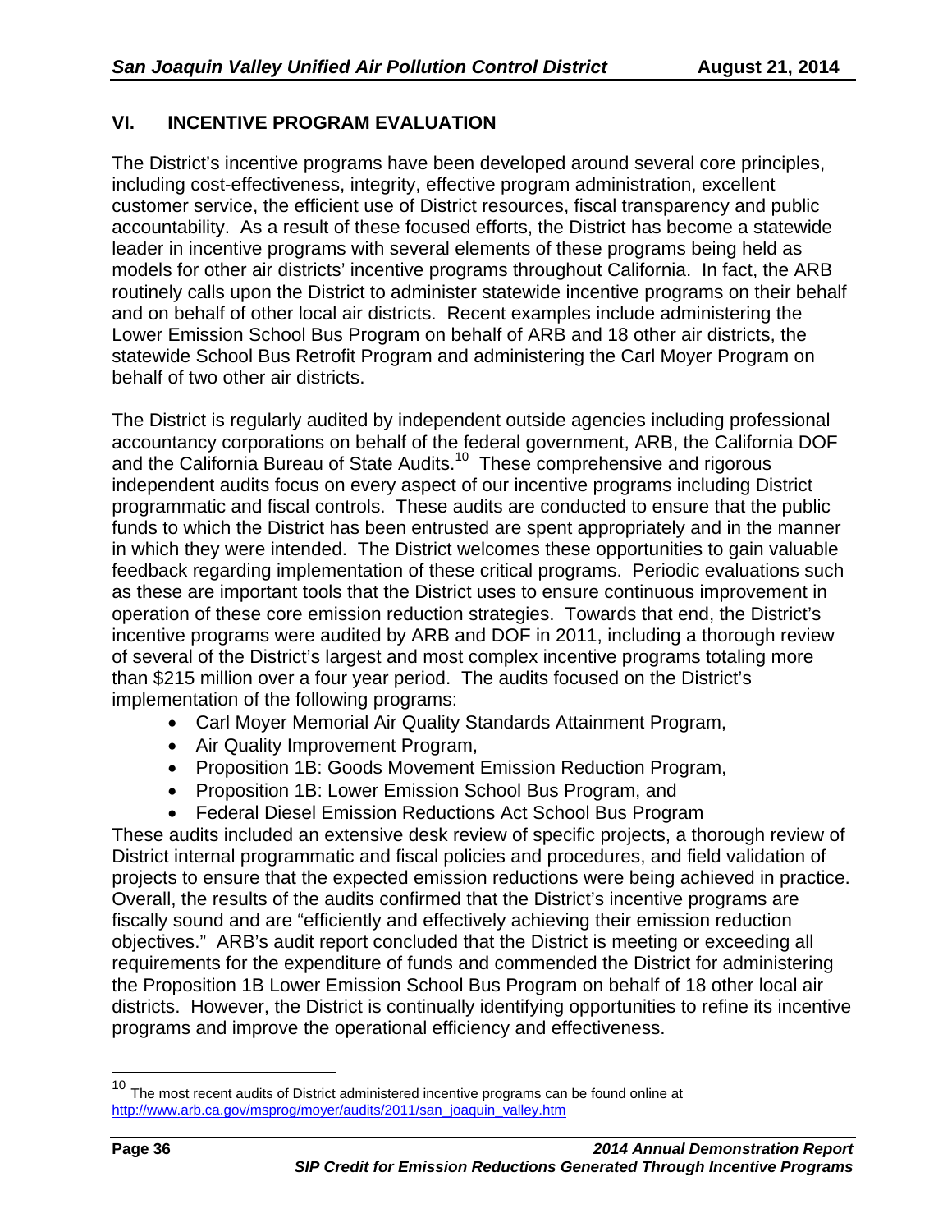## VI. INCENTIVE PROGRAM EVALUATION

The District's incentive programs have been developed around several core principles, including cost-effectiveness, integrity, effective program administration, excellent customer service, the efficient use of District resources, fiscal transparency and public accountability. As a result of these focused efforts, the District has become a statewide leader in incentive programs with several elements of these programs being held as models for other air districts' incentive programs throughout California. In fact, the ARB routinely calls upon the District to administer statewide incentive programs on their behalf and on behalf of other local air districts. Recent examples include administering the Lower Emission School Bus Program on behalf of ARB and 18 other air districts, the statewide School Bus Retrofit Program and administering the Carl Moyer Program on behalf of two other air districts.

The District is regularly audited by independent outside agencies including professional accountancy corporations on behalf of the federal government, ARB, the California DOF and the California Bureau of State Audits.[10] These comprehensive and rigorous independent audits focus on every aspect of our incentive programs including District programmatic and fiscal controls. These audits are conducted to ensure that the public funds to which the District has been entrusted are spent appropriately and in the manner in which they were intended. The District welcomes these opportunities to gain valuable feedback regarding implementation of these critical programs. Periodic evaluations such as these are important tools that the District uses to ensure continuous improvement in operation of these core emission reduction strategies. Towards that end, the District's incentive programs were audited by ARB and DOF in 2011, including a thorough review of several of the District's largest and most complex incentive programs totaling more than $215 million over a four year period. The audits focused on the District's implementation of the following programs:

- Carl Moyer Memorial Air Quality Standards Attainment Program,
- Air Quality Improvement Program,
- Proposition 1B: Goods Movement Emission Reduction Program,
- Proposition 1B: Lower Emission School Bus Program, and
- Federal Diesel Emission Reductions Act School Bus Program

These audits included an extensive desk review of specific projects, a thorough review of District internal programmatic and fiscal policies and procedures, and field validation of projects to ensure that the expected emission reductions were being achieved in practice. Overall, the results of the audits confirmed that the District's incentive programs are fiscally sound and are "efficiently and effectively achieving their emission reduction objectives." ARB's audit report concluded that the District is meeting or exceeding all requirements for the expenditure of funds and commended the District for administering the Proposition 1B Lower Emission School Bus Program on behalf of 18 other local air districts. However, the District is continually identifying opportunities to refine its incentive programs and improve the operational efficiency and effectiveness.

[10] The most recent audits of District administered incentive programs can be found online at http://www.arb.ca.gov/msprog/moyer/audits/2011/san_joaquin_valley.htm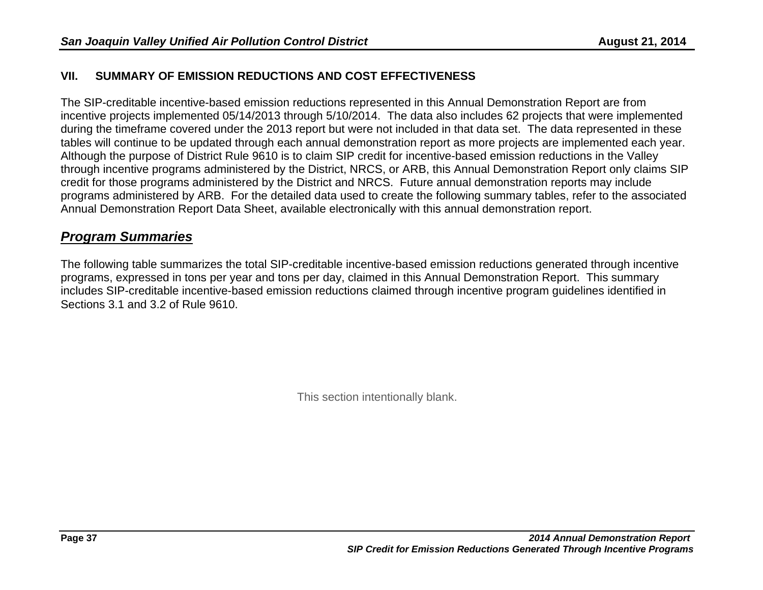## VII. SUMMARY OF EMISSION REDUCTIONS AND COST EFFECTIVENESS

The SIP-creditable incentive-based emission reductions represented in this Annual Demonstration Report are from incentive projects implemented 05/14/2013 through 5/10/2014. The data also includes 62 projects that were implemented during the timeframe covered under the 2013 report but were not included in that data set. The data represented in these tables will continue to be updated through each annual demonstration report as more projects are implemented each year. Although the purpose of District Rule 9610 is to claim SIP credit for incentive-based emission reductions in the Valley through incentive programs administered by the District, NRCS, or ARB, this Annual Demonstration Report only claims SIP credit for those programs administered by the District and NRCS. Future annual demonstration reports may include programs administered by ARB. For the detailed data used to create the following summary tables, refer to the associated Annual Demonstration Report Data Sheet, available electronically with this annual demonstration report.

### ***Program Summaries***

The following table summarizes the total SIP-creditable incentive-based emission reductions generated through incentive programs, expressed in tons per year and tons per day, claimed in this Annual Demonstration Report. This summary includes SIP-creditable incentive-based emission reductions claimed through incentive program guidelines identified in Sections 3.1 and 3.2 of Rule 9610.

This section intentionally blank.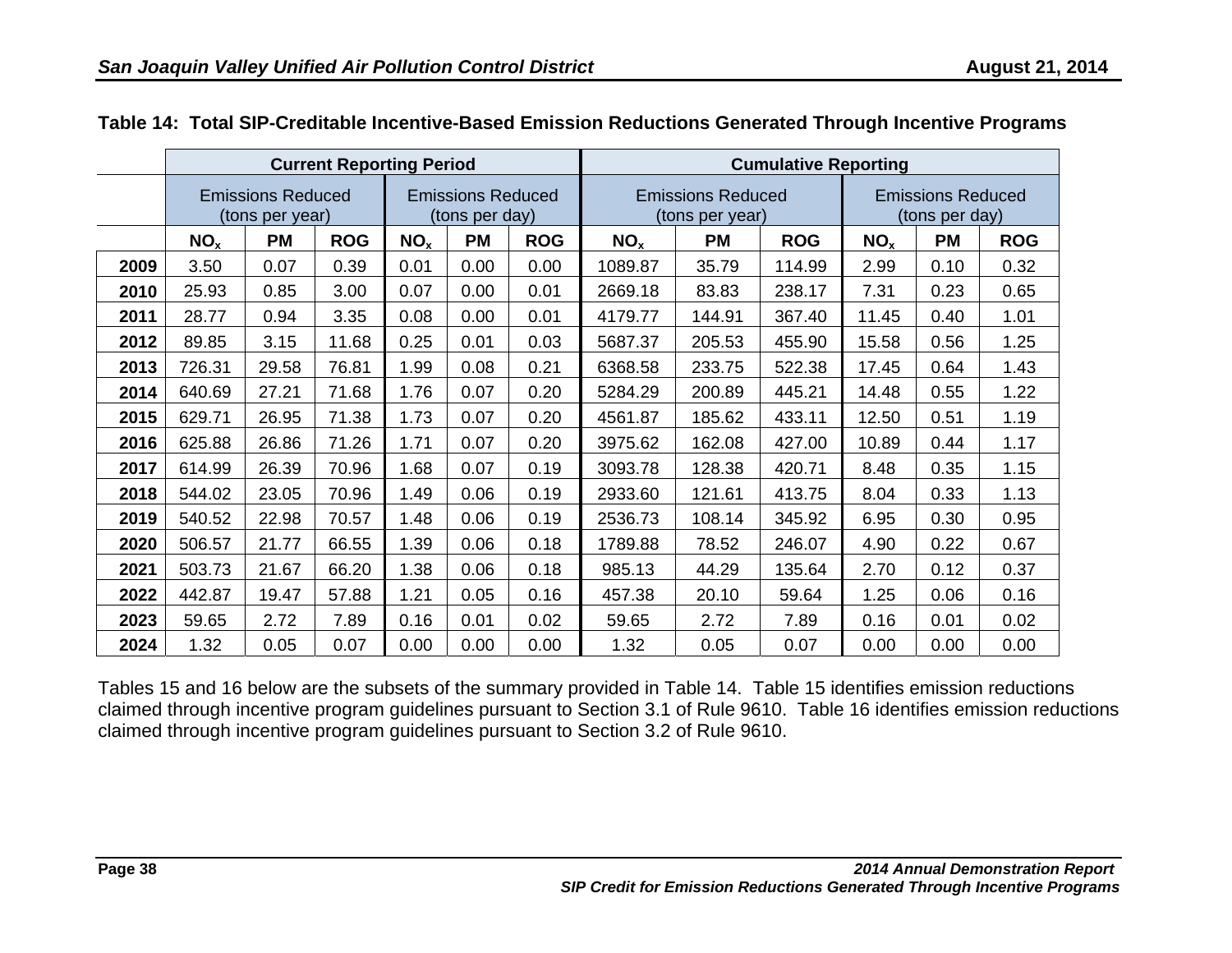**Table 14: Total SIP-Creditable Incentive-Based Emission Reductions Generated Through Incentive Programs**

| | Current Reporting Period | | | | | | Cumulative Reporting | | | | | |
|---|---|---|---|---|---|---|---|---|---|---|---|---|
| | Emissions Reduced (tons per year) | | | Emissions Reduced (tons per day) | | | Emissions Reduced (tons per year) | | | Emissions Reduced (tons per day) | | |
| | $NO_x$ | PM | ROG | $NO_x$ | PM | ROG | $NO_x$ | PM | ROG | $NO_x$ | PM | ROG |
| **2009** | 3.50 | 0.07 | 0.39 | 0.01 | 0.00 | 0.00 | 1089.87 | 35.79 | 114.99 | 2.99 | 0.10 | 0.32 |
| **2010** | 25.93 | 0.85 | 3.00 | 0.07 | 0.00 | 0.01 | 2669.18 | 83.83 | 238.17 | 7.31 | 0.23 | 0.65 |
| **2011** | 28.77 | 0.94 | 3.35 | 0.08 | 0.00 | 0.01 | 4179.77 | 144.91 | 367.40 | 11.45 | 0.40 | 1.01 |
| **2012** | 89.85 | 3.15 | 11.68 | 0.25 | 0.01 | 0.03 | 5687.37 | 205.53 | 455.90 | 15.58 | 0.56 | 1.25 |
| **2013** | 726.31 | 29.58 | 76.81 | 1.99 | 0.08 | 0.21 | 6368.58 | 233.75 | 522.38 | 17.45 | 0.64 | 1.43 |
| **2014** | 640.69 | 27.21 | 71.68 | 1.76 | 0.07 | 0.20 | 5284.29 | 200.89 | 445.21 | 14.48 | 0.55 | 1.22 |
| **2015** | 629.71 | 26.95 | 71.38 | 1.73 | 0.07 | 0.20 | 4561.87 | 185.62 | 433.11 | 12.50 | 0.51 | 1.19 |
| **2016** | 625.88 | 26.86 | 71.26 | 1.71 | 0.07 | 0.20 | 3975.62 | 162.08 | 427.00 | 10.89 | 0.44 | 1.17 |
| **2017** | 614.99 | 26.39 | 70.96 | 1.68 | 0.07 | 0.19 | 3093.78 | 128.38 | 420.71 | 8.48 | 0.35 | 1.15 |
| **2018** | 544.02 | 23.05 | 70.96 | 1.49 | 0.06 | 0.19 | 2933.60 | 121.61 | 413.75 | 8.04 | 0.33 | 1.13 |
| **2019** | 540.52 | 22.98 | 70.57 | 1.48 | 0.06 | 0.19 | 2536.73 | 108.14 | 345.92 | 6.95 | 0.30 | 0.95 |
| **2020** | 506.57 | 21.77 | 66.55 | 1.39 | 0.06 | 0.18 | 1789.88 | 78.52 | 246.07 | 4.90 | 0.22 | 0.67 |
| **2021** | 503.73 | 21.67 | 66.20 | 1.38 | 0.06 | 0.18 | 985.13 | 44.29 | 135.64 | 2.70 | 0.12 | 0.37 |
| **2022** | 442.87 | 19.47 | 57.88 | 1.21 | 0.05 | 0.16 | 457.38 | 20.10 | 59.64 | 1.25 | 0.06 | 0.16 |
| **2023** | 59.65 | 2.72 | 7.89 | 0.16 | 0.01 | 0.02 | 59.65 | 2.72 | 7.89 | 0.16 | 0.01 | 0.02 |
| **2024** | 1.32 | 0.05 | 0.07 | 0.00 | 0.00 | 0.00 | 1.32 | 0.05 | 0.07 | 0.00 | 0.00 | 0.00 |

Tables 15 and 16 below are the subsets of the summary provided in Table 14. Table 15 identifies emission reductions claimed through incentive program guidelines pursuant to Section 3.1 of Rule 9610. Table 16 identifies emission reductions claimed through incentive program guidelines pursuant to Section 3.2 of Rule 9610.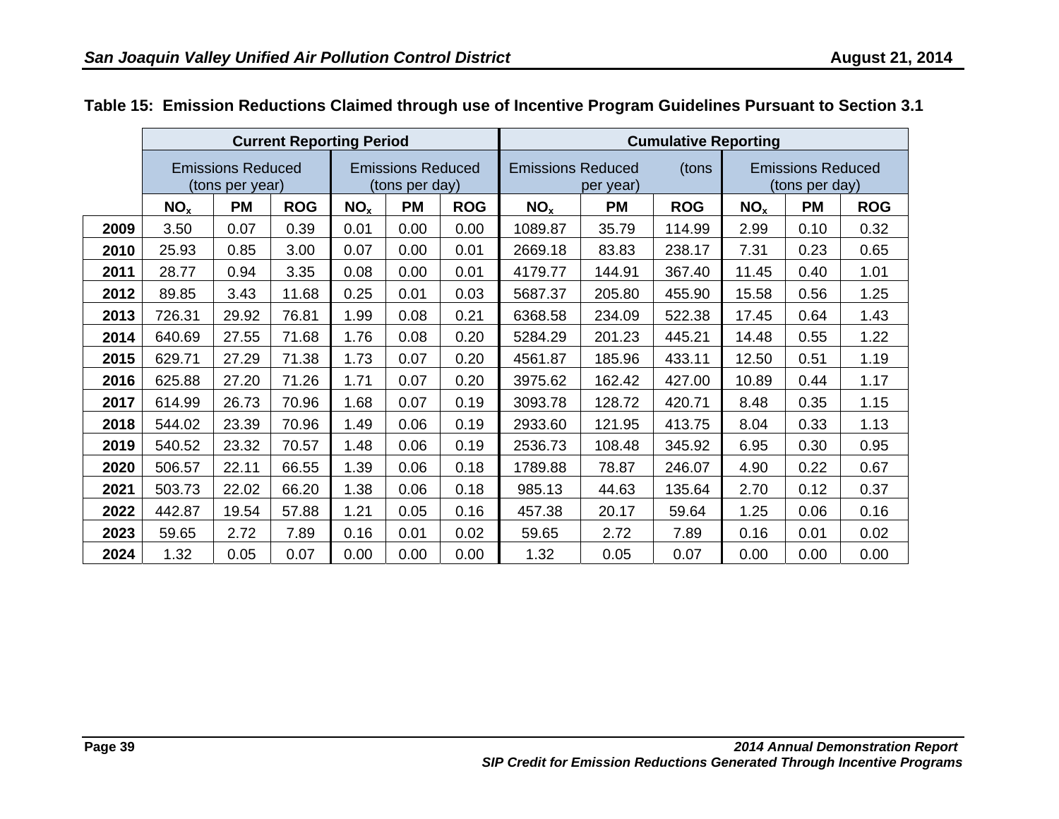**Table 15: Emission Reductions Claimed through use of Incentive Program Guidelines Pursuant to Section 3.1**

| | Current Reporting Period | | | | | | Cumulative Reporting | | | | | |
|---|---|---|---|---|---|---|---|---|---|---|---|---|
| | Emissions Reduced (tons per year) | | | Emissions Reduced (tons per day) | | | Emissions Reduced (tons per year) | | | Emissions Reduced (tons per day) | | |
| | $NO_x$ | PM | ROG | $NO_x$ | PM | ROG | $NO_x$ | PM | ROG | $NO_x$ | PM | ROG |
| **2009** | 3.50 | 0.07 | 0.39 | 0.01 | 0.00 | 0.00 | 1089.87 | 35.79 | 114.99 | 2.99 | 0.10 | 0.32 |
| **2010** | 25.93 | 0.85 | 3.00 | 0.07 | 0.00 | 0.01 | 2669.18 | 83.83 | 238.17 | 7.31 | 0.23 | 0.65 |
| **2011** | 28.77 | 0.94 | 3.35 | 0.08 | 0.00 | 0.01 | 4179.77 | 144.91 | 367.40 | 11.45 | 0.40 | 1.01 |
| **2012** | 89.85 | 3.43 | 11.68 | 0.25 | 0.01 | 0.03 | 5687.37 | 205.80 | 455.90 | 15.58 | 0.56 | 1.25 |
| **2013** | 726.31 | 29.92 | 76.81 | 1.99 | 0.08 | 0.21 | 6368.58 | 234.09 | 522.38 | 17.45 | 0.64 | 1.43 |
| **2014** | 640.69 | 27.55 | 71.68 | 1.76 | 0.08 | 0.20 | 5284.29 | 201.23 | 445.21 | 14.48 | 0.55 | 1.22 |
| **2015** | 629.71 | 27.29 | 71.38 | 1.73 | 0.07 | 0.20 | 4561.87 | 185.96 | 433.11 | 12.50 | 0.51 | 1.19 |
| **2016** | 625.88 | 27.20 | 71.26 | 1.71 | 0.07 | 0.20 | 3975.62 | 162.42 | 427.00 | 10.89 | 0.44 | 1.17 |
| **2017** | 614.99 | 26.73 | 70.96 | 1.68 | 0.07 | 0.19 | 3093.78 | 128.72 | 420.71 | 8.48 | 0.35 | 1.15 |
| **2018** | 544.02 | 23.39 | 70.96 | 1.49 | 0.06 | 0.19 | 2933.60 | 121.95 | 413.75 | 8.04 | 0.33 | 1.13 |
| **2019** | 540.52 | 23.32 | 70.57 | 1.48 | 0.06 | 0.19 | 2536.73 | 108.48 | 345.92 | 6.95 | 0.30 | 0.95 |
| **2020** | 506.57 | 22.11 | 66.55 | 1.39 | 0.06 | 0.18 | 1789.88 | 78.87 | 246.07 | 4.90 | 0.22 | 0.67 |
| **2021** | 503.73 | 22.02 | 66.20 | 1.38 | 0.06 | 0.18 | 985.13 | 44.63 | 135.64 | 2.70 | 0.12 | 0.37 |
| **2022** | 442.87 | 19.54 | 57.88 | 1.21 | 0.05 | 0.16 | 457.38 | 20.17 | 59.64 | 1.25 | 0.06 | 0.16 |
| **2023** | 59.65 | 2.72 | 7.89 | 0.16 | 0.01 | 0.02 | 59.65 | 2.72 | 7.89 | 0.16 | 0.01 | 0.02 |
| **2024** | 1.32 | 0.05 | 0.07 | 0.00 | 0.00 | 0.00 | 1.32 | 0.05 | 0.07 | 0.00 | 0.00 | 0.00 |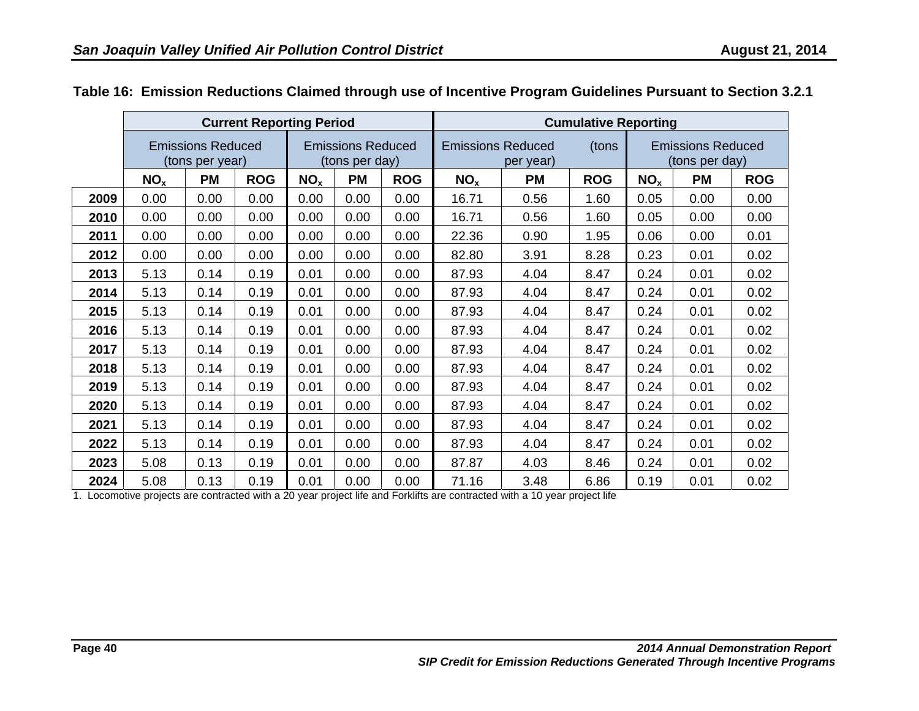**Table 16: Emission Reductions Claimed through use of Incentive Program Guidelines Pursuant to Section 3.2.1**

| | Current Reporting Period | | | | | | Cumulative Reporting | | | | | |
|---|---|---|---|---|---|---|---|---|---|---|---|---|
| | Emissions Reduced (tons per year) | | | Emissions Reduced (tons per day) | | | Emissions Reduced (tons per year) | | | Emissions Reduced (tons per day) | | |
| | $NO_x$ | PM | ROG | $NO_x$ | PM | ROG | $NO_x$ | PM | ROG | $NO_x$ | PM | ROG |
| **2009** | 0.00 | 0.00 | 0.00 | 0.00 | 0.00 | 0.00 | 16.71 | 0.56 | 1.60 | 0.05 | 0.00 | 0.00 |
| **2010** | 0.00 | 0.00 | 0.00 | 0.00 | 0.00 | 0.00 | 16.71 | 0.56 | 1.60 | 0.05 | 0.00 | 0.00 |
| **2011** | 0.00 | 0.00 | 0.00 | 0.00 | 0.00 | 0.00 | 22.36 | 0.90 | 1.95 | 0.06 | 0.00 | 0.01 |
| **2012** | 0.00 | 0.00 | 0.00 | 0.00 | 0.00 | 0.00 | 82.80 | 3.91 | 8.28 | 0.23 | 0.01 | 0.02 |
| **2013** | 5.13 | 0.14 | 0.19 | 0.01 | 0.00 | 0.00 | 87.93 | 4.04 | 8.47 | 0.24 | 0.01 | 0.02 |
| **2014** | 5.13 | 0.14 | 0.19 | 0.01 | 0.00 | 0.00 | 87.93 | 4.04 | 8.47 | 0.24 | 0.01 | 0.02 |
| **2015** | 5.13 | 0.14 | 0.19 | 0.01 | 0.00 | 0.00 | 87.93 | 4.04 | 8.47 | 0.24 | 0.01 | 0.02 |
| **2016** | 5.13 | 0.14 | 0.19 | 0.01 | 0.00 | 0.00 | 87.93 | 4.04 | 8.47 | 0.24 | 0.01 | 0.02 |
| **2017** | 5.13 | 0.14 | 0.19 | 0.01 | 0.00 | 0.00 | 87.93 | 4.04 | 8.47 | 0.24 | 0.01 | 0.02 |
| **2018** | 5.13 | 0.14 | 0.19 | 0.01 | 0.00 | 0.00 | 87.93 | 4.04 | 8.47 | 0.24 | 0.01 | 0.02 |
| **2019** | 5.13 | 0.14 | 0.19 | 0.01 | 0.00 | 0.00 | 87.93 | 4.04 | 8.47 | 0.24 | 0.01 | 0.02 |
| **2020** | 5.13 | 0.14 | 0.19 | 0.01 | 0.00 | 0.00 | 87.93 | 4.04 | 8.47 | 0.24 | 0.01 | 0.02 |
| **2021** | 5.13 | 0.14 | 0.19 | 0.01 | 0.00 | 0.00 | 87.93 | 4.04 | 8.47 | 0.24 | 0.01 | 0.02 |
| **2022** | 5.13 | 0.14 | 0.19 | 0.01 | 0.00 | 0.00 | 87.93 | 4.04 | 8.47 | 0.24 | 0.01 | 0.02 |
| **2023** | 5.08 | 0.13 | 0.19 | 0.01 | 0.00 | 0.00 | 87.87 | 4.03 | 8.46 | 0.24 | 0.01 | 0.02 |
| **2024** | 5.08 | 0.13 | 0.19 | 0.01 | 0.00 | 0.00 | 71.16 | 3.48 | 6.86 | 0.19 | 0.01 | 0.02 |

1. Locomotive projects are contracted with a 20 year project life and Forklifts are contracted with a 10 year project life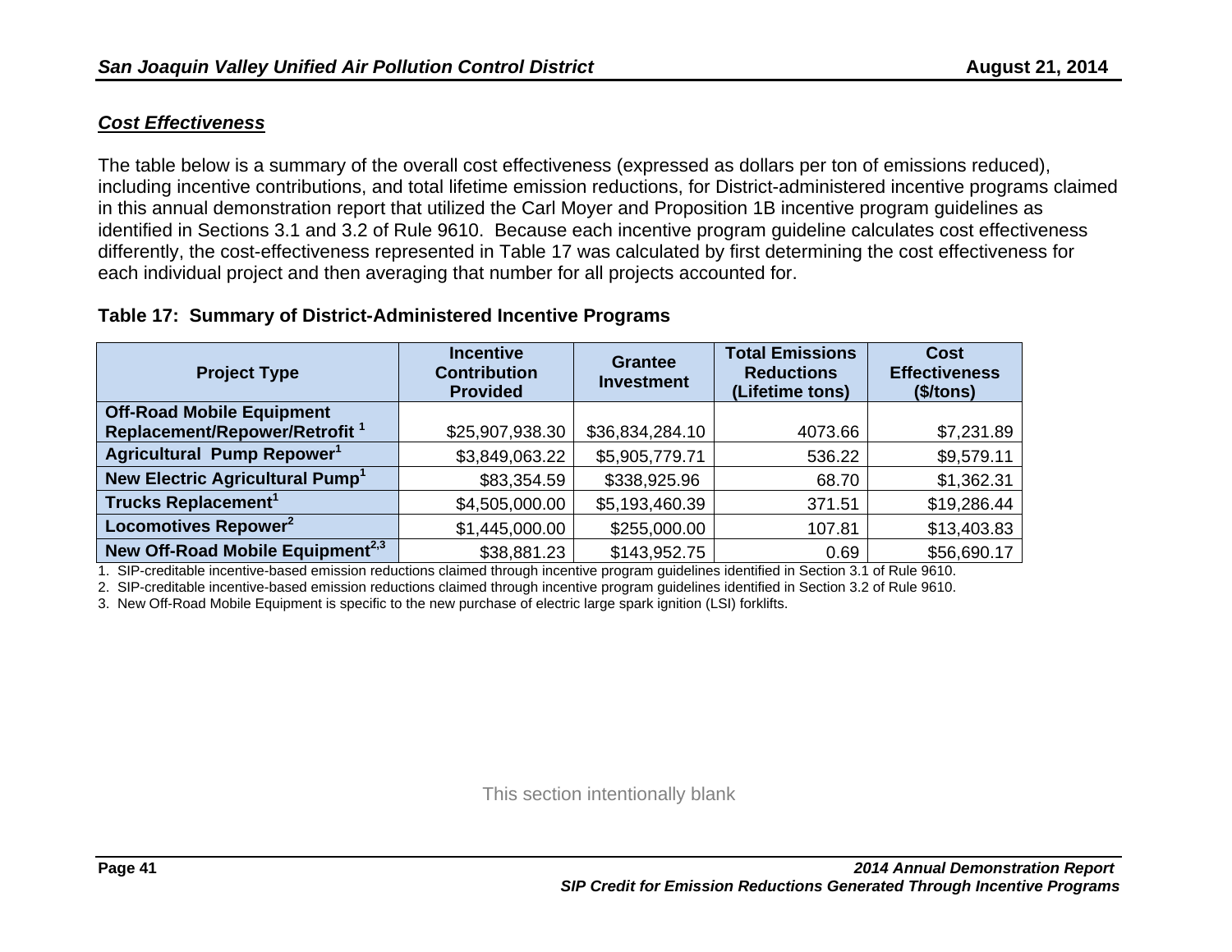***Cost Effectiveness***

The table below is a summary of the overall cost effectiveness (expressed as dollars per ton of emissions reduced), including incentive contributions, and total lifetime emission reductions, for District-administered incentive programs claimed in this annual demonstration report that utilized the Carl Moyer and Proposition 1B incentive program guidelines as identified in Sections 3.1 and 3.2 of Rule 9610. Because each incentive program guideline calculates cost effectiveness differently, the cost-effectiveness represented in Table 17 was calculated by first determining the cost effectiveness for each individual project and then averaging that number for all projects accounted for.

**Table 17: Summary of District-Administered Incentive Programs**

| Project Type | Incentive Contribution Provided | Grantee Investment | Total Emissions Reductions (Lifetime tons) | Cost Effectiveness ($/tons) |
|---|---|---|---|---|
| **Off-Road Mobile Equipment Replacement/Repower/Retrofit [1]** | $25,907,938.30 | $36,834,284.10 | 4073.66 | $7,231.89 |
| **Agricultural Pump Repower[1]** | $3,849,063.22 | $5,905,779.71 | 536.22 | $9,579.11 |
| **New Electric Agricultural Pump[1]** | $83,354.59 | $338,925.96 | 68.70 | $1,362.31 |
| **Trucks Replacement[1]** | $4,505,000.00 | $5,193,460.39 | 371.51 | $19,286.44 |
| **Locomotives Repower[2]** | $1,445,000.00 | $255,000.00 | 107.81 | $13,403.83 |
| **New Off-Road Mobile Equipment[2,3]** | $38,881.23 | $143,952.75 | 0.69 | $56,690.17 |

1. SIP-creditable incentive-based emission reductions claimed through incentive program guidelines identified in Section 3.1 of Rule 9610.
2. SIP-creditable incentive-based emission reductions claimed through incentive program guidelines identified in Section 3.2 of Rule 9610.
3. New Off-Road Mobile Equipment is specific to the new purchase of electric large spark ignition (LSI) forklifts.

This section intentionally blank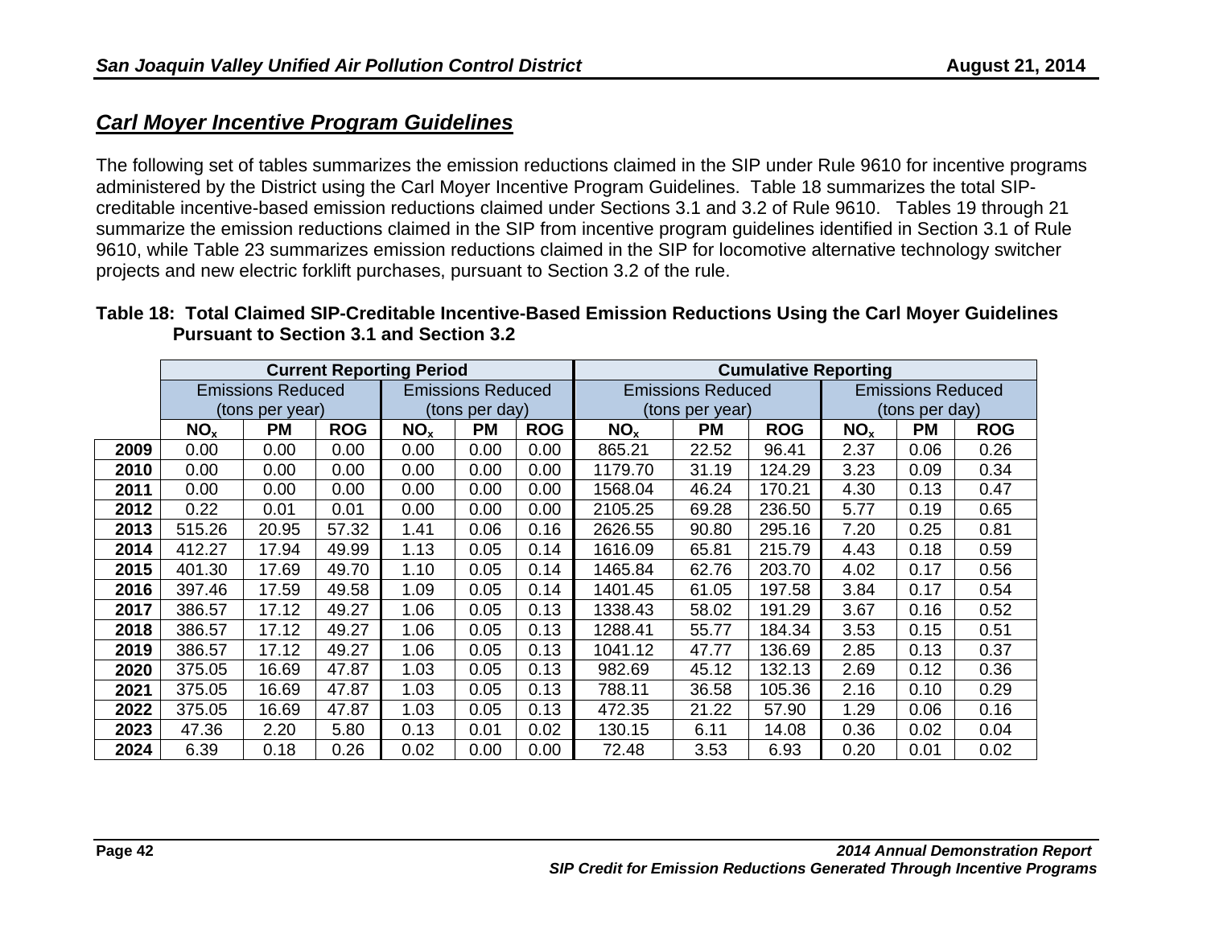## *Carl Moyer Incentive Program Guidelines*

The following set of tables summarizes the emission reductions claimed in the SIP under Rule 9610 for incentive programs administered by the District using the Carl Moyer Incentive Program Guidelines. Table 18 summarizes the total SIP-creditable incentive-based emission reductions claimed under Sections 3.1 and 3.2 of Rule 9610. Tables 19 through 21 summarize the emission reductions claimed in the SIP from incentive program guidelines identified in Section 3.1 of Rule 9610, while Table 23 summarizes emission reductions claimed in the SIP for locomotive alternative technology switcher projects and new electric forklift purchases, pursuant to Section 3.2 of the rule.

**Table 18: Total Claimed SIP-Creditable Incentive-Based Emission Reductions Using the Carl Moyer Guidelines Pursuant to Section 3.1 and Section 3.2**

| | Current Reporting Period | | | | | | Cumulative Reporting | | | | | |
|---|---|---|---|---|---|---|---|---|---|---|---|---|
| | Emissions Reduced (tons per year) | | | Emissions Reduced (tons per day) | | | Emissions Reduced (tons per year) | | | Emissions Reduced (tons per day) | | |
| | $NO_x$ | PM | ROG | $NO_x$ | PM | ROG | $NO_x$ | PM | ROG | $NO_x$ | PM | ROG |
| **2009** | 0.00 | 0.00 | 0.00 | 0.00 | 0.00 | 0.00 | 865.21 | 22.52 | 96.41 | 2.37 | 0.06 | 0.26 |
| **2010** | 0.00 | 0.00 | 0.00 | 0.00 | 0.00 | 0.00 | 1179.70 | 31.19 | 124.29 | 3.23 | 0.09 | 0.34 |
| **2011** | 0.00 | 0.00 | 0.00 | 0.00 | 0.00 | 0.00 | 1568.04 | 46.24 | 170.21 | 4.30 | 0.13 | 0.47 |
| **2012** | 0.22 | 0.01 | 0.01 | 0.00 | 0.00 | 0.00 | 2105.25 | 69.28 | 236.50 | 5.77 | 0.19 | 0.65 |
| **2013** | 515.26 | 20.95 | 57.32 | 1.41 | 0.06 | 0.16 | 2626.55 | 90.80 | 295.16 | 7.20 | 0.25 | 0.81 |
| **2014** | 412.27 | 17.94 | 49.99 | 1.13 | 0.05 | 0.14 | 1616.09 | 65.81 | 215.79 | 4.43 | 0.18 | 0.59 |
| **2015** | 401.30 | 17.69 | 49.70 | 1.10 | 0.05 | 0.14 | 1465.84 | 62.76 | 203.70 | 4.02 | 0.17 | 0.56 |
| **2016** | 397.46 | 17.59 | 49.58 | 1.09 | 0.05 | 0.14 | 1401.45 | 61.05 | 197.58 | 3.84 | 0.17 | 0.54 |
| **2017** | 386.57 | 17.12 | 49.27 | 1.06 | 0.05 | 0.13 | 1338.43 | 58.02 | 191.29 | 3.67 | 0.16 | 0.52 |
| **2018** | 386.57 | 17.12 | 49.27 | 1.06 | 0.05 | 0.13 | 1288.41 | 55.77 | 184.34 | 3.53 | 0.15 | 0.51 |
| **2019** | 386.57 | 17.12 | 49.27 | 1.06 | 0.05 | 0.13 | 1041.12 | 47.77 | 136.69 | 2.85 | 0.13 | 0.37 |
| **2020** | 375.05 | 16.69 | 47.87 | 1.03 | 0.05 | 0.13 | 982.69 | 45.12 | 132.13 | 2.69 | 0.12 | 0.36 |
| **2021** | 375.05 | 16.69 | 47.87 | 1.03 | 0.05 | 0.13 | 788.11 | 36.58 | 105.36 | 2.16 | 0.10 | 0.29 |
| **2022** | 375.05 | 16.69 | 47.87 | 1.03 | 0.05 | 0.13 | 472.35 | 21.22 | 57.90 | 1.29 | 0.06 | 0.16 |
| **2023** | 47.36 | 2.20 | 5.80 | 0.13 | 0.01 | 0.02 | 130.15 | 6.11 | 14.08 | 0.36 | 0.02 | 0.04 |
| **2024** | 6.39 | 0.18 | 0.26 | 0.02 | 0.00 | 0.00 | 72.48 | 3.53 | 6.93 | 0.20 | 0.01 | 0.02 |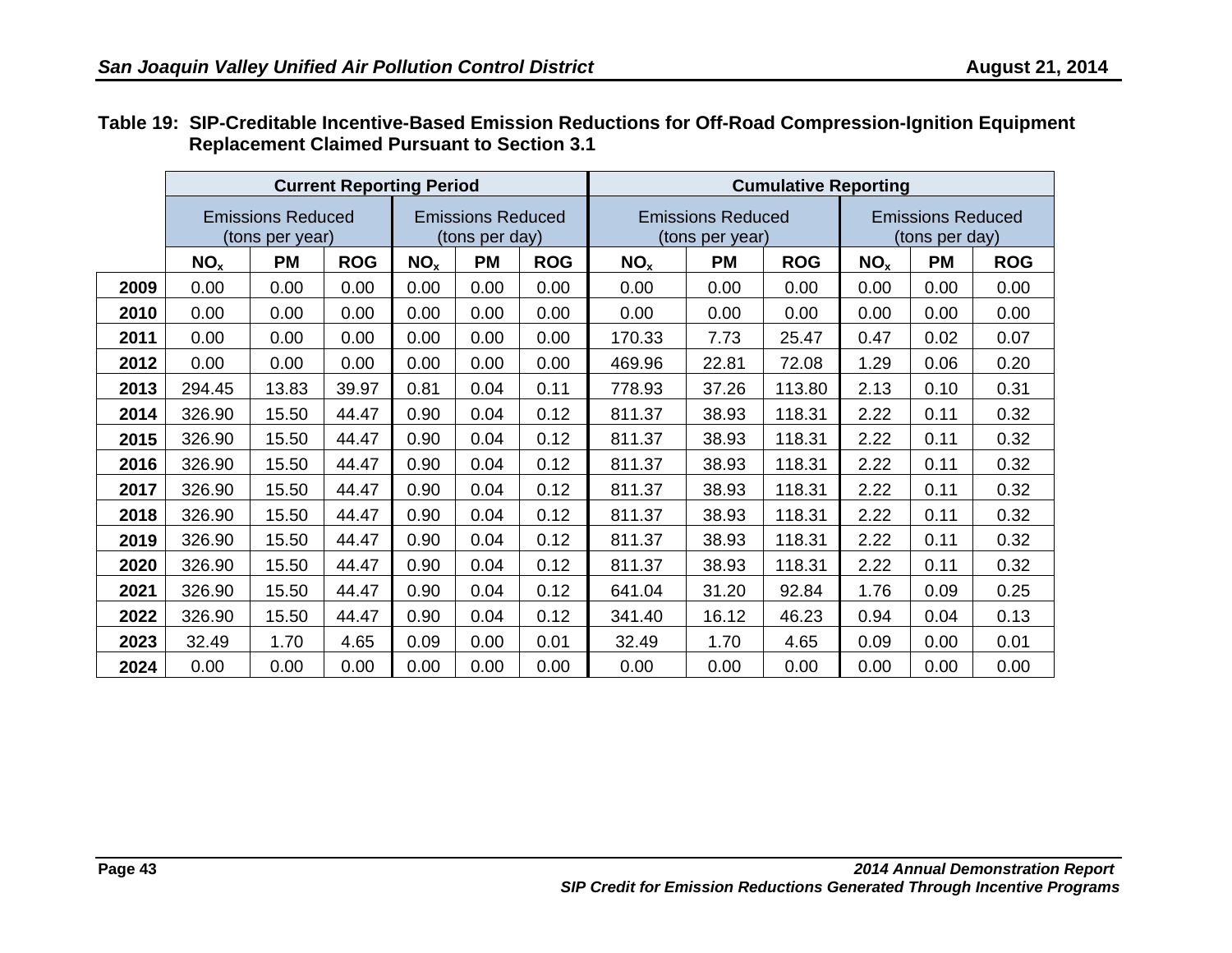**Table 19: SIP-Creditable Incentive-Based Emission Reductions for Off-Road Compression-Ignition Equipment Replacement Claimed Pursuant to Section 3.1**

| | Current Reporting Period | | | | | | Cumulative Reporting | | | | | |
|---|---|---|---|---|---|---|---|---|---|---|---|---|
| | Emissions Reduced (tons per year) | | | Emissions Reduced (tons per day) | | | Emissions Reduced (tons per year) | | | Emissions Reduced (tons per day) | | |
| | $NO_x$ | PM | ROG | $NO_x$ | PM | ROG | $NO_x$ | PM | ROG | $NO_x$ | PM | ROG |
| **2009** | 0.00 | 0.00 | 0.00 | 0.00 | 0.00 | 0.00 | 0.00 | 0.00 | 0.00 | 0.00 | 0.00 | 0.00 |
| **2010** | 0.00 | 0.00 | 0.00 | 0.00 | 0.00 | 0.00 | 0.00 | 0.00 | 0.00 | 0.00 | 0.00 | 0.00 |
| **2011** | 0.00 | 0.00 | 0.00 | 0.00 | 0.00 | 0.00 | 170.33 | 7.73 | 25.47 | 0.47 | 0.02 | 0.07 |
| **2012** | 0.00 | 0.00 | 0.00 | 0.00 | 0.00 | 0.00 | 469.96 | 22.81 | 72.08 | 1.29 | 0.06 | 0.20 |
| **2013** | 294.45 | 13.83 | 39.97 | 0.81 | 0.04 | 0.11 | 778.93 | 37.26 | 113.80 | 2.13 | 0.10 | 0.31 |
| **2014** | 326.90 | 15.50 | 44.47 | 0.90 | 0.04 | 0.12 | 811.37 | 38.93 | 118.31 | 2.22 | 0.11 | 0.32 |
| **2015** | 326.90 | 15.50 | 44.47 | 0.90 | 0.04 | 0.12 | 811.37 | 38.93 | 118.31 | 2.22 | 0.11 | 0.32 |
| **2016** | 326.90 | 15.50 | 44.47 | 0.90 | 0.04 | 0.12 | 811.37 | 38.93 | 118.31 | 2.22 | 0.11 | 0.32 |
| **2017** | 326.90 | 15.50 | 44.47 | 0.90 | 0.04 | 0.12 | 811.37 | 38.93 | 118.31 | 2.22 | 0.11 | 0.32 |
| **2018** | 326.90 | 15.50 | 44.47 | 0.90 | 0.04 | 0.12 | 811.37 | 38.93 | 118.31 | 2.22 | 0.11 | 0.32 |
| **2019** | 326.90 | 15.50 | 44.47 | 0.90 | 0.04 | 0.12 | 811.37 | 38.93 | 118.31 | 2.22 | 0.11 | 0.32 |
| **2020** | 326.90 | 15.50 | 44.47 | 0.90 | 0.04 | 0.12 | 811.37 | 38.93 | 118.31 | 2.22 | 0.11 | 0.32 |
| **2021** | 326.90 | 15.50 | 44.47 | 0.90 | 0.04 | 0.12 | 641.04 | 31.20 | 92.84 | 1.76 | 0.09 | 0.25 |
| **2022** | 326.90 | 15.50 | 44.47 | 0.90 | 0.04 | 0.12 | 341.40 | 16.12 | 46.23 | 0.94 | 0.04 | 0.13 |
| **2023** | 32.49 | 1.70 | 4.65 | 0.09 | 0.00 | 0.01 | 32.49 | 1.70 | 4.65 | 0.09 | 0.00 | 0.01 |
| **2024** | 0.00 | 0.00 | 0.00 | 0.00 | 0.00 | 0.00 | 0.00 | 0.00 | 0.00 | 0.00 | 0.00 | 0.00 |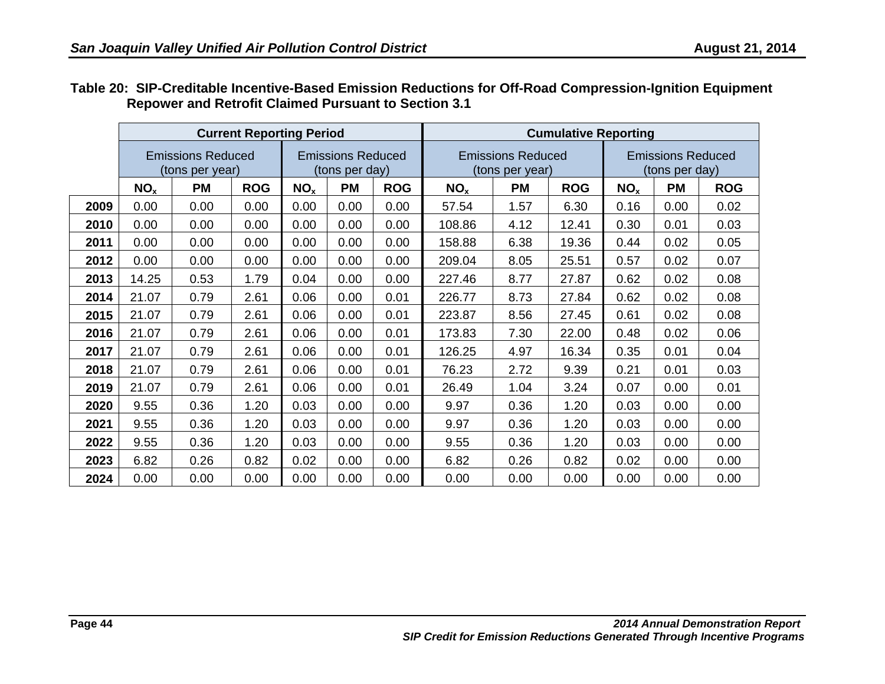**Table 20: SIP-Creditable Incentive-Based Emission Reductions for Off-Road Compression-Ignition Equipment Repower and Retrofit Claimed Pursuant to Section 3.1**

| | Current Reporting Period | | | | | | Cumulative Reporting | | | | | |
|---|---|---|---|---|---|---|---|---|---|---|---|---|
| | Emissions Reduced (tons per year) | | | Emissions Reduced (tons per day) | | | Emissions Reduced (tons per year) | | | Emissions Reduced (tons per day) | | |
| | $NO_x$ | PM | ROG | $NO_x$ | PM | ROG | $NO_x$ | PM | ROG | $NO_x$ | PM | ROG |
| **2009** | 0.00 | 0.00 | 0.00 | 0.00 | 0.00 | 0.00 | 57.54 | 1.57 | 6.30 | 0.16 | 0.00 | 0.02 |
| **2010** | 0.00 | 0.00 | 0.00 | 0.00 | 0.00 | 0.00 | 108.86 | 4.12 | 12.41 | 0.30 | 0.01 | 0.03 |
| **2011** | 0.00 | 0.00 | 0.00 | 0.00 | 0.00 | 0.00 | 158.88 | 6.38 | 19.36 | 0.44 | 0.02 | 0.05 |
| **2012** | 0.00 | 0.00 | 0.00 | 0.00 | 0.00 | 0.00 | 209.04 | 8.05 | 25.51 | 0.57 | 0.02 | 0.07 |
| **2013** | 14.25 | 0.53 | 1.79 | 0.04 | 0.00 | 0.00 | 227.46 | 8.77 | 27.87 | 0.62 | 0.02 | 0.08 |
| **2014** | 21.07 | 0.79 | 2.61 | 0.06 | 0.00 | 0.01 | 226.77 | 8.73 | 27.84 | 0.62 | 0.02 | 0.08 |
| **2015** | 21.07 | 0.79 | 2.61 | 0.06 | 0.00 | 0.01 | 223.87 | 8.56 | 27.45 | 0.61 | 0.02 | 0.08 |
| **2016** | 21.07 | 0.79 | 2.61 | 0.06 | 0.00 | 0.01 | 173.83 | 7.30 | 22.00 | 0.48 | 0.02 | 0.06 |
| **2017** | 21.07 | 0.79 | 2.61 | 0.06 | 0.00 | 0.01 | 126.25 | 4.97 | 16.34 | 0.35 | 0.01 | 0.04 |
| **2018** | 21.07 | 0.79 | 2.61 | 0.06 | 0.00 | 0.01 | 76.23 | 2.72 | 9.39 | 0.21 | 0.01 | 0.03 |
| **2019** | 21.07 | 0.79 | 2.61 | 0.06 | 0.00 | 0.01 | 26.49 | 1.04 | 3.24 | 0.07 | 0.00 | 0.01 |
| **2020** | 9.55 | 0.36 | 1.20 | 0.03 | 0.00 | 0.00 | 9.97 | 0.36 | 1.20 | 0.03 | 0.00 | 0.00 |
| **2021** | 9.55 | 0.36 | 1.20 | 0.03 | 0.00 | 0.00 | 9.97 | 0.36 | 1.20 | 0.03 | 0.00 | 0.00 |
| **2022** | 9.55 | 0.36 | 1.20 | 0.03 | 0.00 | 0.00 | 9.55 | 0.36 | 1.20 | 0.03 | 0.00 | 0.00 |
| **2023** | 6.82 | 0.26 | 0.82 | 0.02 | 0.00 | 0.00 | 6.82 | 0.26 | 0.82 | 0.02 | 0.00 | 0.00 |
| **2024** | 0.00 | 0.00 | 0.00 | 0.00 | 0.00 | 0.00 | 0.00 | 0.00 | 0.00 | 0.00 | 0.00 | 0.00 |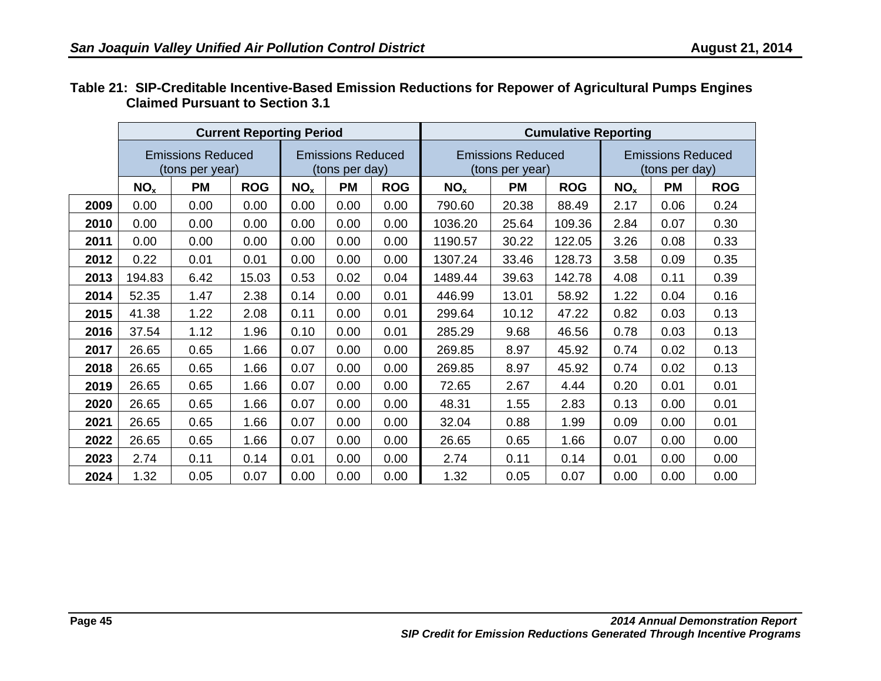**Table 21: SIP-Creditable Incentive-Based Emission Reductions for Repower of Agricultural Pumps Engines Claimed Pursuant to Section 3.1**

| | Current Reporting Period | | | | | | Cumulative Reporting | | | | | |
|---|---|---|---|---|---|---|---|---|---|---|---|---|
| | Emissions Reduced (tons per year) | | | Emissions Reduced (tons per day) | | | Emissions Reduced (tons per year) | | | Emissions Reduced (tons per day) | | |
| | $NO_x$ | PM | ROG | $NO_x$ | PM | ROG | $NO_x$ | PM | ROG | $NO_x$ | PM | ROG |
| **2009** | 0.00 | 0.00 | 0.00 | 0.00 | 0.00 | 0.00 | 790.60 | 20.38 | 88.49 | 2.17 | 0.06 | 0.24 |
| **2010** | 0.00 | 0.00 | 0.00 | 0.00 | 0.00 | 0.00 | 1036.20 | 25.64 | 109.36 | 2.84 | 0.07 | 0.30 |
| **2011** | 0.00 | 0.00 | 0.00 | 0.00 | 0.00 | 0.00 | 1190.57 | 30.22 | 122.05 | 3.26 | 0.08 | 0.33 |
| **2012** | 0.22 | 0.01 | 0.01 | 0.00 | 0.00 | 0.00 | 1307.24 | 33.46 | 128.73 | 3.58 | 0.09 | 0.35 |
| **2013** | 194.83 | 6.42 | 15.03 | 0.53 | 0.02 | 0.04 | 1489.44 | 39.63 | 142.78 | 4.08 | 0.11 | 0.39 |
| **2014** | 52.35 | 1.47 | 2.38 | 0.14 | 0.00 | 0.01 | 446.99 | 13.01 | 58.92 | 1.22 | 0.04 | 0.16 |
| **2015** | 41.38 | 1.22 | 2.08 | 0.11 | 0.00 | 0.01 | 299.64 | 10.12 | 47.22 | 0.82 | 0.03 | 0.13 |
| **2016** | 37.54 | 1.12 | 1.96 | 0.10 | 0.00 | 0.01 | 285.29 | 9.68 | 46.56 | 0.78 | 0.03 | 0.13 |
| **2017** | 26.65 | 0.65 | 1.66 | 0.07 | 0.00 | 0.00 | 269.85 | 8.97 | 45.92 | 0.74 | 0.02 | 0.13 |
| **2018** | 26.65 | 0.65 | 1.66 | 0.07 | 0.00 | 0.00 | 269.85 | 8.97 | 45.92 | 0.74 | 0.02 | 0.13 |
| **2019** | 26.65 | 0.65 | 1.66 | 0.07 | 0.00 | 0.00 | 72.65 | 2.67 | 4.44 | 0.20 | 0.01 | 0.01 |
| **2020** | 26.65 | 0.65 | 1.66 | 0.07 | 0.00 | 0.00 | 48.31 | 1.55 | 2.83 | 0.13 | 0.00 | 0.01 |
| **2021** | 26.65 | 0.65 | 1.66 | 0.07 | 0.00 | 0.00 | 32.04 | 0.88 | 1.99 | 0.09 | 0.00 | 0.01 |
| **2022** | 26.65 | 0.65 | 1.66 | 0.07 | 0.00 | 0.00 | 26.65 | 0.65 | 1.66 | 0.07 | 0.00 | 0.00 |
| **2023** | 2.74 | 0.11 | 0.14 | 0.01 | 0.00 | 0.00 | 2.74 | 0.11 | 0.14 | 0.01 | 0.00 | 0.00 |
| **2024** | 1.32 | 0.05 | 0.07 | 0.00 | 0.00 | 0.00 | 1.32 | 0.05 | 0.07 | 0.00 | 0.00 | 0.00 |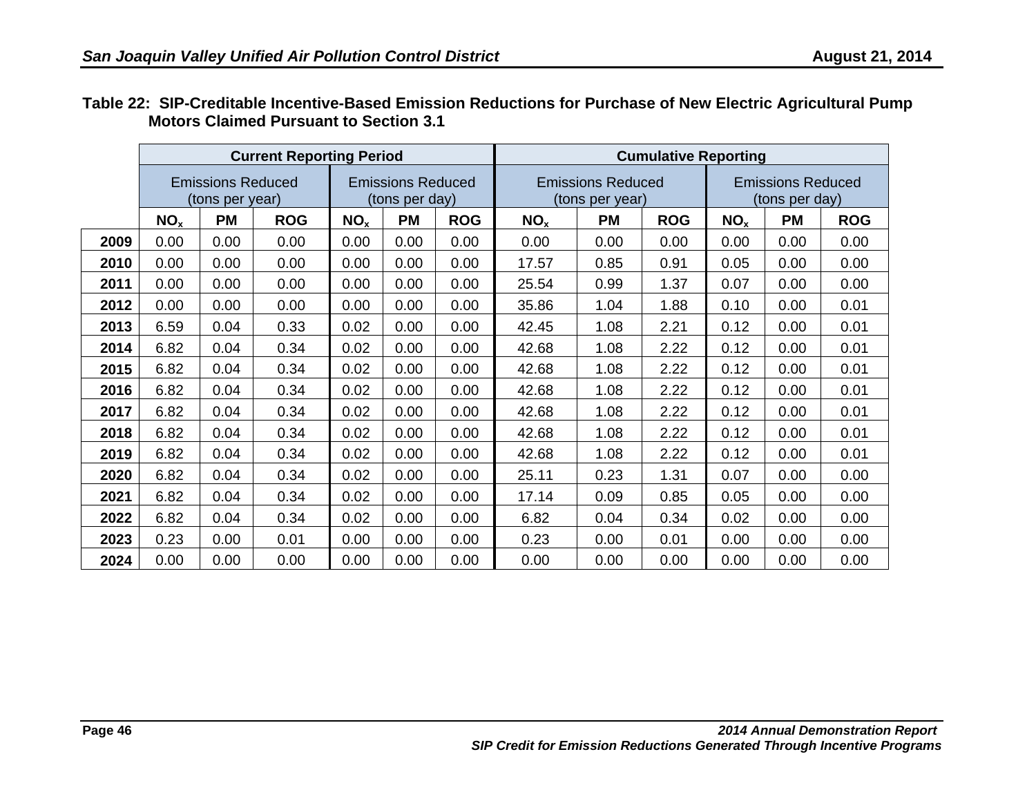**Table 22: SIP-Creditable Incentive-Based Emission Reductions for Purchase of New Electric Agricultural Pump Motors Claimed Pursuant to Section 3.1**

| | Current Reporting Period | | | | | | Cumulative Reporting | | | | | |
|---|---|---|---|---|---|---|---|---|---|---|---|---|
| | Emissions Reduced (tons per year) | | | Emissions Reduced (tons per day) | | | Emissions Reduced (tons per year) | | | Emissions Reduced (tons per day) | | |
| | $NO_x$ | PM | ROG | $NO_x$ | PM | ROG | $NO_x$ | PM | ROG | $NO_x$ | PM | ROG |
| **2009** | 0.00 | 0.00 | 0.00 | 0.00 | 0.00 | 0.00 | 0.00 | 0.00 | 0.00 | 0.00 | 0.00 | 0.00 |
| **2010** | 0.00 | 0.00 | 0.00 | 0.00 | 0.00 | 0.00 | 17.57 | 0.85 | 0.91 | 0.05 | 0.00 | 0.00 |
| **2011** | 0.00 | 0.00 | 0.00 | 0.00 | 0.00 | 0.00 | 25.54 | 0.99 | 1.37 | 0.07 | 0.00 | 0.00 |
| **2012** | 0.00 | 0.00 | 0.00 | 0.00 | 0.00 | 0.00 | 35.86 | 1.04 | 1.88 | 0.10 | 0.00 | 0.01 |
| **2013** | 6.59 | 0.04 | 0.33 | 0.02 | 0.00 | 0.00 | 42.45 | 1.08 | 2.21 | 0.12 | 0.00 | 0.01 |
| **2014** | 6.82 | 0.04 | 0.34 | 0.02 | 0.00 | 0.00 | 42.68 | 1.08 | 2.22 | 0.12 | 0.00 | 0.01 |
| **2015** | 6.82 | 0.04 | 0.34 | 0.02 | 0.00 | 0.00 | 42.68 | 1.08 | 2.22 | 0.12 | 0.00 | 0.01 |
| **2016** | 6.82 | 0.04 | 0.34 | 0.02 | 0.00 | 0.00 | 42.68 | 1.08 | 2.22 | 0.12 | 0.00 | 0.01 |
| **2017** | 6.82 | 0.04 | 0.34 | 0.02 | 0.00 | 0.00 | 42.68 | 1.08 | 2.22 | 0.12 | 0.00 | 0.01 |
| **2018** | 6.82 | 0.04 | 0.34 | 0.02 | 0.00 | 0.00 | 42.68 | 1.08 | 2.22 | 0.12 | 0.00 | 0.01 |
| **2019** | 6.82 | 0.04 | 0.34 | 0.02 | 0.00 | 0.00 | 42.68 | 1.08 | 2.22 | 0.12 | 0.00 | 0.01 |
| **2020** | 6.82 | 0.04 | 0.34 | 0.02 | 0.00 | 0.00 | 25.11 | 0.23 | 1.31 | 0.07 | 0.00 | 0.00 |
| **2021** | 6.82 | 0.04 | 0.34 | 0.02 | 0.00 | 0.00 | 17.14 | 0.09 | 0.85 | 0.05 | 0.00 | 0.00 |
| **2022** | 6.82 | 0.04 | 0.34 | 0.02 | 0.00 | 0.00 | 6.82 | 0.04 | 0.34 | 0.02 | 0.00 | 0.00 |
| **2023** | 0.23 | 0.00 | 0.01 | 0.00 | 0.00 | 0.00 | 0.23 | 0.00 | 0.01 | 0.00 | 0.00 | 0.00 |
| **2024** | 0.00 | 0.00 | 0.00 | 0.00 | 0.00 | 0.00 | 0.00 | 0.00 | 0.00 | 0.00 | 0.00 | 0.00 |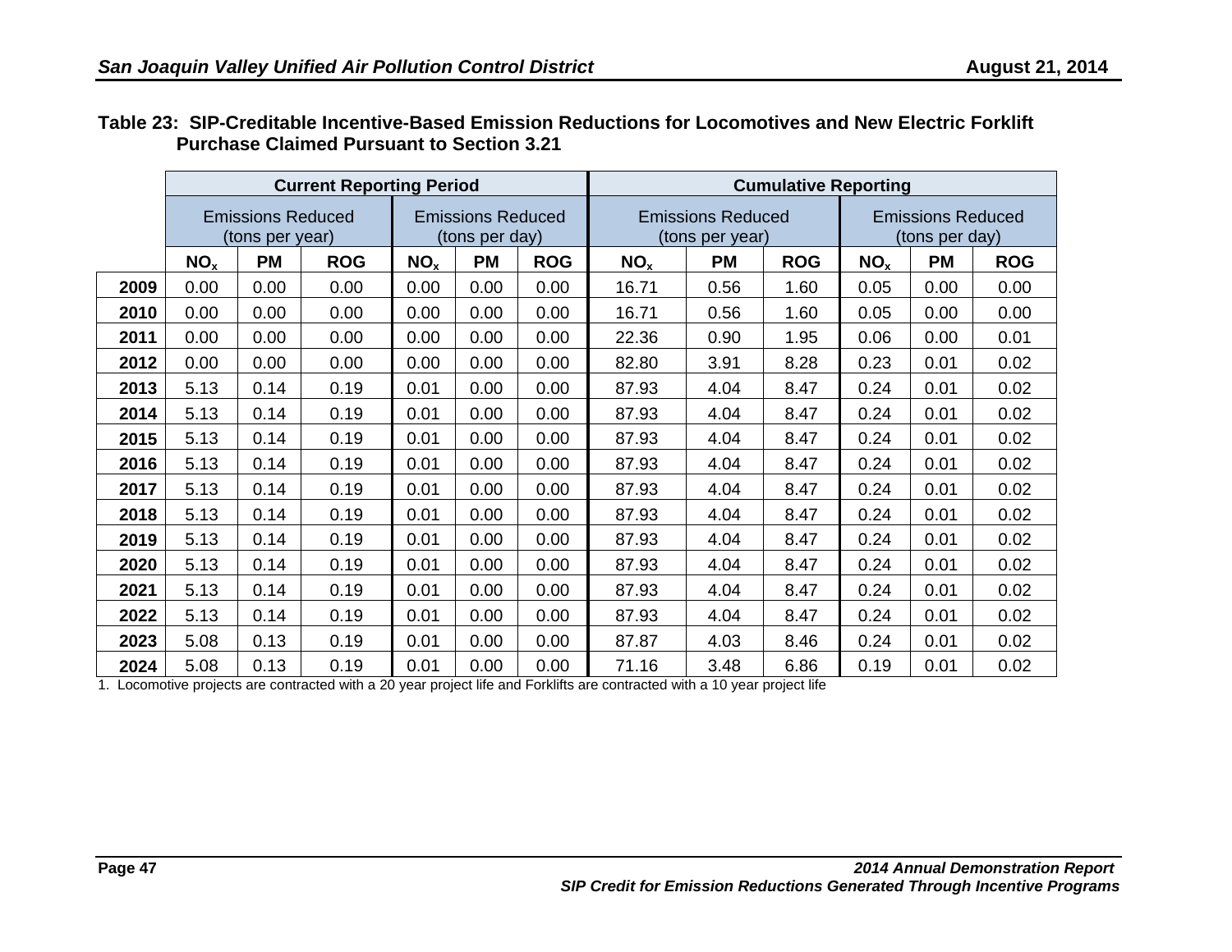**Table 23: SIP-Creditable Incentive-Based Emission Reductions for Locomotives and New Electric Forklift Purchase Claimed Pursuant to Section 3.21**

| | Current Reporting Period | | | | | | Cumulative Reporting | | | | | |
|---|---|---|---|---|---|---|---|---|---|---|---|---|
| | Emissions Reduced (tons per year) | | | Emissions Reduced (tons per day) | | | Emissions Reduced (tons per year) | | | Emissions Reduced (tons per day) | | |
| | $NO_x$ | PM | ROG | $NO_x$ | PM | ROG | $NO_x$ | PM | ROG | $NO_x$ | PM | ROG |
| **2009** | 0.00 | 0.00 | 0.00 | 0.00 | 0.00 | 0.00 | 16.71 | 0.56 | 1.60 | 0.05 | 0.00 | 0.00 |
| **2010** | 0.00 | 0.00 | 0.00 | 0.00 | 0.00 | 0.00 | 16.71 | 0.56 | 1.60 | 0.05 | 0.00 | 0.00 |
| **2011** | 0.00 | 0.00 | 0.00 | 0.00 | 0.00 | 0.00 | 22.36 | 0.90 | 1.95 | 0.06 | 0.00 | 0.01 |
| **2012** | 0.00 | 0.00 | 0.00 | 0.00 | 0.00 | 0.00 | 82.80 | 3.91 | 8.28 | 0.23 | 0.01 | 0.02 |
| **2013** | 5.13 | 0.14 | 0.19 | 0.01 | 0.00 | 0.00 | 87.93 | 4.04 | 8.47 | 0.24 | 0.01 | 0.02 |
| **2014** | 5.13 | 0.14 | 0.19 | 0.01 | 0.00 | 0.00 | 87.93 | 4.04 | 8.47 | 0.24 | 0.01 | 0.02 |
| **2015** | 5.13 | 0.14 | 0.19 | 0.01 | 0.00 | 0.00 | 87.93 | 4.04 | 8.47 | 0.24 | 0.01 | 0.02 |
| **2016** | 5.13 | 0.14 | 0.19 | 0.01 | 0.00 | 0.00 | 87.93 | 4.04 | 8.47 | 0.24 | 0.01 | 0.02 |
| **2017** | 5.13 | 0.14 | 0.19 | 0.01 | 0.00 | 0.00 | 87.93 | 4.04 | 8.47 | 0.24 | 0.01 | 0.02 |
| **2018** | 5.13 | 0.14 | 0.19 | 0.01 | 0.00 | 0.00 | 87.93 | 4.04 | 8.47 | 0.24 | 0.01 | 0.02 |
| **2019** | 5.13 | 0.14 | 0.19 | 0.01 | 0.00 | 0.00 | 87.93 | 4.04 | 8.47 | 0.24 | 0.01 | 0.02 |
| **2020** | 5.13 | 0.14 | 0.19 | 0.01 | 0.00 | 0.00 | 87.93 | 4.04 | 8.47 | 0.24 | 0.01 | 0.02 |
| **2021** | 5.13 | 0.14 | 0.19 | 0.01 | 0.00 | 0.00 | 87.93 | 4.04 | 8.47 | 0.24 | 0.01 | 0.02 |
| **2022** | 5.13 | 0.14 | 0.19 | 0.01 | 0.00 | 0.00 | 87.93 | 4.04 | 8.47 | 0.24 | 0.01 | 0.02 |
| **2023** | 5.08 | 0.13 | 0.19 | 0.01 | 0.00 | 0.00 | 87.87 | 4.03 | 8.46 | 0.24 | 0.01 | 0.02 |
| **2024** | 5.08 | 0.13 | 0.19 | 0.01 | 0.00 | 0.00 | 71.16 | 3.48 | 6.86 | 0.19 | 0.01 | 0.02 |

1. Locomotive projects are contracted with a 20 year project life and Forklifts are contracted with a 10 year project life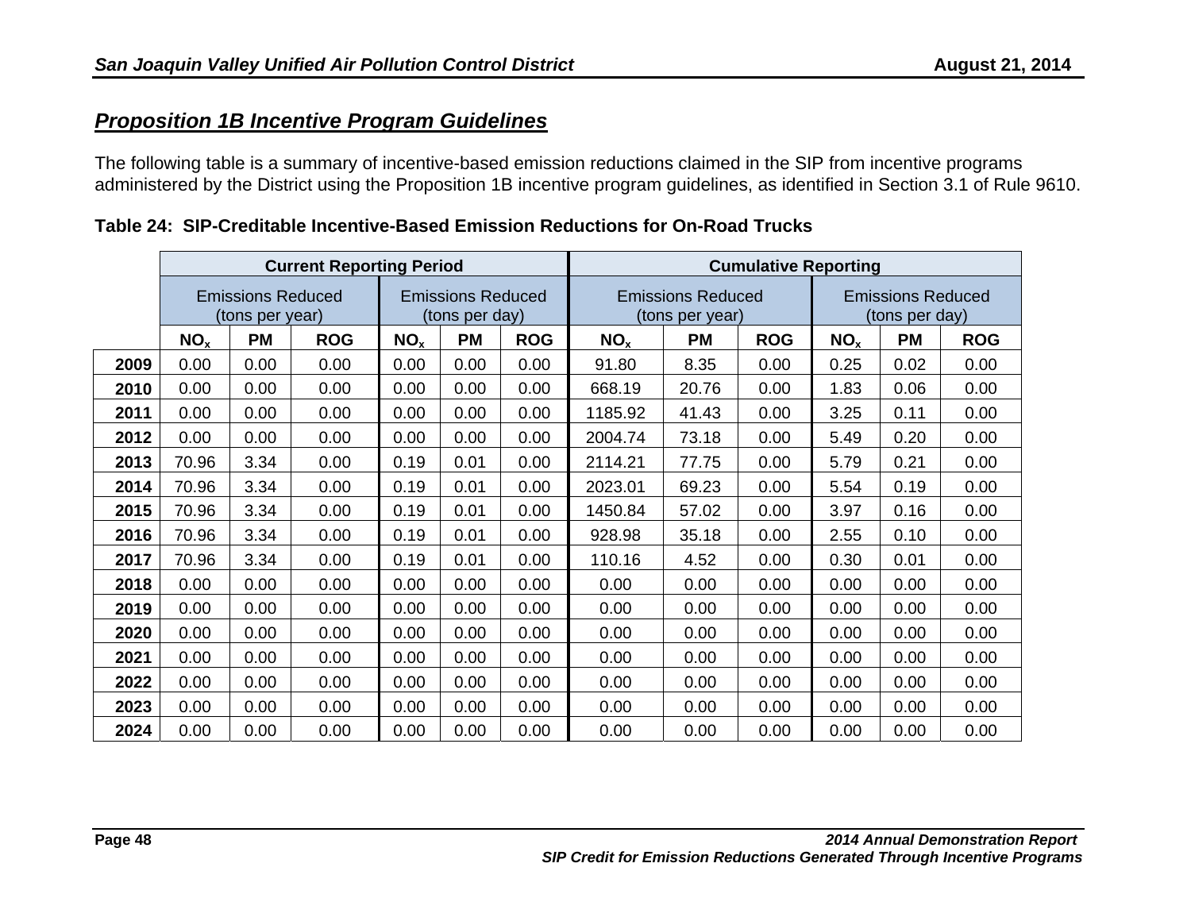## *Proposition 1B Incentive Program Guidelines*

The following table is a summary of incentive-based emission reductions claimed in the SIP from incentive programs administered by the District using the Proposition 1B incentive program guidelines, as identified in Section 3.1 of Rule 9610.

**Table 24: SIP-Creditable Incentive-Based Emission Reductions for On-Road Trucks**

| | Current Reporting Period | | | | | | Cumulative Reporting | | | | | |
|---|---|---|---|---|---|---|---|---|---|---|---|---|
| | Emissions Reduced (tons per year) | | | Emissions Reduced (tons per day) | | | Emissions Reduced (tons per year) | | | Emissions Reduced (tons per day) | | |
| | $NO_x$ | PM | ROG | $NO_x$ | PM | ROG | $NO_x$ | PM | ROG | $NO_x$ | PM | ROG |
| **2009** | 0.00 | 0.00 | 0.00 | 0.00 | 0.00 | 0.00 | 91.80 | 8.35 | 0.00 | 0.25 | 0.02 | 0.00 |
| **2010** | 0.00 | 0.00 | 0.00 | 0.00 | 0.00 | 0.00 | 668.19 | 20.76 | 0.00 | 1.83 | 0.06 | 0.00 |
| **2011** | 0.00 | 0.00 | 0.00 | 0.00 | 0.00 | 0.00 | 1185.92 | 41.43 | 0.00 | 3.25 | 0.11 | 0.00 |
| **2012** | 0.00 | 0.00 | 0.00 | 0.00 | 0.00 | 0.00 | 2004.74 | 73.18 | 0.00 | 5.49 | 0.20 | 0.00 |
| **2013** | 70.96 | 3.34 | 0.00 | 0.19 | 0.01 | 0.00 | 2114.21 | 77.75 | 0.00 | 5.79 | 0.21 | 0.00 |
| **2014** | 70.96 | 3.34 | 0.00 | 0.19 | 0.01 | 0.00 | 2023.01 | 69.23 | 0.00 | 5.54 | 0.19 | 0.00 |
| **2015** | 70.96 | 3.34 | 0.00 | 0.19 | 0.01 | 0.00 | 1450.84 | 57.02 | 0.00 | 3.97 | 0.16 | 0.00 |
| **2016** | 70.96 | 3.34 | 0.00 | 0.19 | 0.01 | 0.00 | 928.98 | 35.18 | 0.00 | 2.55 | 0.10 | 0.00 |
| **2017** | 70.96 | 3.34 | 0.00 | 0.19 | 0.01 | 0.00 | 110.16 | 4.52 | 0.00 | 0.30 | 0.01 | 0.00 |
| **2018** | 0.00 | 0.00 | 0.00 | 0.00 | 0.00 | 0.00 | 0.00 | 0.00 | 0.00 | 0.00 | 0.00 | 0.00 |
| **2019** | 0.00 | 0.00 | 0.00 | 0.00 | 0.00 | 0.00 | 0.00 | 0.00 | 0.00 | 0.00 | 0.00 | 0.00 |
| **2020** | 0.00 | 0.00 | 0.00 | 0.00 | 0.00 | 0.00 | 0.00 | 0.00 | 0.00 | 0.00 | 0.00 | 0.00 |
| **2021** | 0.00 | 0.00 | 0.00 | 0.00 | 0.00 | 0.00 | 0.00 | 0.00 | 0.00 | 0.00 | 0.00 | 0.00 |
| **2022** | 0.00 | 0.00 | 0.00 | 0.00 | 0.00 | 0.00 | 0.00 | 0.00 | 0.00 | 0.00 | 0.00 | 0.00 |
| **2023** | 0.00 | 0.00 | 0.00 | 0.00 | 0.00 | 0.00 | 0.00 | 0.00 | 0.00 | 0.00 | 0.00 | 0.00 |
| **2024** | 0.00 | 0.00 | 0.00 | 0.00 | 0.00 | 0.00 | 0.00 | 0.00 | 0.00 | 0.00 | 0.00 | 0.00 |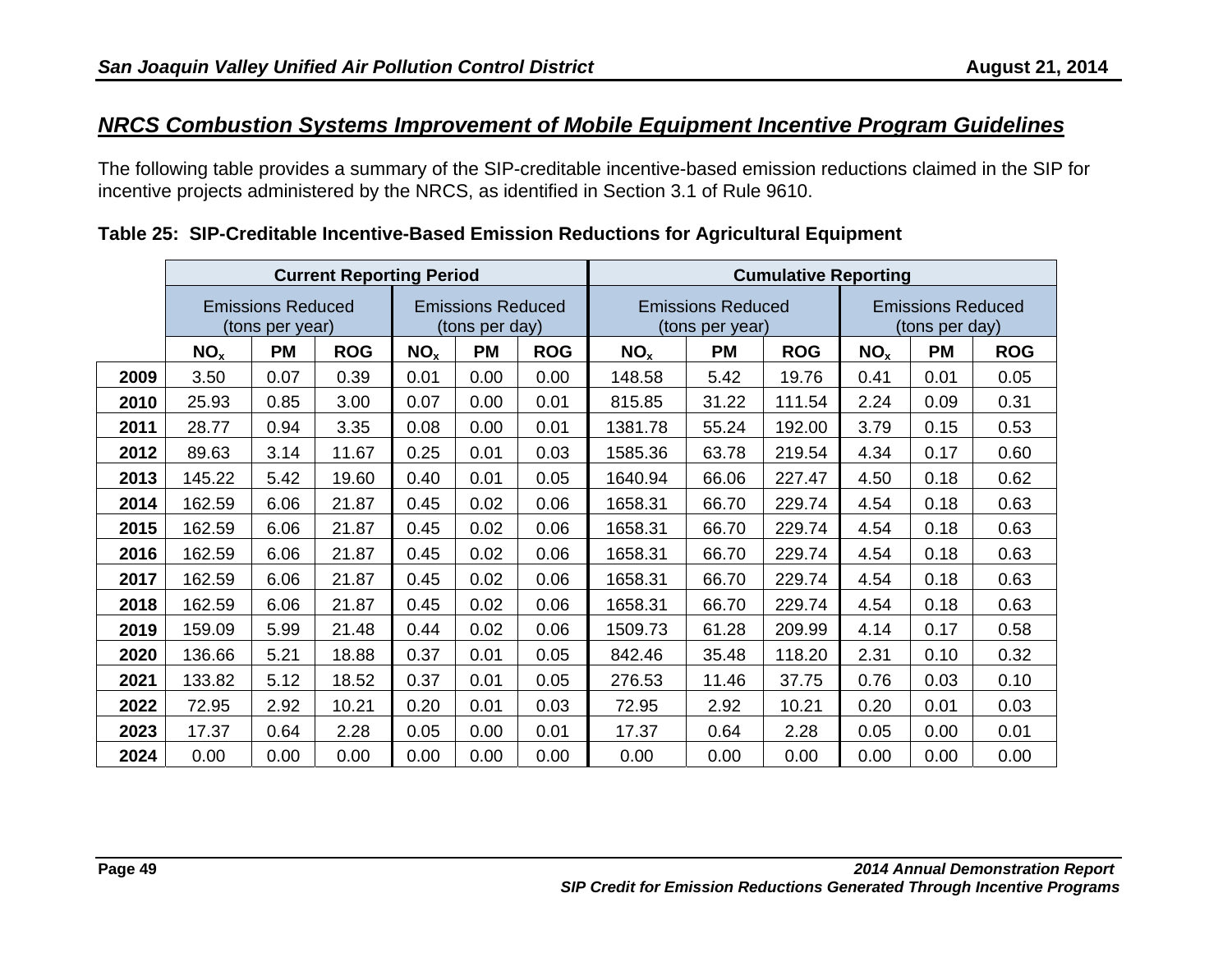## *NRCS Combustion Systems Improvement of Mobile Equipment Incentive Program Guidelines*

The following table provides a summary of the SIP-creditable incentive-based emission reductions claimed in the SIP for incentive projects administered by the NRCS, as identified in Section 3.1 of Rule 9610.

**Table 25: SIP-Creditable Incentive-Based Emission Reductions for Agricultural Equipment**

| | Current Reporting Period | | | | | | Cumulative Reporting | | | | | |
|---|---|---|---|---|---|---|---|---|---|---|---|---|
| | Emissions Reduced (tons per year) | | | Emissions Reduced (tons per day) | | | Emissions Reduced (tons per year) | | | Emissions Reduced (tons per day) | | |
| | $NO_x$ | PM | ROG | $NO_x$ | PM | ROG | $NO_x$ | PM | ROG | $NO_x$ | PM | ROG |
| **2009** | 3.50 | 0.07 | 0.39 | 0.01 | 0.00 | 0.00 | 148.58 | 5.42 | 19.76 | 0.41 | 0.01 | 0.05 |
| **2010** | 25.93 | 0.85 | 3.00 | 0.07 | 0.00 | 0.01 | 815.85 | 31.22 | 111.54 | 2.24 | 0.09 | 0.31 |
| **2011** | 28.77 | 0.94 | 3.35 | 0.08 | 0.00 | 0.01 | 1381.78 | 55.24 | 192.00 | 3.79 | 0.15 | 0.53 |
| **2012** | 89.63 | 3.14 | 11.67 | 0.25 | 0.01 | 0.03 | 1585.36 | 63.78 | 219.54 | 4.34 | 0.17 | 0.60 |
| **2013** | 145.22 | 5.42 | 19.60 | 0.40 | 0.01 | 0.05 | 1640.94 | 66.06 | 227.47 | 4.50 | 0.18 | 0.62 |
| **2014** | 162.59 | 6.06 | 21.87 | 0.45 | 0.02 | 0.06 | 1658.31 | 66.70 | 229.74 | 4.54 | 0.18 | 0.63 |
| **2015** | 162.59 | 6.06 | 21.87 | 0.45 | 0.02 | 0.06 | 1658.31 | 66.70 | 229.74 | 4.54 | 0.18 | 0.63 |
| **2016** | 162.59 | 6.06 | 21.87 | 0.45 | 0.02 | 0.06 | 1658.31 | 66.70 | 229.74 | 4.54 | 0.18 | 0.63 |
| **2017** | 162.59 | 6.06 | 21.87 | 0.45 | 0.02 | 0.06 | 1658.31 | 66.70 | 229.74 | 4.54 | 0.18 | 0.63 |
| **2018** | 162.59 | 6.06 | 21.87 | 0.45 | 0.02 | 0.06 | 1658.31 | 66.70 | 229.74 | 4.54 | 0.18 | 0.63 |
| **2019** | 159.09 | 5.99 | 21.48 | 0.44 | 0.02 | 0.06 | 1509.73 | 61.28 | 209.99 | 4.14 | 0.17 | 0.58 |
| **2020** | 136.66 | 5.21 | 18.88 | 0.37 | 0.01 | 0.05 | 842.46 | 35.48 | 118.20 | 2.31 | 0.10 | 0.32 |
| **2021** | 133.82 | 5.12 | 18.52 | 0.37 | 0.01 | 0.05 | 276.53 | 11.46 | 37.75 | 0.76 | 0.03 | 0.10 |
| **2022** | 72.95 | 2.92 | 10.21 | 0.20 | 0.01 | 0.03 | 72.95 | 2.92 | 10.21 | 0.20 | 0.01 | 0.03 |
| **2023** | 17.37 | 0.64 | 2.28 | 0.05 | 0.00 | 0.01 | 17.37 | 0.64 | 2.28 | 0.05 | 0.00 | 0.01 |
| **2024** | 0.00 | 0.00 | 0.00 | 0.00 | 0.00 | 0.00 | 0.00 | 0.00 | 0.00 | 0.00 | 0.00 | 0.00 |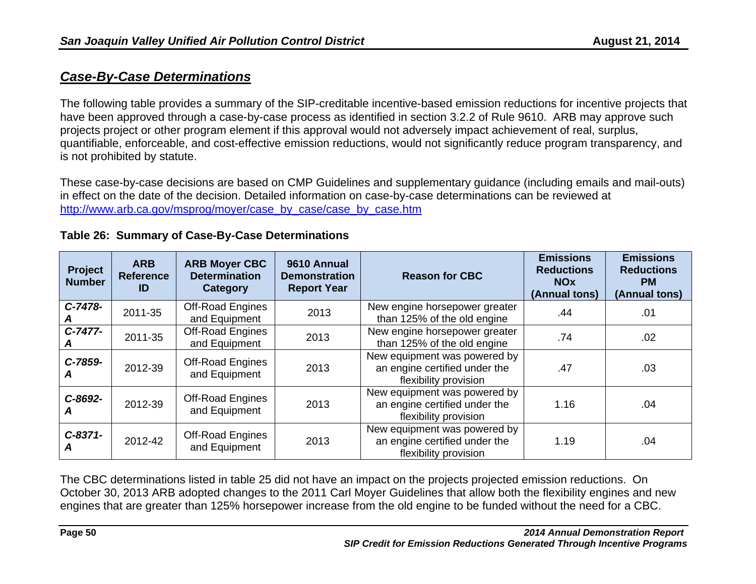## *Case-By-Case Determinations*

The following table provides a summary of the SIP-creditable incentive-based emission reductions for incentive projects that have been approved through a case-by-case process as identified in section 3.2.2 of Rule 9610. ARB may approve such projects project or other program element if this approval would not adversely impact achievement of real, surplus, quantifiable, enforceable, and cost-effective emission reductions, would not significantly reduce program transparency, and is not prohibited by statute.

These case-by-case decisions are based on CMP Guidelines and supplementary guidance (including emails and mail-outs) in effect on the date of the decision. Detailed information on case-by-case determinations can be reviewed at http://www.arb.ca.gov/msprog/moyer/case_by_case/case_by_case.htm

**Table 26: Summary of Case-By-Case Determinations**

| Project Number | ARB Reference ID | ARB Moyer CBC Determination Category | 9610 Annual Demonstration Report Year | Reason for CBC | Emissions Reductions NOx (Annual tons) | Emissions Reductions PM (Annual tons) |
|---|---|---|---|---|---|---|
| *C-7478-A* | 2011-35 | Off-Road Engines and Equipment | 2013 | New engine horsepower greater than 125% of the old engine | .44 | .01 |
| *C-7477-A* | 2011-35 | Off-Road Engines and Equipment | 2013 | New engine horsepower greater than 125% of the old engine | .74 | .02 |
| *C-7859-A* | 2012-39 | Off-Road Engines and Equipment | 2013 | New equipment was powered by an engine certified under the flexibility provision | .47 | .03 |
| *C-8692-A* | 2012-39 | Off-Road Engines and Equipment | 2013 | New equipment was powered by an engine certified under the flexibility provision | 1.16 | .04 |
| *C-8371-A* | 2012-42 | Off-Road Engines and Equipment | 2013 | New equipment was powered by an engine certified under the flexibility provision | 1.19 | .04 |

The CBC determinations listed in table 25 did not have an impact on the projects projected emission reductions. On October 30, 2013 ARB adopted changes to the 2011 Carl Moyer Guidelines that allow both the flexibility engines and new engines that are greater than 125% horsepower increase from the old engine to be funded without the need for a CBC.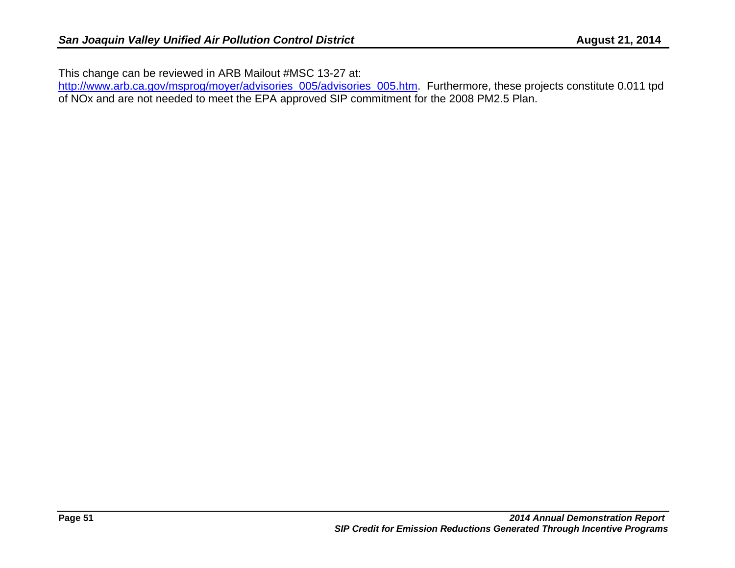This change can be reviewed in ARB Mailout #MSC 13-27 at:
http://www.arb.ca.gov/msprog/moyer/advisories_005/advisories_005.htm. Furthermore, these projects constitute 0.011 tpd of NOx and are not needed to meet the EPA approved SIP commitment for the 2008 PM2.5 Plan.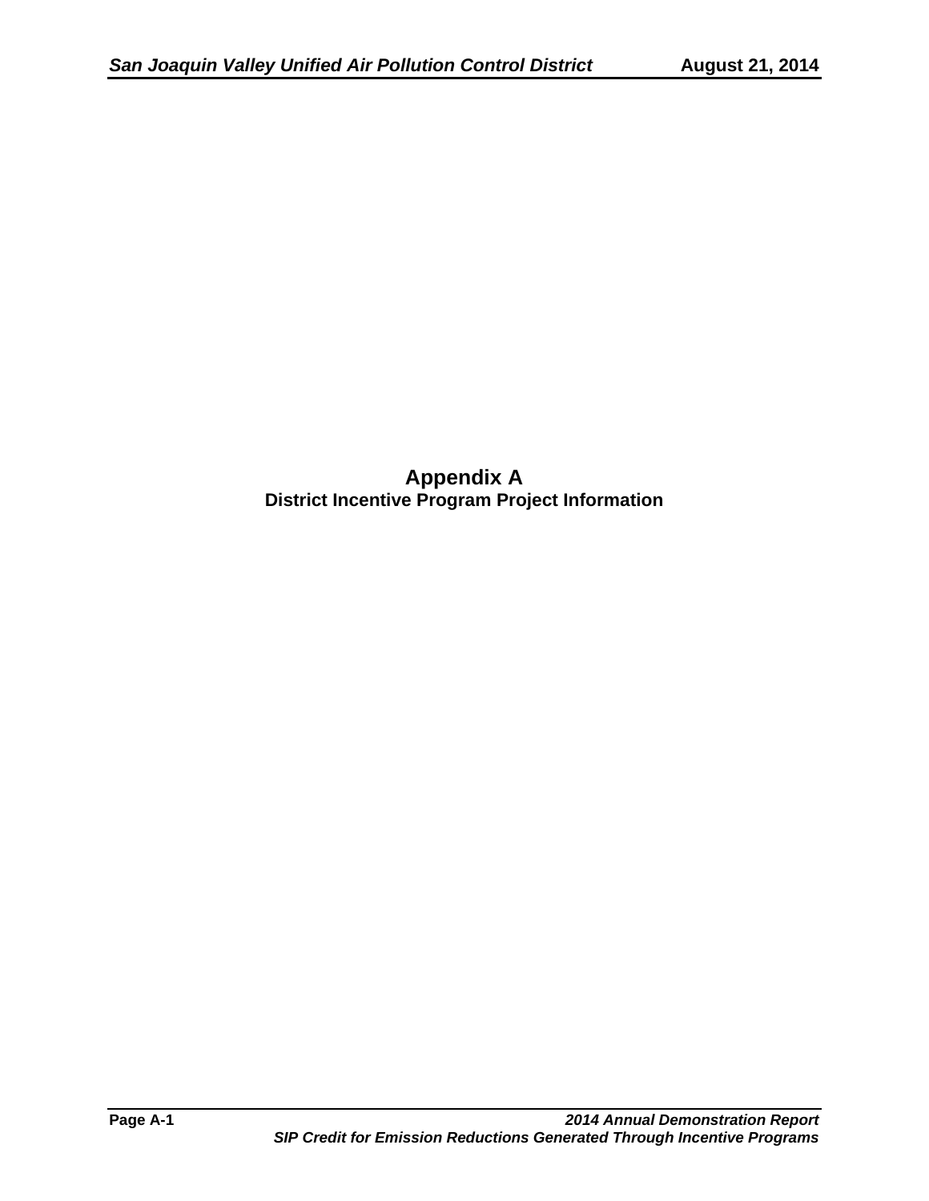# Appendix A

## District Incentive Program Project Information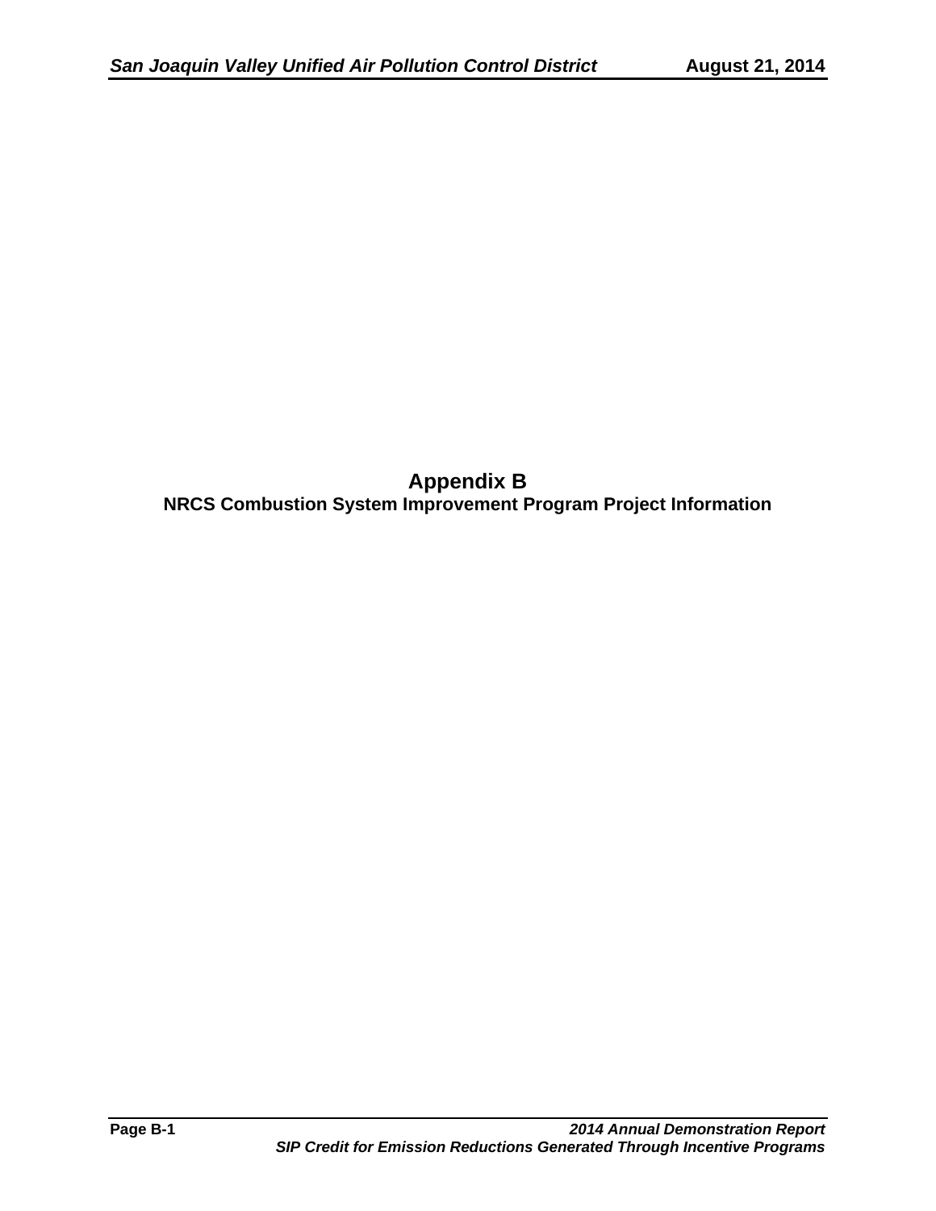# Appendix B

## NRCS Combustion System Improvement Program Project Information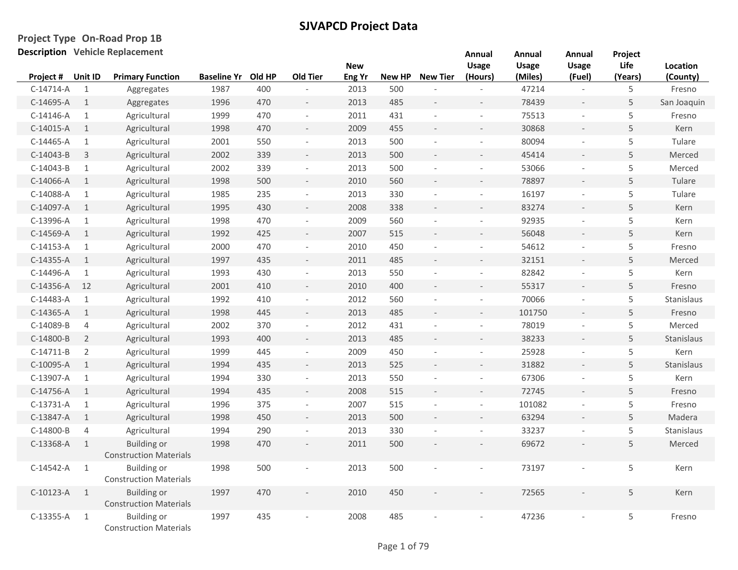# SJVAPCD Project Data

**Project Type** On-Road Prop 1B

**Description** Vehicle Replacement

| Project # | Unit ID | Primary Function | Baseline Yr | Old HP | Old Tier | New Eng Yr | New HP | New Tier | Annual Usage (Hours) | Annual Usage (Miles) | Annual Usage (Fuel) | Project Life (Years) | Location (County) |
|---|---|---|---|---|---|---|---|---|---|---|---|---|---|
| C-14714-A | 1 | Aggregates | 1987 | 400 | - | 2013 | 500 | - | - | 47214 | - | 5 | Fresno |
| C-14695-A | 1 | Aggregates | 1996 | 470 | - | 2013 | 485 | - | - | 78439 | - | 5 | San Joaquin |
| C-14146-A | 1 | Agricultural | 1999 | 470 | - | 2011 | 431 | - | - | 75513 | - | 5 | Fresno |
| C-14015-A | 1 | Agricultural | 1998 | 470 | - | 2009 | 455 | - | - | 30868 | - | 5 | Kern |
| C-14465-A | 1 | Agricultural | 2001 | 550 | - | 2013 | 500 | - | - | 80094 | - | 5 | Tulare |
| C-14043-B | 3 | Agricultural | 2002 | 339 | - | 2013 | 500 | - | - | 45414 | - | 5 | Merced |
| C-14043-B | 1 | Agricultural | 2002 | 339 | - | 2013 | 500 | - | - | 53066 | - | 5 | Merced |
| C-14066-A | 1 | Agricultural | 1998 | 500 | - | 2010 | 560 | - | - | 78897 | - | 5 | Tulare |
| C-14088-A | 1 | Agricultural | 1985 | 235 | - | 2013 | 330 | - | - | 16197 | - | 5 | Tulare |
| C-14097-A | 1 | Agricultural | 1995 | 430 | - | 2008 | 338 | - | - | 83274 | - | 5 | Kern |
| C-13996-A | 1 | Agricultural | 1998 | 470 | - | 2009 | 560 | - | - | 92935 | - | 5 | Kern |
| C-14569-A | 1 | Agricultural | 1992 | 425 | - | 2007 | 515 | - | - | 56048 | - | 5 | Kern |
| C-14153-A | 1 | Agricultural | 2000 | 470 | - | 2010 | 450 | - | - | 54612 | - | 5 | Fresno |
| C-14355-A | 1 | Agricultural | 1997 | 435 | - | 2011 | 485 | - | - | 32151 | - | 5 | Merced |
| C-14496-A | 1 | Agricultural | 1993 | 430 | - | 2013 | 550 | - | - | 82842 | - | 5 | Kern |
| C-14356-A | 12 | Agricultural | 2001 | 410 | - | 2010 | 400 | - | - | 55317 | - | 5 | Fresno |
| C-14483-A | 1 | Agricultural | 1992 | 410 | - | 2012 | 560 | - | - | 70066 | - | 5 | Stanislaus |
| C-14365-A | 1 | Agricultural | 1998 | 445 | - | 2013 | 485 | - | - | 101750 | - | 5 | Fresno |
| C-14089-B | 4 | Agricultural | 2002 | 370 | - | 2012 | 431 | - | - | 78019 | - | 5 | Merced |
| C-14800-B | 2 | Agricultural | 1993 | 400 | - | 2013 | 485 | - | - | 38233 | - | 5 | Stanislaus |
| C-14711-B | 2 | Agricultural | 1999 | 445 | - | 2009 | 450 | - | - | 25928 | - | 5 | Kern |
| C-10095-A | 1 | Agricultural | 1994 | 435 | - | 2013 | 525 | - | - | 31882 | - | 5 | Stanislaus |
| C-13907-A | 1 | Agricultural | 1994 | 330 | - | 2013 | 550 | - | - | 67306 | - | 5 | Kern |
| C-14756-A | 1 | Agricultural | 1994 | 435 | - | 2008 | 515 | - | - | 72745 | - | 5 | Fresno |
| C-13731-A | 1 | Agricultural | 1996 | 375 | - | 2007 | 515 | - | - | 101082 | - | 5 | Fresno |
| C-13847-A | 1 | Agricultural | 1998 | 450 | - | 2013 | 500 | - | - | 63294 | - | 5 | Madera |
| C-14800-B | 4 | Agricultural | 1994 | 290 | - | 2013 | 330 | - | - | 33237 | - | 5 | Stanislaus |
| C-13368-A | 1 | Building or Construction Materials | 1998 | 470 | - | 2011 | 500 | - | - | 69672 | - | 5 | Merced |
| C-14542-A | 1 | Building or Construction Materials | 1998 | 500 | - | 2013 | 500 | - | - | 73197 | - | 5 | Kern |
| C-10123-A | 1 | Building or Construction Materials | 1997 | 470 | - | 2010 | 450 | - | - | 72565 | - | 5 | Kern |
| C-13355-A | 1 | Building or Construction Materials | 1997 | 435 | - | 2008 | 485 | - | - | 47236 | - | 5 | Fresno |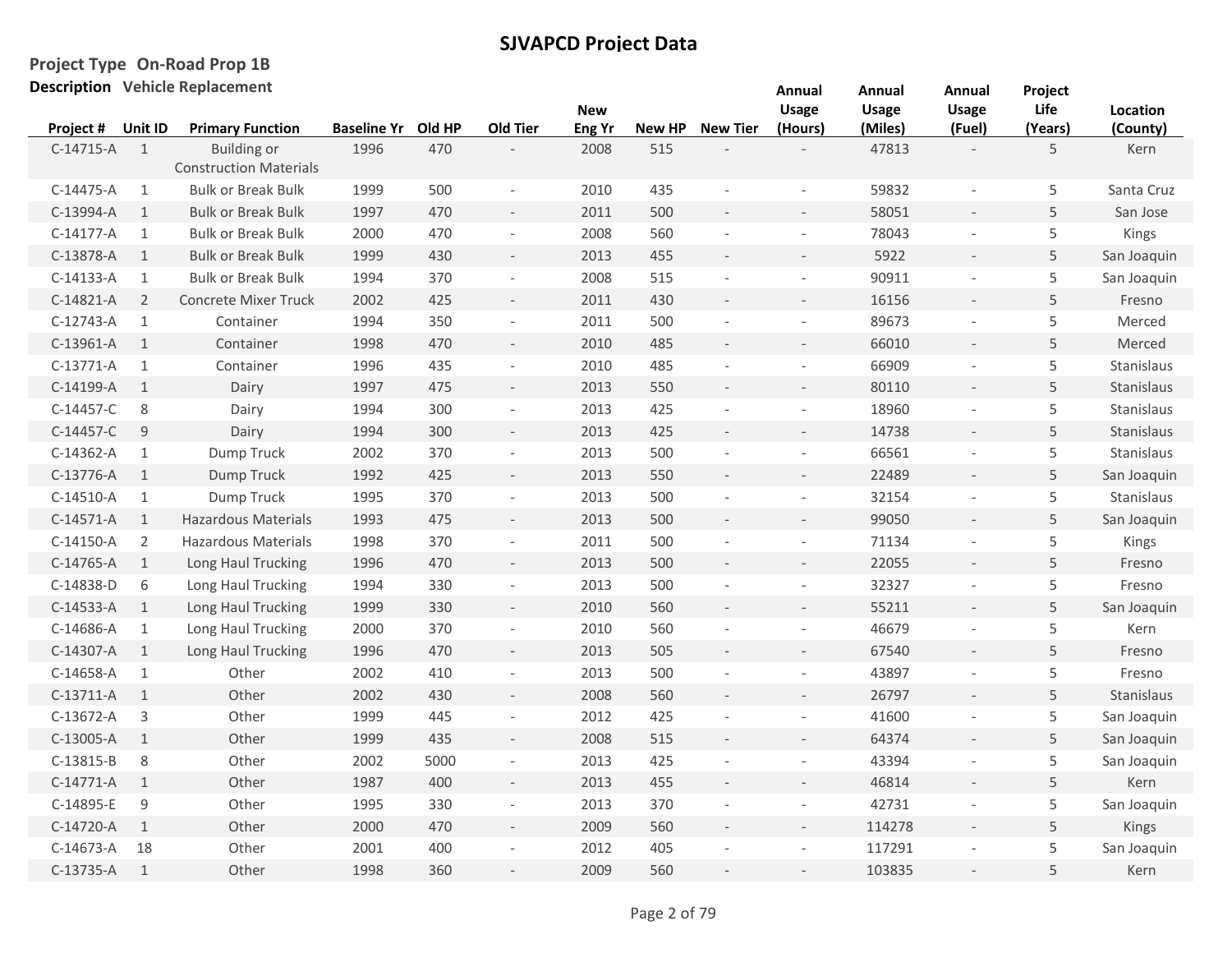# SJVAPCD Project Data

**Project Type** On-Road Prop 1B

**Description** Vehicle Replacement

| Project # | Unit ID | Primary Function | Baseline Yr | Old HP | Old Tier | New Eng Yr | New HP | New Tier | Annual Usage (Hours) | Annual Usage (Miles) | Annual Usage (Fuel) | Project Life (Years) | Location (County) |
|---|---|---|---|---|---|---|---|---|---|---|---|---|---|
| C-14715-A | 1 | Building or Construction Materials | 1996 | 470 | - | 2008 | 515 | - | - | 47813 | - | 5 | Kern |
| C-14475-A | 1 | Bulk or Break Bulk | 1999 | 500 | - | 2010 | 435 | - | - | 59832 | - | 5 | Santa Cruz |
| C-13994-A | 1 | Bulk or Break Bulk | 1997 | 470 | - | 2011 | 500 | - | - | 58051 | - | 5 | San Jose |
| C-14177-A | 1 | Bulk or Break Bulk | 2000 | 470 | - | 2008 | 560 | - | - | 78043 | - | 5 | Kings |
| C-13878-A | 1 | Bulk or Break Bulk | 1999 | 430 | - | 2013 | 455 | - | - | 5922 | - | 5 | San Joaquin |
| C-14133-A | 1 | Bulk or Break Bulk | 1994 | 370 | - | 2008 | 515 | - | - | 90911 | - | 5 | San Joaquin |
| C-14821-A | 2 | Concrete Mixer Truck | 2002 | 425 | - | 2011 | 430 | - | - | 16156 | - | 5 | Fresno |
| C-12743-A | 1 | Container | 1994 | 350 | - | 2011 | 500 | - | - | 89673 | - | 5 | Merced |
| C-13961-A | 1 | Container | 1998 | 470 | - | 2010 | 485 | - | - | 66010 | - | 5 | Merced |
| C-13771-A | 1 | Container | 1996 | 435 | - | 2010 | 485 | - | - | 66909 | - | 5 | Stanislaus |
| C-14199-A | 1 | Dairy | 1997 | 475 | - | 2013 | 550 | - | - | 80110 | - | 5 | Stanislaus |
| C-14457-C | 8 | Dairy | 1994 | 300 | - | 2013 | 425 | - | - | 18960 | - | 5 | Stanislaus |
| C-14457-C | 9 | Dairy | 1994 | 300 | - | 2013 | 425 | - | - | 14738 | - | 5 | Stanislaus |
| C-14362-A | 1 | Dump Truck | 2002 | 370 | - | 2013 | 500 | - | - | 66561 | - | 5 | Stanislaus |
| C-13776-A | 1 | Dump Truck | 1992 | 425 | - | 2013 | 550 | - | - | 22489 | - | 5 | San Joaquin |
| C-14510-A | 1 | Dump Truck | 1995 | 370 | - | 2013 | 500 | - | - | 32154 | - | 5 | Stanislaus |
| C-14571-A | 1 | Hazardous Materials | 1993 | 475 | - | 2013 | 500 | - | - | 99050 | - | 5 | San Joaquin |
| C-14150-A | 2 | Hazardous Materials | 1998 | 370 | - | 2011 | 500 | - | - | 71134 | - | 5 | Kings |
| C-14765-A | 1 | Long Haul Trucking | 1996 | 470 | - | 2013 | 500 | - | - | 22055 | - | 5 | Fresno |
| C-14838-D | 6 | Long Haul Trucking | 1994 | 330 | - | 2013 | 500 | - | - | 32327 | - | 5 | Fresno |
| C-14533-A | 1 | Long Haul Trucking | 1999 | 330 | - | 2010 | 560 | - | - | 55211 | - | 5 | San Joaquin |
| C-14686-A | 1 | Long Haul Trucking | 2000 | 370 | - | 2010 | 560 | - | - | 46679 | - | 5 | Kern |
| C-14307-A | 1 | Long Haul Trucking | 1996 | 470 | - | 2013 | 505 | - | - | 67540 | - | 5 | Fresno |
| C-14658-A | 1 | Other | 2002 | 410 | - | 2013 | 500 | - | - | 43897 | - | 5 | Fresno |
| C-13711-A | 1 | Other | 2002 | 430 | - | 2008 | 560 | - | - | 26797 | - | 5 | Stanislaus |
| C-13672-A | 3 | Other | 1999 | 445 | - | 2012 | 425 | - | - | 41600 | - | 5 | San Joaquin |
| C-13005-A | 1 | Other | 1999 | 435 | - | 2008 | 515 | - | - | 64374 | - | 5 | San Joaquin |
| C-13815-B | 8 | Other | 2002 | 5000 | - | 2013 | 425 | - | - | 43394 | - | 5 | San Joaquin |
| C-14771-A | 1 | Other | 1987 | 400 | - | 2013 | 455 | - | - | 46814 | - | 5 | Kern |
| C-14895-E | 9 | Other | 1995 | 330 | - | 2013 | 370 | - | - | 42731 | - | 5 | San Joaquin |
| C-14720-A | 1 | Other | 2000 | 470 | - | 2009 | 560 | - | - | 114278 | - | 5 | Kings |
| C-14673-A | 18 | Other | 2001 | 400 | - | 2012 | 405 | - | - | 117291 | - | 5 | San Joaquin |
| C-13735-A | 1 | Other | 1998 | 360 | - | 2009 | 560 | - | - | 103835 | - | 5 | Kern |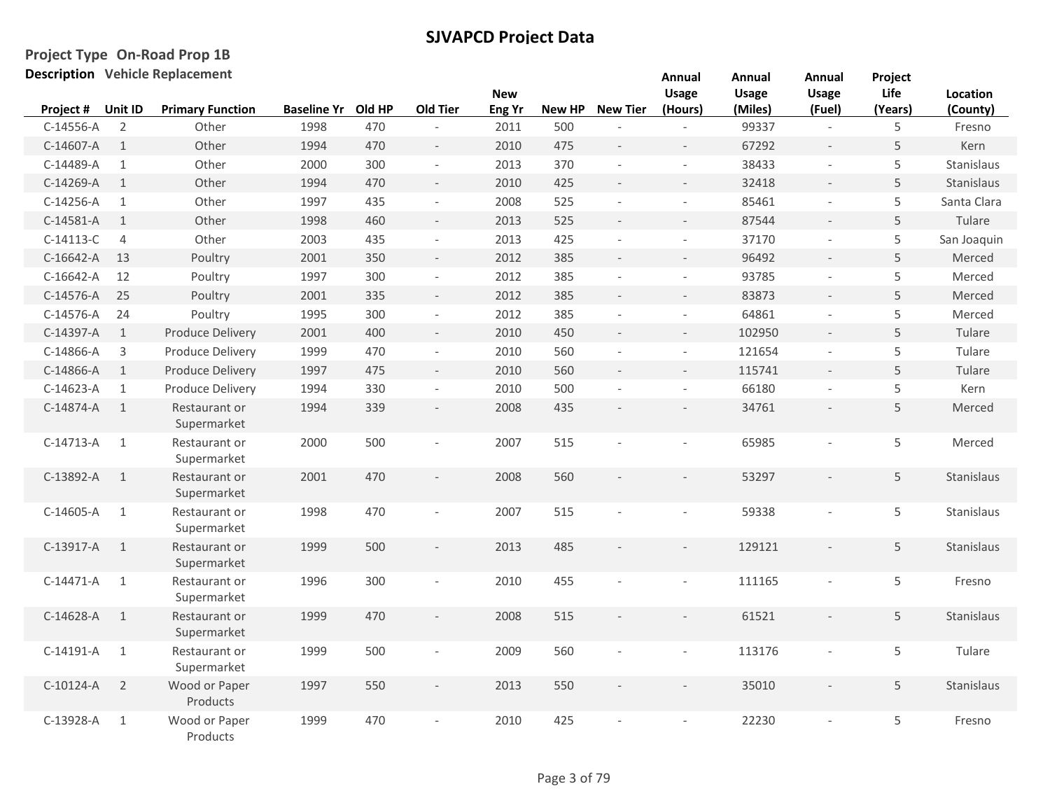# SJVAPCD Project Data

**Project Type** On-Road Prop 1B

**Description** Vehicle Replacement

| Project # | Unit ID | Primary Function | Baseline Yr | Old HP | Old Tier | New Eng Yr | New HP | New Tier | Annual Usage (Hours) | Annual Usage (Miles) | Annual Usage (Fuel) | Project Life (Years) | Location (County) |
|---|---|---|---|---|---|---|---|---|---|---|---|---|---|
| C-14556-A | 2 | Other | 1998 | 470 | - | 2011 | 500 | - | - | 99337 | - | 5 | Fresno |
| C-14607-A | 1 | Other | 1994 | 470 | - | 2010 | 475 | - | - | 67292 | - | 5 | Kern |
| C-14489-A | 1 | Other | 2000 | 300 | - | 2013 | 370 | - | - | 38433 | - | 5 | Stanislaus |
| C-14269-A | 1 | Other | 1994 | 470 | - | 2010 | 425 | - | - | 32418 | - | 5 | Stanislaus |
| C-14256-A | 1 | Other | 1997 | 435 | - | 2008 | 525 | - | - | 85461 | - | 5 | Santa Clara |
| C-14581-A | 1 | Other | 1998 | 460 | - | 2013 | 525 | - | - | 87544 | - | 5 | Tulare |
| C-14113-C | 4 | Other | 2003 | 435 | - | 2013 | 425 | - | - | 37170 | - | 5 | San Joaquin |
| C-16642-A | 13 | Poultry | 2001 | 350 | - | 2012 | 385 | - | - | 96492 | - | 5 | Merced |
| C-16642-A | 12 | Poultry | 1997 | 300 | - | 2012 | 385 | - | - | 93785 | - | 5 | Merced |
| C-14576-A | 25 | Poultry | 2001 | 335 | - | 2012 | 385 | - | - | 83873 | - | 5 | Merced |
| C-14576-A | 24 | Poultry | 1995 | 300 | - | 2012 | 385 | - | - | 64861 | - | 5 | Merced |
| C-14397-A | 1 | Produce Delivery | 2001 | 400 | - | 2010 | 450 | - | - | 102950 | - | 5 | Tulare |
| C-14866-A | 3 | Produce Delivery | 1999 | 470 | - | 2010 | 560 | - | - | 121654 | - | 5 | Tulare |
| C-14866-A | 1 | Produce Delivery | 1997 | 475 | - | 2010 | 560 | - | - | 115741 | - | 5 | Tulare |
| C-14623-A | 1 | Produce Delivery | 1994 | 330 | - | 2010 | 500 | - | - | 66180 | - | 5 | Kern |
| C-14874-A | 1 | Restaurant or Supermarket | 1994 | 339 | - | 2008 | 435 | - | - | 34761 | - | 5 | Merced |
| C-14713-A | 1 | Restaurant or Supermarket | 2000 | 500 | - | 2007 | 515 | - | - | 65985 | - | 5 | Merced |
| C-13892-A | 1 | Restaurant or Supermarket | 2001 | 470 | - | 2008 | 560 | - | - | 53297 | - | 5 | Stanislaus |
| C-14605-A | 1 | Restaurant or Supermarket | 1998 | 470 | - | 2007 | 515 | - | - | 59338 | - | 5 | Stanislaus |
| C-13917-A | 1 | Restaurant or Supermarket | 1999 | 500 | - | 2013 | 485 | - | - | 129121 | - | 5 | Stanislaus |
| C-14471-A | 1 | Restaurant or Supermarket | 1996 | 300 | - | 2010 | 455 | - | - | 111165 | - | 5 | Fresno |
| C-14628-A | 1 | Restaurant or Supermarket | 1999 | 470 | - | 2008 | 515 | - | - | 61521 | - | 5 | Stanislaus |
| C-14191-A | 1 | Restaurant or Supermarket | 1999 | 500 | - | 2009 | 560 | - | - | 113176 | - | 5 | Tulare |
| C-10124-A | 2 | Wood or Paper Products | 1997 | 550 | - | 2013 | 550 | - | - | 35010 | - | 5 | Stanislaus |
| C-13928-A | 1 | Wood or Paper Products | 1999 | 470 | - | 2010 | 425 | - | - | 22230 | - | 5 | Fresno |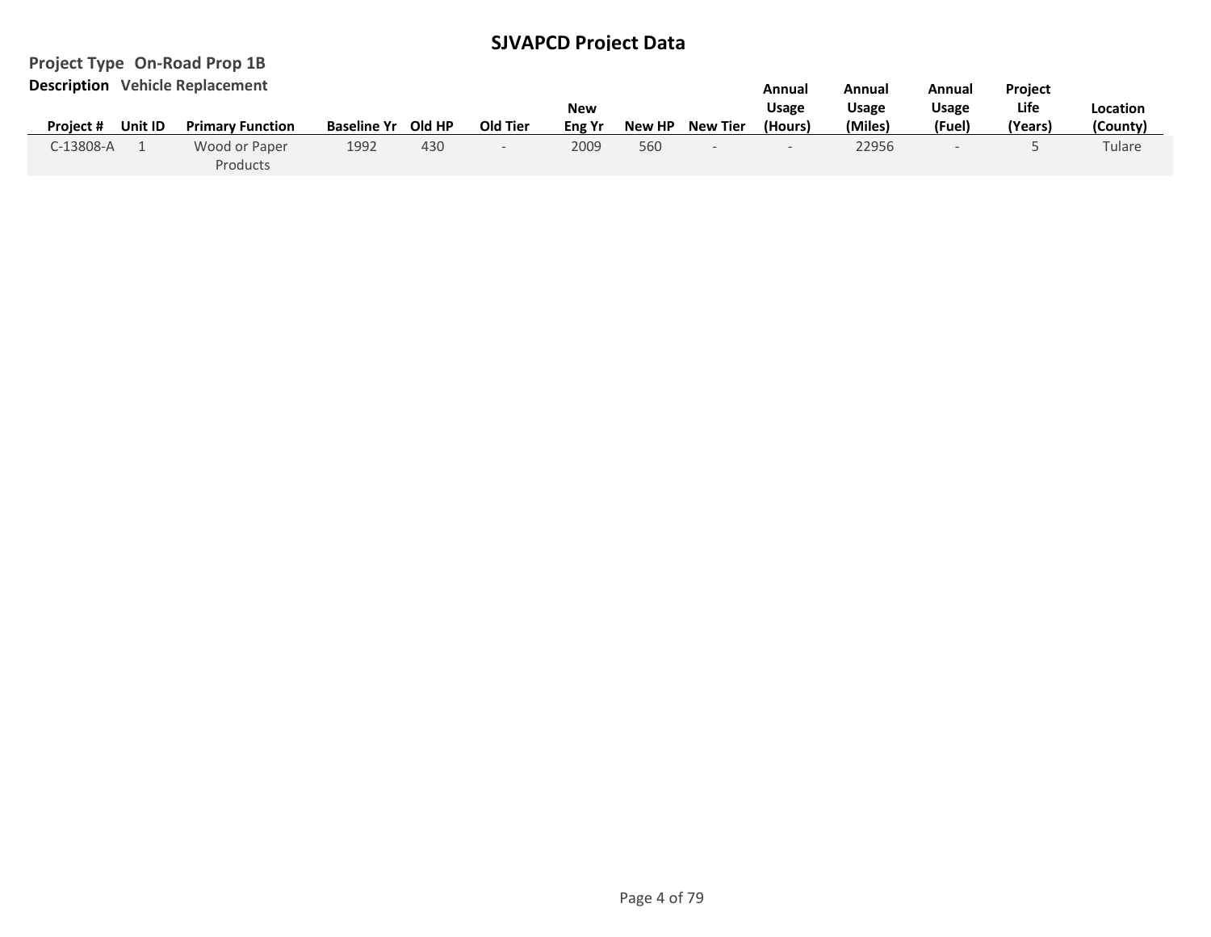# SJVAPCD Project Data

**Project Type** On-Road Prop 1B

**Description** Vehicle Replacement

| Project # | Unit ID | Primary Function | Baseline Yr | Old HP | Old Tier | New Eng Yr | New HP | New Tier | Annual Usage (Hours) | Annual Usage (Miles) | Annual Usage (Fuel) | Project Life (Years) | Location (County) |
|---|---|---|---|---|---|---|---|---|---|---|---|---|---|
| C-13808-A | 1 | Wood or Paper Products | 1992 | 430 | - | 2009 | 560 | - | - | 22956 | - | 5 | Tulare |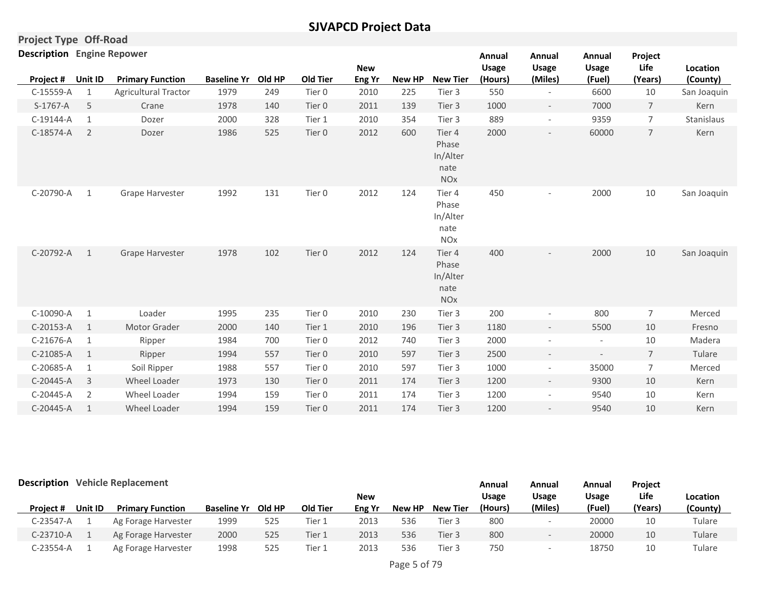# SJVAPCD Project Data

**Project Type** Off-Road

**Description** Engine Repower

| Project # | Unit ID | Primary Function | Baseline Yr | Old HP | Old Tier | New Eng Yr | New HP | New Tier | Annual Usage (Hours) | Annual Usage (Miles) | Annual Usage (Fuel) | Project Life (Years) | Location (County) |
|---|---|---|---|---|---|---|---|---|---|---|---|---|---|
| C-15559-A | 1 | Agricultural Tractor | 1979 | 249 | Tier 0 | 2010 | 225 | Tier 3 | 550 | - | 6600 | 10 | San Joaquin |
| S-1767-A | 5 | Crane | 1978 | 140 | Tier 0 | 2011 | 139 | Tier 3 | 1000 | - | 7000 | 7 | Kern |
| C-19144-A | 1 | Dozer | 2000 | 328 | Tier 1 | 2010 | 354 | Tier 3 | 889 | - | 9359 | 7 | Stanislaus |
| C-18574-A | 2 | Dozer | 1986 | 525 | Tier 0 | 2012 | 600 | Tier 4 Phase In/Alternate NOx | 2000 | - | 60000 | 7 | Kern |
| C-20790-A | 1 | Grape Harvester | 1992 | 131 | Tier 0 | 2012 | 124 | Tier 4 Phase In/Alternate NOx | 450 | - | 2000 | 10 | San Joaquin |
| C-20792-A | 1 | Grape Harvester | 1978 | 102 | Tier 0 | 2012 | 124 | Tier 4 Phase In/Alternate NOx | 400 | - | 2000 | 10 | San Joaquin |
| C-10090-A | 1 | Loader | 1995 | 235 | Tier 0 | 2010 | 230 | Tier 3 | 200 | - | 800 | 7 | Merced |
| C-20153-A | 1 | Motor Grader | 2000 | 140 | Tier 1 | 2010 | 196 | Tier 3 | 1180 | - | 5500 | 10 | Fresno |
| C-21676-A | 1 | Ripper | 1984 | 700 | Tier 0 | 2012 | 740 | Tier 3 | 2000 | - | - | 10 | Madera |
| C-21085-A | 1 | Ripper | 1994 | 557 | Tier 0 | 2010 | 597 | Tier 3 | 2500 | - | - | 7 | Tulare |
| C-20685-A | 1 | Soil Ripper | 1988 | 557 | Tier 0 | 2010 | 597 | Tier 3 | 1000 | - | 35000 | 7 | Merced |
| C-20445-A | 3 | Wheel Loader | 1973 | 130 | Tier 0 | 2011 | 174 | Tier 3 | 1200 | - | 9300 | 10 | Kern |
| C-20445-A | 2 | Wheel Loader | 1994 | 159 | Tier 0 | 2011 | 174 | Tier 3 | 1200 | - | 9540 | 10 | Kern |
| C-20445-A | 1 | Wheel Loader | 1994 | 159 | Tier 0 | 2011 | 174 | Tier 3 | 1200 | - | 9540 | 10 | Kern |

**Description** Vehicle Replacement

| Project # | Unit ID | Primary Function | Baseline Yr | Old HP | Old Tier | New Eng Yr | New HP | New Tier | Annual Usage (Hours) | Annual Usage (Miles) | Annual Usage (Fuel) | Project Life (Years) | Location (County) |
|---|---|---|---|---|---|---|---|---|---|---|---|---|---|
| C-23547-A | 1 | Ag Forage Harvester | 1999 | 525 | Tier 1 | 2013 | 536 | Tier 3 | 800 | - | 20000 | 10 | Tulare |
| C-23710-A | 1 | Ag Forage Harvester | 2000 | 525 | Tier 1 | 2013 | 536 | Tier 3 | 800 | - | 20000 | 10 | Tulare |
| C-23554-A | 1 | Ag Forage Harvester | 1998 | 525 | Tier 1 | 2013 | 536 | Tier 3 | 750 | - | 18750 | 10 | Tulare |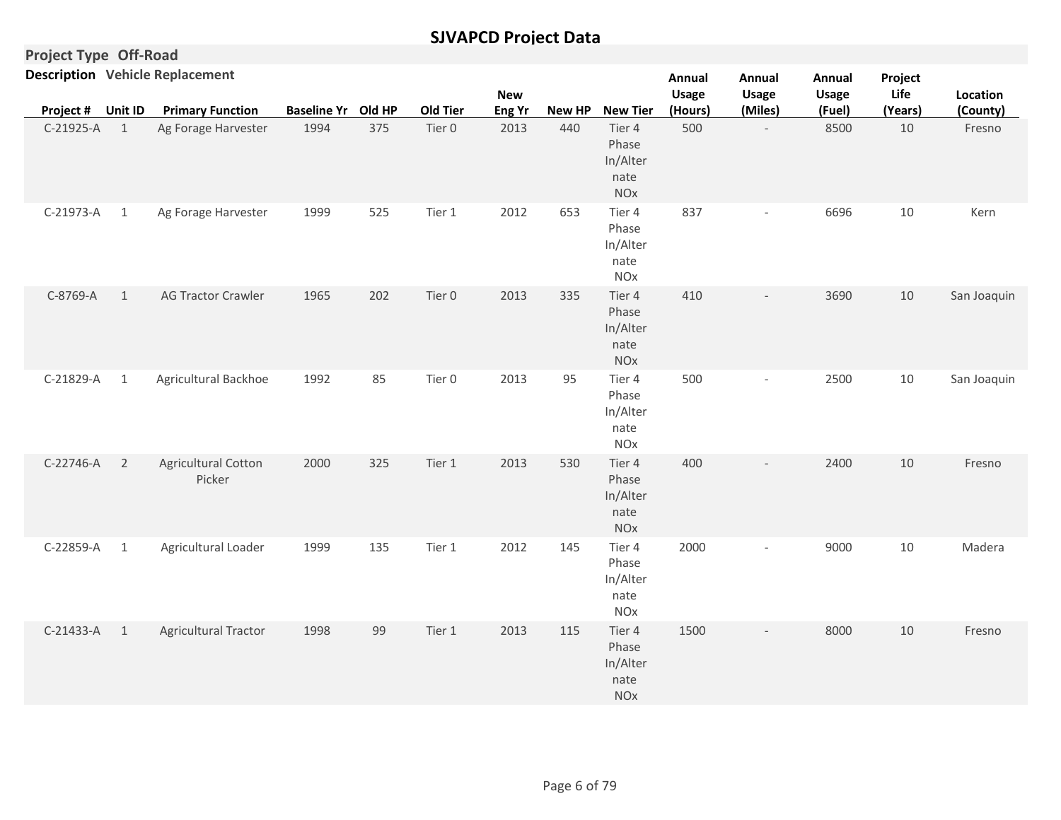# SJVAPCD Project Data

**Project Type** Off-Road

**Description** Vehicle Replacement

| Project # | Unit ID | Primary Function | Baseline Yr | Old HP | Old Tier | New Eng Yr | New HP | New Tier | Annual Usage (Hours) | Annual Usage (Miles) | Annual Usage (Fuel) | Project Life (Years) | Location (County) |
|---|---|---|---|---|---|---|---|---|---|---|---|---|---|
| C-21925-A | 1 | Ag Forage Harvester | 1994 | 375 | Tier 0 | 2013 | 440 | Tier 4 Phase In/Alternate NOx | 500 | - | 8500 | 10 | Fresno |
| C-21973-A | 1 | Ag Forage Harvester | 1999 | 525 | Tier 1 | 2012 | 653 | Tier 4 Phase In/Alternate NOx | 837 | - | 6696 | 10 | Kern |
| C-8769-A | 1 | AG Tractor Crawler | 1965 | 202 | Tier 0 | 2013 | 335 | Tier 4 Phase In/Alternate NOx | 410 | - | 3690 | 10 | San Joaquin |
| C-21829-A | 1 | Agricultural Backhoe | 1992 | 85 | Tier 0 | 2013 | 95 | Tier 4 Phase In/Alternate NOx | 500 | - | 2500 | 10 | San Joaquin |
| C-22746-A | 2 | Agricultural Cotton Picker | 2000 | 325 | Tier 1 | 2013 | 530 | Tier 4 Phase In/Alternate NOx | 400 | - | 2400 | 10 | Fresno |
| C-22859-A | 1 | Agricultural Loader | 1999 | 135 | Tier 1 | 2012 | 145 | Tier 4 Phase In/Alternate NOx | 2000 | - | 9000 | 10 | Madera |
| C-21433-A | 1 | Agricultural Tractor | 1998 | 99 | Tier 1 | 2013 | 115 | Tier 4 Phase In/Alternate NOx | 1500 | - | 8000 | 10 | Fresno |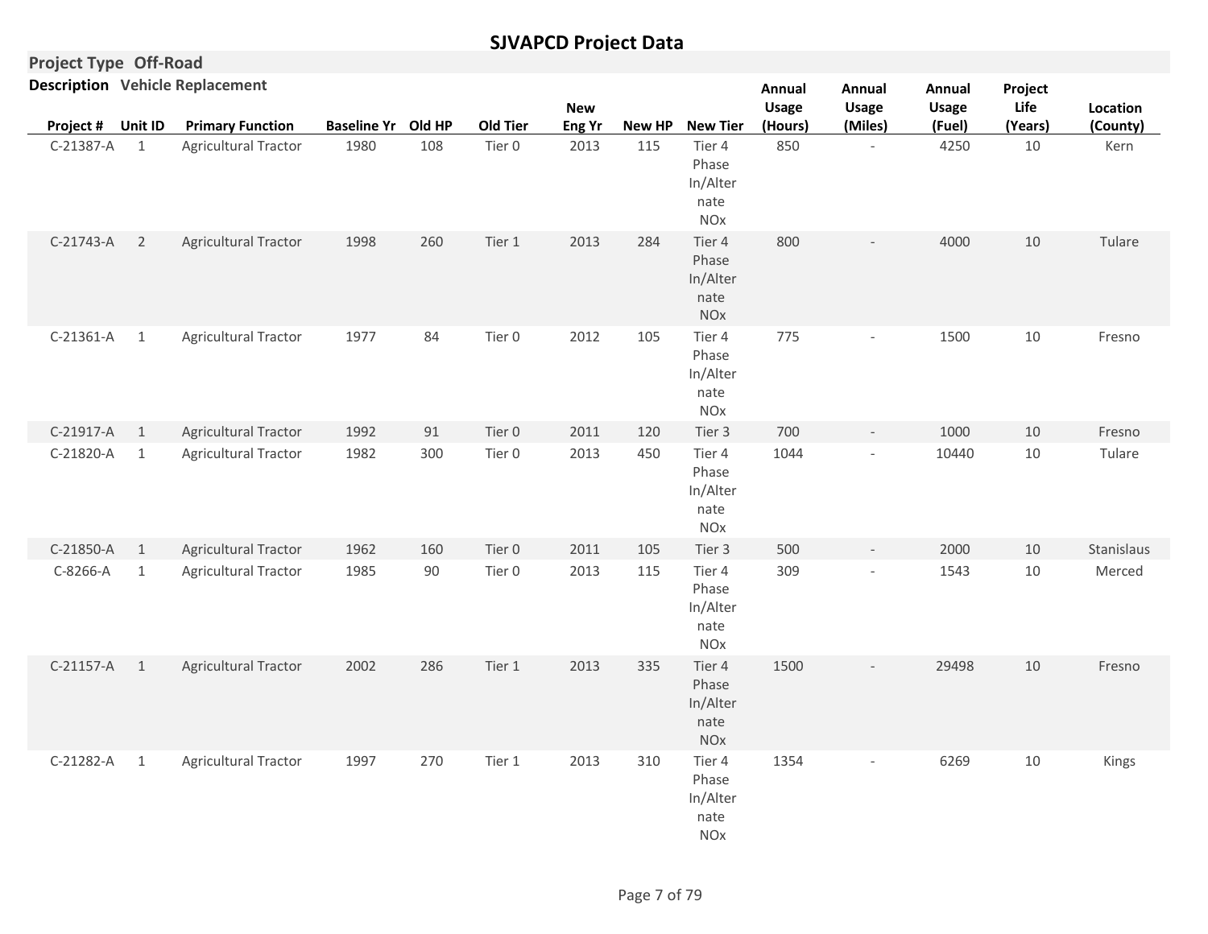# SJVAPCD Project Data

**Project Type** Off-Road

**Description** Vehicle Replacement

| Project # | Unit ID | Primary Function | Baseline Yr | Old HP | Old Tier | New Eng Yr | New HP | New Tier | Annual Usage (Hours) | Annual Usage (Miles) | Annual Usage (Fuel) | Project Life (Years) | Location (County) |
|---|---|---|---|---|---|---|---|---|---|---|---|---|---|
| C-21387-A | 1 | Agricultural Tractor | 1980 | 108 | Tier 0 | 2013 | 115 | Tier 4 Phase In/Alternate NOx | 850 | - | 4250 | 10 | Kern |
| C-21743-A | 2 | Agricultural Tractor | 1998 | 260 | Tier 1 | 2013 | 284 | Tier 4 Phase In/Alternate NOx | 800 | - | 4000 | 10 | Tulare |
| C-21361-A | 1 | Agricultural Tractor | 1977 | 84 | Tier 0 | 2012 | 105 | Tier 4 Phase In/Alternate NOx | 775 | - | 1500 | 10 | Fresno |
| C-21917-A | 1 | Agricultural Tractor | 1992 | 91 | Tier 0 | 2011 | 120 | Tier 3 | 700 | - | 1000 | 10 | Fresno |
| C-21820-A | 1 | Agricultural Tractor | 1982 | 300 | Tier 0 | 2013 | 450 | Tier 4 Phase In/Alternate NOx | 1044 | - | 10440 | 10 | Tulare |
| C-21850-A | 1 | Agricultural Tractor | 1962 | 160 | Tier 0 | 2011 | 105 | Tier 3 | 500 | - | 2000 | 10 | Stanislaus |
| C-8266-A | 1 | Agricultural Tractor | 1985 | 90 | Tier 0 | 2013 | 115 | Tier 4 Phase In/Alternate NOx | 309 | - | 1543 | 10 | Merced |
| C-21157-A | 1 | Agricultural Tractor | 2002 | 286 | Tier 1 | 2013 | 335 | Tier 4 Phase In/Alternate NOx | 1500 | - | 29498 | 10 | Fresno |
| C-21282-A | 1 | Agricultural Tractor | 1997 | 270 | Tier 1 | 2013 | 310 | Tier 4 Phase In/Alternate NOx | 1354 | - | 6269 | 10 | Kings |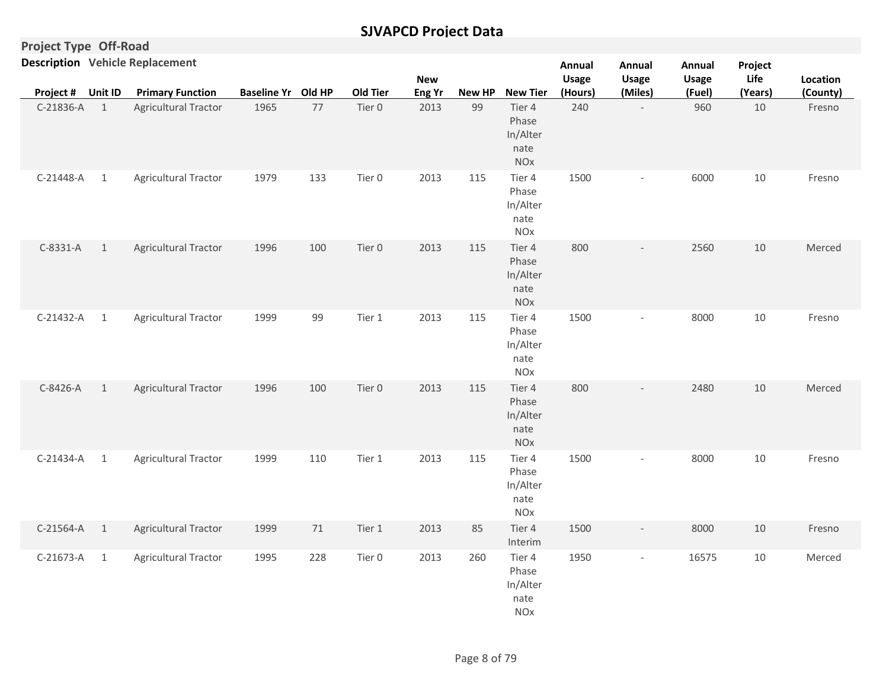# SJVAPCD Project Data

**Project Type** Off-Road

**Description** Vehicle Replacement

| Project # | Unit ID | Primary Function | Baseline Yr | Old HP | Old Tier | New Eng Yr | New HP | New Tier | Annual Usage (Hours) | Annual Usage (Miles) | Annual Usage (Fuel) | Project Life (Years) | Location (County) |
|---|---|---|---|---|---|---|---|---|---|---|---|---|---|
| C-21836-A | 1 | Agricultural Tractor | 1965 | 77 | Tier 0 | 2013 | 99 | Tier 4 Phase In/Alternate NOx | 240 | - | 960 | 10 | Fresno |
| C-21448-A | 1 | Agricultural Tractor | 1979 | 133 | Tier 0 | 2013 | 115 | Tier 4 Phase In/Alternate NOx | 1500 | - | 6000 | 10 | Fresno |
| C-8331-A | 1 | Agricultural Tractor | 1996 | 100 | Tier 0 | 2013 | 115 | Tier 4 Phase In/Alternate NOx | 800 | - | 2560 | 10 | Merced |
| C-21432-A | 1 | Agricultural Tractor | 1999 | 99 | Tier 1 | 2013 | 115 | Tier 4 Phase In/Alternate NOx | 1500 | - | 8000 | 10 | Fresno |
| C-8426-A | 1 | Agricultural Tractor | 1996 | 100 | Tier 0 | 2013 | 115 | Tier 4 Phase In/Alternate NOx | 800 | - | 2480 | 10 | Merced |
| C-21434-A | 1 | Agricultural Tractor | 1999 | 110 | Tier 1 | 2013 | 115 | Tier 4 Phase In/Alternate NOx | 1500 | - | 8000 | 10 | Fresno |
| C-21564-A | 1 | Agricultural Tractor | 1999 | 71 | Tier 1 | 2013 | 85 | Tier 4 Interim | 1500 | - | 8000 | 10 | Fresno |
| C-21673-A | 1 | Agricultural Tractor | 1995 | 228 | Tier 0 | 2013 | 260 | Tier 4 Phase In/Alternate NOx | 1950 | - | 16575 | 10 | Merced |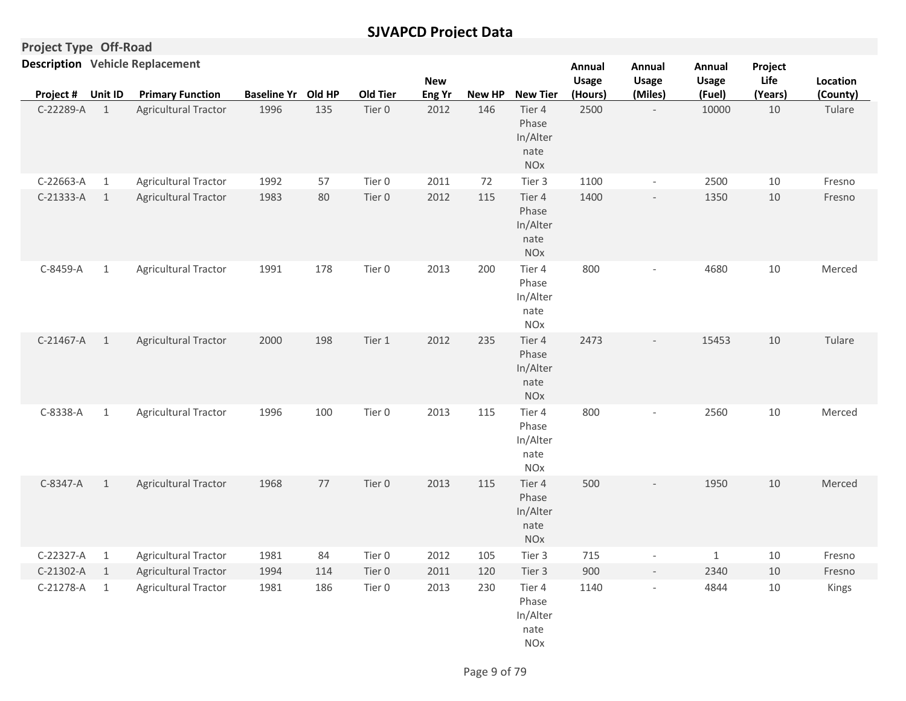# SJVAPCD Project Data

**Project Type** Off-Road

**Description** Vehicle Replacement

| Project # | Unit ID | Primary Function | Baseline Yr | Old HP | Old Tier | New Eng Yr | New HP | New Tier | Annual Usage (Hours) | Annual Usage (Miles) | Annual Usage (Fuel) | Project Life (Years) | Location (County) |
|---|---|---|---|---|---|---|---|---|---|---|---|---|---|
| C-22289-A | 1 | Agricultural Tractor | 1996 | 135 | Tier 0 | 2012 | 146 | Tier 4 Phase In/Alternate NOx | 2500 | - | 10000 | 10 | Tulare |
| C-22663-A | 1 | Agricultural Tractor | 1992 | 57 | Tier 0 | 2011 | 72 | Tier 3 | 1100 | - | 2500 | 10 | Fresno |
| C-21333-A | 1 | Agricultural Tractor | 1983 | 80 | Tier 0 | 2012 | 115 | Tier 4 Phase In/Alternate NOx | 1400 | - | 1350 | 10 | Fresno |
| C-8459-A | 1 | Agricultural Tractor | 1991 | 178 | Tier 0 | 2013 | 200 | Tier 4 Phase In/Alternate NOx | 800 | - | 4680 | 10 | Merced |
| C-21467-A | 1 | Agricultural Tractor | 2000 | 198 | Tier 1 | 2012 | 235 | Tier 4 Phase In/Alternate NOx | 2473 | - | 15453 | 10 | Tulare |
| C-8338-A | 1 | Agricultural Tractor | 1996 | 100 | Tier 0 | 2013 | 115 | Tier 4 Phase In/Alternate NOx | 800 | - | 2560 | 10 | Merced |
| C-8347-A | 1 | Agricultural Tractor | 1968 | 77 | Tier 0 | 2013 | 115 | Tier 4 Phase In/Alternate NOx | 500 | - | 1950 | 10 | Merced |
| C-22327-A | 1 | Agricultural Tractor | 1981 | 84 | Tier 0 | 2012 | 105 | Tier 3 | 715 | - | 1 | 10 | Fresno |
| C-21302-A | 1 | Agricultural Tractor | 1994 | 114 | Tier 0 | 2011 | 120 | Tier 3 | 900 | - | 2340 | 10 | Fresno |
| C-21278-A | 1 | Agricultural Tractor | 1981 | 186 | Tier 0 | 2013 | 230 | Tier 4 Phase In/Alternate NOx | 1140 | - | 4844 | 10 | Kings |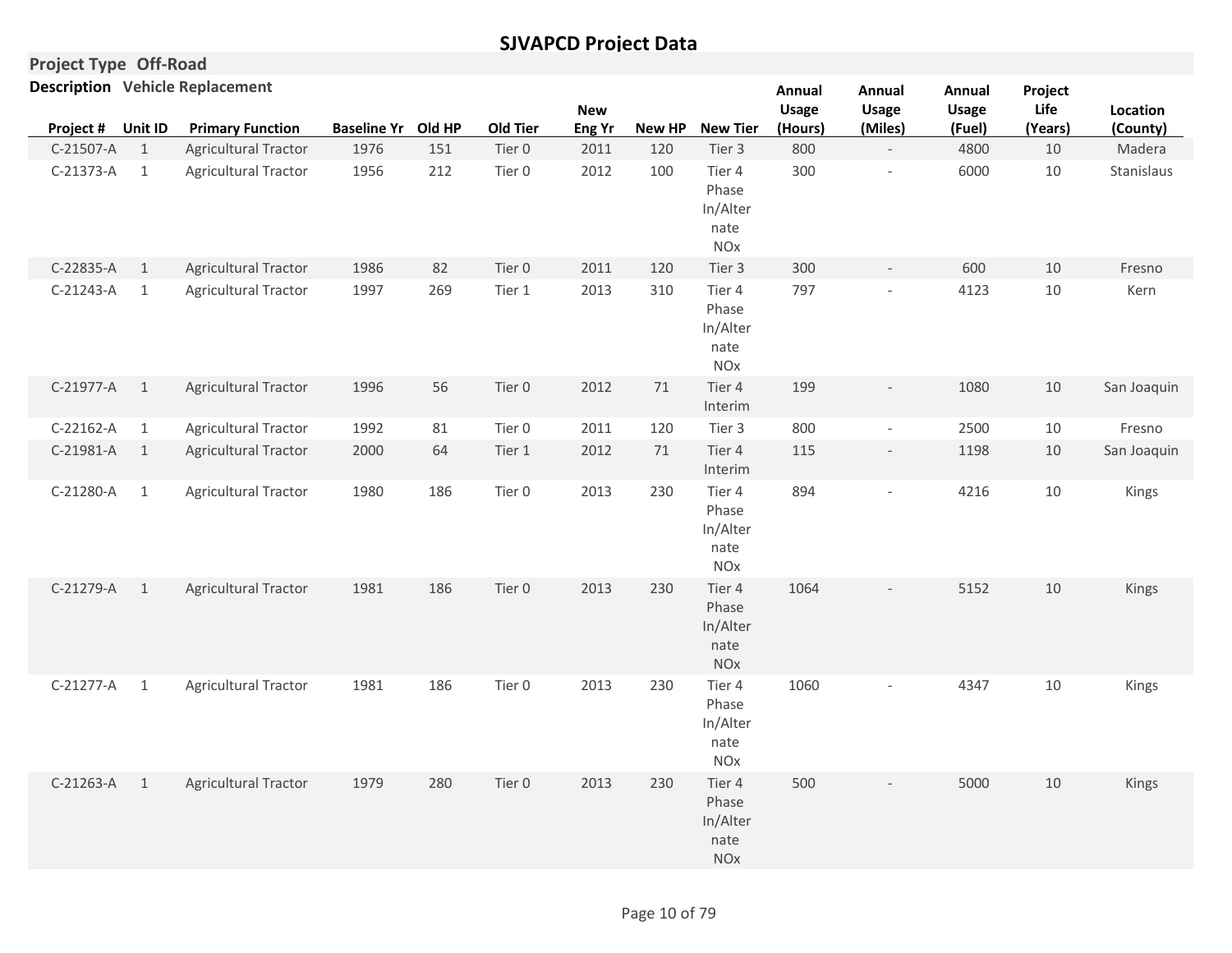# SJVAPCD Project Data

**Project Type** Off-Road

**Description** Vehicle Replacement

| Project # | Unit ID | Primary Function | Baseline Yr | Old HP | Old Tier | New Eng Yr | New HP | New Tier | Annual Usage (Hours) | Annual Usage (Miles) | Annual Usage (Fuel) | Project Life (Years) | Location (County) |
|---|---|---|---|---|---|---|---|---|---|---|---|---|---|
| C-21507-A | 1 | Agricultural Tractor | 1976 | 151 | Tier 0 | 2011 | 120 | Tier 3 | 800 | - | 4800 | 10 | Madera |
| C-21373-A | 1 | Agricultural Tractor | 1956 | 212 | Tier 0 | 2012 | 100 | Tier 4 Phase In/Alternate NOx | 300 | - | 6000 | 10 | Stanislaus |
| C-22835-A | 1 | Agricultural Tractor | 1986 | 82 | Tier 0 | 2011 | 120 | Tier 3 | 300 | - | 600 | 10 | Fresno |
| C-21243-A | 1 | Agricultural Tractor | 1997 | 269 | Tier 1 | 2013 | 310 | Tier 4 Phase In/Alternate NOx | 797 | - | 4123 | 10 | Kern |
| C-21977-A | 1 | Agricultural Tractor | 1996 | 56 | Tier 0 | 2012 | 71 | Tier 4 Interim | 199 | - | 1080 | 10 | San Joaquin |
| C-22162-A | 1 | Agricultural Tractor | 1992 | 81 | Tier 0 | 2011 | 120 | Tier 3 | 800 | - | 2500 | 10 | Fresno |
| C-21981-A | 1 | Agricultural Tractor | 2000 | 64 | Tier 1 | 2012 | 71 | Tier 4 Interim | 115 | - | 1198 | 10 | San Joaquin |
| C-21280-A | 1 | Agricultural Tractor | 1980 | 186 | Tier 0 | 2013 | 230 | Tier 4 Phase In/Alternate NOx | 894 | - | 4216 | 10 | Kings |
| C-21279-A | 1 | Agricultural Tractor | 1981 | 186 | Tier 0 | 2013 | 230 | Tier 4 Phase In/Alternate NOx | 1064 | - | 5152 | 10 | Kings |
| C-21277-A | 1 | Agricultural Tractor | 1981 | 186 | Tier 0 | 2013 | 230 | Tier 4 Phase In/Alternate NOx | 1060 | - | 4347 | 10 | Kings |
| C-21263-A | 1 | Agricultural Tractor | 1979 | 280 | Tier 0 | 2013 | 230 | Tier 4 Phase In/Alternate NOx | 500 | - | 5000 | 10 | Kings |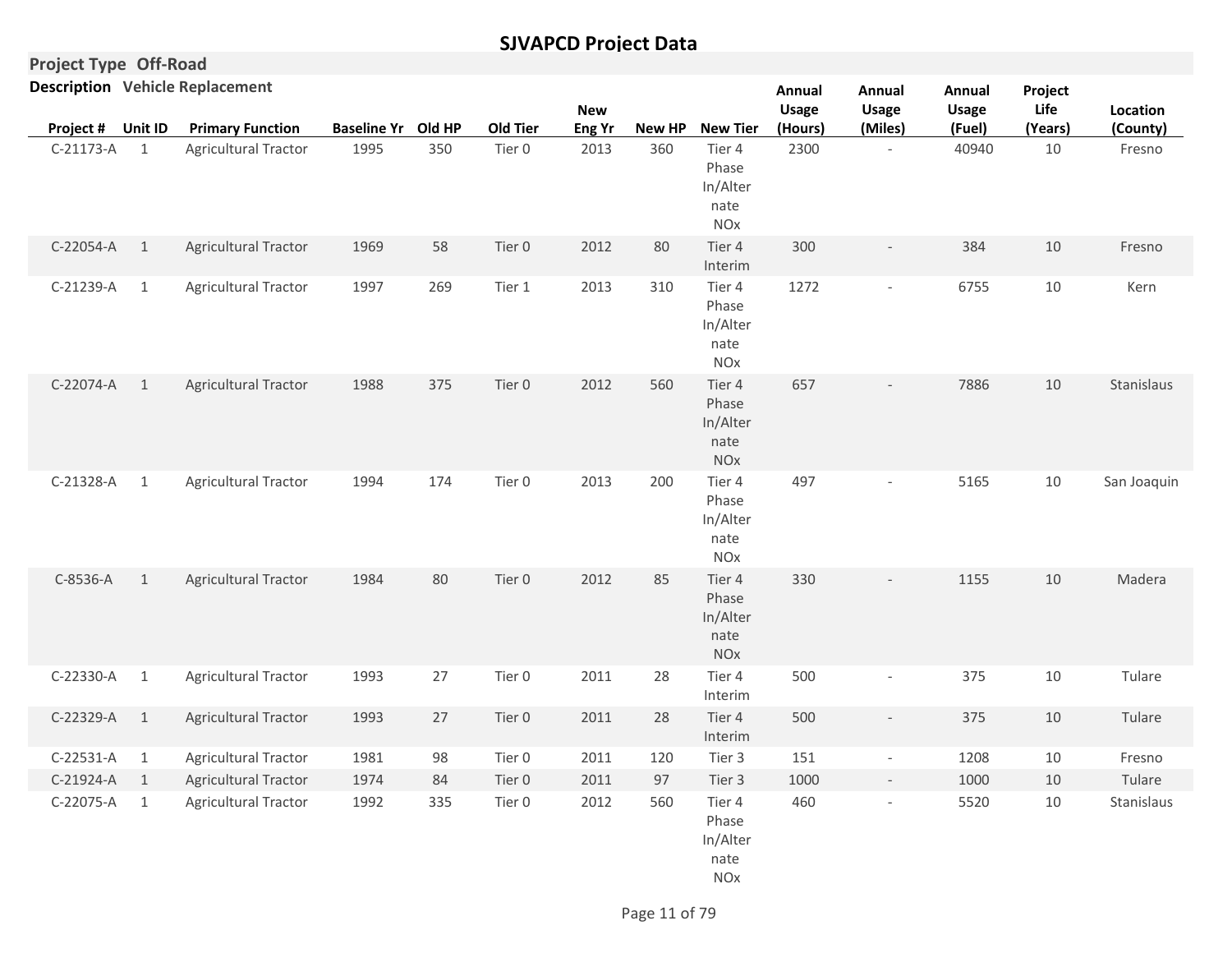# SJVAPCD Project Data

**Project Type** Off-Road

**Description** Vehicle Replacement

| Project # | Unit ID | Primary Function | Baseline Yr | Old HP | Old Tier | New Eng Yr | New HP | New Tier | Annual Usage (Hours) | Annual Usage (Miles) | Annual Usage (Fuel) | Project Life (Years) | Location (County) |
|---|---|---|---|---|---|---|---|---|---|---|---|---|---|
| C-21173-A | 1 | Agricultural Tractor | 1995 | 350 | Tier 0 | 2013 | 360 | Tier 4 Phase In/Alternate NOx | 2300 | - | 40940 | 10 | Fresno |
| C-22054-A | 1 | Agricultural Tractor | 1969 | 58 | Tier 0 | 2012 | 80 | Tier 4 Interim | 300 | - | 384 | 10 | Fresno |
| C-21239-A | 1 | Agricultural Tractor | 1997 | 269 | Tier 1 | 2013 | 310 | Tier 4 Phase In/Alternate NOx | 1272 | - | 6755 | 10 | Kern |
| C-22074-A | 1 | Agricultural Tractor | 1988 | 375 | Tier 0 | 2012 | 560 | Tier 4 Phase In/Alternate NOx | 657 | - | 7886 | 10 | Stanislaus |
| C-21328-A | 1 | Agricultural Tractor | 1994 | 174 | Tier 0 | 2013 | 200 | Tier 4 Phase In/Alternate NOx | 497 | - | 5165 | 10 | San Joaquin |
| C-8536-A | 1 | Agricultural Tractor | 1984 | 80 | Tier 0 | 2012 | 85 | Tier 4 Phase In/Alternate NOx | 330 | - | 1155 | 10 | Madera |
| C-22330-A | 1 | Agricultural Tractor | 1993 | 27 | Tier 0 | 2011 | 28 | Tier 4 Interim | 500 | - | 375 | 10 | Tulare |
| C-22329-A | 1 | Agricultural Tractor | 1993 | 27 | Tier 0 | 2011 | 28 | Tier 4 Interim | 500 | - | 375 | 10 | Tulare |
| C-22531-A | 1 | Agricultural Tractor | 1981 | 98 | Tier 0 | 2011 | 120 | Tier 3 | 151 | - | 1208 | 10 | Fresno |
| C-21924-A | 1 | Agricultural Tractor | 1974 | 84 | Tier 0 | 2011 | 97 | Tier 3 | 1000 | - | 1000 | 10 | Tulare |
| C-22075-A | 1 | Agricultural Tractor | 1992 | 335 | Tier 0 | 2012 | 560 | Tier 4 Phase In/Alternate NOx | 460 | - | 5520 | 10 | Stanislaus |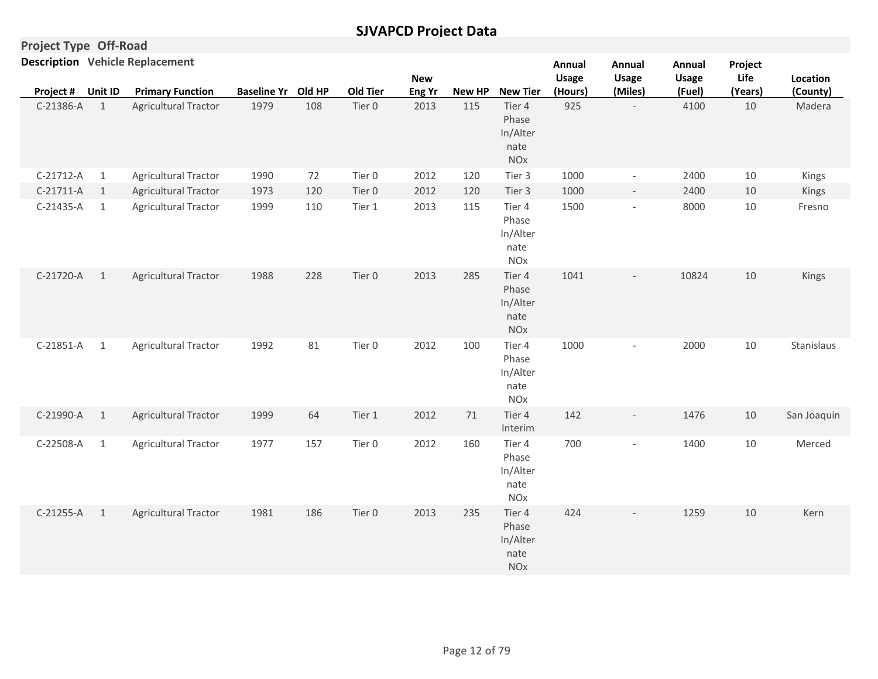# SJVAPCD Project Data

**Project Type** Off-Road

**Description** Vehicle Replacement

| Project # | Unit ID | Primary Function | Baseline Yr | Old HP | Old Tier | New Eng Yr | New HP | New Tier | Annual Usage (Hours) | Annual Usage (Miles) | Annual Usage (Fuel) | Project Life (Years) | Location (County) |
|---|---|---|---|---|---|---|---|---|---|---|---|---|---|
| C-21386-A | 1 | Agricultural Tractor | 1979 | 108 | Tier 0 | 2013 | 115 | Tier 4 Phase In/Alternate NOx | 925 | - | 4100 | 10 | Madera |
| C-21712-A | 1 | Agricultural Tractor | 1990 | 72 | Tier 0 | 2012 | 120 | Tier 3 | 1000 | - | 2400 | 10 | Kings |
| C-21711-A | 1 | Agricultural Tractor | 1973 | 120 | Tier 0 | 2012 | 120 | Tier 3 | 1000 | - | 2400 | 10 | Kings |
| C-21435-A | 1 | Agricultural Tractor | 1999 | 110 | Tier 1 | 2013 | 115 | Tier 4 Phase In/Alternate NOx | 1500 | - | 8000 | 10 | Fresno |
| C-21720-A | 1 | Agricultural Tractor | 1988 | 228 | Tier 0 | 2013 | 285 | Tier 4 Phase In/Alternate NOx | 1041 | - | 10824 | 10 | Kings |
| C-21851-A | 1 | Agricultural Tractor | 1992 | 81 | Tier 0 | 2012 | 100 | Tier 4 Phase In/Alternate NOx | 1000 | - | 2000 | 10 | Stanislaus |
| C-21990-A | 1 | Agricultural Tractor | 1999 | 64 | Tier 1 | 2012 | 71 | Tier 4 Interim | 142 | - | 1476 | 10 | San Joaquin |
| C-22508-A | 1 | Agricultural Tractor | 1977 | 157 | Tier 0 | 2012 | 160 | Tier 4 Phase In/Alternate NOx | 700 | - | 1400 | 10 | Merced |
| C-21255-A | 1 | Agricultural Tractor | 1981 | 186 | Tier 0 | 2013 | 235 | Tier 4 Phase In/Alternate NOx | 424 | - | 1259 | 10 | Kern |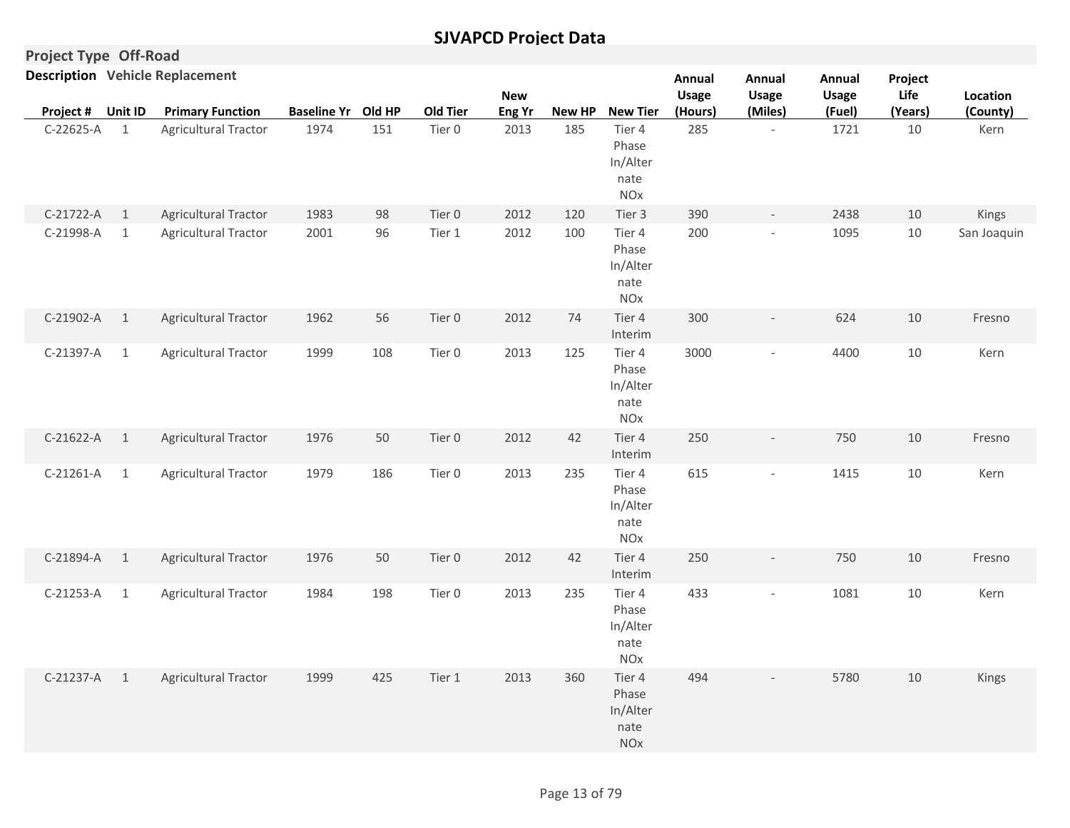# SJVAPCD Project Data

**Project Type** Off-Road

**Description** Vehicle Replacement

| Project # | Unit ID | Primary Function | Baseline Yr | Old HP | Old Tier | New Eng Yr | New HP | New Tier | Annual Usage (Hours) | Annual Usage (Miles) | Annual Usage (Fuel) | Project Life (Years) | Location (County) |
|---|---|---|---|---|---|---|---|---|---|---|---|---|---|
| C-22625-A | 1 | Agricultural Tractor | 1974 | 151 | Tier 0 | 2013 | 185 | Tier 4 Phase In/Alternate NOx | 285 | - | 1721 | 10 | Kern |
| C-21722-A | 1 | Agricultural Tractor | 1983 | 98 | Tier 0 | 2012 | 120 | Tier 3 | 390 | - | 2438 | 10 | Kings |
| C-21998-A | 1 | Agricultural Tractor | 2001 | 96 | Tier 1 | 2012 | 100 | Tier 4 Phase In/Alternate NOx | 200 | - | 1095 | 10 | San Joaquin |
| C-21902-A | 1 | Agricultural Tractor | 1962 | 56 | Tier 0 | 2012 | 74 | Tier 4 Interim | 300 | - | 624 | 10 | Fresno |
| C-21397-A | 1 | Agricultural Tractor | 1999 | 108 | Tier 0 | 2013 | 125 | Tier 4 Phase In/Alternate NOx | 3000 | - | 4400 | 10 | Kern |
| C-21622-A | 1 | Agricultural Tractor | 1976 | 50 | Tier 0 | 2012 | 42 | Tier 4 Interim | 250 | - | 750 | 10 | Fresno |
| C-21261-A | 1 | Agricultural Tractor | 1979 | 186 | Tier 0 | 2013 | 235 | Tier 4 Phase In/Alternate NOx | 615 | - | 1415 | 10 | Kern |
| C-21894-A | 1 | Agricultural Tractor | 1976 | 50 | Tier 0 | 2012 | 42 | Tier 4 Interim | 250 | - | 750 | 10 | Fresno |
| C-21253-A | 1 | Agricultural Tractor | 1984 | 198 | Tier 0 | 2013 | 235 | Tier 4 Phase In/Alternate NOx | 433 | - | 1081 | 10 | Kern |
| C-21237-A | 1 | Agricultural Tractor | 1999 | 425 | Tier 1 | 2013 | 360 | Tier 4 Phase In/Alternate NOx | 494 | - | 5780 | 10 | Kings |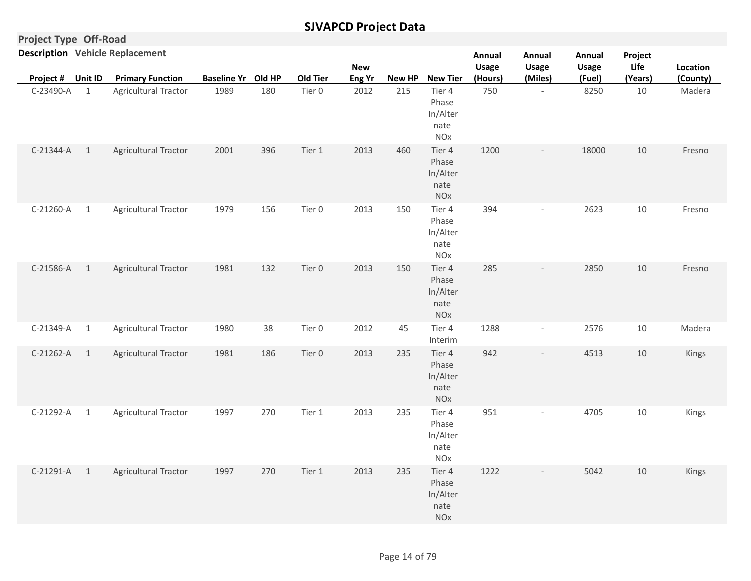# SJVAPCD Project Data

**Project Type** Off-Road

**Description** Vehicle Replacement

| Project # | Unit ID | Primary Function | Baseline Yr | Old HP | Old Tier | New Eng Yr | New HP | New Tier | Annual Usage (Hours) | Annual Usage (Miles) | Annual Usage (Fuel) | Project Life (Years) | Location (County) |
|---|---|---|---|---|---|---|---|---|---|---|---|---|---|
| C-23490-A | 1 | Agricultural Tractor | 1989 | 180 | Tier 0 | 2012 | 215 | Tier 4 Phase In/Alternate NOx | 750 | - | 8250 | 10 | Madera |
| C-21344-A | 1 | Agricultural Tractor | 2001 | 396 | Tier 1 | 2013 | 460 | Tier 4 Phase In/Alternate NOx | 1200 | - | 18000 | 10 | Fresno |
| C-21260-A | 1 | Agricultural Tractor | 1979 | 156 | Tier 0 | 2013 | 150 | Tier 4 Phase In/Alternate NOx | 394 | - | 2623 | 10 | Fresno |
| C-21586-A | 1 | Agricultural Tractor | 1981 | 132 | Tier 0 | 2013 | 150 | Tier 4 Phase In/Alternate NOx | 285 | - | 2850 | 10 | Fresno |
| C-21349-A | 1 | Agricultural Tractor | 1980 | 38 | Tier 0 | 2012 | 45 | Tier 4 Interim | 1288 | - | 2576 | 10 | Madera |
| C-21262-A | 1 | Agricultural Tractor | 1981 | 186 | Tier 0 | 2013 | 235 | Tier 4 Phase In/Alternate NOx | 942 | - | 4513 | 10 | Kings |
| C-21292-A | 1 | Agricultural Tractor | 1997 | 270 | Tier 1 | 2013 | 235 | Tier 4 Phase In/Alternate NOx | 951 | - | 4705 | 10 | Kings |
| C-21291-A | 1 | Agricultural Tractor | 1997 | 270 | Tier 1 | 2013 | 235 | Tier 4 Phase In/Alternate NOx | 1222 | - | 5042 | 10 | Kings |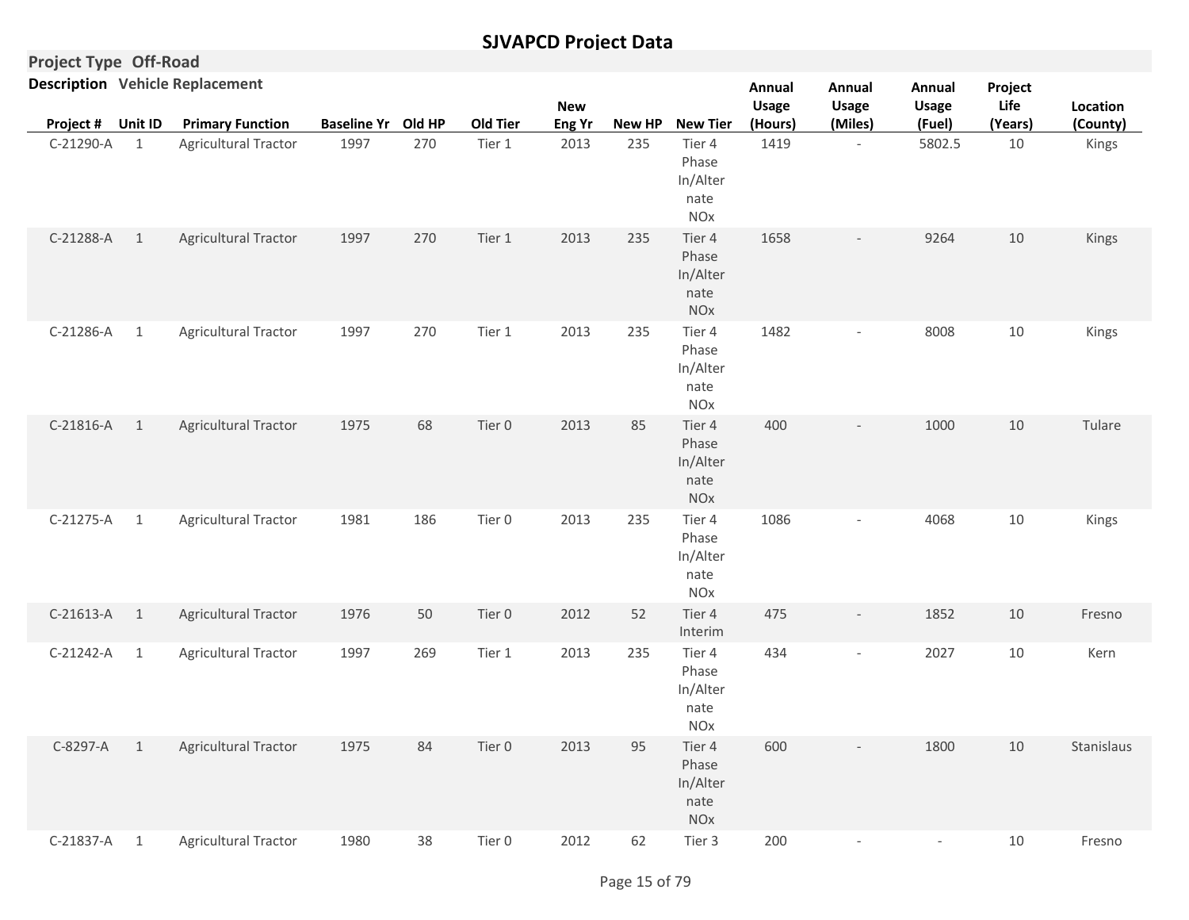# SJVAPCD Project Data

**Project Type** Off-Road

**Description** Vehicle Replacement

| Project # | Unit ID | Primary Function | Baseline Yr | Old HP | Old Tier | New Eng Yr | New HP | New Tier | Annual Usage (Hours) | Annual Usage (Miles) | Annual Usage (Fuel) | Project Life (Years) | Location (County) |
|---|---|---|---|---|---|---|---|---|---|---|---|---|---|
| C-21290-A | 1 | Agricultural Tractor | 1997 | 270 | Tier 1 | 2013 | 235 | Tier 4 Phase In/Alternate NOx | 1419 | - | 5802.5 | 10 | Kings |
| C-21288-A | 1 | Agricultural Tractor | 1997 | 270 | Tier 1 | 2013 | 235 | Tier 4 Phase In/Alternate NOx | 1658 | - | 9264 | 10 | Kings |
| C-21286-A | 1 | Agricultural Tractor | 1997 | 270 | Tier 1 | 2013 | 235 | Tier 4 Phase In/Alternate NOx | 1482 | - | 8008 | 10 | Kings |
| C-21816-A | 1 | Agricultural Tractor | 1975 | 68 | Tier 0 | 2013 | 85 | Tier 4 Phase In/Alternate NOx | 400 | - | 1000 | 10 | Tulare |
| C-21275-A | 1 | Agricultural Tractor | 1981 | 186 | Tier 0 | 2013 | 235 | Tier 4 Phase In/Alternate NOx | 1086 | - | 4068 | 10 | Kings |
| C-21613-A | 1 | Agricultural Tractor | 1976 | 50 | Tier 0 | 2012 | 52 | Tier 4 Interim | 475 | - | 1852 | 10 | Fresno |
| C-21242-A | 1 | Agricultural Tractor | 1997 | 269 | Tier 1 | 2013 | 235 | Tier 4 Phase In/Alternate NOx | 434 | - | 2027 | 10 | Kern |
| C-8297-A | 1 | Agricultural Tractor | 1975 | 84 | Tier 0 | 2013 | 95 | Tier 4 Phase In/Alternate NOx | 600 | - | 1800 | 10 | Stanislaus |
| C-21837-A | 1 | Agricultural Tractor | 1980 | 38 | Tier 0 | 2012 | 62 | Tier 3 | 200 | - | - | 10 | Fresno |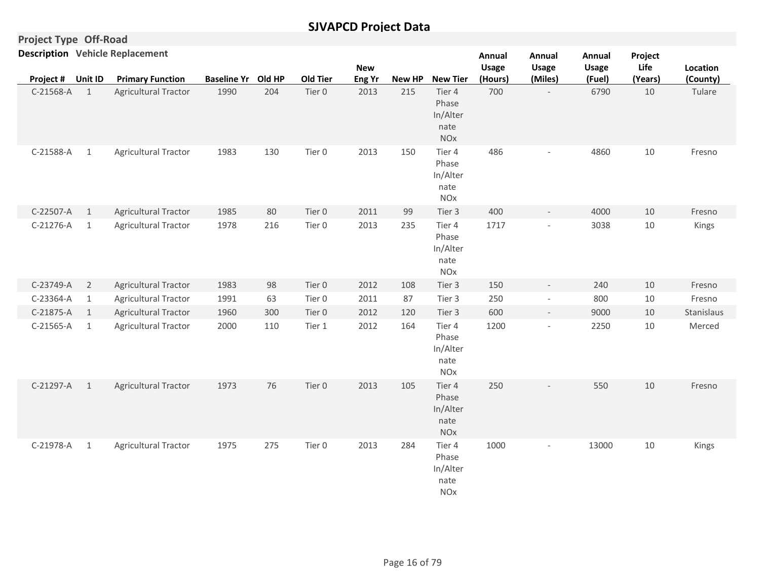# SJVAPCD Project Data

**Project Type** Off-Road

**Description** Vehicle Replacement

| Project # | Unit ID | Primary Function | Baseline Yr | Old HP | Old Tier | New Eng Yr | New HP | New Tier | Annual Usage (Hours) | Annual Usage (Miles) | Annual Usage (Fuel) | Project Life (Years) | Location (County) |
|---|---|---|---|---|---|---|---|---|---|---|---|---|---|
| C-21568-A | 1 | Agricultural Tractor | 1990 | 204 | Tier 0 | 2013 | 215 | Tier 4 Phase In/Alternate NOx | 700 | - | 6790 | 10 | Tulare |
| C-21588-A | 1 | Agricultural Tractor | 1983 | 130 | Tier 0 | 2013 | 150 | Tier 4 Phase In/Alternate NOx | 486 | - | 4860 | 10 | Fresno |
| C-22507-A | 1 | Agricultural Tractor | 1985 | 80 | Tier 0 | 2011 | 99 | Tier 3 | 400 | - | 4000 | 10 | Fresno |
| C-21276-A | 1 | Agricultural Tractor | 1978 | 216 | Tier 0 | 2013 | 235 | Tier 4 Phase In/Alternate NOx | 1717 | - | 3038 | 10 | Kings |
| C-23749-A | 2 | Agricultural Tractor | 1983 | 98 | Tier 0 | 2012 | 108 | Tier 3 | 150 | - | 240 | 10 | Fresno |
| C-23364-A | 1 | Agricultural Tractor | 1991 | 63 | Tier 0 | 2011 | 87 | Tier 3 | 250 | - | 800 | 10 | Fresno |
| C-21875-A | 1 | Agricultural Tractor | 1960 | 300 | Tier 0 | 2012 | 120 | Tier 3 | 600 | - | 9000 | 10 | Stanislaus |
| C-21565-A | 1 | Agricultural Tractor | 2000 | 110 | Tier 1 | 2012 | 164 | Tier 4 Phase In/Alternate NOx | 1200 | - | 2250 | 10 | Merced |
| C-21297-A | 1 | Agricultural Tractor | 1973 | 76 | Tier 0 | 2013 | 105 | Tier 4 Phase In/Alternate NOx | 250 | - | 550 | 10 | Fresno |
| C-21978-A | 1 | Agricultural Tractor | 1975 | 275 | Tier 0 | 2013 | 284 | Tier 4 Phase In/Alternate NOx | 1000 | - | 13000 | 10 | Kings |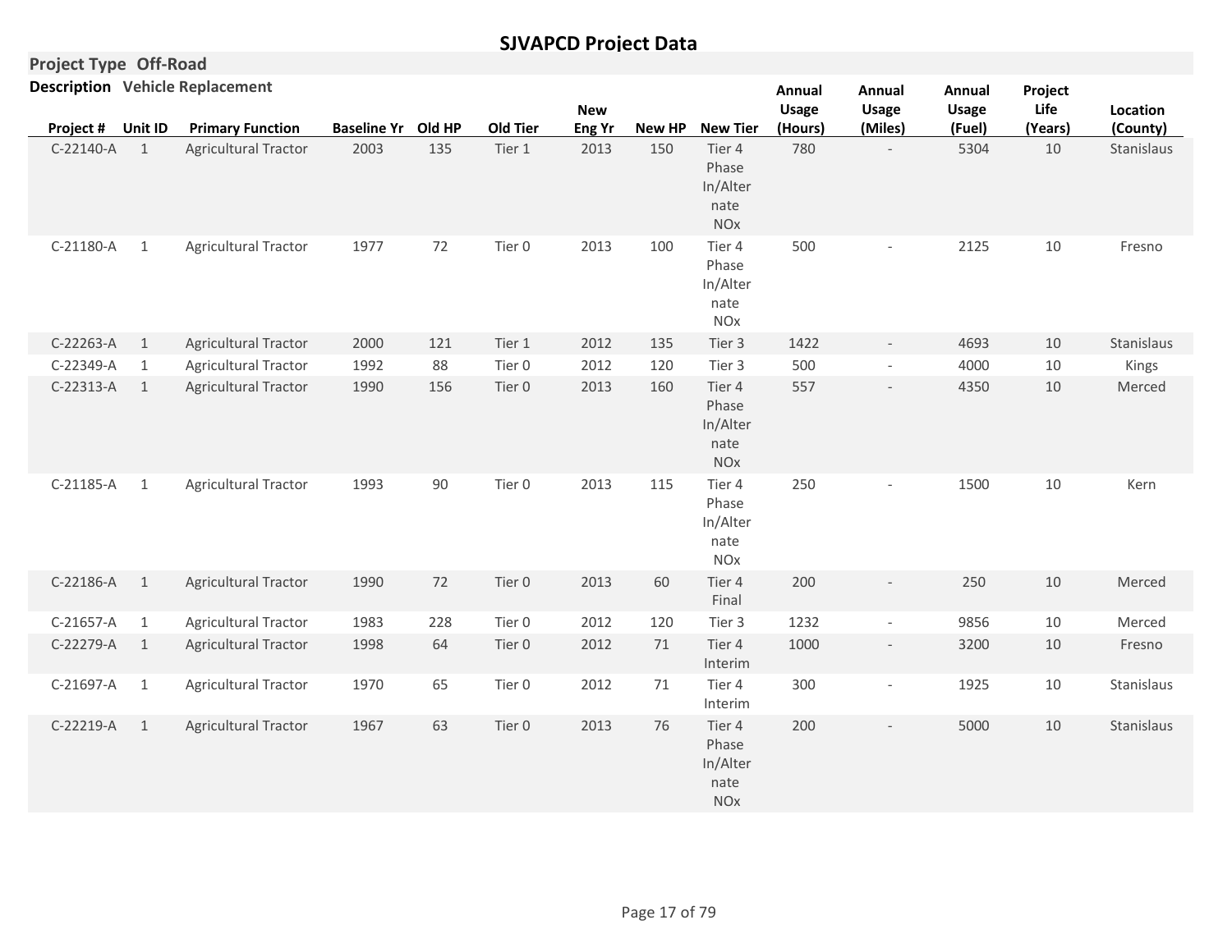## SJVAPCD Project Data

**Project Type** Off-Road

**Description** Vehicle Replacement

| Project # | Unit ID | Primary Function | Baseline Yr | Old HP | Old Tier | New Eng Yr | New HP | New Tier | Annual Usage (Hours) | Annual Usage (Miles) | Annual Usage (Fuel) | Project Life (Years) | Location (County) |
|---|---|---|---|---|---|---|---|---|---|---|---|---|---|
| C-22140-A | 1 | Agricultural Tractor | 2003 | 135 | Tier 1 | 2013 | 150 | Tier 4 Phase In/Alternate NOx | 780 | - | 5304 | 10 | Stanislaus |
| C-21180-A | 1 | Agricultural Tractor | 1977 | 72 | Tier 0 | 2013 | 100 | Tier 4 Phase In/Alternate NOx | 500 | - | 2125 | 10 | Fresno |
| C-22263-A | 1 | Agricultural Tractor | 2000 | 121 | Tier 1 | 2012 | 135 | Tier 3 | 1422 | - | 4693 | 10 | Stanislaus |
| C-22349-A | 1 | Agricultural Tractor | 1992 | 88 | Tier 0 | 2012 | 120 | Tier 3 | 500 | - | 4000 | 10 | Kings |
| C-22313-A | 1 | Agricultural Tractor | 1990 | 156 | Tier 0 | 2013 | 160 | Tier 4 Phase In/Alternate NOx | 557 | - | 4350 | 10 | Merced |
| C-21185-A | 1 | Agricultural Tractor | 1993 | 90 | Tier 0 | 2013 | 115 | Tier 4 Phase In/Alternate NOx | 250 | - | 1500 | 10 | Kern |
| C-22186-A | 1 | Agricultural Tractor | 1990 | 72 | Tier 0 | 2013 | 60 | Tier 4 Final | 200 | - | 250 | 10 | Merced |
| C-21657-A | 1 | Agricultural Tractor | 1983 | 228 | Tier 0 | 2012 | 120 | Tier 3 | 1232 | - | 9856 | 10 | Merced |
| C-22279-A | 1 | Agricultural Tractor | 1998 | 64 | Tier 0 | 2012 | 71 | Tier 4 Interim | 1000 | - | 3200 | 10 | Fresno |
| C-21697-A | 1 | Agricultural Tractor | 1970 | 65 | Tier 0 | 2012 | 71 | Tier 4 Interim | 300 | - | 1925 | 10 | Stanislaus |
| C-22219-A | 1 | Agricultural Tractor | 1967 | 63 | Tier 0 | 2013 | 76 | Tier 4 Phase In/Alternate NOx | 200 | - | 5000 | 10 | Stanislaus |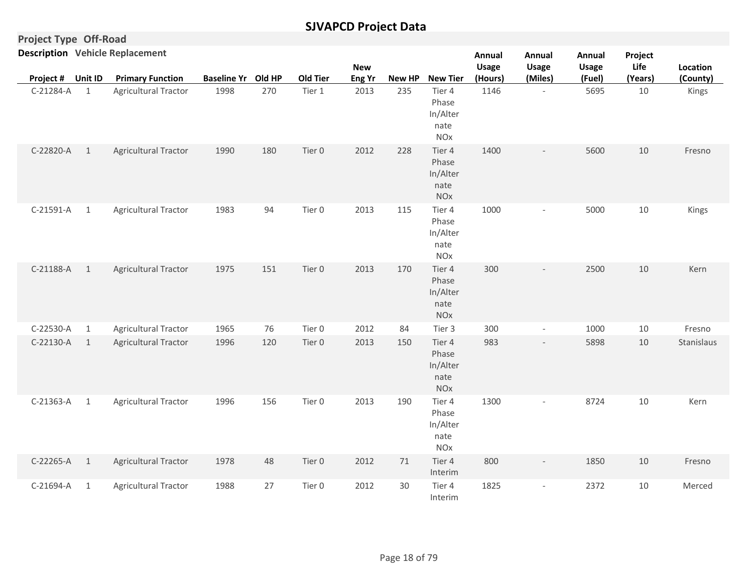# SJVAPCD Project Data

**Project Type** Off-Road

**Description** Vehicle Replacement

| Project # | Unit ID | Primary Function | Baseline Yr | Old HP | Old Tier | New Eng Yr | New HP | New Tier | Annual Usage (Hours) | Annual Usage (Miles) | Annual Usage (Fuel) | Project Life (Years) | Location (County) |
|---|---|---|---|---|---|---|---|---|---|---|---|---|---|
| C-21284-A | 1 | Agricultural Tractor | 1998 | 270 | Tier 1 | 2013 | 235 | Tier 4 Phase In/Alternate NOx | 1146 | - | 5695 | 10 | Kings |
| C-22820-A | 1 | Agricultural Tractor | 1990 | 180 | Tier 0 | 2012 | 228 | Tier 4 Phase In/Alternate NOx | 1400 | - | 5600 | 10 | Fresno |
| C-21591-A | 1 | Agricultural Tractor | 1983 | 94 | Tier 0 | 2013 | 115 | Tier 4 Phase In/Alternate NOx | 1000 | - | 5000 | 10 | Kings |
| C-21188-A | 1 | Agricultural Tractor | 1975 | 151 | Tier 0 | 2013 | 170 | Tier 4 Phase In/Alternate NOx | 300 | - | 2500 | 10 | Kern |
| C-22530-A | 1 | Agricultural Tractor | 1965 | 76 | Tier 0 | 2012 | 84 | Tier 3 | 300 | - | 1000 | 10 | Fresno |
| C-22130-A | 1 | Agricultural Tractor | 1996 | 120 | Tier 0 | 2013 | 150 | Tier 4 Phase In/Alternate NOx | 983 | - | 5898 | 10 | Stanislaus |
| C-21363-A | 1 | Agricultural Tractor | 1996 | 156 | Tier 0 | 2013 | 190 | Tier 4 Phase In/Alternate NOx | 1300 | - | 8724 | 10 | Kern |
| C-22265-A | 1 | Agricultural Tractor | 1978 | 48 | Tier 0 | 2012 | 71 | Tier 4 Interim | 800 | - | 1850 | 10 | Fresno |
| C-21694-A | 1 | Agricultural Tractor | 1988 | 27 | Tier 0 | 2012 | 30 | Tier 4 Interim | 1825 | - | 2372 | 10 | Merced |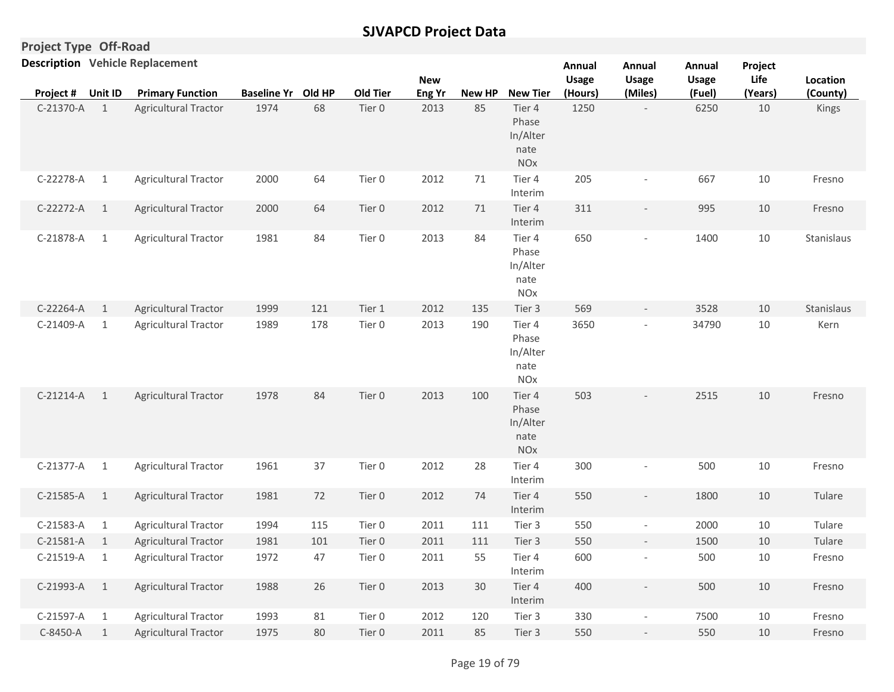# SJVAPCD Project Data

**Project Type** Off-Road

**Description** Vehicle Replacement

| Project # | Unit ID | Primary Function | Baseline Yr | Old HP | Old Tier | New Eng Yr | New HP | New Tier | Annual Usage (Hours) | Annual Usage (Miles) | Annual Usage (Fuel) | Project Life (Years) | Location (County) |
|---|---|---|---|---|---|---|---|---|---|---|---|---|---|
| C-21370-A | 1 | Agricultural Tractor | 1974 | 68 | Tier 0 | 2013 | 85 | Tier 4 Phase In/Alternate NOx | 1250 | - | 6250 | 10 | Kings |
| C-22278-A | 1 | Agricultural Tractor | 2000 | 64 | Tier 0 | 2012 | 71 | Tier 4 Interim | 205 | - | 667 | 10 | Fresno |
| C-22272-A | 1 | Agricultural Tractor | 2000 | 64 | Tier 0 | 2012 | 71 | Tier 4 Interim | 311 | - | 995 | 10 | Fresno |
| C-21878-A | 1 | Agricultural Tractor | 1981 | 84 | Tier 0 | 2013 | 84 | Tier 4 Phase In/Alternate NOx | 650 | - | 1400 | 10 | Stanislaus |
| C-22264-A | 1 | Agricultural Tractor | 1999 | 121 | Tier 1 | 2012 | 135 | Tier 3 | 569 | - | 3528 | 10 | Stanislaus |
| C-21409-A | 1 | Agricultural Tractor | 1989 | 178 | Tier 0 | 2013 | 190 | Tier 4 Phase In/Alternate NOx | 3650 | - | 34790 | 10 | Kern |
| C-21214-A | 1 | Agricultural Tractor | 1978 | 84 | Tier 0 | 2013 | 100 | Tier 4 Phase In/Alternate NOx | 503 | - | 2515 | 10 | Fresno |
| C-21377-A | 1 | Agricultural Tractor | 1961 | 37 | Tier 0 | 2012 | 28 | Tier 4 Interim | 300 | - | 500 | 10 | Fresno |
| C-21585-A | 1 | Agricultural Tractor | 1981 | 72 | Tier 0 | 2012 | 74 | Tier 4 Interim | 550 | - | 1800 | 10 | Tulare |
| C-21583-A | 1 | Agricultural Tractor | 1994 | 115 | Tier 0 | 2011 | 111 | Tier 3 | 550 | - | 2000 | 10 | Tulare |
| C-21581-A | 1 | Agricultural Tractor | 1981 | 101 | Tier 0 | 2011 | 111 | Tier 3 | 550 | - | 1500 | 10 | Tulare |
| C-21519-A | 1 | Agricultural Tractor | 1972 | 47 | Tier 0 | 2011 | 55 | Tier 4 Interim | 600 | - | 500 | 10 | Fresno |
| C-21993-A | 1 | Agricultural Tractor | 1988 | 26 | Tier 0 | 2013 | 30 | Tier 4 Interim | 400 | - | 500 | 10 | Fresno |
| C-21597-A | 1 | Agricultural Tractor | 1993 | 81 | Tier 0 | 2012 | 120 | Tier 3 | 330 | - | 7500 | 10 | Fresno |
| C-8450-A | 1 | Agricultural Tractor | 1975 | 80 | Tier 0 | 2011 | 85 | Tier 3 | 550 | - | 550 | 10 | Fresno |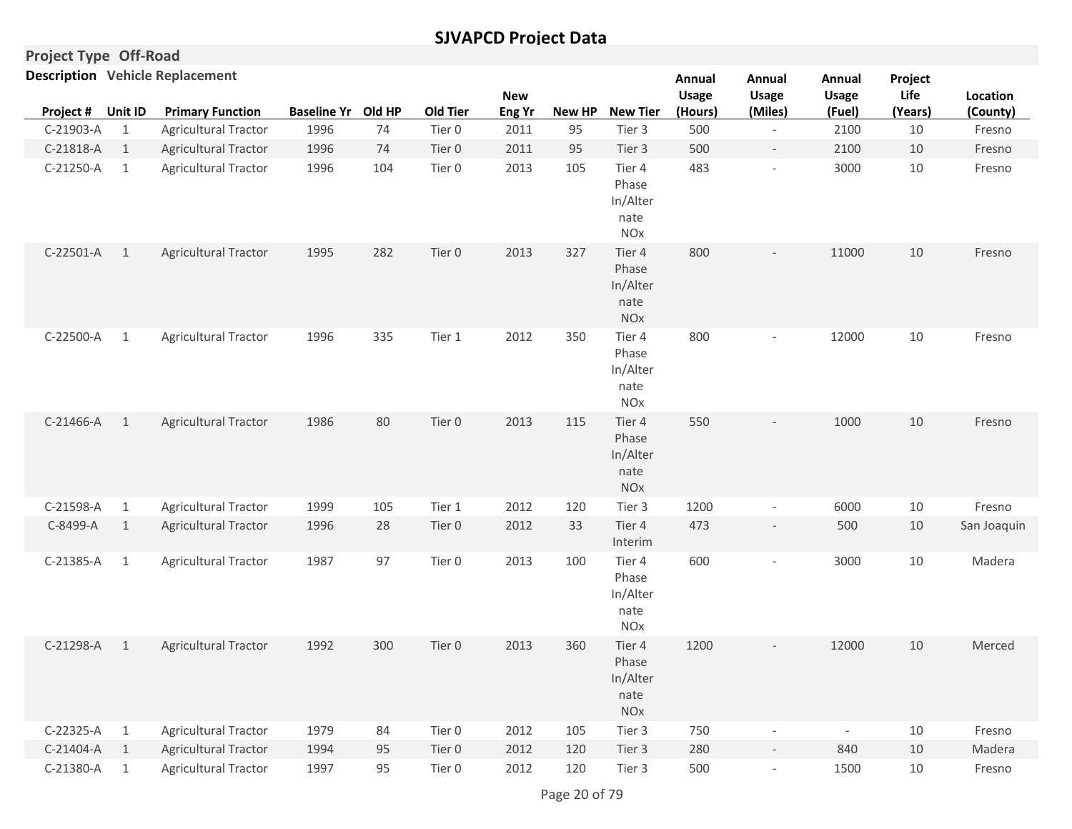# SJVAPCD Project Data

**Project Type** Off-Road

**Description** Vehicle Replacement

| Project # | Unit ID | Primary Function | Baseline Yr | Old HP | Old Tier | New Eng Yr | New HP | New Tier | Annual Usage (Hours) | Annual Usage (Miles) | Annual Usage (Fuel) | Project Life (Years) | Location (County) |
|---|---|---|---|---|---|---|---|---|---|---|---|---|---|
| C-21903-A | 1 | Agricultural Tractor | 1996 | 74 | Tier 0 | 2011 | 95 | Tier 3 | 500 | - | 2100 | 10 | Fresno |
| C-21818-A | 1 | Agricultural Tractor | 1996 | 74 | Tier 0 | 2011 | 95 | Tier 3 | 500 | - | 2100 | 10 | Fresno |
| C-21250-A | 1 | Agricultural Tractor | 1996 | 104 | Tier 0 | 2013 | 105 | Tier 4 Phase In/Alternate NOx | 483 | - | 3000 | 10 | Fresno |
| C-22501-A | 1 | Agricultural Tractor | 1995 | 282 | Tier 0 | 2013 | 327 | Tier 4 Phase In/Alternate NOx | 800 | - | 11000 | 10 | Fresno |
| C-22500-A | 1 | Agricultural Tractor | 1996 | 335 | Tier 1 | 2012 | 350 | Tier 4 Phase In/Alternate NOx | 800 | - | 12000 | 10 | Fresno |
| C-21466-A | 1 | Agricultural Tractor | 1986 | 80 | Tier 0 | 2013 | 115 | Tier 4 Phase In/Alternate NOx | 550 | - | 1000 | 10 | Fresno |
| C-21598-A | 1 | Agricultural Tractor | 1999 | 105 | Tier 1 | 2012 | 120 | Tier 3 | 1200 | - | 6000 | 10 | Fresno |
| C-8499-A | 1 | Agricultural Tractor | 1996 | 28 | Tier 0 | 2012 | 33 | Tier 4 Interim | 473 | - | 500 | 10 | San Joaquin |
| C-21385-A | 1 | Agricultural Tractor | 1987 | 97 | Tier 0 | 2013 | 100 | Tier 4 Phase In/Alternate NOx | 600 | - | 3000 | 10 | Madera |
| C-21298-A | 1 | Agricultural Tractor | 1992 | 300 | Tier 0 | 2013 | 360 | Tier 4 Phase In/Alternate NOx | 1200 | - | 12000 | 10 | Merced |
| C-22325-A | 1 | Agricultural Tractor | 1979 | 84 | Tier 0 | 2012 | 105 | Tier 3 | 750 | - | - | 10 | Fresno |
| C-21404-A | 1 | Agricultural Tractor | 1994 | 95 | Tier 0 | 2012 | 120 | Tier 3 | 280 | - | 840 | 10 | Madera |
| C-21380-A | 1 | Agricultural Tractor | 1997 | 95 | Tier 0 | 2012 | 120 | Tier 3 | 500 | - | 1500 | 10 | Fresno |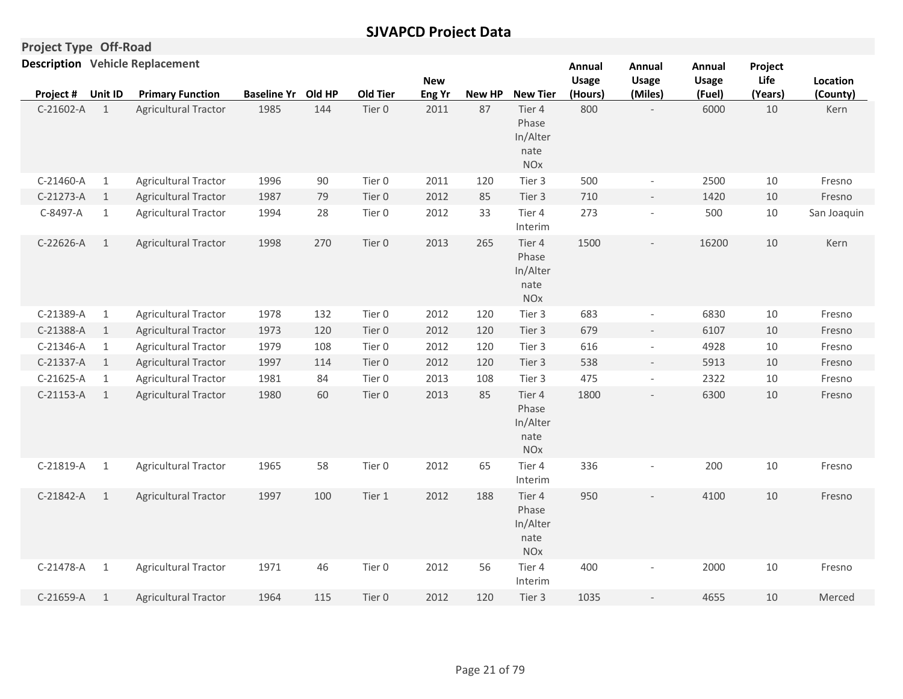## SJVAPCD Project Data

**Project Type** Off-Road

**Description** Vehicle Replacement

| Project # | Unit ID | Primary Function | Baseline Yr | Old HP | Old Tier | New Eng Yr | New HP | New Tier | Annual Usage (Hours) | Annual Usage (Miles) | Annual Usage (Fuel) | Project Life (Years) | Location (County) |
|---|---|---|---|---|---|---|---|---|---|---|---|---|---|
| C-21602-A | 1 | Agricultural Tractor | 1985 | 144 | Tier 0 | 2011 | 87 | Tier 4 Phase In/Alternate NOx | 800 | - | 6000 | 10 | Kern |
| C-21460-A | 1 | Agricultural Tractor | 1996 | 90 | Tier 0 | 2011 | 120 | Tier 3 | 500 | - | 2500 | 10 | Fresno |
| C-21273-A | 1 | Agricultural Tractor | 1987 | 79 | Tier 0 | 2012 | 85 | Tier 3 | 710 | - | 1420 | 10 | Fresno |
| C-8497-A | 1 | Agricultural Tractor | 1994 | 28 | Tier 0 | 2012 | 33 | Tier 4 Interim | 273 | - | 500 | 10 | San Joaquin |
| C-22626-A | 1 | Agricultural Tractor | 1998 | 270 | Tier 0 | 2013 | 265 | Tier 4 Phase In/Alternate NOx | 1500 | - | 16200 | 10 | Kern |
| C-21389-A | 1 | Agricultural Tractor | 1978 | 132 | Tier 0 | 2012 | 120 | Tier 3 | 683 | - | 6830 | 10 | Fresno |
| C-21388-A | 1 | Agricultural Tractor | 1973 | 120 | Tier 0 | 2012 | 120 | Tier 3 | 679 | - | 6107 | 10 | Fresno |
| C-21346-A | 1 | Agricultural Tractor | 1979 | 108 | Tier 0 | 2012 | 120 | Tier 3 | 616 | - | 4928 | 10 | Fresno |
| C-21337-A | 1 | Agricultural Tractor | 1997 | 114 | Tier 0 | 2012 | 120 | Tier 3 | 538 | - | 5913 | 10 | Fresno |
| C-21625-A | 1 | Agricultural Tractor | 1981 | 84 | Tier 0 | 2013 | 108 | Tier 3 | 475 | - | 2322 | 10 | Fresno |
| C-21153-A | 1 | Agricultural Tractor | 1980 | 60 | Tier 0 | 2013 | 85 | Tier 4 Phase In/Alternate NOx | 1800 | - | 6300 | 10 | Fresno |
| C-21819-A | 1 | Agricultural Tractor | 1965 | 58 | Tier 0 | 2012 | 65 | Tier 4 Interim | 336 | - | 200 | 10 | Fresno |
| C-21842-A | 1 | Agricultural Tractor | 1997 | 100 | Tier 1 | 2012 | 188 | Tier 4 Phase In/Alternate NOx | 950 | - | 4100 | 10 | Fresno |
| C-21478-A | 1 | Agricultural Tractor | 1971 | 46 | Tier 0 | 2012 | 56 | Tier 4 Interim | 400 | - | 2000 | 10 | Fresno |
| C-21659-A | 1 | Agricultural Tractor | 1964 | 115 | Tier 0 | 2012 | 120 | Tier 3 | 1035 | - | 4655 | 10 | Merced |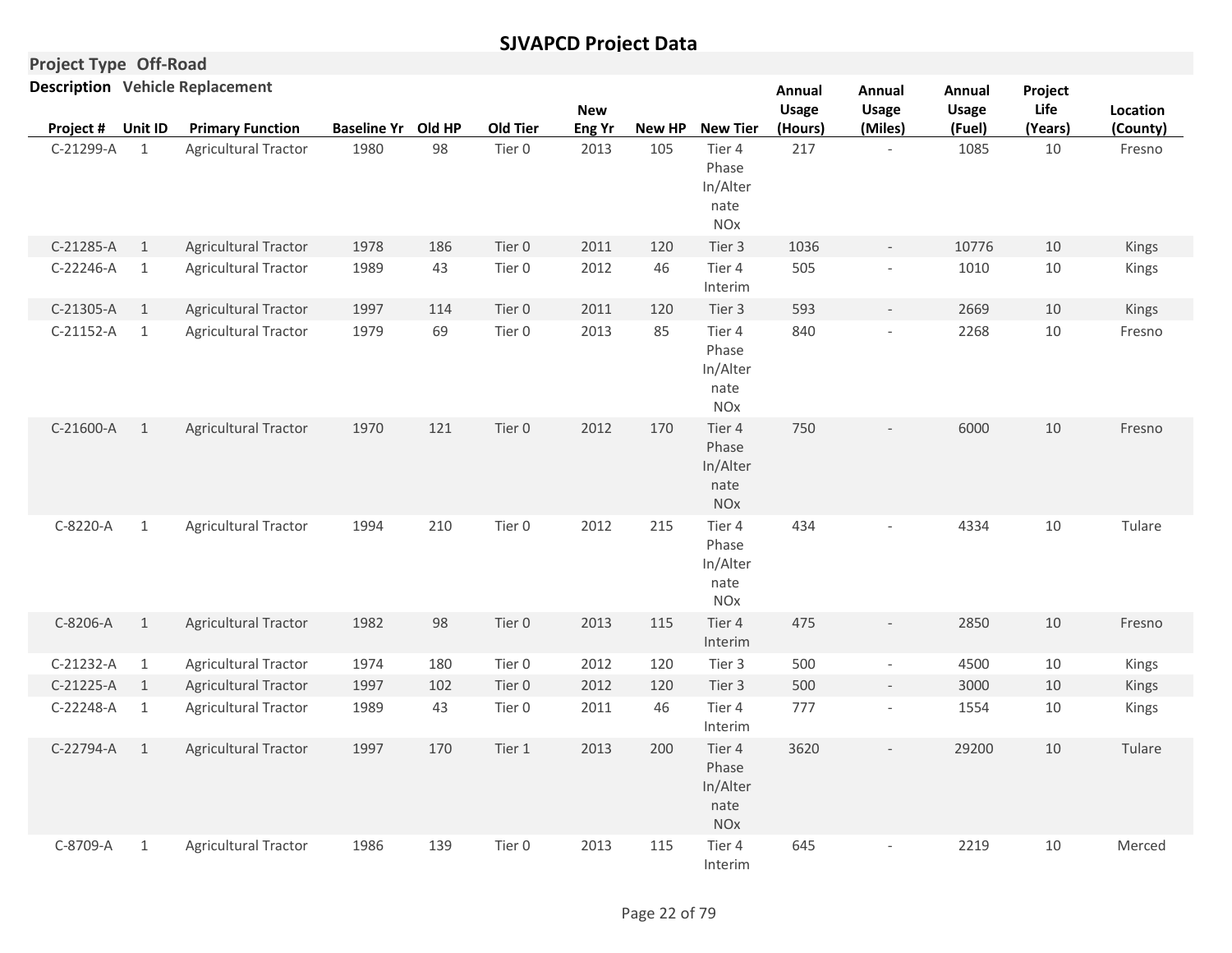# SJVAPCD Project Data

**Project Type** Off-Road

**Description** Vehicle Replacement

| Project # | Unit ID | Primary Function | Baseline Yr | Old HP | Old Tier | New Eng Yr | New HP | New Tier | Annual Usage (Hours) | Annual Usage (Miles) | Annual Usage (Fuel) | Project Life (Years) | Location (County) |
|---|---|---|---|---|---|---|---|---|---|---|---|---|---|
| C-21299-A | 1 | Agricultural Tractor | 1980 | 98 | Tier 0 | 2013 | 105 | Tier 4 Phase In/Alternate NOx | 217 | - | 1085 | 10 | Fresno |
| C-21285-A | 1 | Agricultural Tractor | 1978 | 186 | Tier 0 | 2011 | 120 | Tier 3 | 1036 | - | 10776 | 10 | Kings |
| C-22246-A | 1 | Agricultural Tractor | 1989 | 43 | Tier 0 | 2012 | 46 | Tier 4 Interim | 505 | - | 1010 | 10 | Kings |
| C-21305-A | 1 | Agricultural Tractor | 1997 | 114 | Tier 0 | 2011 | 120 | Tier 3 | 593 | - | 2669 | 10 | Kings |
| C-21152-A | 1 | Agricultural Tractor | 1979 | 69 | Tier 0 | 2013 | 85 | Tier 4 Phase In/Alternate NOx | 840 | - | 2268 | 10 | Fresno |
| C-21600-A | 1 | Agricultural Tractor | 1970 | 121 | Tier 0 | 2012 | 170 | Tier 4 Phase In/Alternate NOx | 750 | - | 6000 | 10 | Fresno |
| C-8220-A | 1 | Agricultural Tractor | 1994 | 210 | Tier 0 | 2012 | 215 | Tier 4 Phase In/Alternate NOx | 434 | - | 4334 | 10 | Tulare |
| C-8206-A | 1 | Agricultural Tractor | 1982 | 98 | Tier 0 | 2013 | 115 | Tier 4 Interim | 475 | - | 2850 | 10 | Fresno |
| C-21232-A | 1 | Agricultural Tractor | 1974 | 180 | Tier 0 | 2012 | 120 | Tier 3 | 500 | - | 4500 | 10 | Kings |
| C-21225-A | 1 | Agricultural Tractor | 1997 | 102 | Tier 0 | 2012 | 120 | Tier 3 | 500 | - | 3000 | 10 | Kings |
| C-22248-A | 1 | Agricultural Tractor | 1989 | 43 | Tier 0 | 2011 | 46 | Tier 4 Interim | 777 | - | 1554 | 10 | Kings |
| C-22794-A | 1 | Agricultural Tractor | 1997 | 170 | Tier 1 | 2013 | 200 | Tier 4 Phase In/Alternate NOx | 3620 | - | 29200 | 10 | Tulare |
| C-8709-A | 1 | Agricultural Tractor | 1986 | 139 | Tier 0 | 2013 | 115 | Tier 4 Interim | 645 | - | 2219 | 10 | Merced |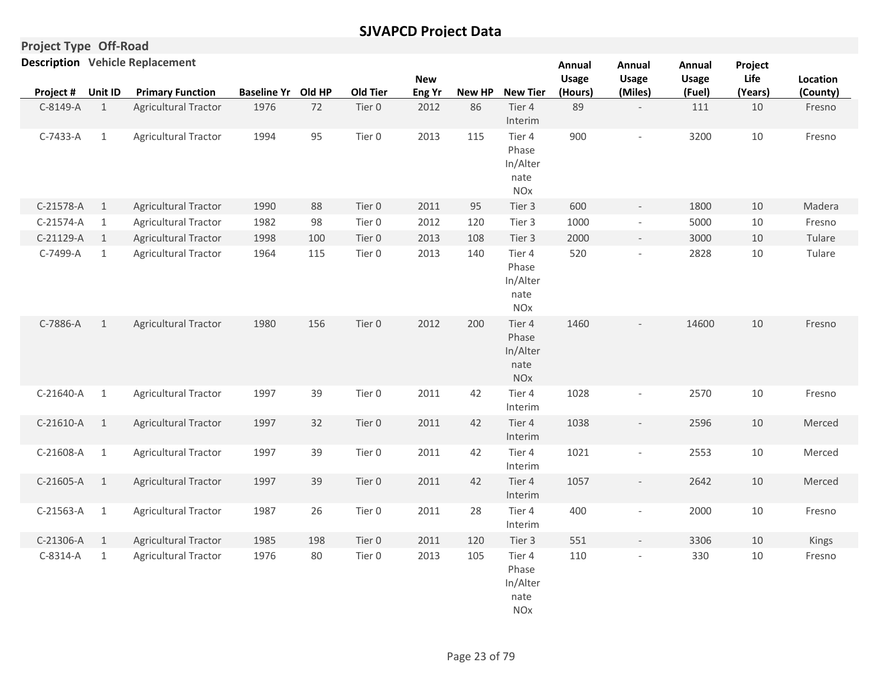# SJVAPCD Project Data

**Project Type** Off-Road

**Description** Vehicle Replacement

| Project # | Unit ID | Primary Function | Baseline Yr | Old HP | Old Tier | New Eng Yr | New HP | New Tier | Annual Usage (Hours) | Annual Usage (Miles) | Annual Usage (Fuel) | Project Life (Years) | Location (County) |
|---|---|---|---|---|---|---|---|---|---|---|---|---|---|
| C-8149-A | 1 | Agricultural Tractor | 1976 | 72 | Tier 0 | 2012 | 86 | Tier 4 Interim | 89 | - | 111 | 10 | Fresno |
| C-7433-A | 1 | Agricultural Tractor | 1994 | 95 | Tier 0 | 2013 | 115 | Tier 4 Phase In/Alternate NOx | 900 | - | 3200 | 10 | Fresno |
| C-21578-A | 1 | Agricultural Tractor | 1990 | 88 | Tier 0 | 2011 | 95 | Tier 3 | 600 | - | 1800 | 10 | Madera |
| C-21574-A | 1 | Agricultural Tractor | 1982 | 98 | Tier 0 | 2012 | 120 | Tier 3 | 1000 | - | 5000 | 10 | Fresno |
| C-21129-A | 1 | Agricultural Tractor | 1998 | 100 | Tier 0 | 2013 | 108 | Tier 3 | 2000 | - | 3000 | 10 | Tulare |
| C-7499-A | 1 | Agricultural Tractor | 1964 | 115 | Tier 0 | 2013 | 140 | Tier 4 Phase In/Alternate NOx | 520 | - | 2828 | 10 | Tulare |
| C-7886-A | 1 | Agricultural Tractor | 1980 | 156 | Tier 0 | 2012 | 200 | Tier 4 Phase In/Alternate NOx | 1460 | - | 14600 | 10 | Fresno |
| C-21640-A | 1 | Agricultural Tractor | 1997 | 39 | Tier 0 | 2011 | 42 | Tier 4 Interim | 1028 | - | 2570 | 10 | Fresno |
| C-21610-A | 1 | Agricultural Tractor | 1997 | 32 | Tier 0 | 2011 | 42 | Tier 4 Interim | 1038 | - | 2596 | 10 | Merced |
| C-21608-A | 1 | Agricultural Tractor | 1997 | 39 | Tier 0 | 2011 | 42 | Tier 4 Interim | 1021 | - | 2553 | 10 | Merced |
| C-21605-A | 1 | Agricultural Tractor | 1997 | 39 | Tier 0 | 2011 | 42 | Tier 4 Interim | 1057 | - | 2642 | 10 | Merced |
| C-21563-A | 1 | Agricultural Tractor | 1987 | 26 | Tier 0 | 2011 | 28 | Tier 4 Interim | 400 | - | 2000 | 10 | Fresno |
| C-21306-A | 1 | Agricultural Tractor | 1985 | 198 | Tier 0 | 2011 | 120 | Tier 3 | 551 | - | 3306 | 10 | Kings |
| C-8314-A | 1 | Agricultural Tractor | 1976 | 80 | Tier 0 | 2013 | 105 | Tier 4 Phase In/Alternate NOx | 110 | - | 330 | 10 | Fresno |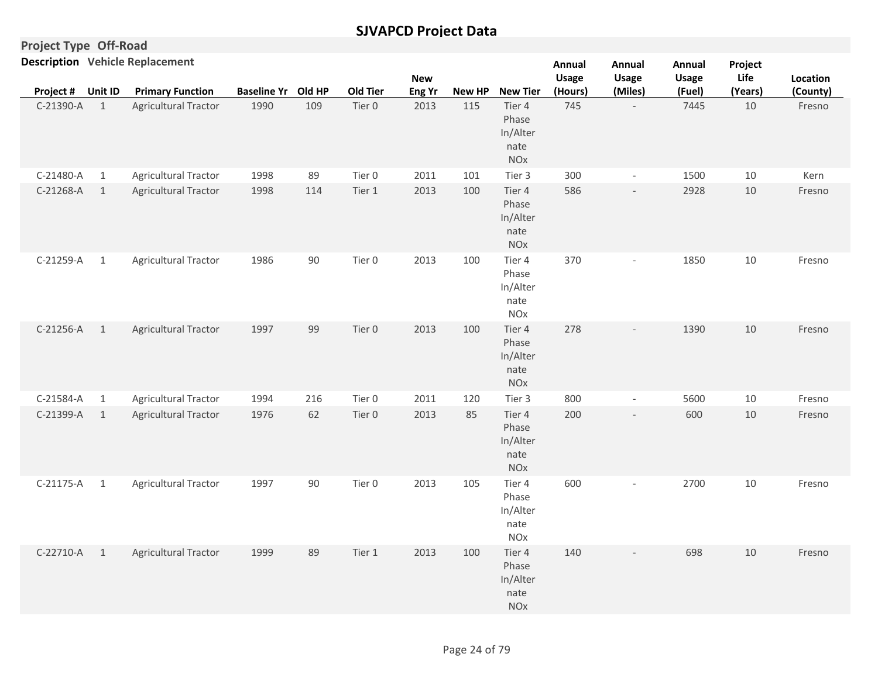## SJVAPCD Project Data

**Project Type** Off-Road

**Description** Vehicle Replacement

| Project # | Unit ID | Primary Function | Baseline Yr | Old HP | Old Tier | New Eng Yr | New HP | New Tier | Annual Usage (Hours) | Annual Usage (Miles) | Annual Usage (Fuel) | Project Life (Years) | Location (County) |
|---|---|---|---|---|---|---|---|---|---|---|---|---|---|
| C-21390-A | 1 | Agricultural Tractor | 1990 | 109 | Tier 0 | 2013 | 115 | Tier 4 Phase In/Alternate NOx | 745 | - | 7445 | 10 | Fresno |
| C-21480-A | 1 | Agricultural Tractor | 1998 | 89 | Tier 0 | 2011 | 101 | Tier 3 | 300 | - | 1500 | 10 | Kern |
| C-21268-A | 1 | Agricultural Tractor | 1998 | 114 | Tier 1 | 2013 | 100 | Tier 4 Phase In/Alternate NOx | 586 | - | 2928 | 10 | Fresno |
| C-21259-A | 1 | Agricultural Tractor | 1986 | 90 | Tier 0 | 2013 | 100 | Tier 4 Phase In/Alternate NOx | 370 | - | 1850 | 10 | Fresno |
| C-21256-A | 1 | Agricultural Tractor | 1997 | 99 | Tier 0 | 2013 | 100 | Tier 4 Phase In/Alternate NOx | 278 | - | 1390 | 10 | Fresno |
| C-21584-A | 1 | Agricultural Tractor | 1994 | 216 | Tier 0 | 2011 | 120 | Tier 3 | 800 | - | 5600 | 10 | Fresno |
| C-21399-A | 1 | Agricultural Tractor | 1976 | 62 | Tier 0 | 2013 | 85 | Tier 4 Phase In/Alternate NOx | 200 | - | 600 | 10 | Fresno |
| C-21175-A | 1 | Agricultural Tractor | 1997 | 90 | Tier 0 | 2013 | 105 | Tier 4 Phase In/Alternate NOx | 600 | - | 2700 | 10 | Fresno |
| C-22710-A | 1 | Agricultural Tractor | 1999 | 89 | Tier 1 | 2013 | 100 | Tier 4 Phase In/Alternate NOx | 140 | - | 698 | 10 | Fresno |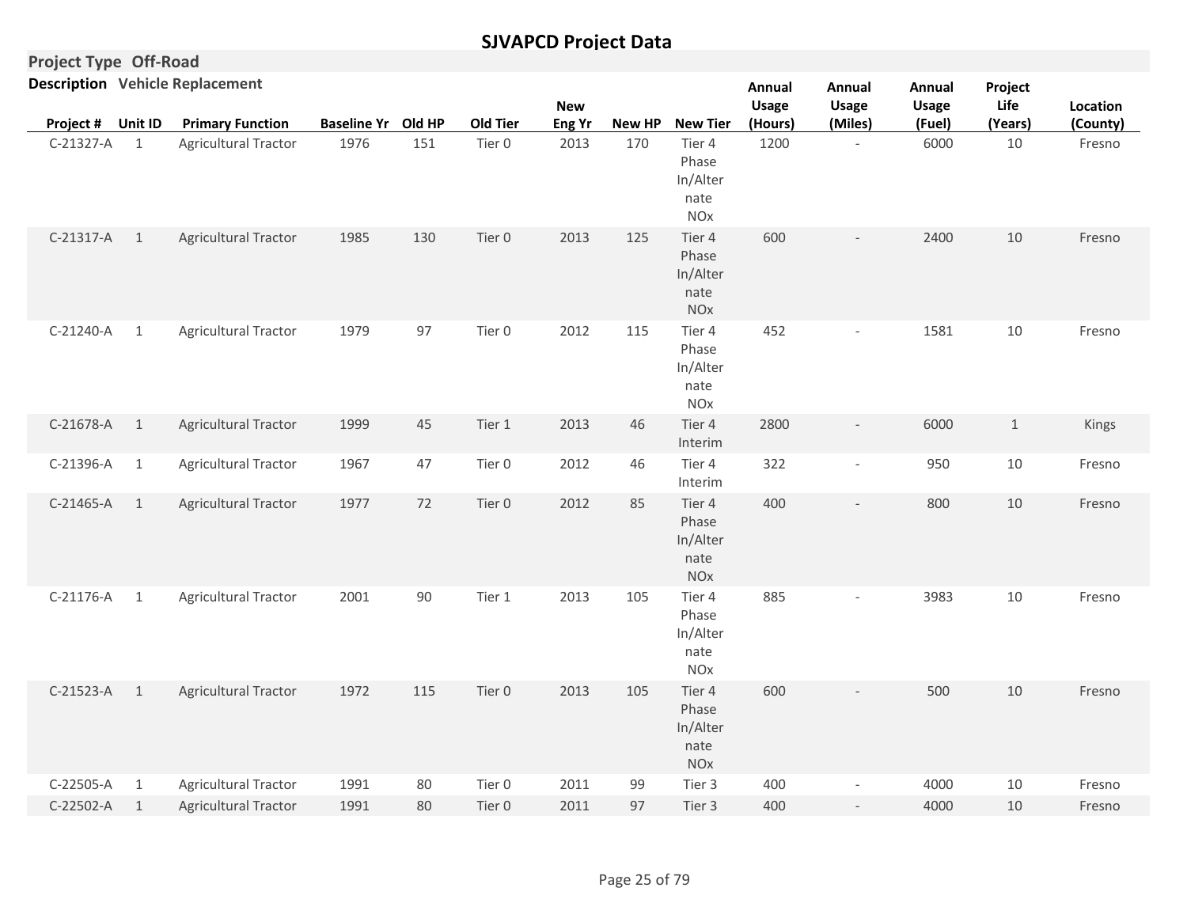# SJVAPCD Project Data

**Project Type** Off-Road

**Description** Vehicle Replacement

| Project # | Unit ID | Primary Function | Baseline Yr | Old HP | Old Tier | New Eng Yr | New HP | New Tier | Annual Usage (Hours) | Annual Usage (Miles) | Annual Usage (Fuel) | Project Life (Years) | Location (County) |
|---|---|---|---|---|---|---|---|---|---|---|---|---|---|
| C-21327-A | 1 | Agricultural Tractor | 1976 | 151 | Tier 0 | 2013 | 170 | Tier 4 Phase In/Alternate NOx | 1200 | - | 6000 | 10 | Fresno |
| C-21317-A | 1 | Agricultural Tractor | 1985 | 130 | Tier 0 | 2013 | 125 | Tier 4 Phase In/Alternate NOx | 600 | - | 2400 | 10 | Fresno |
| C-21240-A | 1 | Agricultural Tractor | 1979 | 97 | Tier 0 | 2012 | 115 | Tier 4 Phase In/Alternate NOx | 452 | - | 1581 | 10 | Fresno |
| C-21678-A | 1 | Agricultural Tractor | 1999 | 45 | Tier 1 | 2013 | 46 | Tier 4 Interim | 2800 | - | 6000 | 1 | Kings |
| C-21396-A | 1 | Agricultural Tractor | 1967 | 47 | Tier 0 | 2012 | 46 | Tier 4 Interim | 322 | - | 950 | 10 | Fresno |
| C-21465-A | 1 | Agricultural Tractor | 1977 | 72 | Tier 0 | 2012 | 85 | Tier 4 Phase In/Alternate NOx | 400 | - | 800 | 10 | Fresno |
| C-21176-A | 1 | Agricultural Tractor | 2001 | 90 | Tier 1 | 2013 | 105 | Tier 4 Phase In/Alternate NOx | 885 | - | 3983 | 10 | Fresno |
| C-21523-A | 1 | Agricultural Tractor | 1972 | 115 | Tier 0 | 2013 | 105 | Tier 4 Phase In/Alternate NOx | 600 | - | 500 | 10 | Fresno |
| C-22505-A | 1 | Agricultural Tractor | 1991 | 80 | Tier 0 | 2011 | 99 | Tier 3 | 400 | - | 4000 | 10 | Fresno |
| C-22502-A | 1 | Agricultural Tractor | 1991 | 80 | Tier 0 | 2011 | 97 | Tier 3 | 400 | - | 4000 | 10 | Fresno |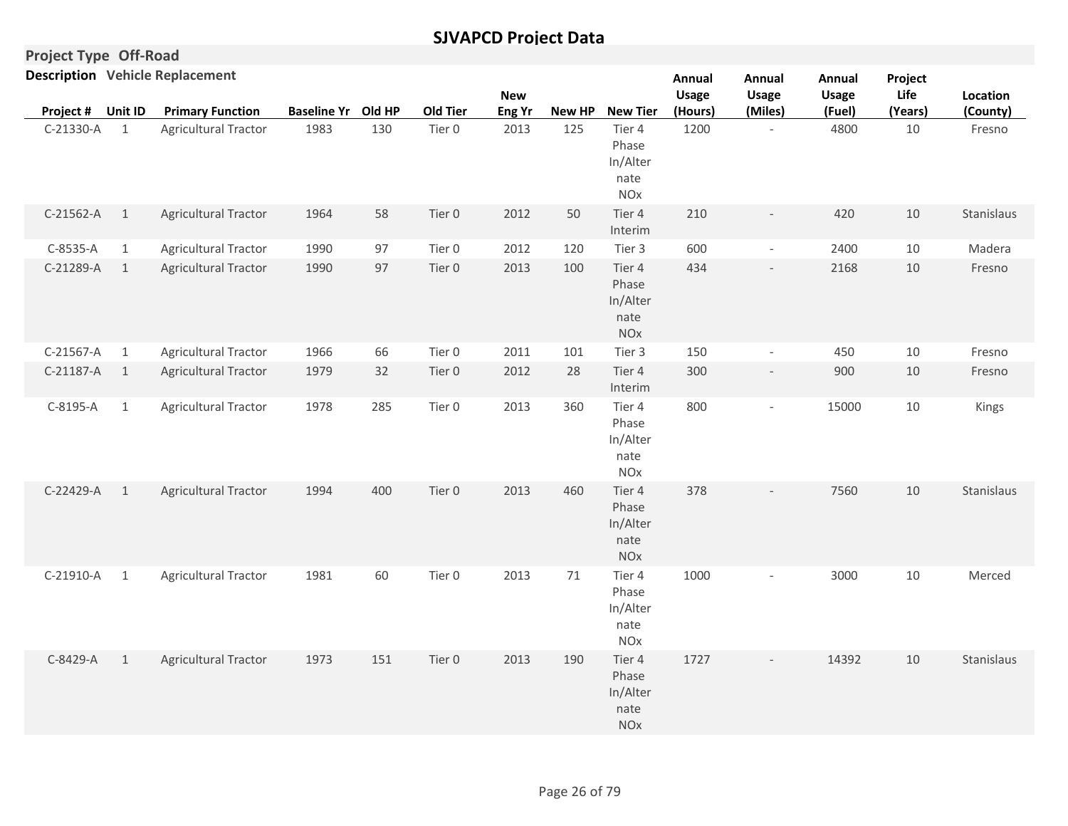# SJVAPCD Project Data

**Project Type** Off-Road

**Description** Vehicle Replacement

| Project # | Unit ID | Primary Function | Baseline Yr | Old HP | Old Tier | New Eng Yr | New HP | New Tier | Annual Usage (Hours) | Annual Usage (Miles) | Annual Usage (Fuel) | Project Life (Years) | Location (County) |
|---|---|---|---|---|---|---|---|---|---|---|---|---|---|
| C-21330-A | 1 | Agricultural Tractor | 1983 | 130 | Tier 0 | 2013 | 125 | Tier 4 Phase In/Alternate NOx | 1200 | - | 4800 | 10 | Fresno |
| C-21562-A | 1 | Agricultural Tractor | 1964 | 58 | Tier 0 | 2012 | 50 | Tier 4 Interim | 210 | - | 420 | 10 | Stanislaus |
| C-8535-A | 1 | Agricultural Tractor | 1990 | 97 | Tier 0 | 2012 | 120 | Tier 3 | 600 | - | 2400 | 10 | Madera |
| C-21289-A | 1 | Agricultural Tractor | 1990 | 97 | Tier 0 | 2013 | 100 | Tier 4 Phase In/Alternate NOx | 434 | - | 2168 | 10 | Fresno |
| C-21567-A | 1 | Agricultural Tractor | 1966 | 66 | Tier 0 | 2011 | 101 | Tier 3 | 150 | - | 450 | 10 | Fresno |
| C-21187-A | 1 | Agricultural Tractor | 1979 | 32 | Tier 0 | 2012 | 28 | Tier 4 Interim | 300 | - | 900 | 10 | Fresno |
| C-8195-A | 1 | Agricultural Tractor | 1978 | 285 | Tier 0 | 2013 | 360 | Tier 4 Phase In/Alternate NOx | 800 | - | 15000 | 10 | Kings |
| C-22429-A | 1 | Agricultural Tractor | 1994 | 400 | Tier 0 | 2013 | 460 | Tier 4 Phase In/Alternate NOx | 378 | - | 7560 | 10 | Stanislaus |
| C-21910-A | 1 | Agricultural Tractor | 1981 | 60 | Tier 0 | 2013 | 71 | Tier 4 Phase In/Alternate NOx | 1000 | - | 3000 | 10 | Merced |
| C-8429-A | 1 | Agricultural Tractor | 1973 | 151 | Tier 0 | 2013 | 190 | Tier 4 Phase In/Alternate NOx | 1727 | - | 14392 | 10 | Stanislaus |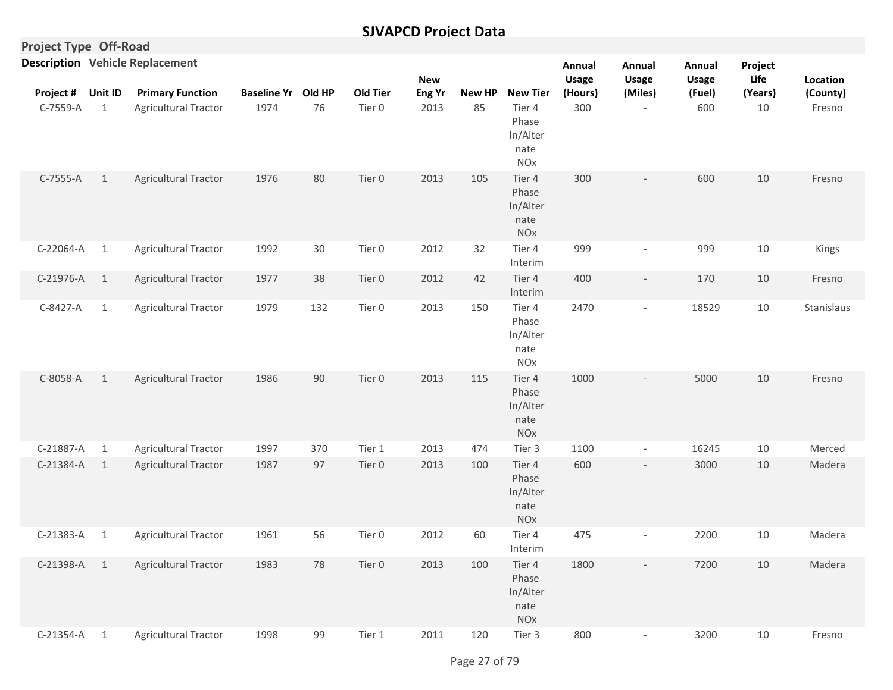# SJVAPCD Project Data

**Project Type** Off-Road

**Description** Vehicle Replacement

| Project # | Unit ID | Primary Function | Baseline Yr | Old HP | Old Tier | New Eng Yr | New HP | New Tier | Annual Usage (Hours) | Annual Usage (Miles) | Annual Usage (Fuel) | Project Life (Years) | Location (County) |
|---|---|---|---|---|---|---|---|---|---|---|---|---|---|
| C-7559-A | 1 | Agricultural Tractor | 1974 | 76 | Tier 0 | 2013 | 85 | Tier 4 Phase In/Alternate NOx | 300 | - | 600 | 10 | Fresno |
| C-7555-A | 1 | Agricultural Tractor | 1976 | 80 | Tier 0 | 2013 | 105 | Tier 4 Phase In/Alternate NOx | 300 | - | 600 | 10 | Fresno |
| C-22064-A | 1 | Agricultural Tractor | 1992 | 30 | Tier 0 | 2012 | 32 | Tier 4 Interim | 999 | - | 999 | 10 | Kings |
| C-21976-A | 1 | Agricultural Tractor | 1977 | 38 | Tier 0 | 2012 | 42 | Tier 4 Interim | 400 | - | 170 | 10 | Fresno |
| C-8427-A | 1 | Agricultural Tractor | 1979 | 132 | Tier 0 | 2013 | 150 | Tier 4 Phase In/Alternate NOx | 2470 | - | 18529 | 10 | Stanislaus |
| C-8058-A | 1 | Agricultural Tractor | 1986 | 90 | Tier 0 | 2013 | 115 | Tier 4 Phase In/Alternate NOx | 1000 | - | 5000 | 10 | Fresno |
| C-21887-A | 1 | Agricultural Tractor | 1997 | 370 | Tier 1 | 2013 | 474 | Tier 3 | 1100 | - | 16245 | 10 | Merced |
| C-21384-A | 1 | Agricultural Tractor | 1987 | 97 | Tier 0 | 2013 | 100 | Tier 4 Phase In/Alternate NOx | 600 | - | 3000 | 10 | Madera |
| C-21383-A | 1 | Agricultural Tractor | 1961 | 56 | Tier 0 | 2012 | 60 | Tier 4 Interim | 475 | - | 2200 | 10 | Madera |
| C-21398-A | 1 | Agricultural Tractor | 1983 | 78 | Tier 0 | 2013 | 100 | Tier 4 Phase In/Alternate NOx | 1800 | - | 7200 | 10 | Madera |
| C-21354-A | 1 | Agricultural Tractor | 1998 | 99 | Tier 1 | 2011 | 120 | Tier 3 | 800 | - | 3200 | 10 | Fresno |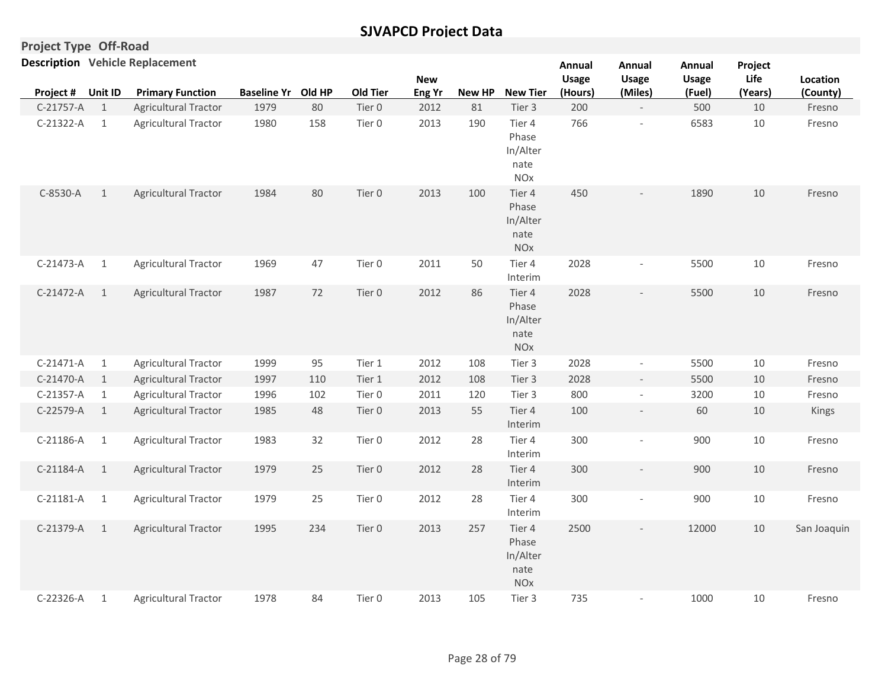# SJVAPCD Project Data

**Project Type** Off-Road

**Description** Vehicle Replacement

| Project # | Unit ID | Primary Function | Baseline Yr | Old HP | Old Tier | New Eng Yr | New HP | New Tier | Annual Usage (Hours) | Annual Usage (Miles) | Annual Usage (Fuel) | Project Life (Years) | Location (County) |
|---|---|---|---|---|---|---|---|---|---|---|---|---|---|
| C-21757-A | 1 | Agricultural Tractor | 1979 | 80 | Tier 0 | 2012 | 81 | Tier 3 | 200 | - | 500 | 10 | Fresno |
| C-21322-A | 1 | Agricultural Tractor | 1980 | 158 | Tier 0 | 2013 | 190 | Tier 4 Phase In/Alternate NOx | 766 | - | 6583 | 10 | Fresno |
| C-8530-A | 1 | Agricultural Tractor | 1984 | 80 | Tier 0 | 2013 | 100 | Tier 4 Phase In/Alternate NOx | 450 | - | 1890 | 10 | Fresno |
| C-21473-A | 1 | Agricultural Tractor | 1969 | 47 | Tier 0 | 2011 | 50 | Tier 4 Interim | 2028 | - | 5500 | 10 | Fresno |
| C-21472-A | 1 | Agricultural Tractor | 1987 | 72 | Tier 0 | 2012 | 86 | Tier 4 Phase In/Alternate NOx | 2028 | - | 5500 | 10 | Fresno |
| C-21471-A | 1 | Agricultural Tractor | 1999 | 95 | Tier 1 | 2012 | 108 | Tier 3 | 2028 | - | 5500 | 10 | Fresno |
| C-21470-A | 1 | Agricultural Tractor | 1997 | 110 | Tier 1 | 2012 | 108 | Tier 3 | 2028 | - | 5500 | 10 | Fresno |
| C-21357-A | 1 | Agricultural Tractor | 1996 | 102 | Tier 0 | 2011 | 120 | Tier 3 | 800 | - | 3200 | 10 | Fresno |
| C-22579-A | 1 | Agricultural Tractor | 1985 | 48 | Tier 0 | 2013 | 55 | Tier 4 Interim | 100 | - | 60 | 10 | Kings |
| C-21186-A | 1 | Agricultural Tractor | 1983 | 32 | Tier 0 | 2012 | 28 | Tier 4 Interim | 300 | - | 900 | 10 | Fresno |
| C-21184-A | 1 | Agricultural Tractor | 1979 | 25 | Tier 0 | 2012 | 28 | Tier 4 Interim | 300 | - | 900 | 10 | Fresno |
| C-21181-A | 1 | Agricultural Tractor | 1979 | 25 | Tier 0 | 2012 | 28 | Tier 4 Interim | 300 | - | 900 | 10 | Fresno |
| C-21379-A | 1 | Agricultural Tractor | 1995 | 234 | Tier 0 | 2013 | 257 | Tier 4 Phase In/Alternate NOx | 2500 | - | 12000 | 10 | San Joaquin |
| C-22326-A | 1 | Agricultural Tractor | 1978 | 84 | Tier 0 | 2013 | 105 | Tier 3 | 735 | - | 1000 | 10 | Fresno |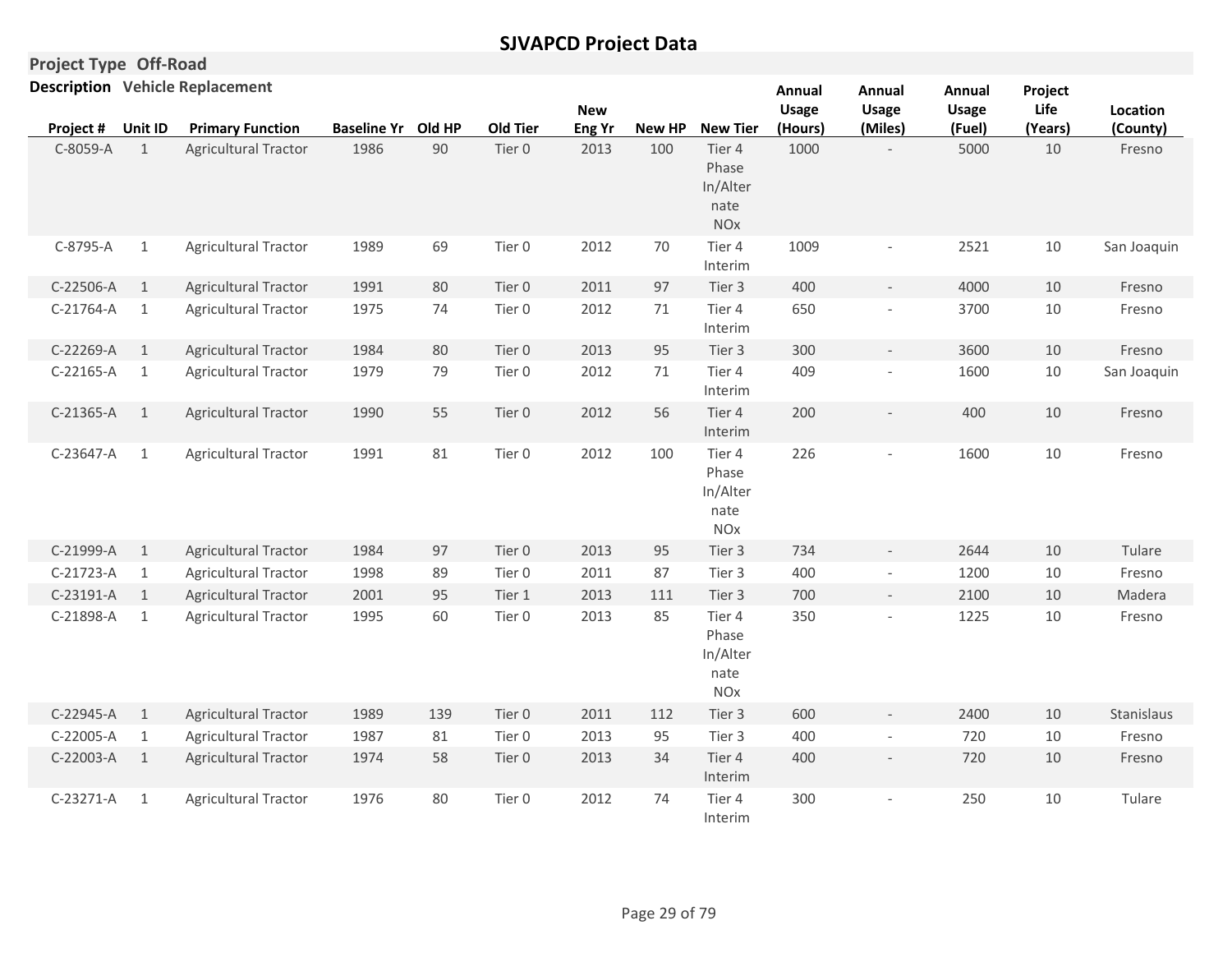# SJVAPCD Project Data

**Project Type** Off-Road

**Description** Vehicle Replacement

| Project # | Unit ID | Primary Function | Baseline Yr | Old HP | Old Tier | New Eng Yr | New HP | New Tier | Annual Usage (Hours) | Annual Usage (Miles) | Annual Usage (Fuel) | Project Life (Years) | Location (County) |
|---|---|---|---|---|---|---|---|---|---|---|---|---|---|
| C-8059-A | 1 | Agricultural Tractor | 1986 | 90 | Tier 0 | 2013 | 100 | Tier 4 Phase In/Alternate NOx | 1000 | - | 5000 | 10 | Fresno |
| C-8795-A | 1 | Agricultural Tractor | 1989 | 69 | Tier 0 | 2012 | 70 | Tier 4 Interim | 1009 | - | 2521 | 10 | San Joaquin |
| C-22506-A | 1 | Agricultural Tractor | 1991 | 80 | Tier 0 | 2011 | 97 | Tier 3 | 400 | - | 4000 | 10 | Fresno |
| C-21764-A | 1 | Agricultural Tractor | 1975 | 74 | Tier 0 | 2012 | 71 | Tier 4 Interim | 650 | - | 3700 | 10 | Fresno |
| C-22269-A | 1 | Agricultural Tractor | 1984 | 80 | Tier 0 | 2013 | 95 | Tier 3 | 300 | - | 3600 | 10 | Fresno |
| C-22165-A | 1 | Agricultural Tractor | 1979 | 79 | Tier 0 | 2012 | 71 | Tier 4 Interim | 409 | - | 1600 | 10 | San Joaquin |
| C-21365-A | 1 | Agricultural Tractor | 1990 | 55 | Tier 0 | 2012 | 56 | Tier 4 Interim | 200 | - | 400 | 10 | Fresno |
| C-23647-A | 1 | Agricultural Tractor | 1991 | 81 | Tier 0 | 2012 | 100 | Tier 4 Phase In/Alternate NOx | 226 | - | 1600 | 10 | Fresno |
| C-21999-A | 1 | Agricultural Tractor | 1984 | 97 | Tier 0 | 2013 | 95 | Tier 3 | 734 | - | 2644 | 10 | Tulare |
| C-21723-A | 1 | Agricultural Tractor | 1998 | 89 | Tier 0 | 2011 | 87 | Tier 3 | 400 | - | 1200 | 10 | Fresno |
| C-23191-A | 1 | Agricultural Tractor | 2001 | 95 | Tier 1 | 2013 | 111 | Tier 3 | 700 | - | 2100 | 10 | Madera |
| C-21898-A | 1 | Agricultural Tractor | 1995 | 60 | Tier 0 | 2013 | 85 | Tier 4 Phase In/Alternate NOx | 350 | - | 1225 | 10 | Fresno |
| C-22945-A | 1 | Agricultural Tractor | 1989 | 139 | Tier 0 | 2011 | 112 | Tier 3 | 600 | - | 2400 | 10 | Stanislaus |
| C-22005-A | 1 | Agricultural Tractor | 1987 | 81 | Tier 0 | 2013 | 95 | Tier 3 | 400 | - | 720 | 10 | Fresno |
| C-22003-A | 1 | Agricultural Tractor | 1974 | 58 | Tier 0 | 2013 | 34 | Tier 4 Interim | 400 | - | 720 | 10 | Fresno |
| C-23271-A | 1 | Agricultural Tractor | 1976 | 80 | Tier 0 | 2012 | 74 | Tier 4 Interim | 300 | - | 250 | 10 | Tulare |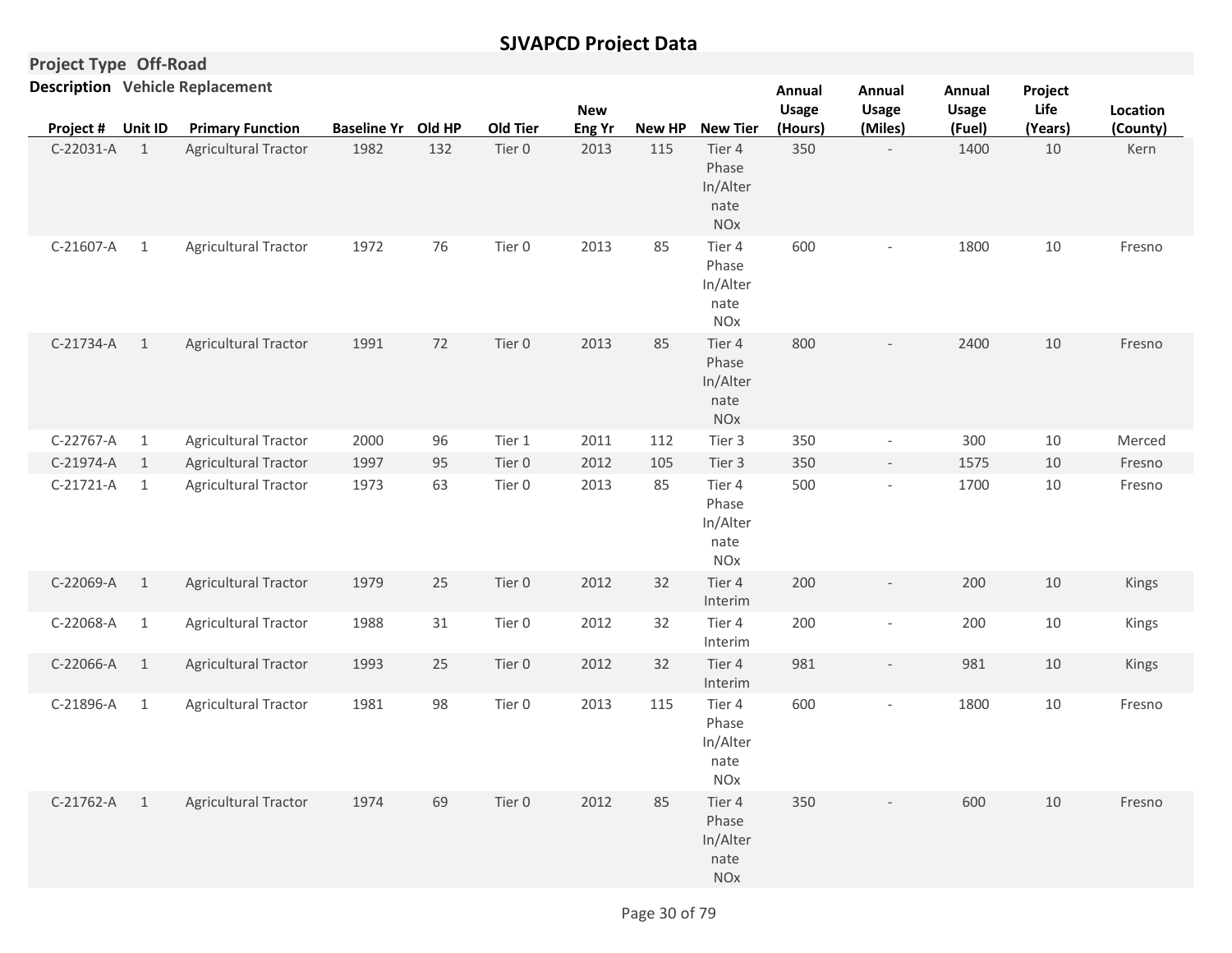# SJVAPCD Project Data

**Project Type** Off-Road

**Description** Vehicle Replacement

| Project # | Unit ID | Primary Function | Baseline Yr | Old HP | Old Tier | New Eng Yr | New HP | New Tier | Annual Usage (Hours) | Annual Usage (Miles) | Annual Usage (Fuel) | Project Life (Years) | Location (County) |
|---|---|---|---|---|---|---|---|---|---|---|---|---|---|
| C-22031-A | 1 | Agricultural Tractor | 1982 | 132 | Tier 0 | 2013 | 115 | Tier 4 Phase In/Alternate NOx | 350 | - | 1400 | 10 | Kern |
| C-21607-A | 1 | Agricultural Tractor | 1972 | 76 | Tier 0 | 2013 | 85 | Tier 4 Phase In/Alternate NOx | 600 | - | 1800 | 10 | Fresno |
| C-21734-A | 1 | Agricultural Tractor | 1991 | 72 | Tier 0 | 2013 | 85 | Tier 4 Phase In/Alternate NOx | 800 | - | 2400 | 10 | Fresno |
| C-22767-A | 1 | Agricultural Tractor | 2000 | 96 | Tier 1 | 2011 | 112 | Tier 3 | 350 | - | 300 | 10 | Merced |
| C-21974-A | 1 | Agricultural Tractor | 1997 | 95 | Tier 0 | 2012 | 105 | Tier 3 | 350 | - | 1575 | 10 | Fresno |
| C-21721-A | 1 | Agricultural Tractor | 1973 | 63 | Tier 0 | 2013 | 85 | Tier 4 Phase In/Alternate NOx | 500 | - | 1700 | 10 | Fresno |
| C-22069-A | 1 | Agricultural Tractor | 1979 | 25 | Tier 0 | 2012 | 32 | Tier 4 Interim | 200 | - | 200 | 10 | Kings |
| C-22068-A | 1 | Agricultural Tractor | 1988 | 31 | Tier 0 | 2012 | 32 | Tier 4 Interim | 200 | - | 200 | 10 | Kings |
| C-22066-A | 1 | Agricultural Tractor | 1993 | 25 | Tier 0 | 2012 | 32 | Tier 4 Interim | 981 | - | 981 | 10 | Kings |
| C-21896-A | 1 | Agricultural Tractor | 1981 | 98 | Tier 0 | 2013 | 115 | Tier 4 Phase In/Alternate NOx | 600 | - | 1800 | 10 | Fresno |
| C-21762-A | 1 | Agricultural Tractor | 1974 | 69 | Tier 0 | 2012 | 85 | Tier 4 Phase In/Alternate NOx | 350 | - | 600 | 10 | Fresno |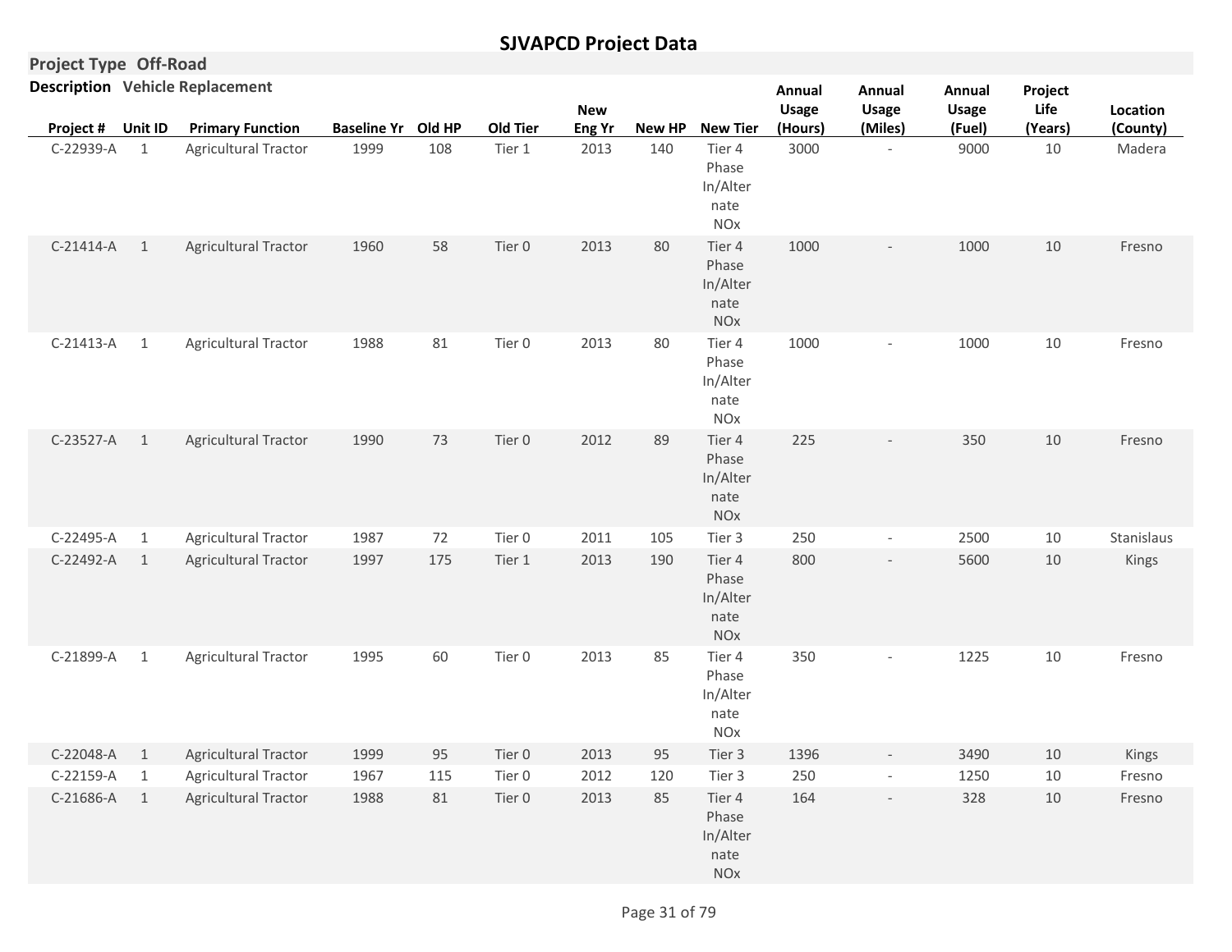# SJVAPCD Project Data

**Project Type** Off-Road

**Description** Vehicle Replacement

| Project # | Unit ID | Primary Function | Baseline Yr | Old HP | Old Tier | New Eng Yr | New HP | New Tier | Annual Usage (Hours) | Annual Usage (Miles) | Annual Usage (Fuel) | Project Life (Years) | Location (County) |
|---|---|---|---|---|---|---|---|---|---|---|---|---|---|
| C-22939-A | 1 | Agricultural Tractor | 1999 | 108 | Tier 1 | 2013 | 140 | Tier 4 Phase In/Alternate NOx | 3000 | - | 9000 | 10 | Madera |
| C-21414-A | 1 | Agricultural Tractor | 1960 | 58 | Tier 0 | 2013 | 80 | Tier 4 Phase In/Alternate NOx | 1000 | - | 1000 | 10 | Fresno |
| C-21413-A | 1 | Agricultural Tractor | 1988 | 81 | Tier 0 | 2013 | 80 | Tier 4 Phase In/Alternate NOx | 1000 | - | 1000 | 10 | Fresno |
| C-23527-A | 1 | Agricultural Tractor | 1990 | 73 | Tier 0 | 2012 | 89 | Tier 4 Phase In/Alternate NOx | 225 | - | 350 | 10 | Fresno |
| C-22495-A | 1 | Agricultural Tractor | 1987 | 72 | Tier 0 | 2011 | 105 | Tier 3 | 250 | - | 2500 | 10 | Stanislaus |
| C-22492-A | 1 | Agricultural Tractor | 1997 | 175 | Tier 1 | 2013 | 190 | Tier 4 Phase In/Alternate NOx | 800 | - | 5600 | 10 | Kings |
| C-21899-A | 1 | Agricultural Tractor | 1995 | 60 | Tier 0 | 2013 | 85 | Tier 4 Phase In/Alternate NOx | 350 | - | 1225 | 10 | Fresno |
| C-22048-A | 1 | Agricultural Tractor | 1999 | 95 | Tier 0 | 2013 | 95 | Tier 3 | 1396 | - | 3490 | 10 | Kings |
| C-22159-A | 1 | Agricultural Tractor | 1967 | 115 | Tier 0 | 2012 | 120 | Tier 3 | 250 | - | 1250 | 10 | Fresno |
| C-21686-A | 1 | Agricultural Tractor | 1988 | 81 | Tier 0 | 2013 | 85 | Tier 4 Phase In/Alternate NOx | 164 | - | 328 | 10 | Fresno |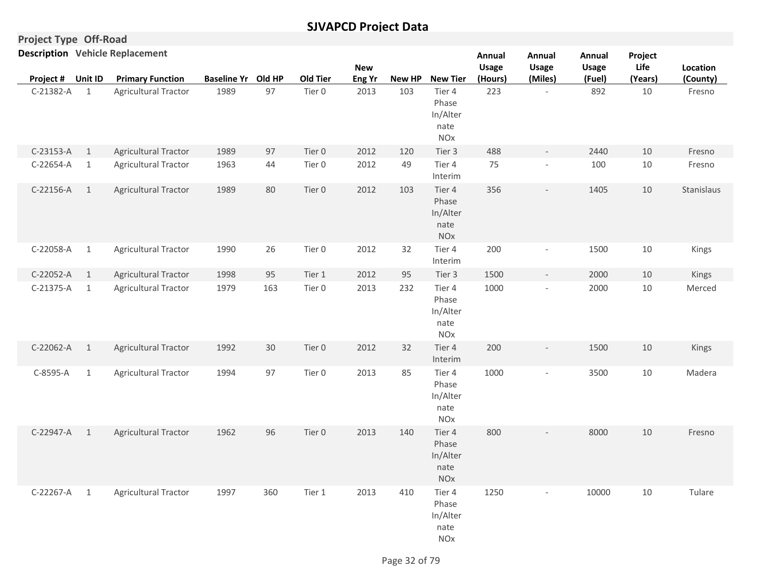# SJVAPCD Project Data

**Project Type** Off-Road

**Description** Vehicle Replacement

| Project # | Unit ID | Primary Function | Baseline Yr | Old HP | Old Tier | New Eng Yr | New HP | New Tier | Annual Usage (Hours) | Annual Usage (Miles) | Annual Usage (Fuel) | Project Life (Years) | Location (County) |
|---|---|---|---|---|---|---|---|---|---|---|---|---|---|
| C-21382-A | 1 | Agricultural Tractor | 1989 | 97 | Tier 0 | 2013 | 103 | Tier 4 Phase In/Alternate NOx | 223 | - | 892 | 10 | Fresno |
| C-23153-A | 1 | Agricultural Tractor | 1989 | 97 | Tier 0 | 2012 | 120 | Tier 3 | 488 | - | 2440 | 10 | Fresno |
| C-22654-A | 1 | Agricultural Tractor | 1963 | 44 | Tier 0 | 2012 | 49 | Tier 4 Interim | 75 | - | 100 | 10 | Fresno |
| C-22156-A | 1 | Agricultural Tractor | 1989 | 80 | Tier 0 | 2012 | 103 | Tier 4 Phase In/Alternate NOx | 356 | - | 1405 | 10 | Stanislaus |
| C-22058-A | 1 | Agricultural Tractor | 1990 | 26 | Tier 0 | 2012 | 32 | Tier 4 Interim | 200 | - | 1500 | 10 | Kings |
| C-22052-A | 1 | Agricultural Tractor | 1998 | 95 | Tier 1 | 2012 | 95 | Tier 3 | 1500 | - | 2000 | 10 | Kings |
| C-21375-A | 1 | Agricultural Tractor | 1979 | 163 | Tier 0 | 2013 | 232 | Tier 4 Phase In/Alternate NOx | 1000 | - | 2000 | 10 | Merced |
| C-22062-A | 1 | Agricultural Tractor | 1992 | 30 | Tier 0 | 2012 | 32 | Tier 4 Interim | 200 | - | 1500 | 10 | Kings |
| C-8595-A | 1 | Agricultural Tractor | 1994 | 97 | Tier 0 | 2013 | 85 | Tier 4 Phase In/Alternate NOx | 1000 | - | 3500 | 10 | Madera |
| C-22947-A | 1 | Agricultural Tractor | 1962 | 96 | Tier 0 | 2013 | 140 | Tier 4 Phase In/Alternate NOx | 800 | - | 8000 | 10 | Fresno |
| C-22267-A | 1 | Agricultural Tractor | 1997 | 360 | Tier 1 | 2013 | 410 | Tier 4 Phase In/Alternate NOx | 1250 | - | 10000 | 10 | Tulare |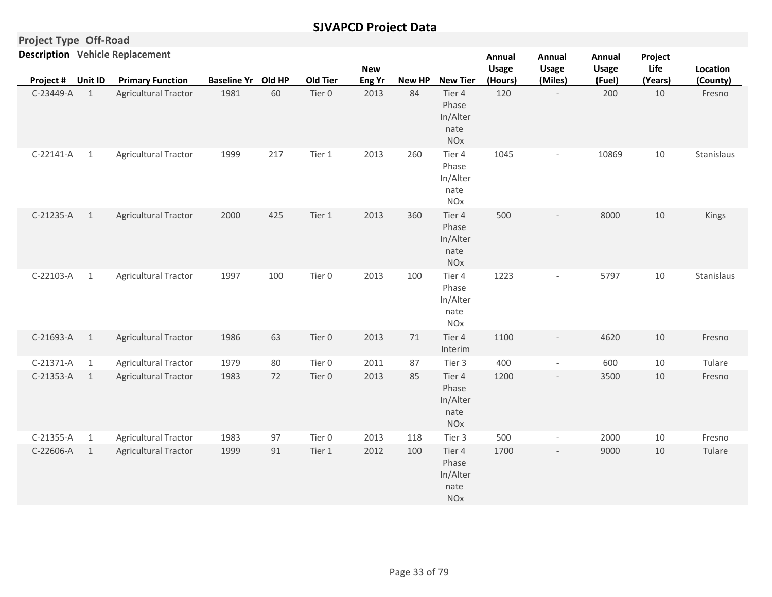# SJVAPCD Project Data

**Project Type** Off-Road

**Description** Vehicle Replacement

| Project # | Unit ID | Primary Function | Baseline Yr | Old HP | Old Tier | New Eng Yr | New HP | New Tier | Annual Usage (Hours) | Annual Usage (Miles) | Annual Usage (Fuel) | Project Life (Years) | Location (County) |
|---|---|---|---|---|---|---|---|---|---|---|---|---|---|
| C-23449-A | 1 | Agricultural Tractor | 1981 | 60 | Tier 0 | 2013 | 84 | Tier 4 Phase In/Alternate NOx | 120 | - | 200 | 10 | Fresno |
| C-22141-A | 1 | Agricultural Tractor | 1999 | 217 | Tier 1 | 2013 | 260 | Tier 4 Phase In/Alternate NOx | 1045 | - | 10869 | 10 | Stanislaus |
| C-21235-A | 1 | Agricultural Tractor | 2000 | 425 | Tier 1 | 2013 | 360 | Tier 4 Phase In/Alternate NOx | 500 | - | 8000 | 10 | Kings |
| C-22103-A | 1 | Agricultural Tractor | 1997 | 100 | Tier 0 | 2013 | 100 | Tier 4 Phase In/Alternate NOx | 1223 | - | 5797 | 10 | Stanislaus |
| C-21693-A | 1 | Agricultural Tractor | 1986 | 63 | Tier 0 | 2013 | 71 | Tier 4 Interim | 1100 | - | 4620 | 10 | Fresno |
| C-21371-A | 1 | Agricultural Tractor | 1979 | 80 | Tier 0 | 2011 | 87 | Tier 3 | 400 | - | 600 | 10 | Tulare |
| C-21353-A | 1 | Agricultural Tractor | 1983 | 72 | Tier 0 | 2013 | 85 | Tier 4 Phase In/Alternate NOx | 1200 | - | 3500 | 10 | Fresno |
| C-21355-A | 1 | Agricultural Tractor | 1983 | 97 | Tier 0 | 2013 | 118 | Tier 3 | 500 | - | 2000 | 10 | Fresno |
| C-22606-A | 1 | Agricultural Tractor | 1999 | 91 | Tier 1 | 2012 | 100 | Tier 4 Phase In/Alternate NOx | 1700 | - | 9000 | 10 | Tulare |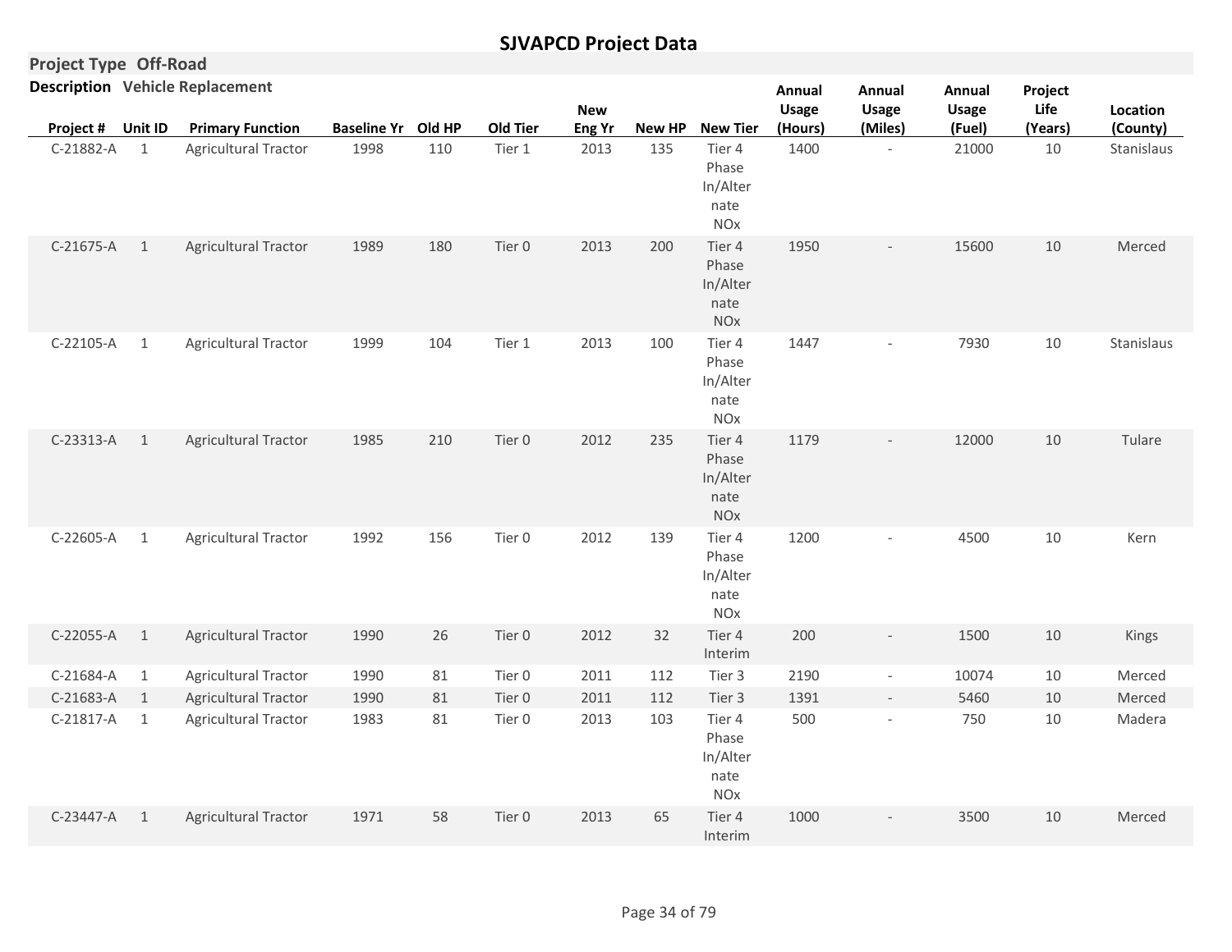# SJVAPCD Project Data

**Project Type** Off-Road

**Description** Vehicle Replacement

| Project # | Unit ID | Primary Function | Baseline Yr | Old HP | Old Tier | New Eng Yr | New HP | New Tier | Annual Usage (Hours) | Annual Usage (Miles) | Annual Usage (Fuel) | Project Life (Years) | Location (County) |
|---|---|---|---|---|---|---|---|---|---|---|---|---|---|
| C-21882-A | 1 | Agricultural Tractor | 1998 | 110 | Tier 1 | 2013 | 135 | Tier 4 Phase In/Alternate NOx | 1400 | - | 21000 | 10 | Stanislaus |
| C-21675-A | 1 | Agricultural Tractor | 1989 | 180 | Tier 0 | 2013 | 200 | Tier 4 Phase In/Alternate NOx | 1950 | - | 15600 | 10 | Merced |
| C-22105-A | 1 | Agricultural Tractor | 1999 | 104 | Tier 1 | 2013 | 100 | Tier 4 Phase In/Alternate NOx | 1447 | - | 7930 | 10 | Stanislaus |
| C-23313-A | 1 | Agricultural Tractor | 1985 | 210 | Tier 0 | 2012 | 235 | Tier 4 Phase In/Alternate NOx | 1179 | - | 12000 | 10 | Tulare |
| C-22605-A | 1 | Agricultural Tractor | 1992 | 156 | Tier 0 | 2012 | 139 | Tier 4 Phase In/Alternate NOx | 1200 | - | 4500 | 10 | Kern |
| C-22055-A | 1 | Agricultural Tractor | 1990 | 26 | Tier 0 | 2012 | 32 | Tier 4 Interim | 200 | - | 1500 | 10 | Kings |
| C-21684-A | 1 | Agricultural Tractor | 1990 | 81 | Tier 0 | 2011 | 112 | Tier 3 | 2190 | - | 10074 | 10 | Merced |
| C-21683-A | 1 | Agricultural Tractor | 1990 | 81 | Tier 0 | 2011 | 112 | Tier 3 | 1391 | - | 5460 | 10 | Merced |
| C-21817-A | 1 | Agricultural Tractor | 1983 | 81 | Tier 0 | 2013 | 103 | Tier 4 Phase In/Alternate NOx | 500 | - | 750 | 10 | Madera |
| C-23447-A | 1 | Agricultural Tractor | 1971 | 58 | Tier 0 | 2013 | 65 | Tier 4 Interim | 1000 | - | 3500 | 10 | Merced |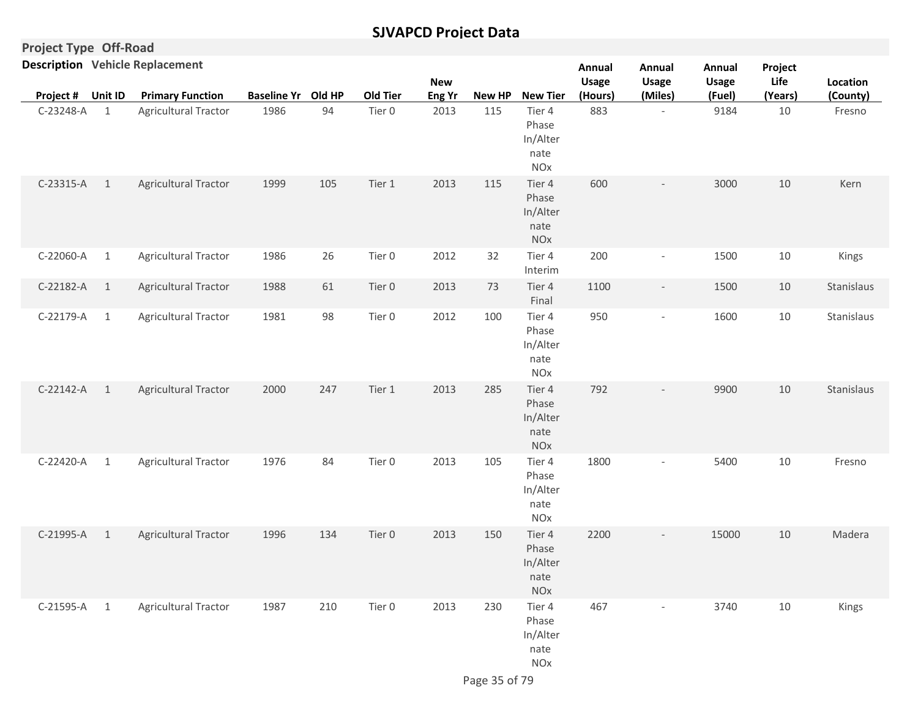# SJVAPCD Project Data

**Project Type** Off-Road

**Description** Vehicle Replacement

| Project # | Unit ID | Primary Function | Baseline Yr | Old HP | Old Tier | New Eng Yr | New HP | New Tier | Annual Usage (Hours) | Annual Usage (Miles) | Annual Usage (Fuel) | Project Life (Years) | Location (County) |
|---|---|---|---|---|---|---|---|---|---|---|---|---|---|
| C-23248-A | 1 | Agricultural Tractor | 1986 | 94 | Tier 0 | 2013 | 115 | Tier 4 Phase In/Alternate NOx | 883 | - | 9184 | 10 | Fresno |
| C-23315-A | 1 | Agricultural Tractor | 1999 | 105 | Tier 1 | 2013 | 115 | Tier 4 Phase In/Alternate NOx | 600 | - | 3000 | 10 | Kern |
| C-22060-A | 1 | Agricultural Tractor | 1986 | 26 | Tier 0 | 2012 | 32 | Tier 4 Interim | 200 | - | 1500 | 10 | Kings |
| C-22182-A | 1 | Agricultural Tractor | 1988 | 61 | Tier 0 | 2013 | 73 | Tier 4 Final | 1100 | - | 1500 | 10 | Stanislaus |
| C-22179-A | 1 | Agricultural Tractor | 1981 | 98 | Tier 0 | 2012 | 100 | Tier 4 Phase In/Alternate NOx | 950 | - | 1600 | 10 | Stanislaus |
| C-22142-A | 1 | Agricultural Tractor | 2000 | 247 | Tier 1 | 2013 | 285 | Tier 4 Phase In/Alternate NOx | 792 | - | 9900 | 10 | Stanislaus |
| C-22420-A | 1 | Agricultural Tractor | 1976 | 84 | Tier 0 | 2013 | 105 | Tier 4 Phase In/Alternate NOx | 1800 | - | 5400 | 10 | Fresno |
| C-21995-A | 1 | Agricultural Tractor | 1996 | 134 | Tier 0 | 2013 | 150 | Tier 4 Phase In/Alternate NOx | 2200 | - | 15000 | 10 | Madera |
| C-21595-A | 1 | Agricultural Tractor | 1987 | 210 | Tier 0 | 2013 | 230 | Tier 4 Phase In/Alternate NOx | 467 | - | 3740 | 10 | Kings |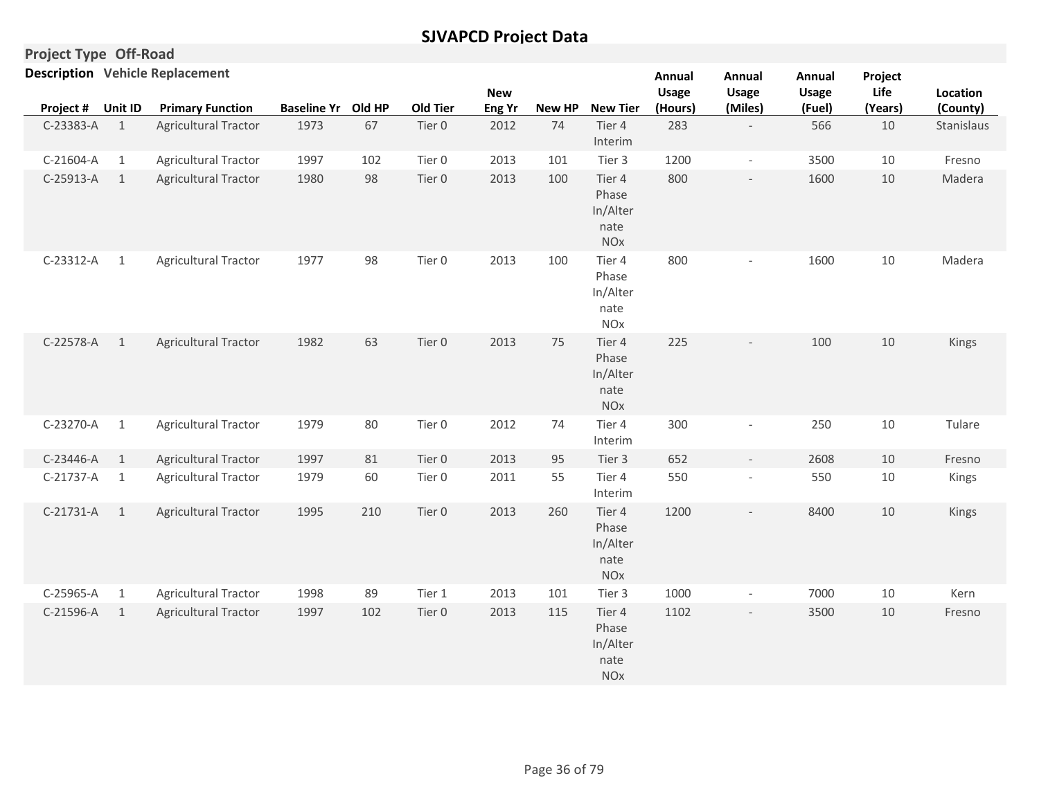# SJVAPCD Project Data

**Project Type** Off-Road

**Description** Vehicle Replacement

| Project # | Unit ID | Primary Function | Baseline Yr | Old HP | Old Tier | New Eng Yr | New HP | New Tier | Annual Usage (Hours) | Annual Usage (Miles) | Annual Usage (Fuel) | Project Life (Years) | Location (County) |
|---|---|---|---|---|---|---|---|---|---|---|---|---|---|
| C-23383-A | 1 | Agricultural Tractor | 1973 | 67 | Tier 0 | 2012 | 74 | Tier 4 Interim | 283 | - | 566 | 10 | Stanislaus |
| C-21604-A | 1 | Agricultural Tractor | 1997 | 102 | Tier 0 | 2013 | 101 | Tier 3 | 1200 | - | 3500 | 10 | Fresno |
| C-25913-A | 1 | Agricultural Tractor | 1980 | 98 | Tier 0 | 2013 | 100 | Tier 4 Phase In/Alternate NOx | 800 | - | 1600 | 10 | Madera |
| C-23312-A | 1 | Agricultural Tractor | 1977 | 98 | Tier 0 | 2013 | 100 | Tier 4 Phase In/Alternate NOx | 800 | - | 1600 | 10 | Madera |
| C-22578-A | 1 | Agricultural Tractor | 1982 | 63 | Tier 0 | 2013 | 75 | Tier 4 Phase In/Alternate NOx | 225 | - | 100 | 10 | Kings |
| C-23270-A | 1 | Agricultural Tractor | 1979 | 80 | Tier 0 | 2012 | 74 | Tier 4 Interim | 300 | - | 250 | 10 | Tulare |
| C-23446-A | 1 | Agricultural Tractor | 1997 | 81 | Tier 0 | 2013 | 95 | Tier 3 | 652 | - | 2608 | 10 | Fresno |
| C-21737-A | 1 | Agricultural Tractor | 1979 | 60 | Tier 0 | 2011 | 55 | Tier 4 Interim | 550 | - | 550 | 10 | Kings |
| C-21731-A | 1 | Agricultural Tractor | 1995 | 210 | Tier 0 | 2013 | 260 | Tier 4 Phase In/Alternate NOx | 1200 | - | 8400 | 10 | Kings |
| C-25965-A | 1 | Agricultural Tractor | 1998 | 89 | Tier 1 | 2013 | 101 | Tier 3 | 1000 | - | 7000 | 10 | Kern |
| C-21596-A | 1 | Agricultural Tractor | 1997 | 102 | Tier 0 | 2013 | 115 | Tier 4 Phase In/Alternate NOx | 1102 | - | 3500 | 10 | Fresno |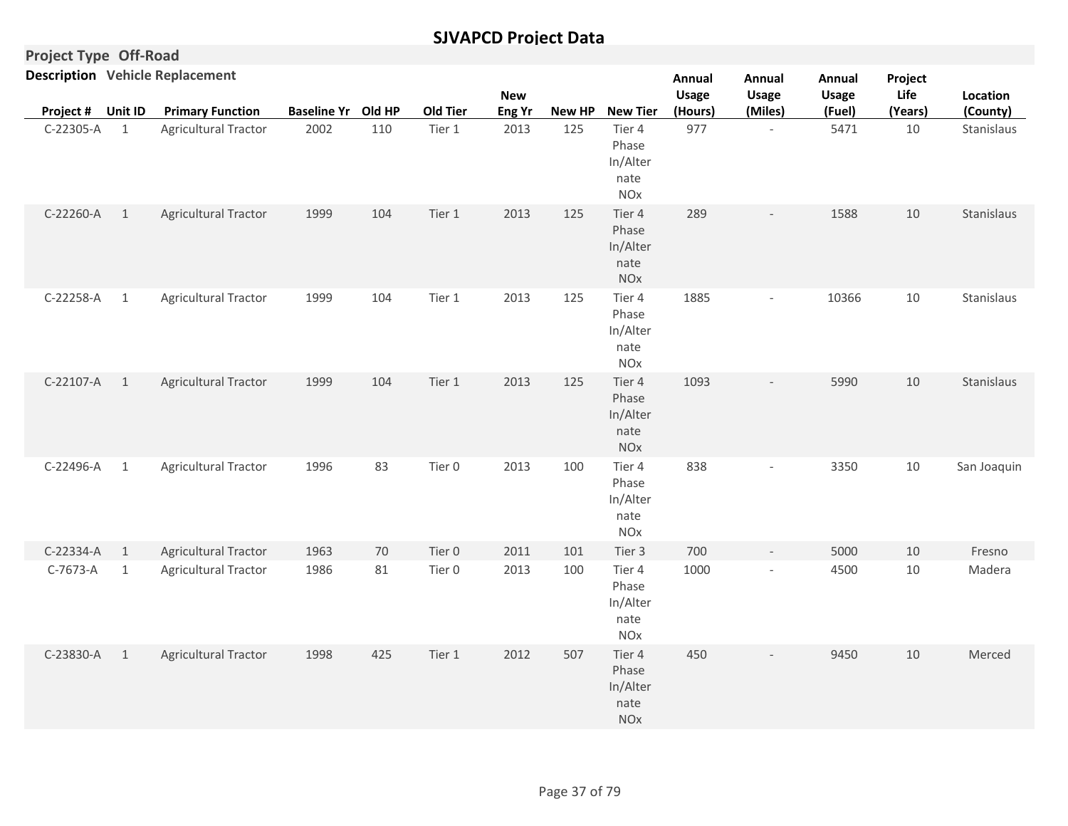# SJVAPCD Project Data

**Project Type** Off-Road

**Description** Vehicle Replacement

| Project # | Unit ID | Primary Function | Baseline Yr | Old HP | Old Tier | New Eng Yr | New HP | New Tier | Annual Usage (Hours) | Annual Usage (Miles) | Annual Usage (Fuel) | Project Life (Years) | Location (County) |
|---|---|---|---|---|---|---|---|---|---|---|---|---|---|
| C-22305-A | 1 | Agricultural Tractor | 2002 | 110 | Tier 1 | 2013 | 125 | Tier 4 Phase In/Alternate NOx | 977 | - | 5471 | 10 | Stanislaus |
| C-22260-A | 1 | Agricultural Tractor | 1999 | 104 | Tier 1 | 2013 | 125 | Tier 4 Phase In/Alternate NOx | 289 | - | 1588 | 10 | Stanislaus |
| C-22258-A | 1 | Agricultural Tractor | 1999 | 104 | Tier 1 | 2013 | 125 | Tier 4 Phase In/Alternate NOx | 1885 | - | 10366 | 10 | Stanislaus |
| C-22107-A | 1 | Agricultural Tractor | 1999 | 104 | Tier 1 | 2013 | 125 | Tier 4 Phase In/Alternate NOx | 1093 | - | 5990 | 10 | Stanislaus |
| C-22496-A | 1 | Agricultural Tractor | 1996 | 83 | Tier 0 | 2013 | 100 | Tier 4 Phase In/Alternate NOx | 838 | - | 3350 | 10 | San Joaquin |
| C-22334-A | 1 | Agricultural Tractor | 1963 | 70 | Tier 0 | 2011 | 101 | Tier 3 | 700 | - | 5000 | 10 | Fresno |
| C-7673-A | 1 | Agricultural Tractor | 1986 | 81 | Tier 0 | 2013 | 100 | Tier 4 Phase In/Alternate NOx | 1000 | - | 4500 | 10 | Madera |
| C-23830-A | 1 | Agricultural Tractor | 1998 | 425 | Tier 1 | 2012 | 507 | Tier 4 Phase In/Alternate NOx | 450 | - | 9450 | 10 | Merced |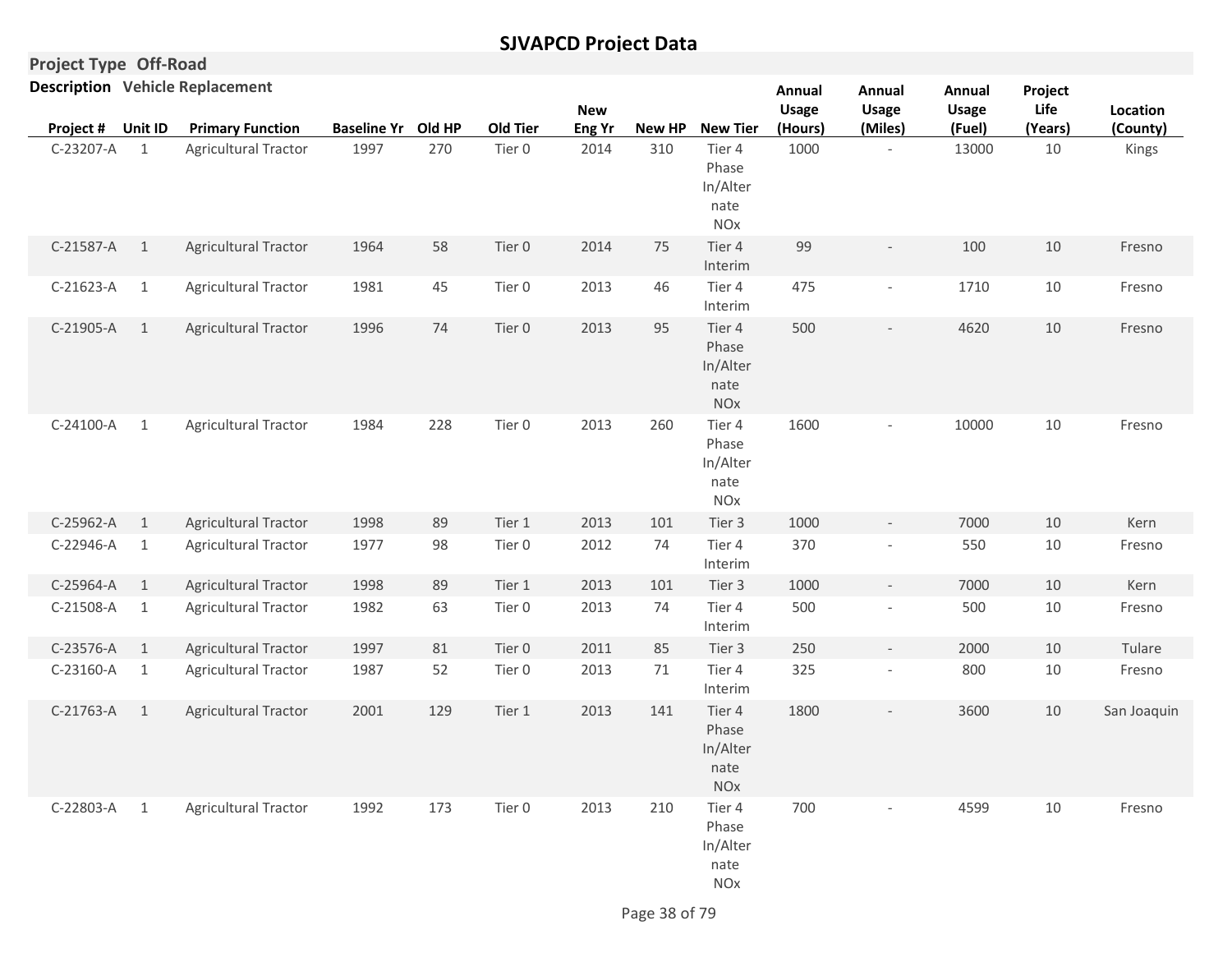# SJVAPCD Project Data

**Project Type** Off-Road

**Description** Vehicle Replacement

| Project # | Unit ID | Primary Function | Baseline Yr | Old HP | Old Tier | New Eng Yr | New HP | New Tier | Annual Usage (Hours) | Annual Usage (Miles) | Annual Usage (Fuel) | Project Life (Years) | Location (County) |
|---|---|---|---|---|---|---|---|---|---|---|---|---|---|
| C-23207-A | 1 | Agricultural Tractor | 1997 | 270 | Tier 0 | 2014 | 310 | Tier 4 Phase In/Alternate NOx | 1000 | - | 13000 | 10 | Kings |
| C-21587-A | 1 | Agricultural Tractor | 1964 | 58 | Tier 0 | 2014 | 75 | Tier 4 Interim | 99 | - | 100 | 10 | Fresno |
| C-21623-A | 1 | Agricultural Tractor | 1981 | 45 | Tier 0 | 2013 | 46 | Tier 4 Interim | 475 | - | 1710 | 10 | Fresno |
| C-21905-A | 1 | Agricultural Tractor | 1996 | 74 | Tier 0 | 2013 | 95 | Tier 4 Phase In/Alternate NOx | 500 | - | 4620 | 10 | Fresno |
| C-24100-A | 1 | Agricultural Tractor | 1984 | 228 | Tier 0 | 2013 | 260 | Tier 4 Phase In/Alternate NOx | 1600 | - | 10000 | 10 | Fresno |
| C-25962-A | 1 | Agricultural Tractor | 1998 | 89 | Tier 1 | 2013 | 101 | Tier 3 | 1000 | - | 7000 | 10 | Kern |
| C-22946-A | 1 | Agricultural Tractor | 1977 | 98 | Tier 0 | 2012 | 74 | Tier 4 Interim | 370 | - | 550 | 10 | Fresno |
| C-25964-A | 1 | Agricultural Tractor | 1998 | 89 | Tier 1 | 2013 | 101 | Tier 3 | 1000 | - | 7000 | 10 | Kern |
| C-21508-A | 1 | Agricultural Tractor | 1982 | 63 | Tier 0 | 2013 | 74 | Tier 4 Interim | 500 | - | 500 | 10 | Fresno |
| C-23576-A | 1 | Agricultural Tractor | 1997 | 81 | Tier 0 | 2011 | 85 | Tier 3 | 250 | - | 2000 | 10 | Tulare |
| C-23160-A | 1 | Agricultural Tractor | 1987 | 52 | Tier 0 | 2013 | 71 | Tier 4 Interim | 325 | - | 800 | 10 | Fresno |
| C-21763-A | 1 | Agricultural Tractor | 2001 | 129 | Tier 1 | 2013 | 141 | Tier 4 Phase In/Alternate NOx | 1800 | - | 3600 | 10 | San Joaquin |
| C-22803-A | 1 | Agricultural Tractor | 1992 | 173 | Tier 0 | 2013 | 210 | Tier 4 Phase In/Alternate NOx | 700 | - | 4599 | 10 | Fresno |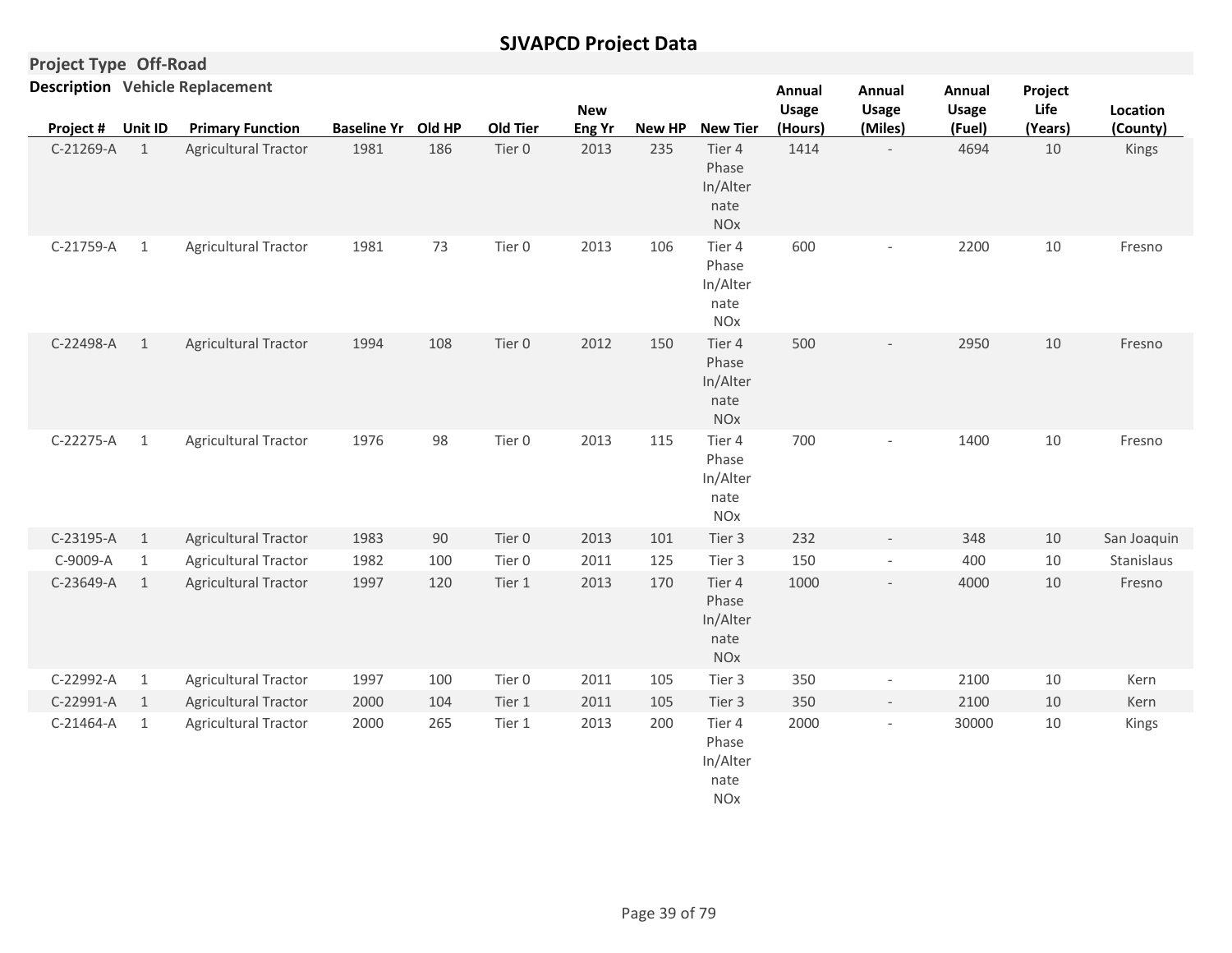# SJVAPCD Project Data

**Project Type** Off-Road

**Description** Vehicle Replacement

| Project # | Unit ID | Primary Function | Baseline Yr | Old HP | Old Tier | New Eng Yr | New HP | New Tier | Annual Usage (Hours) | Annual Usage (Miles) | Annual Usage (Fuel) | Project Life (Years) | Location (County) |
|---|---|---|---|---|---|---|---|---|---|---|---|---|---|
| C-21269-A | 1 | Agricultural Tractor | 1981 | 186 | Tier 0 | 2013 | 235 | Tier 4 Phase In/Alternate NOx | 1414 | - | 4694 | 10 | Kings |
| C-21759-A | 1 | Agricultural Tractor | 1981 | 73 | Tier 0 | 2013 | 106 | Tier 4 Phase In/Alternate NOx | 600 | - | 2200 | 10 | Fresno |
| C-22498-A | 1 | Agricultural Tractor | 1994 | 108 | Tier 0 | 2012 | 150 | Tier 4 Phase In/Alternate NOx | 500 | - | 2950 | 10 | Fresno |
| C-22275-A | 1 | Agricultural Tractor | 1976 | 98 | Tier 0 | 2013 | 115 | Tier 4 Phase In/Alternate NOx | 700 | - | 1400 | 10 | Fresno |
| C-23195-A | 1 | Agricultural Tractor | 1983 | 90 | Tier 0 | 2013 | 101 | Tier 3 | 232 | - | 348 | 10 | San Joaquin |
| C-9009-A | 1 | Agricultural Tractor | 1982 | 100 | Tier 0 | 2011 | 125 | Tier 3 | 150 | - | 400 | 10 | Stanislaus |
| C-23649-A | 1 | Agricultural Tractor | 1997 | 120 | Tier 1 | 2013 | 170 | Tier 4 Phase In/Alternate NOx | 1000 | - | 4000 | 10 | Fresno |
| C-22992-A | 1 | Agricultural Tractor | 1997 | 100 | Tier 0 | 2011 | 105 | Tier 3 | 350 | - | 2100 | 10 | Kern |
| C-22991-A | 1 | Agricultural Tractor | 2000 | 104 | Tier 1 | 2011 | 105 | Tier 3 | 350 | - | 2100 | 10 | Kern |
| C-21464-A | 1 | Agricultural Tractor | 2000 | 265 | Tier 1 | 2013 | 200 | Tier 4 Phase In/Alternate NOx | 2000 | - | 30000 | 10 | Kings |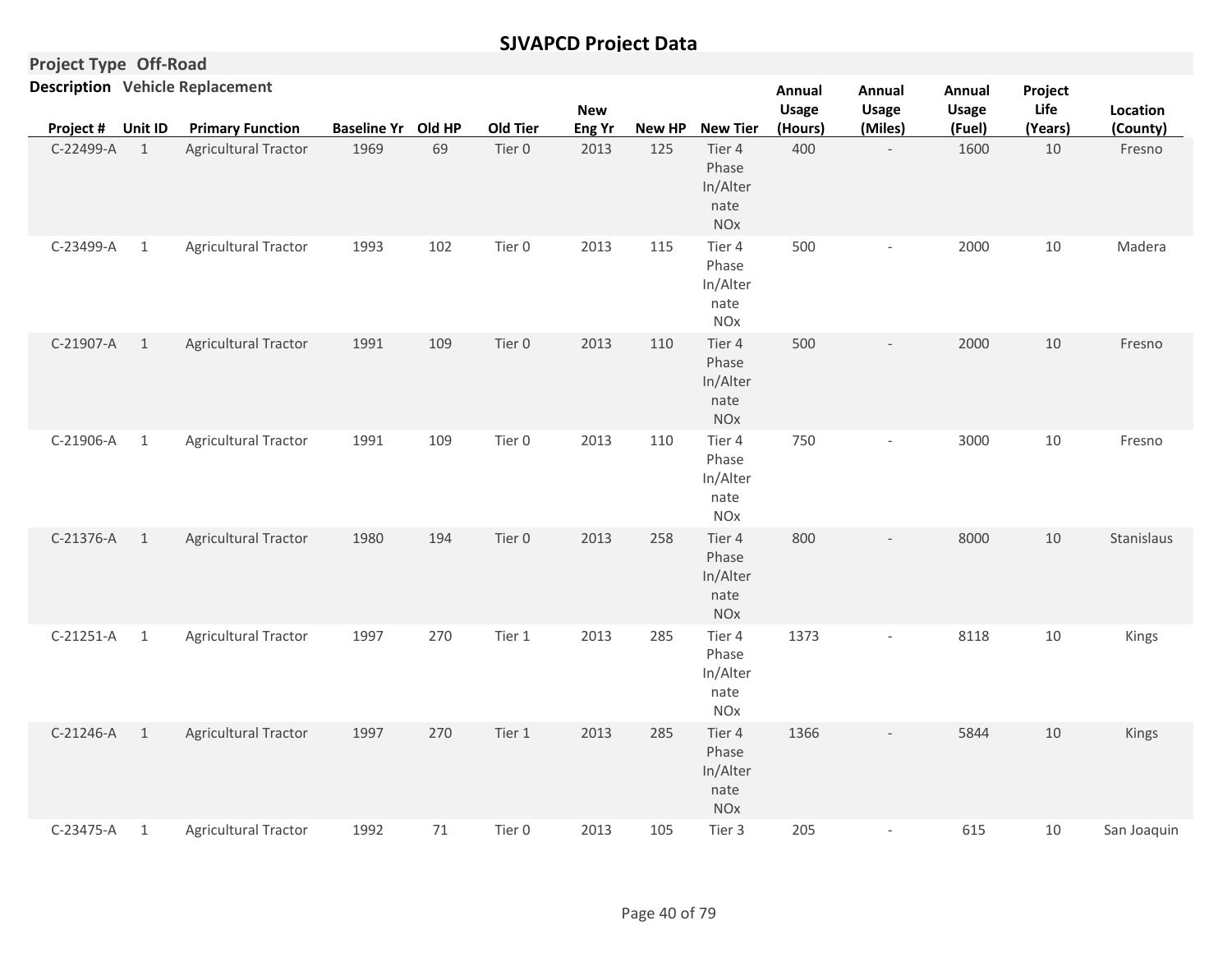# SJVAPCD Project Data

**Project Type** Off-Road

**Description** Vehicle Replacement

| Project # | Unit ID | Primary Function | Baseline Yr | Old HP | Old Tier | New Eng Yr | New HP | New Tier | Annual Usage (Hours) | Annual Usage (Miles) | Annual Usage (Fuel) | Project Life (Years) | Location (County) |
|---|---|---|---|---|---|---|---|---|---|---|---|---|---|
| C-22499-A | 1 | Agricultural Tractor | 1969 | 69 | Tier 0 | 2013 | 125 | Tier 4 Phase In/Alternate NOx | 400 | - | 1600 | 10 | Fresno |
| C-23499-A | 1 | Agricultural Tractor | 1993 | 102 | Tier 0 | 2013 | 115 | Tier 4 Phase In/Alternate NOx | 500 | - | 2000 | 10 | Madera |
| C-21907-A | 1 | Agricultural Tractor | 1991 | 109 | Tier 0 | 2013 | 110 | Tier 4 Phase In/Alternate NOx | 500 | - | 2000 | 10 | Fresno |
| C-21906-A | 1 | Agricultural Tractor | 1991 | 109 | Tier 0 | 2013 | 110 | Tier 4 Phase In/Alternate NOx | 750 | - | 3000 | 10 | Fresno |
| C-21376-A | 1 | Agricultural Tractor | 1980 | 194 | Tier 0 | 2013 | 258 | Tier 4 Phase In/Alternate NOx | 800 | - | 8000 | 10 | Stanislaus |
| C-21251-A | 1 | Agricultural Tractor | 1997 | 270 | Tier 1 | 2013 | 285 | Tier 4 Phase In/Alternate NOx | 1373 | - | 8118 | 10 | Kings |
| C-21246-A | 1 | Agricultural Tractor | 1997 | 270 | Tier 1 | 2013 | 285 | Tier 4 Phase In/Alternate NOx | 1366 | - | 5844 | 10 | Kings |
| C-23475-A | 1 | Agricultural Tractor | 1992 | 71 | Tier 0 | 2013 | 105 | Tier 3 | 205 | - | 615 | 10 | San Joaquin |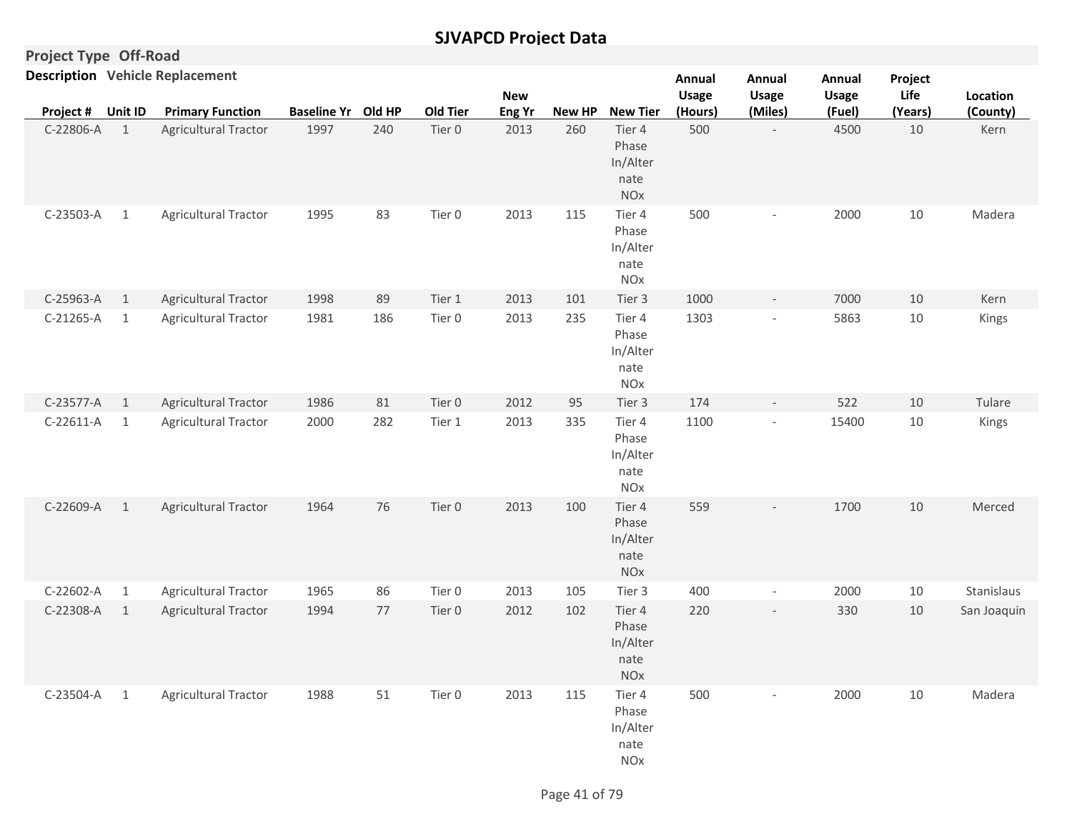# SJVAPCD Project Data

**Project Type** Off-Road

**Description** Vehicle Replacement

| Project # | Unit ID | Primary Function | Baseline Yr | Old HP | Old Tier | New Eng Yr | New HP | New Tier | Annual Usage (Hours) | Annual Usage (Miles) | Annual Usage (Fuel) | Project Life (Years) | Location (County) |
|---|---|---|---|---|---|---|---|---|---|---|---|---|---|
| C-22806-A | 1 | Agricultural Tractor | 1997 | 240 | Tier 0 | 2013 | 260 | Tier 4 Phase In/Alternate NOx | 500 | - | 4500 | 10 | Kern |
| C-23503-A | 1 | Agricultural Tractor | 1995 | 83 | Tier 0 | 2013 | 115 | Tier 4 Phase In/Alternate NOx | 500 | - | 2000 | 10 | Madera |
| C-25963-A | 1 | Agricultural Tractor | 1998 | 89 | Tier 1 | 2013 | 101 | Tier 3 | 1000 | - | 7000 | 10 | Kern |
| C-21265-A | 1 | Agricultural Tractor | 1981 | 186 | Tier 0 | 2013 | 235 | Tier 4 Phase In/Alternate NOx | 1303 | - | 5863 | 10 | Kings |
| C-23577-A | 1 | Agricultural Tractor | 1986 | 81 | Tier 0 | 2012 | 95 | Tier 3 | 174 | - | 522 | 10 | Tulare |
| C-22611-A | 1 | Agricultural Tractor | 2000 | 282 | Tier 1 | 2013 | 335 | Tier 4 Phase In/Alternate NOx | 1100 | - | 15400 | 10 | Kings |
| C-22609-A | 1 | Agricultural Tractor | 1964 | 76 | Tier 0 | 2013 | 100 | Tier 4 Phase In/Alternate NOx | 559 | - | 1700 | 10 | Merced |
| C-22602-A | 1 | Agricultural Tractor | 1965 | 86 | Tier 0 | 2013 | 105 | Tier 3 | 400 | - | 2000 | 10 | Stanislaus |
| C-22308-A | 1 | Agricultural Tractor | 1994 | 77 | Tier 0 | 2012 | 102 | Tier 4 Phase In/Alternate NOx | 220 | - | 330 | 10 | San Joaquin |
| C-23504-A | 1 | Agricultural Tractor | 1988 | 51 | Tier 0 | 2013 | 115 | Tier 4 Phase In/Alternate NOx | 500 | - | 2000 | 10 | Madera |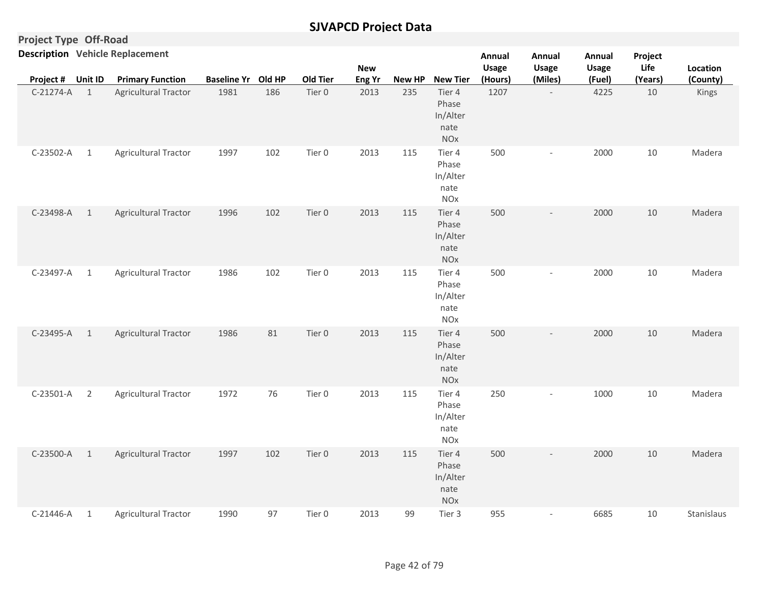# SJVAPCD Project Data

**Project Type** Off-Road

**Description** Vehicle Replacement

| Project # | Unit ID | Primary Function | Baseline Yr | Old HP | Old Tier | New Eng Yr | New HP | New Tier | Annual Usage (Hours) | Annual Usage (Miles) | Annual Usage (Fuel) | Project Life (Years) | Location (County) |
|---|---|---|---|---|---|---|---|---|---|---|---|---|---|
| C-21274-A | 1 | Agricultural Tractor | 1981 | 186 | Tier 0 | 2013 | 235 | Tier 4 Phase In/Alternate NOx | 1207 | - | 4225 | 10 | Kings |
| C-23502-A | 1 | Agricultural Tractor | 1997 | 102 | Tier 0 | 2013 | 115 | Tier 4 Phase In/Alternate NOx | 500 | - | 2000 | 10 | Madera |
| C-23498-A | 1 | Agricultural Tractor | 1996 | 102 | Tier 0 | 2013 | 115 | Tier 4 Phase In/Alternate NOx | 500 | - | 2000 | 10 | Madera |
| C-23497-A | 1 | Agricultural Tractor | 1986 | 102 | Tier 0 | 2013 | 115 | Tier 4 Phase In/Alternate NOx | 500 | - | 2000 | 10 | Madera |
| C-23495-A | 1 | Agricultural Tractor | 1986 | 81 | Tier 0 | 2013 | 115 | Tier 4 Phase In/Alternate NOx | 500 | - | 2000 | 10 | Madera |
| C-23501-A | 2 | Agricultural Tractor | 1972 | 76 | Tier 0 | 2013 | 115 | Tier 4 Phase In/Alternate NOx | 250 | - | 1000 | 10 | Madera |
| C-23500-A | 1 | Agricultural Tractor | 1997 | 102 | Tier 0 | 2013 | 115 | Tier 4 Phase In/Alternate NOx | 500 | - | 2000 | 10 | Madera |
| C-21446-A | 1 | Agricultural Tractor | 1990 | 97 | Tier 0 | 2013 | 99 | Tier 3 | 955 | - | 6685 | 10 | Stanislaus |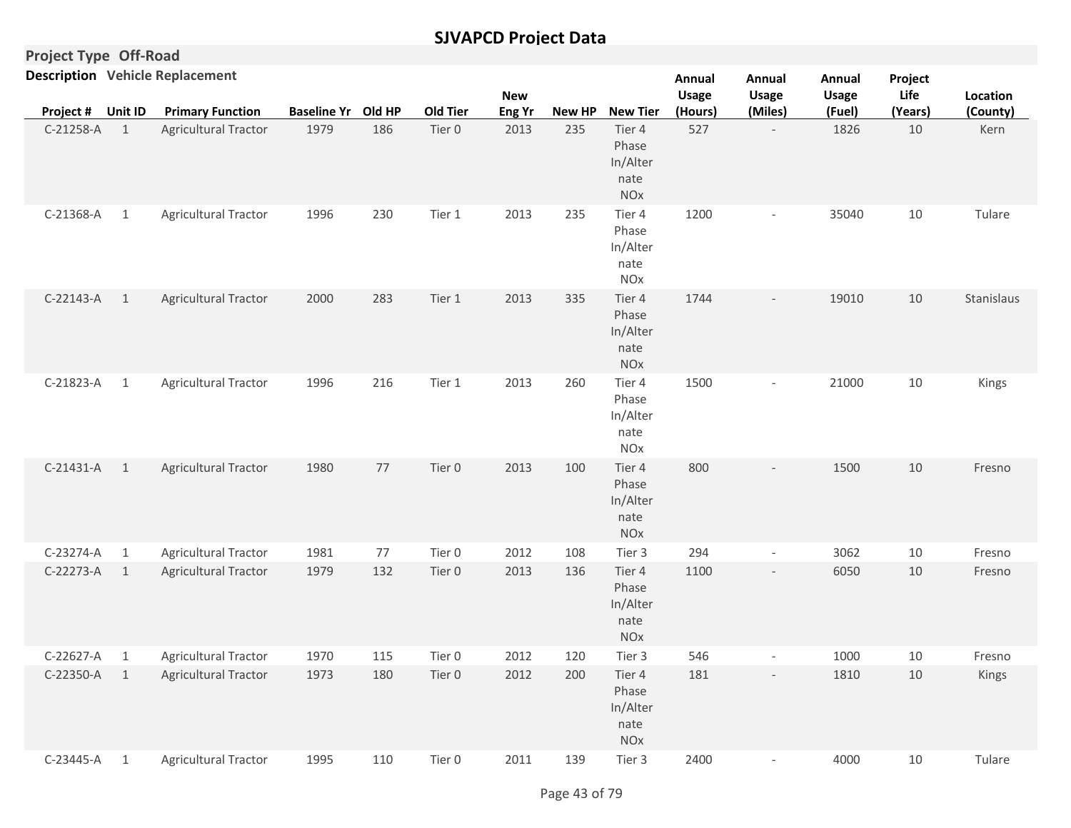## SJVAPCD Project Data

**Project Type** Off-Road

**Description** Vehicle Replacement

| Project # | Unit ID | Primary Function | Baseline Yr | Old HP | Old Tier | New Eng Yr | New HP | New Tier | Annual Usage (Hours) | Annual Usage (Miles) | Annual Usage (Fuel) | Project Life (Years) | Location (County) |
|---|---|---|---|---|---|---|---|---|---|---|---|---|---|
| C-21258-A | 1 | Agricultural Tractor | 1979 | 186 | Tier 0 | 2013 | 235 | Tier 4 Phase In/Alternate NOx | 527 | - | 1826 | 10 | Kern |
| C-21368-A | 1 | Agricultural Tractor | 1996 | 230 | Tier 1 | 2013 | 235 | Tier 4 Phase In/Alternate NOx | 1200 | - | 35040 | 10 | Tulare |
| C-22143-A | 1 | Agricultural Tractor | 2000 | 283 | Tier 1 | 2013 | 335 | Tier 4 Phase In/Alternate NOx | 1744 | - | 19010 | 10 | Stanislaus |
| C-21823-A | 1 | Agricultural Tractor | 1996 | 216 | Tier 1 | 2013 | 260 | Tier 4 Phase In/Alternate NOx | 1500 | - | 21000 | 10 | Kings |
| C-21431-A | 1 | Agricultural Tractor | 1980 | 77 | Tier 0 | 2013 | 100 | Tier 4 Phase In/Alternate NOx | 800 | - | 1500 | 10 | Fresno |
| C-23274-A | 1 | Agricultural Tractor | 1981 | 77 | Tier 0 | 2012 | 108 | Tier 3 | 294 | - | 3062 | 10 | Fresno |
| C-22273-A | 1 | Agricultural Tractor | 1979 | 132 | Tier 0 | 2013 | 136 | Tier 4 Phase In/Alternate NOx | 1100 | - | 6050 | 10 | Fresno |
| C-22627-A | 1 | Agricultural Tractor | 1970 | 115 | Tier 0 | 2012 | 120 | Tier 3 | 546 | - | 1000 | 10 | Fresno |
| C-22350-A | 1 | Agricultural Tractor | 1973 | 180 | Tier 0 | 2012 | 200 | Tier 4 Phase In/Alternate NOx | 181 | - | 1810 | 10 | Kings |
| C-23445-A | 1 | Agricultural Tractor | 1995 | 110 | Tier 0 | 2011 | 139 | Tier 3 | 2400 | - | 4000 | 10 | Tulare |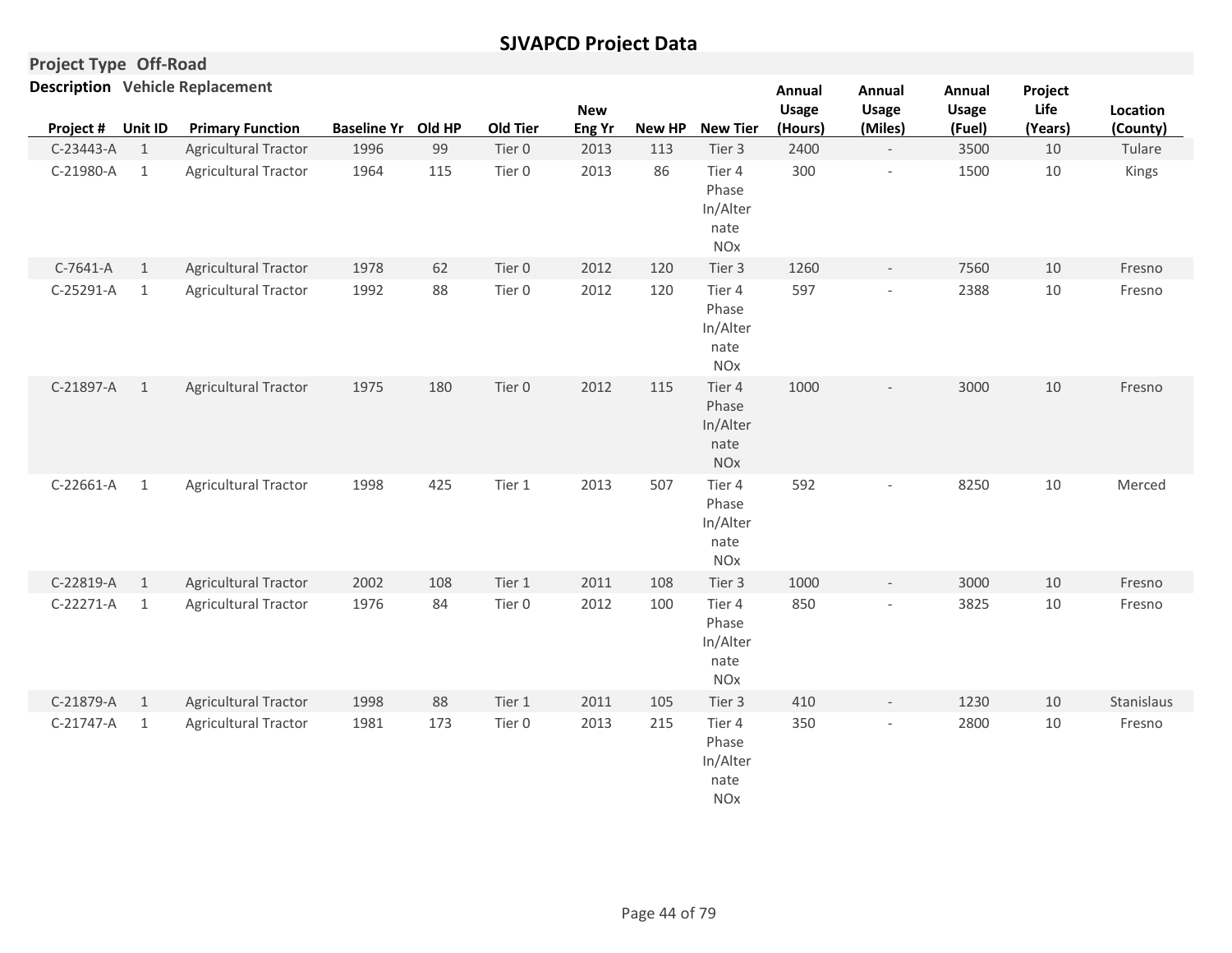# SJVAPCD Project Data

**Project Type** Off-Road

**Description** Vehicle Replacement

| Project # | Unit ID | Primary Function | Baseline Yr | Old HP | Old Tier | New Eng Yr | New HP | New Tier | Annual Usage (Hours) | Annual Usage (Miles) | Annual Usage (Fuel) | Project Life (Years) | Location (County) |
|---|---|---|---|---|---|---|---|---|---|---|---|---|---|
| C-23443-A | 1 | Agricultural Tractor | 1996 | 99 | Tier 0 | 2013 | 113 | Tier 3 | 2400 | - | 3500 | 10 | Tulare |
| C-21980-A | 1 | Agricultural Tractor | 1964 | 115 | Tier 0 | 2013 | 86 | Tier 4 Phase In/Alternate NOx | 300 | - | 1500 | 10 | Kings |
| C-7641-A | 1 | Agricultural Tractor | 1978 | 62 | Tier 0 | 2012 | 120 | Tier 3 | 1260 | - | 7560 | 10 | Fresno |
| C-25291-A | 1 | Agricultural Tractor | 1992 | 88 | Tier 0 | 2012 | 120 | Tier 4 Phase In/Alternate NOx | 597 | - | 2388 | 10 | Fresno |
| C-21897-A | 1 | Agricultural Tractor | 1975 | 180 | Tier 0 | 2012 | 115 | Tier 4 Phase In/Alternate NOx | 1000 | - | 3000 | 10 | Fresno |
| C-22661-A | 1 | Agricultural Tractor | 1998 | 425 | Tier 1 | 2013 | 507 | Tier 4 Phase In/Alternate NOx | 592 | - | 8250 | 10 | Merced |
| C-22819-A | 1 | Agricultural Tractor | 2002 | 108 | Tier 1 | 2011 | 108 | Tier 3 | 1000 | - | 3000 | 10 | Fresno |
| C-22271-A | 1 | Agricultural Tractor | 1976 | 84 | Tier 0 | 2012 | 100 | Tier 4 Phase In/Alternate NOx | 850 | - | 3825 | 10 | Fresno |
| C-21879-A | 1 | Agricultural Tractor | 1998 | 88 | Tier 1 | 2011 | 105 | Tier 3 | 410 | - | 1230 | 10 | Stanislaus |
| C-21747-A | 1 | Agricultural Tractor | 1981 | 173 | Tier 0 | 2013 | 215 | Tier 4 Phase In/Alternate NOx | 350 | - | 2800 | 10 | Fresno |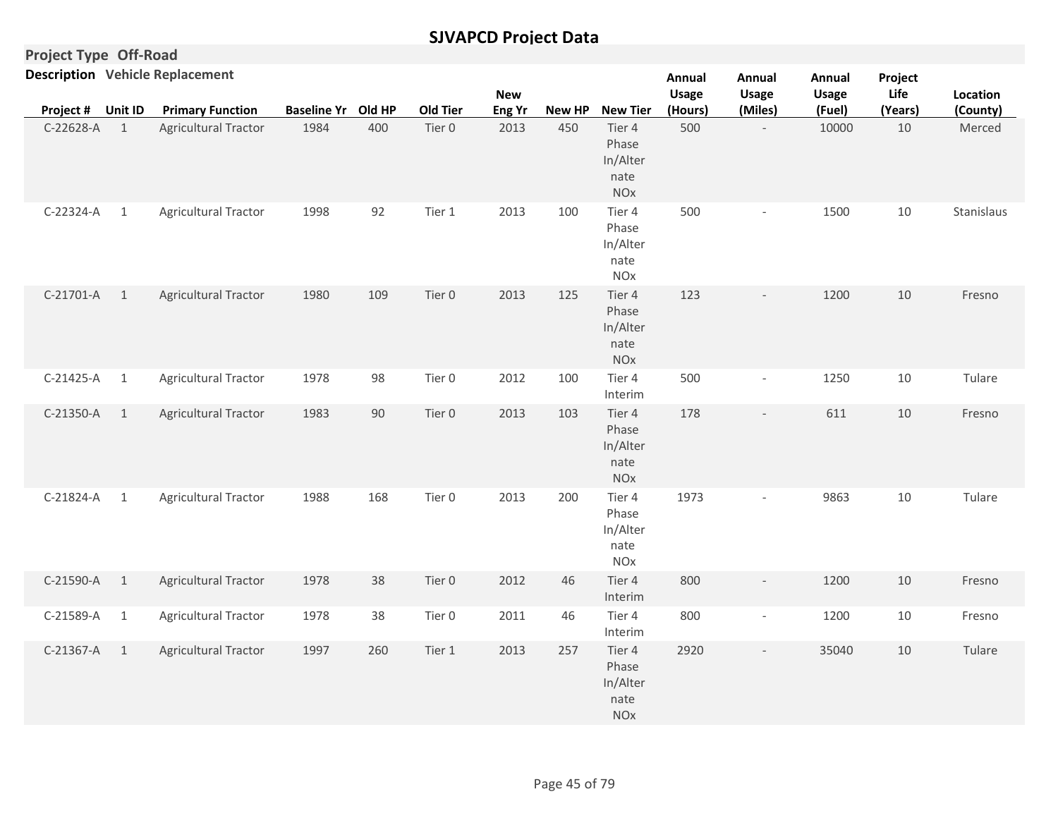## SJVAPCD Project Data

**Project Type** Off-Road

**Description** Vehicle Replacement

| Project # | Unit ID | Primary Function | Baseline Yr | Old HP | Old Tier | New Eng Yr | New HP | New Tier | Annual Usage (Hours) | Annual Usage (Miles) | Annual Usage (Fuel) | Project Life (Years) | Location (County) |
|---|---|---|---|---|---|---|---|---|---|---|---|---|---|
| C-22628-A | 1 | Agricultural Tractor | 1984 | 400 | Tier 0 | 2013 | 450 | Tier 4 Phase In/Alternate NOx | 500 | - | 10000 | 10 | Merced |
| C-22324-A | 1 | Agricultural Tractor | 1998 | 92 | Tier 1 | 2013 | 100 | Tier 4 Phase In/Alternate NOx | 500 | - | 1500 | 10 | Stanislaus |
| C-21701-A | 1 | Agricultural Tractor | 1980 | 109 | Tier 0 | 2013 | 125 | Tier 4 Phase In/Alternate NOx | 123 | - | 1200 | 10 | Fresno |
| C-21425-A | 1 | Agricultural Tractor | 1978 | 98 | Tier 0 | 2012 | 100 | Tier 4 Interim | 500 | - | 1250 | 10 | Tulare |
| C-21350-A | 1 | Agricultural Tractor | 1983 | 90 | Tier 0 | 2013 | 103 | Tier 4 Phase In/Alternate NOx | 178 | - | 611 | 10 | Fresno |
| C-21824-A | 1 | Agricultural Tractor | 1988 | 168 | Tier 0 | 2013 | 200 | Tier 4 Phase In/Alternate NOx | 1973 | - | 9863 | 10 | Tulare |
| C-21590-A | 1 | Agricultural Tractor | 1978 | 38 | Tier 0 | 2012 | 46 | Tier 4 Interim | 800 | - | 1200 | 10 | Fresno |
| C-21589-A | 1 | Agricultural Tractor | 1978 | 38 | Tier 0 | 2011 | 46 | Tier 4 Interim | 800 | - | 1200 | 10 | Fresno |
| C-21367-A | 1 | Agricultural Tractor | 1997 | 260 | Tier 1 | 2013 | 257 | Tier 4 Phase In/Alternate NOx | 2920 | - | 35040 | 10 | Tulare |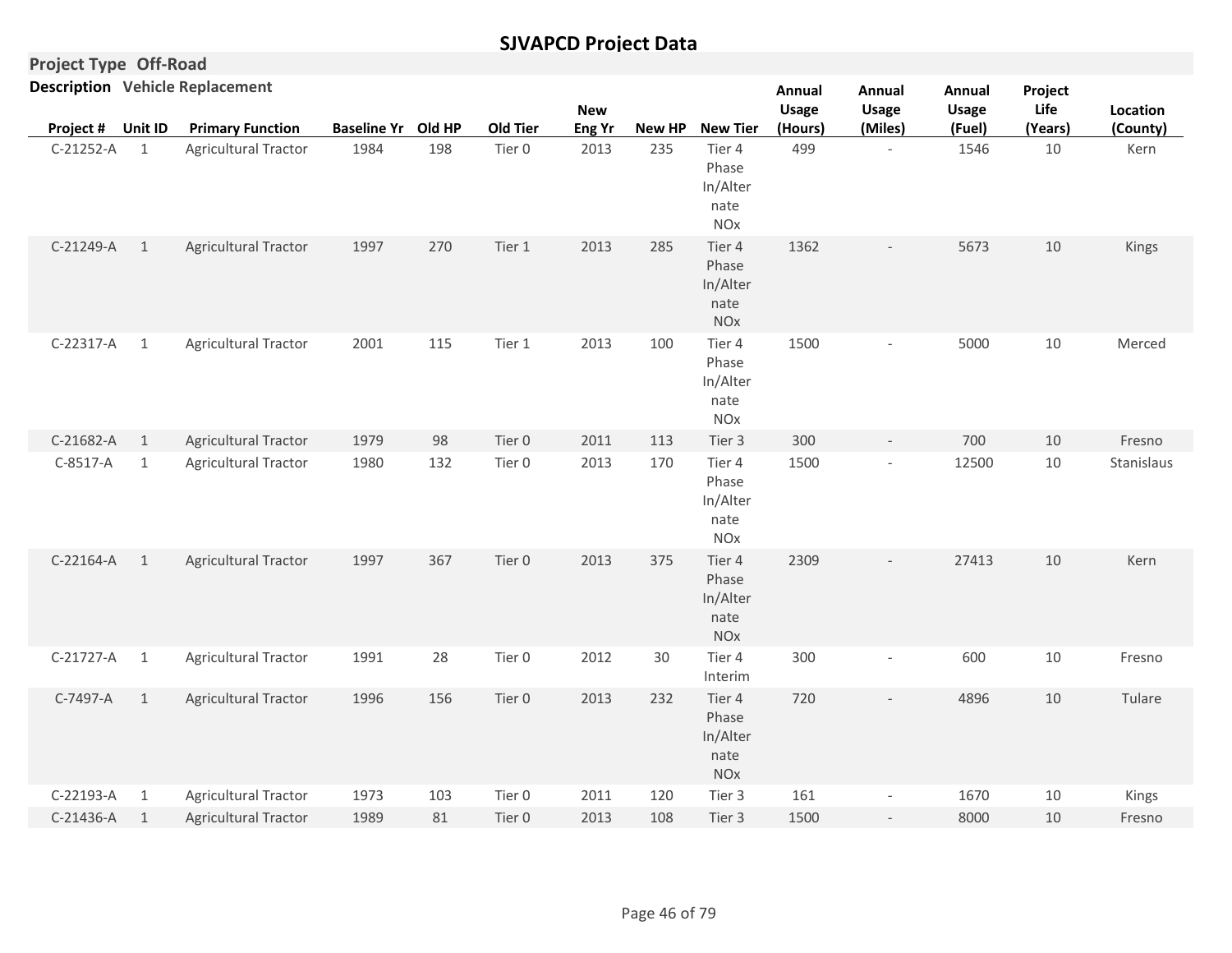# SJVAPCD Project Data

**Project Type** Off-Road

**Description** Vehicle Replacement

| Project # | Unit ID | Primary Function | Baseline Yr | Old HP | Old Tier | New Eng Yr | New HP | New Tier | Annual Usage (Hours) | Annual Usage (Miles) | Annual Usage (Fuel) | Project Life (Years) | Location (County) |
|---|---|---|---|---|---|---|---|---|---|---|---|---|---|
| C-21252-A | 1 | Agricultural Tractor | 1984 | 198 | Tier 0 | 2013 | 235 | Tier 4 Phase In/Alternate NOx | 499 | - | 1546 | 10 | Kern |
| C-21249-A | 1 | Agricultural Tractor | 1997 | 270 | Tier 1 | 2013 | 285 | Tier 4 Phase In/Alternate NOx | 1362 | - | 5673 | 10 | Kings |
| C-22317-A | 1 | Agricultural Tractor | 2001 | 115 | Tier 1 | 2013 | 100 | Tier 4 Phase In/Alternate NOx | 1500 | - | 5000 | 10 | Merced |
| C-21682-A | 1 | Agricultural Tractor | 1979 | 98 | Tier 0 | 2011 | 113 | Tier 3 | 300 | - | 700 | 10 | Fresno |
| C-8517-A | 1 | Agricultural Tractor | 1980 | 132 | Tier 0 | 2013 | 170 | Tier 4 Phase In/Alternate NOx | 1500 | - | 12500 | 10 | Stanislaus |
| C-22164-A | 1 | Agricultural Tractor | 1997 | 367 | Tier 0 | 2013 | 375 | Tier 4 Phase In/Alternate NOx | 2309 | - | 27413 | 10 | Kern |
| C-21727-A | 1 | Agricultural Tractor | 1991 | 28 | Tier 0 | 2012 | 30 | Tier 4 Interim | 300 | - | 600 | 10 | Fresno |
| C-7497-A | 1 | Agricultural Tractor | 1996 | 156 | Tier 0 | 2013 | 232 | Tier 4 Phase In/Alternate NOx | 720 | - | 4896 | 10 | Tulare |
| C-22193-A | 1 | Agricultural Tractor | 1973 | 103 | Tier 0 | 2011 | 120 | Tier 3 | 161 | - | 1670 | 10 | Kings |
| C-21436-A | 1 | Agricultural Tractor | 1989 | 81 | Tier 0 | 2013 | 108 | Tier 3 | 1500 | - | 8000 | 10 | Fresno |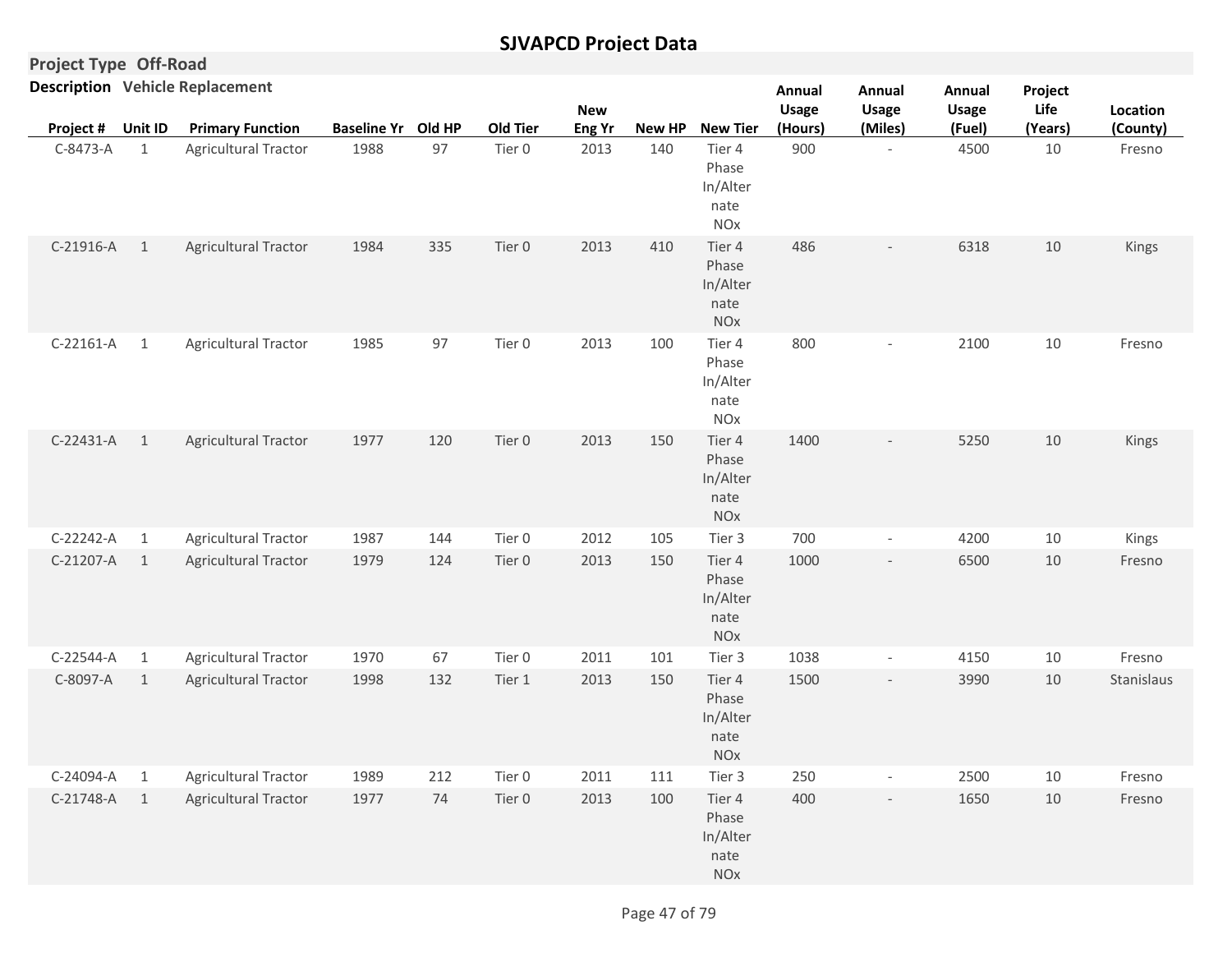# SJVAPCD Project Data

**Project Type** Off-Road

**Description** Vehicle Replacement

| Project # | Unit ID | Primary Function | Baseline Yr | Old HP | Old Tier | New Eng Yr | New HP | New Tier | Annual Usage (Hours) | Annual Usage (Miles) | Annual Usage (Fuel) | Project Life (Years) | Location (County) |
|---|---|---|---|---|---|---|---|---|---|---|---|---|---|
| C-8473-A | 1 | Agricultural Tractor | 1988 | 97 | Tier 0 | 2013 | 140 | Tier 4 Phase In/Alternate NOx | 900 | - | 4500 | 10 | Fresno |
| C-21916-A | 1 | Agricultural Tractor | 1984 | 335 | Tier 0 | 2013 | 410 | Tier 4 Phase In/Alternate NOx | 486 | - | 6318 | 10 | Kings |
| C-22161-A | 1 | Agricultural Tractor | 1985 | 97 | Tier 0 | 2013 | 100 | Tier 4 Phase In/Alternate NOx | 800 | - | 2100 | 10 | Fresno |
| C-22431-A | 1 | Agricultural Tractor | 1977 | 120 | Tier 0 | 2013 | 150 | Tier 4 Phase In/Alternate NOx | 1400 | - | 5250 | 10 | Kings |
| C-22242-A | 1 | Agricultural Tractor | 1987 | 144 | Tier 0 | 2012 | 105 | Tier 3 | 700 | - | 4200 | 10 | Kings |
| C-21207-A | 1 | Agricultural Tractor | 1979 | 124 | Tier 0 | 2013 | 150 | Tier 4 Phase In/Alternate NOx | 1000 | - | 6500 | 10 | Fresno |
| C-22544-A | 1 | Agricultural Tractor | 1970 | 67 | Tier 0 | 2011 | 101 | Tier 3 | 1038 | - | 4150 | 10 | Fresno |
| C-8097-A | 1 | Agricultural Tractor | 1998 | 132 | Tier 1 | 2013 | 150 | Tier 4 Phase In/Alternate NOx | 1500 | - | 3990 | 10 | Stanislaus |
| C-24094-A | 1 | Agricultural Tractor | 1989 | 212 | Tier 0 | 2011 | 111 | Tier 3 | 250 | - | 2500 | 10 | Fresno |
| C-21748-A | 1 | Agricultural Tractor | 1977 | 74 | Tier 0 | 2013 | 100 | Tier 4 Phase In/Alternate NOx | 400 | - | 1650 | 10 | Fresno |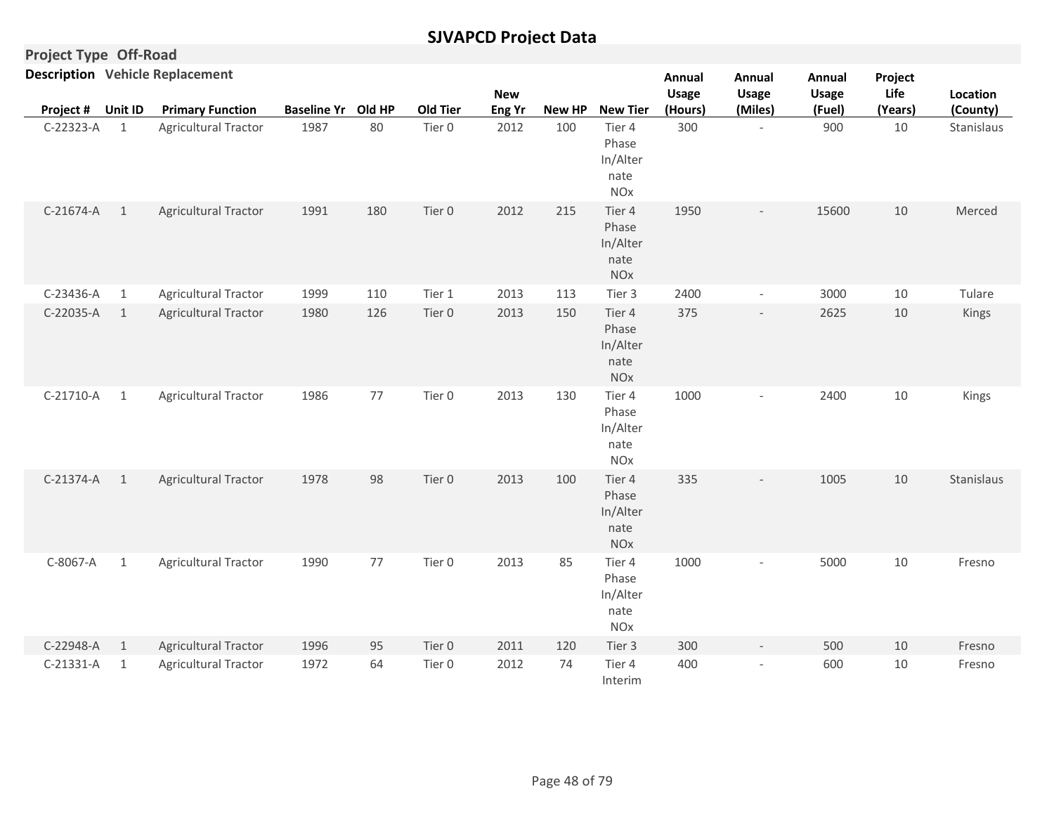# SJVAPCD Project Data

**Project Type** Off-Road

**Description** Vehicle Replacement

| Project # | Unit ID | Primary Function | Baseline Yr | Old HP | Old Tier | New Eng Yr | New HP | New Tier | Annual Usage (Hours) | Annual Usage (Miles) | Annual Usage (Fuel) | Project Life (Years) | Location (County) |
|---|---|---|---|---|---|---|---|---|---|---|---|---|---|
| C-22323-A | 1 | Agricultural Tractor | 1987 | 80 | Tier 0 | 2012 | 100 | Tier 4 Phase In/Alternate NOx | 300 | - | 900 | 10 | Stanislaus |
| C-21674-A | 1 | Agricultural Tractor | 1991 | 180 | Tier 0 | 2012 | 215 | Tier 4 Phase In/Alternate NOx | 1950 | - | 15600 | 10 | Merced |
| C-23436-A | 1 | Agricultural Tractor | 1999 | 110 | Tier 1 | 2013 | 113 | Tier 3 | 2400 | - | 3000 | 10 | Tulare |
| C-22035-A | 1 | Agricultural Tractor | 1980 | 126 | Tier 0 | 2013 | 150 | Tier 4 Phase In/Alternate NOx | 375 | - | 2625 | 10 | Kings |
| C-21710-A | 1 | Agricultural Tractor | 1986 | 77 | Tier 0 | 2013 | 130 | Tier 4 Phase In/Alternate NOx | 1000 | - | 2400 | 10 | Kings |
| C-21374-A | 1 | Agricultural Tractor | 1978 | 98 | Tier 0 | 2013 | 100 | Tier 4 Phase In/Alternate NOx | 335 | - | 1005 | 10 | Stanislaus |
| C-8067-A | 1 | Agricultural Tractor | 1990 | 77 | Tier 0 | 2013 | 85 | Tier 4 Phase In/Alternate NOx | 1000 | - | 5000 | 10 | Fresno |
| C-22948-A | 1 | Agricultural Tractor | 1996 | 95 | Tier 0 | 2011 | 120 | Tier 3 | 300 | - | 500 | 10 | Fresno |
| C-21331-A | 1 | Agricultural Tractor | 1972 | 64 | Tier 0 | 2012 | 74 | Tier 4 Interim | 400 | - | 600 | 10 | Fresno |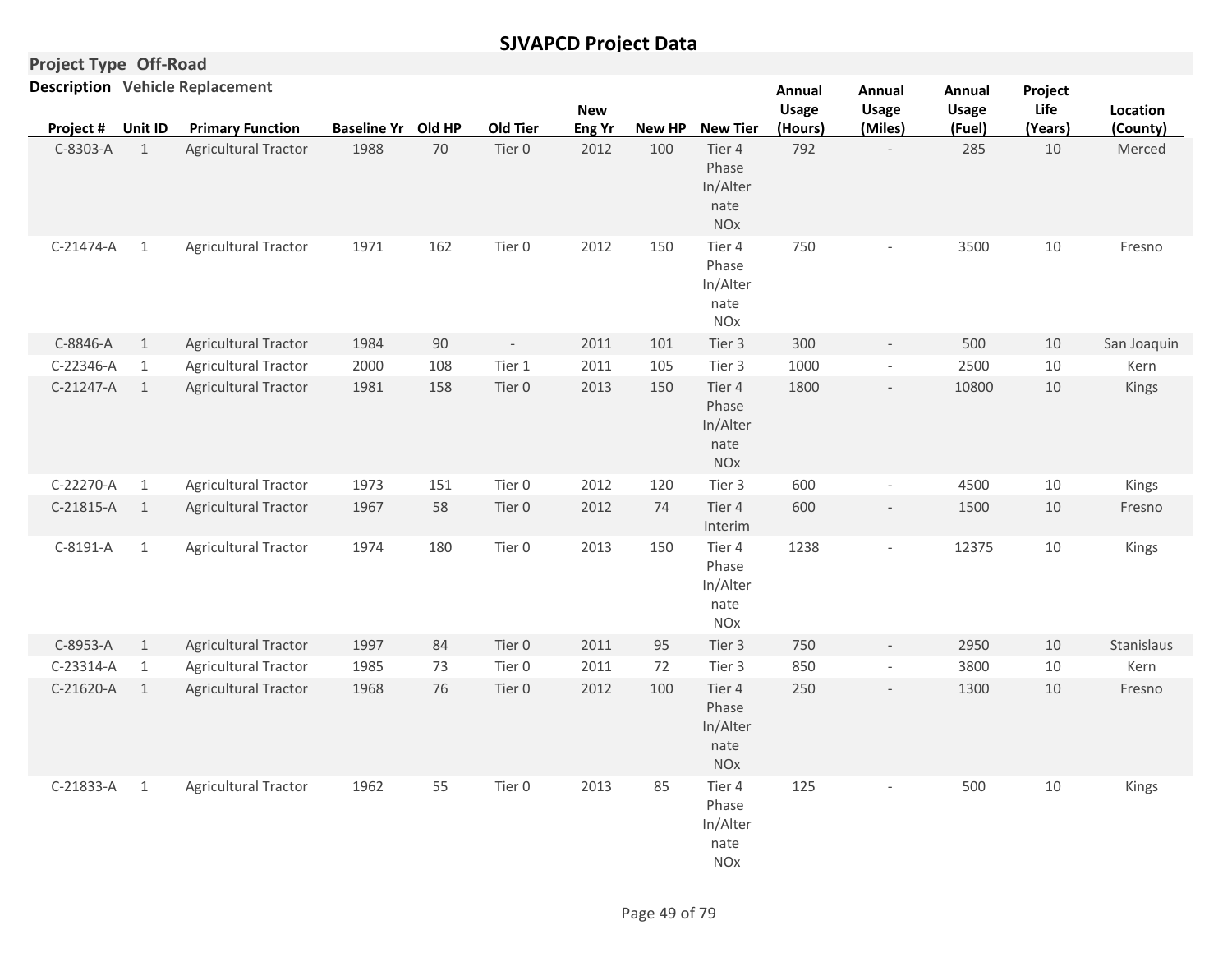# SJVAPCD Project Data

**Project Type** Off-Road

**Description** Vehicle Replacement

| Project # | Unit ID | Primary Function | Baseline Yr | Old HP | Old Tier | New Eng Yr | New HP | New Tier | Annual Usage (Hours) | Annual Usage (Miles) | Annual Usage (Fuel) | Project Life (Years) | Location (County) |
|---|---|---|---|---|---|---|---|---|---|---|---|---|---|
| C-8303-A | 1 | Agricultural Tractor | 1988 | 70 | Tier 0 | 2012 | 100 | Tier 4 Phase In/Alternate NOx | 792 | - | 285 | 10 | Merced |
| C-21474-A | 1 | Agricultural Tractor | 1971 | 162 | Tier 0 | 2012 | 150 | Tier 4 Phase In/Alternate NOx | 750 | - | 3500 | 10 | Fresno |
| C-8846-A | 1 | Agricultural Tractor | 1984 | 90 | - | 2011 | 101 | Tier 3 | 300 | - | 500 | 10 | San Joaquin |
| C-22346-A | 1 | Agricultural Tractor | 2000 | 108 | Tier 1 | 2011 | 105 | Tier 3 | 1000 | - | 2500 | 10 | Kern |
| C-21247-A | 1 | Agricultural Tractor | 1981 | 158 | Tier 0 | 2013 | 150 | Tier 4 Phase In/Alternate NOx | 1800 | - | 10800 | 10 | Kings |
| C-22270-A | 1 | Agricultural Tractor | 1973 | 151 | Tier 0 | 2012 | 120 | Tier 3 | 600 | - | 4500 | 10 | Kings |
| C-21815-A | 1 | Agricultural Tractor | 1967 | 58 | Tier 0 | 2012 | 74 | Tier 4 Interim | 600 | - | 1500 | 10 | Fresno |
| C-8191-A | 1 | Agricultural Tractor | 1974 | 180 | Tier 0 | 2013 | 150 | Tier 4 Phase In/Alternate NOx | 1238 | - | 12375 | 10 | Kings |
| C-8953-A | 1 | Agricultural Tractor | 1997 | 84 | Tier 0 | 2011 | 95 | Tier 3 | 750 | - | 2950 | 10 | Stanislaus |
| C-23314-A | 1 | Agricultural Tractor | 1985 | 73 | Tier 0 | 2011 | 72 | Tier 3 | 850 | - | 3800 | 10 | Kern |
| C-21620-A | 1 | Agricultural Tractor | 1968 | 76 | Tier 0 | 2012 | 100 | Tier 4 Phase In/Alternate NOx | 250 | - | 1300 | 10 | Fresno |
| C-21833-A | 1 | Agricultural Tractor | 1962 | 55 | Tier 0 | 2013 | 85 | Tier 4 Phase In/Alternate NOx | 125 | - | 500 | 10 | Kings |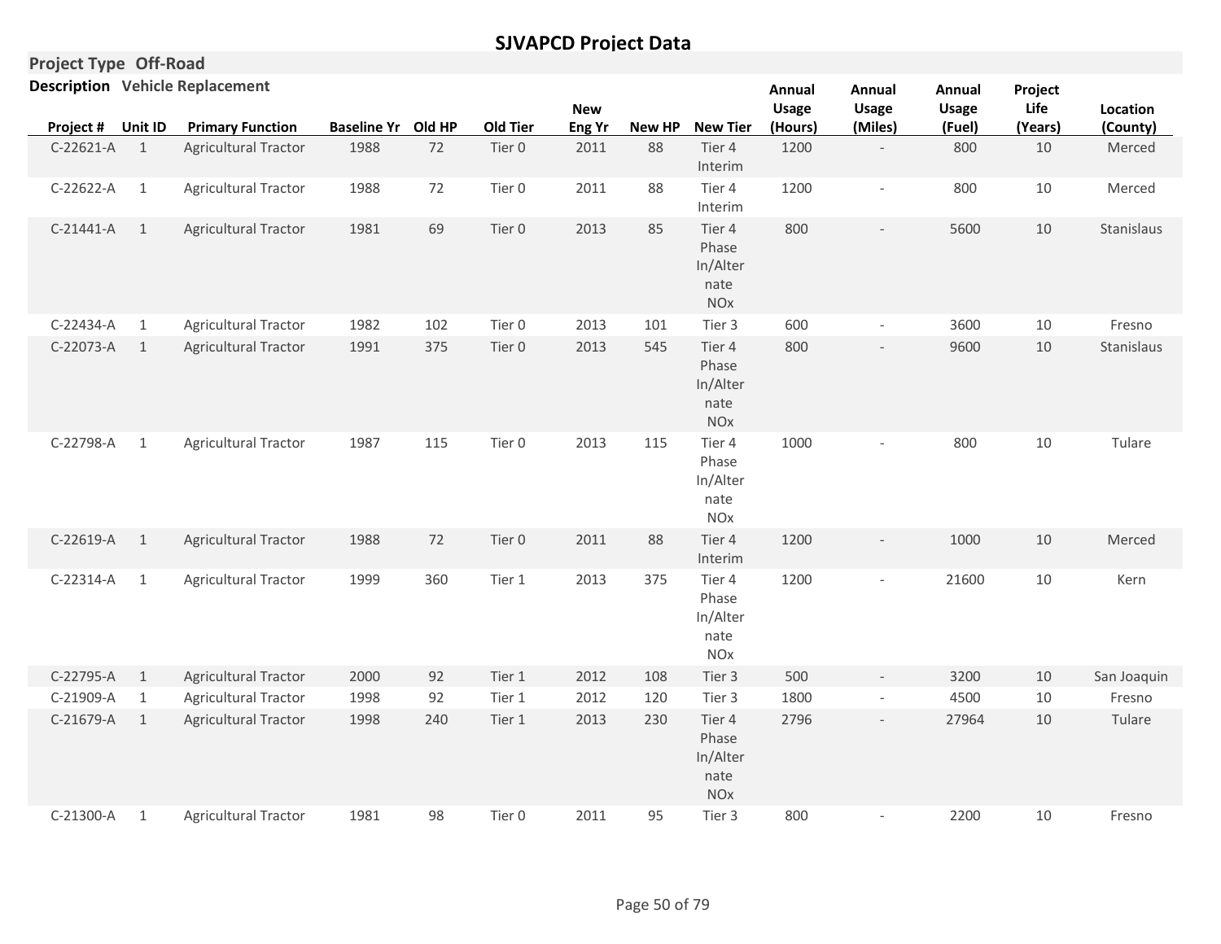# SJVAPCD Project Data

**Project Type** Off-Road

**Description** Vehicle Replacement

| Project # | Unit ID | Primary Function | Baseline Yr | Old HP | Old Tier | New Eng Yr | New HP | New Tier | Annual Usage (Hours) | Annual Usage (Miles) | Annual Usage (Fuel) | Project Life (Years) | Location (County) |
|---|---|---|---|---|---|---|---|---|---|---|---|---|---|
| C-22621-A | 1 | Agricultural Tractor | 1988 | 72 | Tier 0 | 2011 | 88 | Tier 4 Interim | 1200 | - | 800 | 10 | Merced |
| C-22622-A | 1 | Agricultural Tractor | 1988 | 72 | Tier 0 | 2011 | 88 | Tier 4 Interim | 1200 | - | 800 | 10 | Merced |
| C-21441-A | 1 | Agricultural Tractor | 1981 | 69 | Tier 0 | 2013 | 85 | Tier 4 Phase In/Alternate NOx | 800 | - | 5600 | 10 | Stanislaus |
| C-22434-A | 1 | Agricultural Tractor | 1982 | 102 | Tier 0 | 2013 | 101 | Tier 3 | 600 | - | 3600 | 10 | Fresno |
| C-22073-A | 1 | Agricultural Tractor | 1991 | 375 | Tier 0 | 2013 | 545 | Tier 4 Phase In/Alternate NOx | 800 | - | 9600 | 10 | Stanislaus |
| C-22798-A | 1 | Agricultural Tractor | 1987 | 115 | Tier 0 | 2013 | 115 | Tier 4 Phase In/Alternate NOx | 1000 | - | 800 | 10 | Tulare |
| C-22619-A | 1 | Agricultural Tractor | 1988 | 72 | Tier 0 | 2011 | 88 | Tier 4 Interim | 1200 | - | 1000 | 10 | Merced |
| C-22314-A | 1 | Agricultural Tractor | 1999 | 360 | Tier 1 | 2013 | 375 | Tier 4 Phase In/Alternate NOx | 1200 | - | 21600 | 10 | Kern |
| C-22795-A | 1 | Agricultural Tractor | 2000 | 92 | Tier 1 | 2012 | 108 | Tier 3 | 500 | - | 3200 | 10 | San Joaquin |
| C-21909-A | 1 | Agricultural Tractor | 1998 | 92 | Tier 1 | 2012 | 120 | Tier 3 | 1800 | - | 4500 | 10 | Fresno |
| C-21679-A | 1 | Agricultural Tractor | 1998 | 240 | Tier 1 | 2013 | 230 | Tier 4 Phase In/Alternate NOx | 2796 | - | 27964 | 10 | Tulare |
| C-21300-A | 1 | Agricultural Tractor | 1981 | 98 | Tier 0 | 2011 | 95 | Tier 3 | 800 | - | 2200 | 10 | Fresno |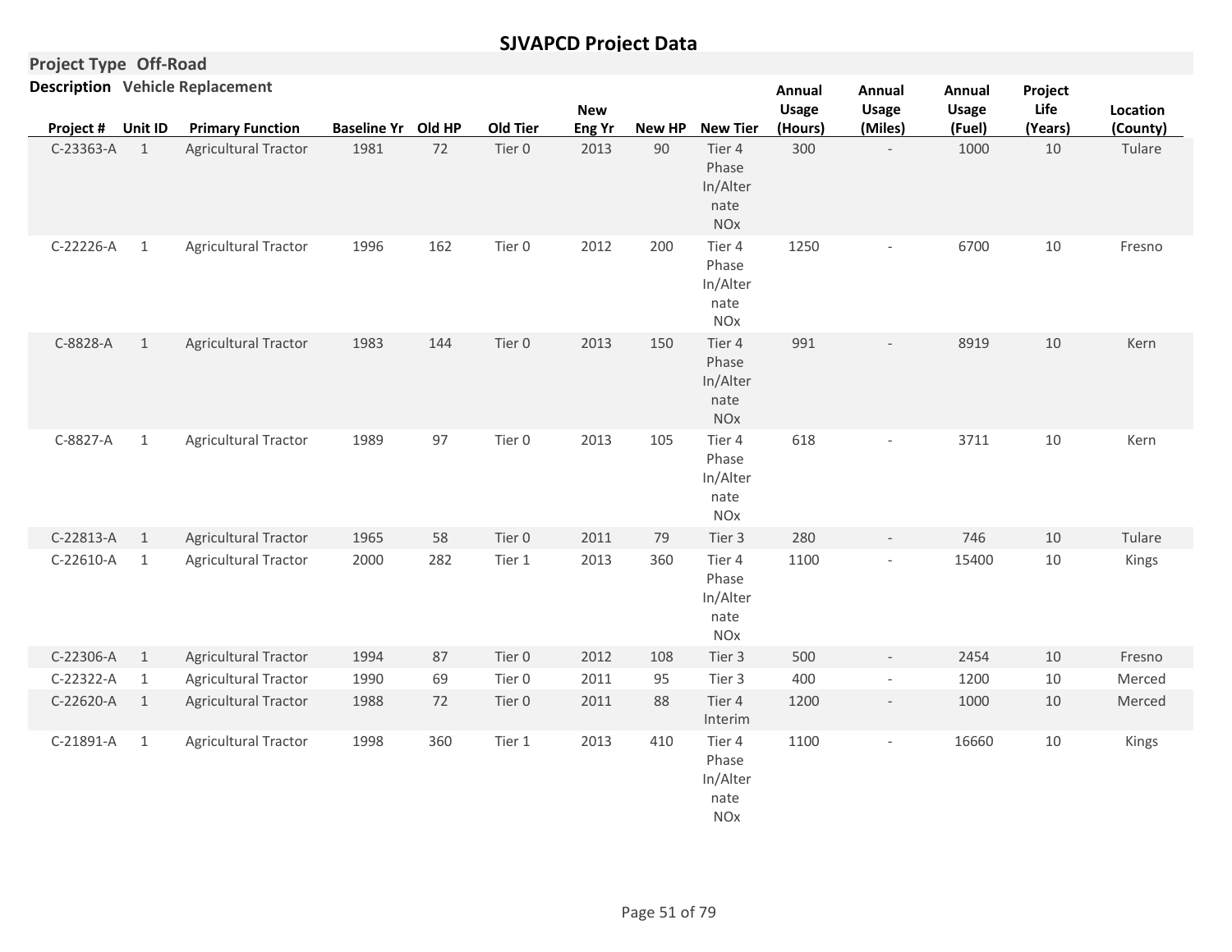## SJVAPCD Project Data

**Project Type** Off-Road

**Description** Vehicle Replacement

| Project # | Unit ID | Primary Function | Baseline Yr | Old HP | Old Tier | New Eng Yr | New HP | New Tier | Annual Usage (Hours) | Annual Usage (Miles) | Annual Usage (Fuel) | Project Life (Years) | Location (County) |
|---|---|---|---|---|---|---|---|---|---|---|---|---|---|
| C-23363-A | 1 | Agricultural Tractor | 1981 | 72 | Tier 0 | 2013 | 90 | Tier 4 Phase In/Alternate NOx | 300 | - | 1000 | 10 | Tulare |
| C-22226-A | 1 | Agricultural Tractor | 1996 | 162 | Tier 0 | 2012 | 200 | Tier 4 Phase In/Alternate NOx | 1250 | - | 6700 | 10 | Fresno |
| C-8828-A | 1 | Agricultural Tractor | 1983 | 144 | Tier 0 | 2013 | 150 | Tier 4 Phase In/Alternate NOx | 991 | - | 8919 | 10 | Kern |
| C-8827-A | 1 | Agricultural Tractor | 1989 | 97 | Tier 0 | 2013 | 105 | Tier 4 Phase In/Alternate NOx | 618 | - | 3711 | 10 | Kern |
| C-22813-A | 1 | Agricultural Tractor | 1965 | 58 | Tier 0 | 2011 | 79 | Tier 3 | 280 | - | 746 | 10 | Tulare |
| C-22610-A | 1 | Agricultural Tractor | 2000 | 282 | Tier 1 | 2013 | 360 | Tier 4 Phase In/Alternate NOx | 1100 | - | 15400 | 10 | Kings |
| C-22306-A | 1 | Agricultural Tractor | 1994 | 87 | Tier 0 | 2012 | 108 | Tier 3 | 500 | - | 2454 | 10 | Fresno |
| C-22322-A | 1 | Agricultural Tractor | 1990 | 69 | Tier 0 | 2011 | 95 | Tier 3 | 400 | - | 1200 | 10 | Merced |
| C-22620-A | 1 | Agricultural Tractor | 1988 | 72 | Tier 0 | 2011 | 88 | Tier 4 Interim | 1200 | - | 1000 | 10 | Merced |
| C-21891-A | 1 | Agricultural Tractor | 1998 | 360 | Tier 1 | 2013 | 410 | Tier 4 Phase In/Alternate NOx | 1100 | - | 16660 | 10 | Kings |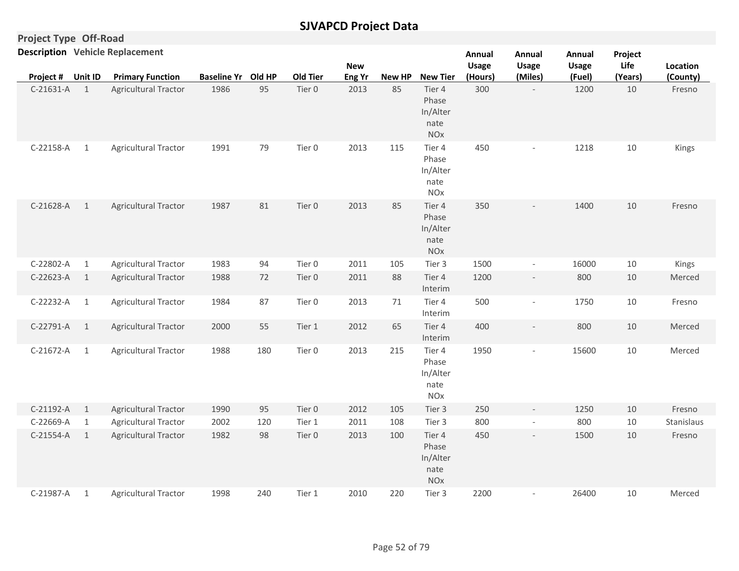# SJVAPCD Project Data

**Project Type** Off-Road

**Description** Vehicle Replacement

| Project # | Unit ID | Primary Function | Baseline Yr | Old HP | Old Tier | New Eng Yr | New HP | New Tier | Annual Usage (Hours) | Annual Usage (Miles) | Annual Usage (Fuel) | Project Life (Years) | Location (County) |
|---|---|---|---|---|---|---|---|---|---|---|---|---|---|
| C-21631-A | 1 | Agricultural Tractor | 1986 | 95 | Tier 0 | 2013 | 85 | Tier 4 Phase In/Alternate NOx | 300 | - | 1200 | 10 | Fresno |
| C-22158-A | 1 | Agricultural Tractor | 1991 | 79 | Tier 0 | 2013 | 115 | Tier 4 Phase In/Alternate NOx | 450 | - | 1218 | 10 | Kings |
| C-21628-A | 1 | Agricultural Tractor | 1987 | 81 | Tier 0 | 2013 | 85 | Tier 4 Phase In/Alternate NOx | 350 | - | 1400 | 10 | Fresno |
| C-22802-A | 1 | Agricultural Tractor | 1983 | 94 | Tier 0 | 2011 | 105 | Tier 3 | 1500 | - | 16000 | 10 | Kings |
| C-22623-A | 1 | Agricultural Tractor | 1988 | 72 | Tier 0 | 2011 | 88 | Tier 4 Interim | 1200 | - | 800 | 10 | Merced |
| C-22232-A | 1 | Agricultural Tractor | 1984 | 87 | Tier 0 | 2013 | 71 | Tier 4 Interim | 500 | - | 1750 | 10 | Fresno |
| C-22791-A | 1 | Agricultural Tractor | 2000 | 55 | Tier 1 | 2012 | 65 | Tier 4 Interim | 400 | - | 800 | 10 | Merced |
| C-21672-A | 1 | Agricultural Tractor | 1988 | 180 | Tier 0 | 2013 | 215 | Tier 4 Phase In/Alternate NOx | 1950 | - | 15600 | 10 | Merced |
| C-21192-A | 1 | Agricultural Tractor | 1990 | 95 | Tier 0 | 2012 | 105 | Tier 3 | 250 | - | 1250 | 10 | Fresno |
| C-22669-A | 1 | Agricultural Tractor | 2002 | 120 | Tier 1 | 2011 | 108 | Tier 3 | 800 | - | 800 | 10 | Stanislaus |
| C-21554-A | 1 | Agricultural Tractor | 1982 | 98 | Tier 0 | 2013 | 100 | Tier 4 Phase In/Alternate NOx | 450 | - | 1500 | 10 | Fresno |
| C-21987-A | 1 | Agricultural Tractor | 1998 | 240 | Tier 1 | 2010 | 220 | Tier 3 | 2200 | - | 26400 | 10 | Merced |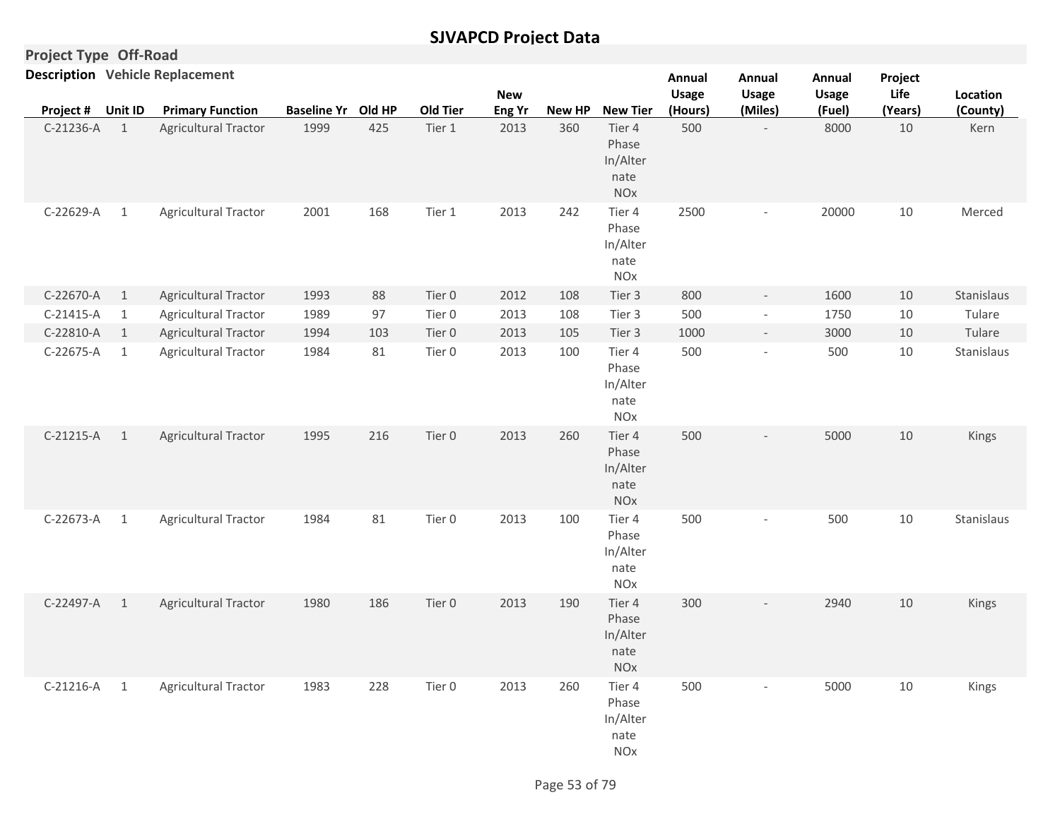# SJVAPCD Project Data

**Project Type** Off-Road

**Description** Vehicle Replacement

| Project # | Unit ID | Primary Function | Baseline Yr | Old HP | Old Tier | New Eng Yr | New HP | New Tier | Annual Usage (Hours) | Annual Usage (Miles) | Annual Usage (Fuel) | Project Life (Years) | Location (County) |
|---|---|---|---|---|---|---|---|---|---|---|---|---|---|
| C-21236-A | 1 | Agricultural Tractor | 1999 | 425 | Tier 1 | 2013 | 360 | Tier 4 Phase In/Alternate NOx | 500 | - | 8000 | 10 | Kern |
| C-22629-A | 1 | Agricultural Tractor | 2001 | 168 | Tier 1 | 2013 | 242 | Tier 4 Phase In/Alternate NOx | 2500 | - | 20000 | 10 | Merced |
| C-22670-A | 1 | Agricultural Tractor | 1993 | 88 | Tier 0 | 2012 | 108 | Tier 3 | 800 | - | 1600 | 10 | Stanislaus |
| C-21415-A | 1 | Agricultural Tractor | 1989 | 97 | Tier 0 | 2013 | 108 | Tier 3 | 500 | - | 1750 | 10 | Tulare |
| C-22810-A | 1 | Agricultural Tractor | 1994 | 103 | Tier 0 | 2013 | 105 | Tier 3 | 1000 | - | 3000 | 10 | Tulare |
| C-22675-A | 1 | Agricultural Tractor | 1984 | 81 | Tier 0 | 2013 | 100 | Tier 4 Phase In/Alternate NOx | 500 | - | 500 | 10 | Stanislaus |
| C-21215-A | 1 | Agricultural Tractor | 1995 | 216 | Tier 0 | 2013 | 260 | Tier 4 Phase In/Alternate NOx | 500 | - | 5000 | 10 | Kings |
| C-22673-A | 1 | Agricultural Tractor | 1984 | 81 | Tier 0 | 2013 | 100 | Tier 4 Phase In/Alternate NOx | 500 | - | 500 | 10 | Stanislaus |
| C-22497-A | 1 | Agricultural Tractor | 1980 | 186 | Tier 0 | 2013 | 190 | Tier 4 Phase In/Alternate NOx | 300 | - | 2940 | 10 | Kings |
| C-21216-A | 1 | Agricultural Tractor | 1983 | 228 | Tier 0 | 2013 | 260 | Tier 4 Phase In/Alternate NOx | 500 | - | 5000 | 10 | Kings |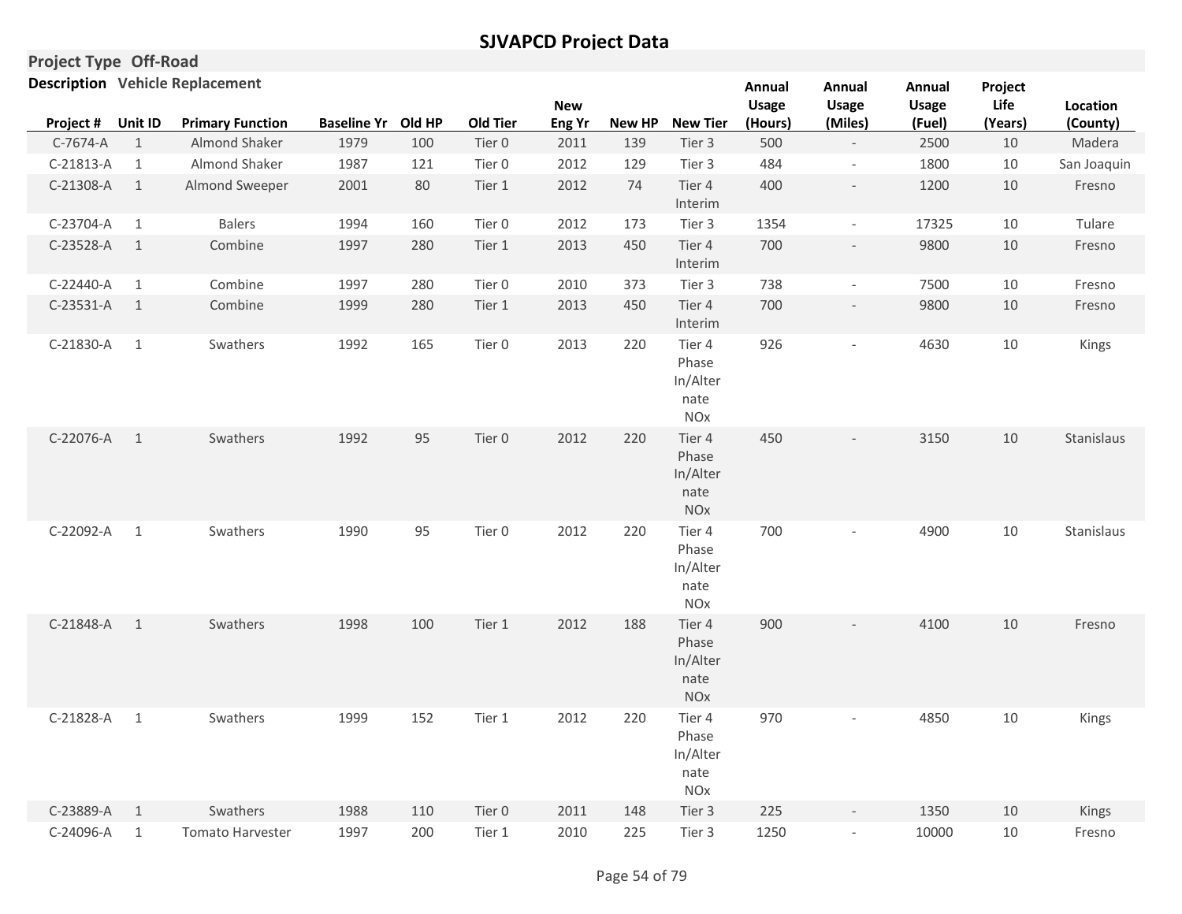# SJVAPCD Project Data

**Project Type** Off-Road

**Description** Vehicle Replacement

| Project # | Unit ID | Primary Function | Baseline Yr | Old HP | Old Tier | New Eng Yr | New HP | New Tier | Annual Usage (Hours) | Annual Usage (Miles) | Annual Usage (Fuel) | Project Life (Years) | Location (County) |
|---|---|---|---|---|---|---|---|---|---|---|---|---|---|
| C-7674-A | 1 | Almond Shaker | 1979 | 100 | Tier 0 | 2011 | 139 | Tier 3 | 500 | - | 2500 | 10 | Madera |
| C-21813-A | 1 | Almond Shaker | 1987 | 121 | Tier 0 | 2012 | 129 | Tier 3 | 484 | - | 1800 | 10 | San Joaquin |
| C-21308-A | 1 | Almond Sweeper | 2001 | 80 | Tier 1 | 2012 | 74 | Tier 4 Interim | 400 | - | 1200 | 10 | Fresno |
| C-23704-A | 1 | Balers | 1994 | 160 | Tier 0 | 2012 | 173 | Tier 3 | 1354 | - | 17325 | 10 | Tulare |
| C-23528-A | 1 | Combine | 1997 | 280 | Tier 1 | 2013 | 450 | Tier 4 Interim | 700 | - | 9800 | 10 | Fresno |
| C-22440-A | 1 | Combine | 1997 | 280 | Tier 0 | 2010 | 373 | Tier 3 | 738 | - | 7500 | 10 | Fresno |
| C-23531-A | 1 | Combine | 1999 | 280 | Tier 1 | 2013 | 450 | Tier 4 Interim | 700 | - | 9800 | 10 | Fresno |
| C-21830-A | 1 | Swathers | 1992 | 165 | Tier 0 | 2013 | 220 | Tier 4 Phase In/Alternate NOx | 926 | - | 4630 | 10 | Kings |
| C-22076-A | 1 | Swathers | 1992 | 95 | Tier 0 | 2012 | 220 | Tier 4 Phase In/Alternate NOx | 450 | - | 3150 | 10 | Stanislaus |
| C-22092-A | 1 | Swathers | 1990 | 95 | Tier 0 | 2012 | 220 | Tier 4 Phase In/Alternate NOx | 700 | - | 4900 | 10 | Stanislaus |
| C-21848-A | 1 | Swathers | 1998 | 100 | Tier 1 | 2012 | 188 | Tier 4 Phase In/Alternate NOx | 900 | - | 4100 | 10 | Fresno |
| C-21828-A | 1 | Swathers | 1999 | 152 | Tier 1 | 2012 | 220 | Tier 4 Phase In/Alternate NOx | 970 | - | 4850 | 10 | Kings |
| C-23889-A | 1 | Swathers | 1988 | 110 | Tier 0 | 2011 | 148 | Tier 3 | 225 | - | 1350 | 10 | Kings |
| C-24096-A | 1 | Tomato Harvester | 1997 | 200 | Tier 1 | 2010 | 225 | Tier 3 | 1250 | - | 10000 | 10 | Fresno |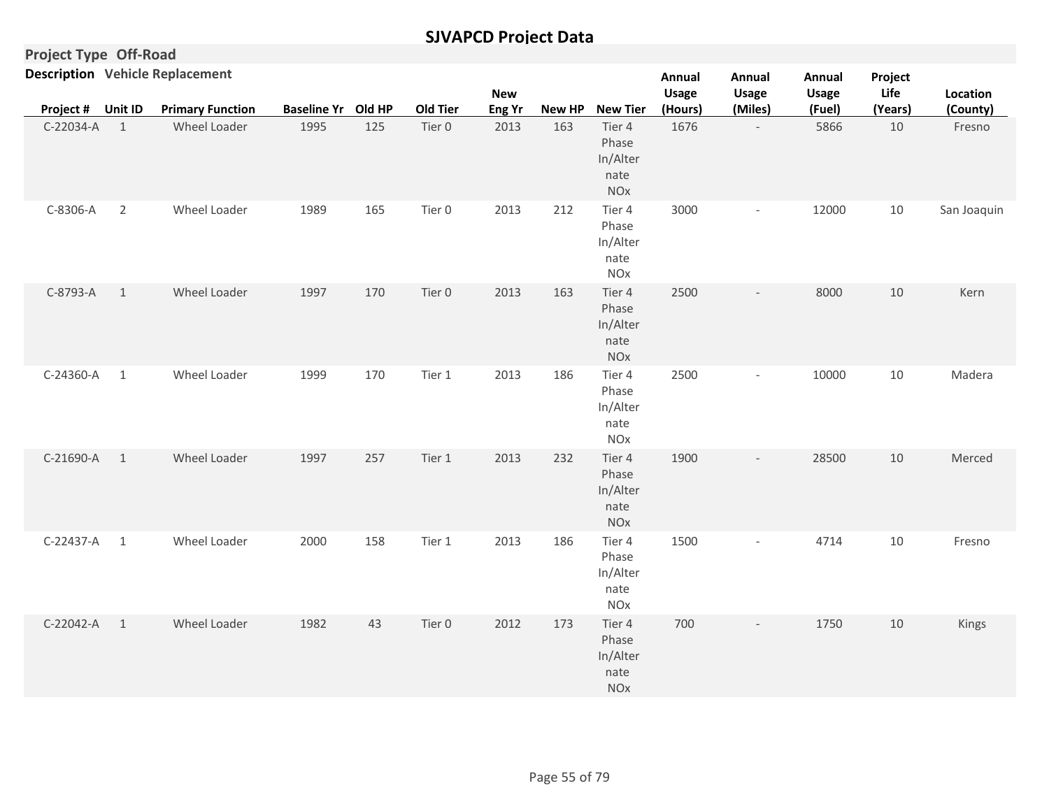# SJVAPCD Project Data

**Project Type** Off-Road

**Description** Vehicle Replacement

| Project # | Unit ID | Primary Function | Baseline Yr | Old HP | Old Tier | New Eng Yr | New HP | New Tier | Annual Usage (Hours) | Annual Usage (Miles) | Annual Usage (Fuel) | Project Life (Years) | Location (County) |
|---|---|---|---|---|---|---|---|---|---|---|---|---|---|
| C-22034-A | 1 | Wheel Loader | 1995 | 125 | Tier 0 | 2013 | 163 | Tier 4 Phase In/Alternate NOx | 1676 | - | 5866 | 10 | Fresno |
| C-8306-A | 2 | Wheel Loader | 1989 | 165 | Tier 0 | 2013 | 212 | Tier 4 Phase In/Alternate NOx | 3000 | - | 12000 | 10 | San Joaquin |
| C-8793-A | 1 | Wheel Loader | 1997 | 170 | Tier 0 | 2013 | 163 | Tier 4 Phase In/Alternate NOx | 2500 | - | 8000 | 10 | Kern |
| C-24360-A | 1 | Wheel Loader | 1999 | 170 | Tier 1 | 2013 | 186 | Tier 4 Phase In/Alternate NOx | 2500 | - | 10000 | 10 | Madera |
| C-21690-A | 1 | Wheel Loader | 1997 | 257 | Tier 1 | 2013 | 232 | Tier 4 Phase In/Alternate NOx | 1900 | - | 28500 | 10 | Merced |
| C-22437-A | 1 | Wheel Loader | 2000 | 158 | Tier 1 | 2013 | 186 | Tier 4 Phase In/Alternate NOx | 1500 | - | 4714 | 10 | Fresno |
| C-22042-A | 1 | Wheel Loader | 1982 | 43 | Tier 0 | 2012 | 173 | Tier 4 Phase In/Alternate NOx | 700 | - | 1750 | 10 | Kings |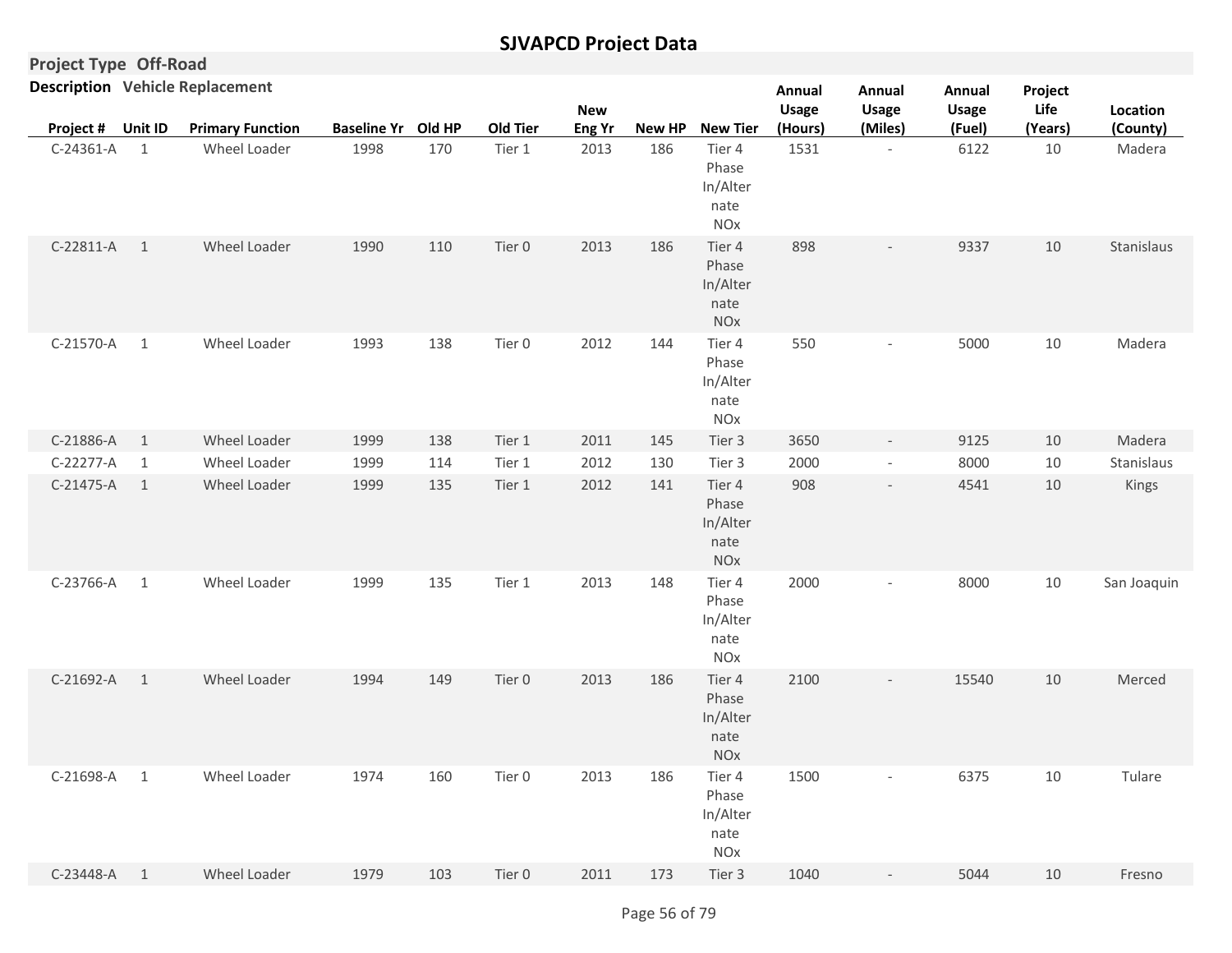# SJVAPCD Project Data

**Project Type** Off-Road

**Description** Vehicle Replacement

| Project # | Unit ID | Primary Function | Baseline Yr | Old HP | Old Tier | New Eng Yr | New HP | New Tier | Annual Usage (Hours) | Annual Usage (Miles) | Annual Usage (Fuel) | Project Life (Years) | Location (County) |
|---|---|---|---|---|---|---|---|---|---|---|---|---|---|
| C-24361-A | 1 | Wheel Loader | 1998 | 170 | Tier 1 | 2013 | 186 | Tier 4 Phase In/Alternate NOx | 1531 | - | 6122 | 10 | Madera |
| C-22811-A | 1 | Wheel Loader | 1990 | 110 | Tier 0 | 2013 | 186 | Tier 4 Phase In/Alternate NOx | 898 | - | 9337 | 10 | Stanislaus |
| C-21570-A | 1 | Wheel Loader | 1993 | 138 | Tier 0 | 2012 | 144 | Tier 4 Phase In/Alternate NOx | 550 | - | 5000 | 10 | Madera |
| C-21886-A | 1 | Wheel Loader | 1999 | 138 | Tier 1 | 2011 | 145 | Tier 3 | 3650 | - | 9125 | 10 | Madera |
| C-22277-A | 1 | Wheel Loader | 1999 | 114 | Tier 1 | 2012 | 130 | Tier 3 | 2000 | - | 8000 | 10 | Stanislaus |
| C-21475-A | 1 | Wheel Loader | 1999 | 135 | Tier 1 | 2012 | 141 | Tier 4 Phase In/Alternate NOx | 908 | - | 4541 | 10 | Kings |
| C-23766-A | 1 | Wheel Loader | 1999 | 135 | Tier 1 | 2013 | 148 | Tier 4 Phase In/Alternate NOx | 2000 | - | 8000 | 10 | San Joaquin |
| C-21692-A | 1 | Wheel Loader | 1994 | 149 | Tier 0 | 2013 | 186 | Tier 4 Phase In/Alternate NOx | 2100 | - | 15540 | 10 | Merced |
| C-21698-A | 1 | Wheel Loader | 1974 | 160 | Tier 0 | 2013 | 186 | Tier 4 Phase In/Alternate NOx | 1500 | - | 6375 | 10 | Tulare |
| C-23448-A | 1 | Wheel Loader | 1979 | 103 | Tier 0 | 2011 | 173 | Tier 3 | 1040 | - | 5044 | 10 | Fresno |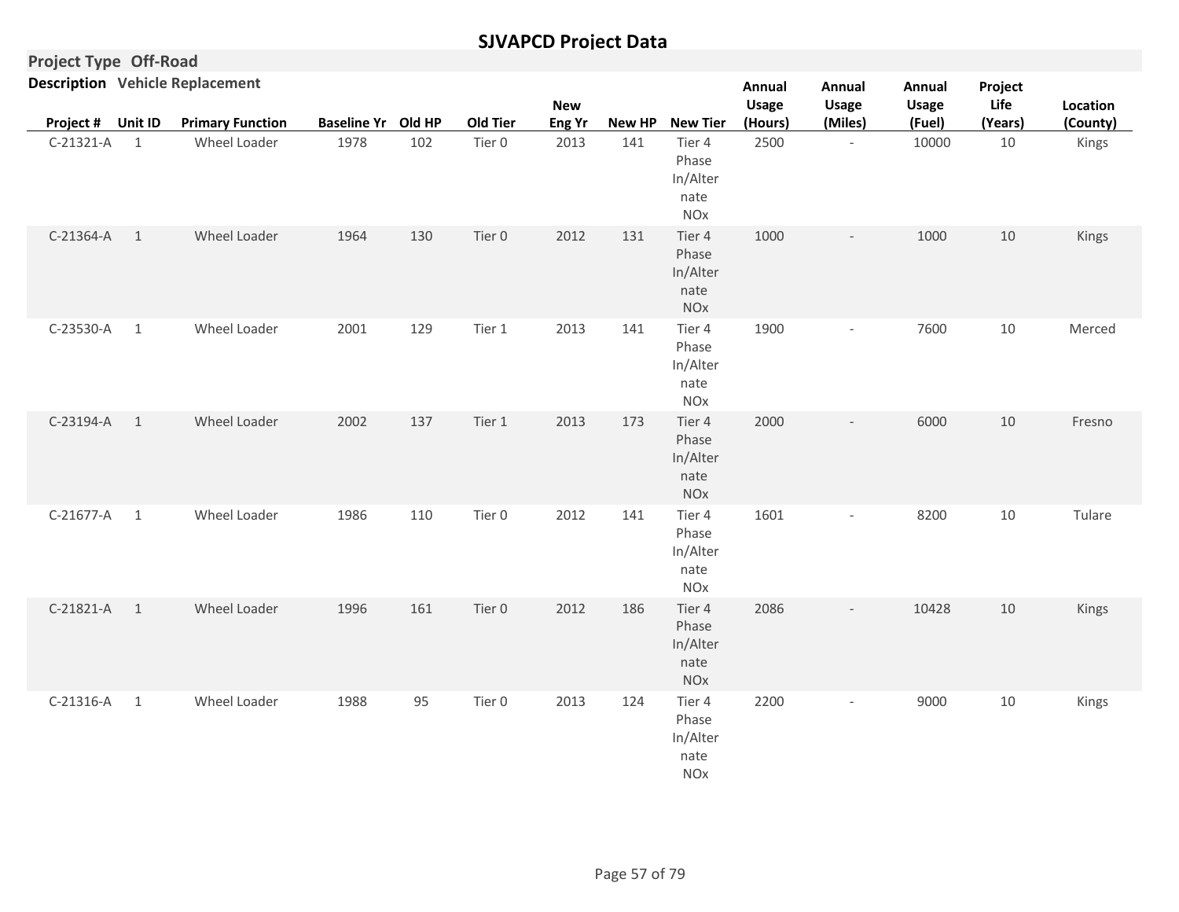# SJVAPCD Project Data

**Project Type** Off-Road

**Description** Vehicle Replacement

| Project # | Unit ID | Primary Function | Baseline Yr | Old HP | Old Tier | New Eng Yr | New HP | New Tier | Annual Usage (Hours) | Annual Usage (Miles) | Annual Usage (Fuel) | Project Life (Years) | Location (County) |
|---|---|---|---|---|---|---|---|---|---|---|---|---|---|
| C-21321-A | 1 | Wheel Loader | 1978 | 102 | Tier 0 | 2013 | 141 | Tier 4 Phase In/Alternate NOx | 2500 | - | 10000 | 10 | Kings |
| C-21364-A | 1 | Wheel Loader | 1964 | 130 | Tier 0 | 2012 | 131 | Tier 4 Phase In/Alternate NOx | 1000 | - | 1000 | 10 | Kings |
| C-23530-A | 1 | Wheel Loader | 2001 | 129 | Tier 1 | 2013 | 141 | Tier 4 Phase In/Alternate NOx | 1900 | - | 7600 | 10 | Merced |
| C-23194-A | 1 | Wheel Loader | 2002 | 137 | Tier 1 | 2013 | 173 | Tier 4 Phase In/Alternate NOx | 2000 | - | 6000 | 10 | Fresno |
| C-21677-A | 1 | Wheel Loader | 1986 | 110 | Tier 0 | 2012 | 141 | Tier 4 Phase In/Alternate NOx | 1601 | - | 8200 | 10 | Tulare |
| C-21821-A | 1 | Wheel Loader | 1996 | 161 | Tier 0 | 2012 | 186 | Tier 4 Phase In/Alternate NOx | 2086 | - | 10428 | 10 | Kings |
| C-21316-A | 1 | Wheel Loader | 1988 | 95 | Tier 0 | 2013 | 124 | Tier 4 Phase In/Alternate NOx | 2200 | - | 9000 | 10 | Kings |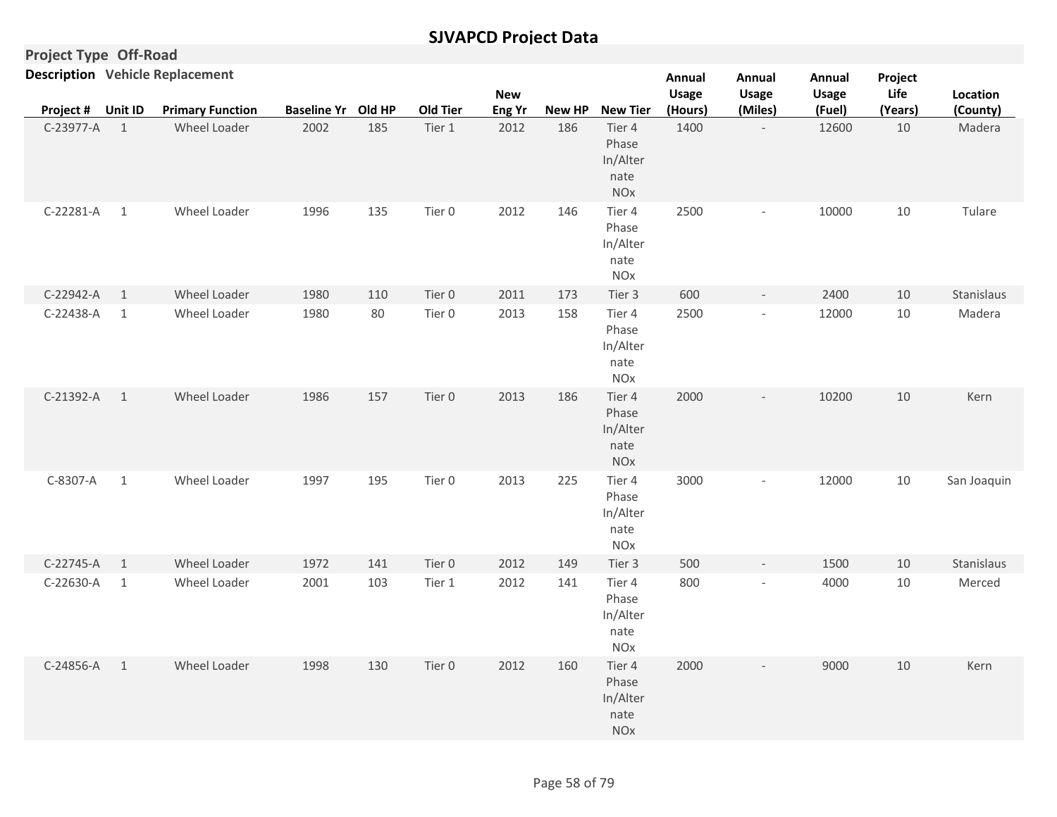# SJVAPCD Project Data

**Project Type** Off-Road

**Description** Vehicle Replacement

| Project # | Unit ID | Primary Function | Baseline Yr | Old HP | Old Tier | New Eng Yr | New HP | New Tier | Annual Usage (Hours) | Annual Usage (Miles) | Annual Usage (Fuel) | Project Life (Years) | Location (County) |
|---|---|---|---|---|---|---|---|---|---|---|---|---|---|
| C-23977-A | 1 | Wheel Loader | 2002 | 185 | Tier 1 | 2012 | 186 | Tier 4 Phase In/Alternate NOx | 1400 | - | 12600 | 10 | Madera |
| C-22281-A | 1 | Wheel Loader | 1996 | 135 | Tier 0 | 2012 | 146 | Tier 4 Phase In/Alternate NOx | 2500 | - | 10000 | 10 | Tulare |
| C-22942-A | 1 | Wheel Loader | 1980 | 110 | Tier 0 | 2011 | 173 | Tier 3 | 600 | - | 2400 | 10 | Stanislaus |
| C-22438-A | 1 | Wheel Loader | 1980 | 80 | Tier 0 | 2013 | 158 | Tier 4 Phase In/Alternate NOx | 2500 | - | 12000 | 10 | Madera |
| C-21392-A | 1 | Wheel Loader | 1986 | 157 | Tier 0 | 2013 | 186 | Tier 4 Phase In/Alternate NOx | 2000 | - | 10200 | 10 | Kern |
| C-8307-A | 1 | Wheel Loader | 1997 | 195 | Tier 0 | 2013 | 225 | Tier 4 Phase In/Alternate NOx | 3000 | - | 12000 | 10 | San Joaquin |
| C-22745-A | 1 | Wheel Loader | 1972 | 141 | Tier 0 | 2012 | 149 | Tier 3 | 500 | - | 1500 | 10 | Stanislaus |
| C-22630-A | 1 | Wheel Loader | 2001 | 103 | Tier 1 | 2012 | 141 | Tier 4 Phase In/Alternate NOx | 800 | - | 4000 | 10 | Merced |
| C-24856-A | 1 | Wheel Loader | 1998 | 130 | Tier 0 | 2012 | 160 | Tier 4 Phase In/Alternate NOx | 2000 | - | 9000 | 10 | Kern |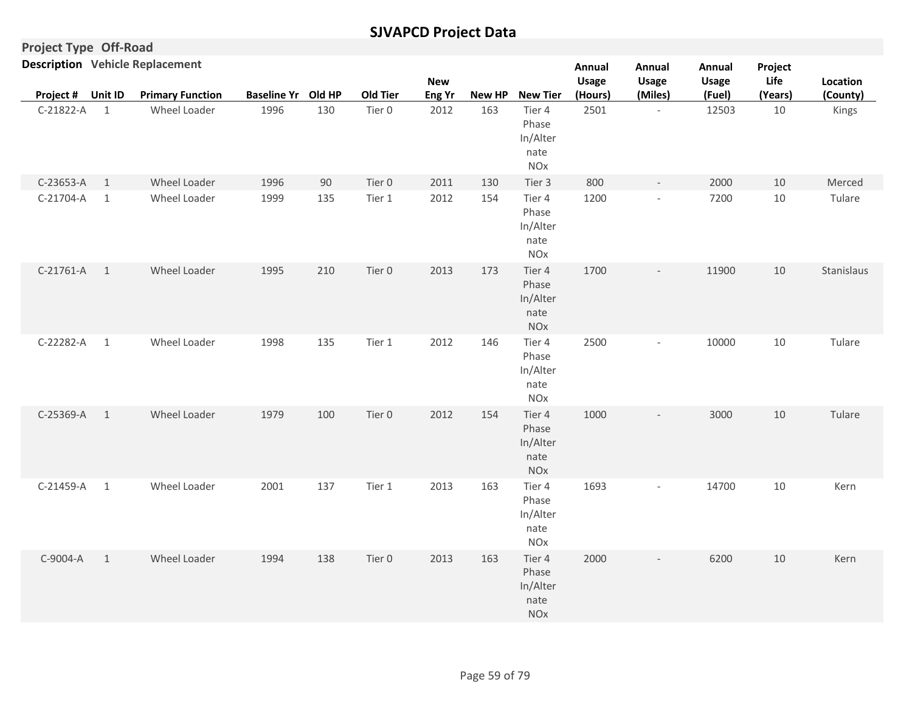# SJVAPCD Project Data

**Project Type** Off-Road

**Description** Vehicle Replacement

| Project # | Unit ID | Primary Function | Baseline Yr | Old HP | Old Tier | New Eng Yr | New HP | New Tier | Annual Usage (Hours) | Annual Usage (Miles) | Annual Usage (Fuel) | Project Life (Years) | Location (County) |
|---|---|---|---|---|---|---|---|---|---|---|---|---|---|
| C-21822-A | 1 | Wheel Loader | 1996 | 130 | Tier 0 | 2012 | 163 | Tier 4 Phase In/Alternate NOx | 2501 | - | 12503 | 10 | Kings |
| C-23653-A | 1 | Wheel Loader | 1996 | 90 | Tier 0 | 2011 | 130 | Tier 3 | 800 | - | 2000 | 10 | Merced |
| C-21704-A | 1 | Wheel Loader | 1999 | 135 | Tier 1 | 2012 | 154 | Tier 4 Phase In/Alternate NOx | 1200 | - | 7200 | 10 | Tulare |
| C-21761-A | 1 | Wheel Loader | 1995 | 210 | Tier 0 | 2013 | 173 | Tier 4 Phase In/Alternate NOx | 1700 | - | 11900 | 10 | Stanislaus |
| C-22282-A | 1 | Wheel Loader | 1998 | 135 | Tier 1 | 2012 | 146 | Tier 4 Phase In/Alternate NOx | 2500 | - | 10000 | 10 | Tulare |
| C-25369-A | 1 | Wheel Loader | 1979 | 100 | Tier 0 | 2012 | 154 | Tier 4 Phase In/Alternate NOx | 1000 | - | 3000 | 10 | Tulare |
| C-21459-A | 1 | Wheel Loader | 2001 | 137 | Tier 1 | 2013 | 163 | Tier 4 Phase In/Alternate NOx | 1693 | - | 14700 | 10 | Kern |
| C-9004-A | 1 | Wheel Loader | 1994 | 138 | Tier 0 | 2013 | 163 | Tier 4 Phase In/Alternate NOx | 2000 | - | 6200 | 10 | Kern |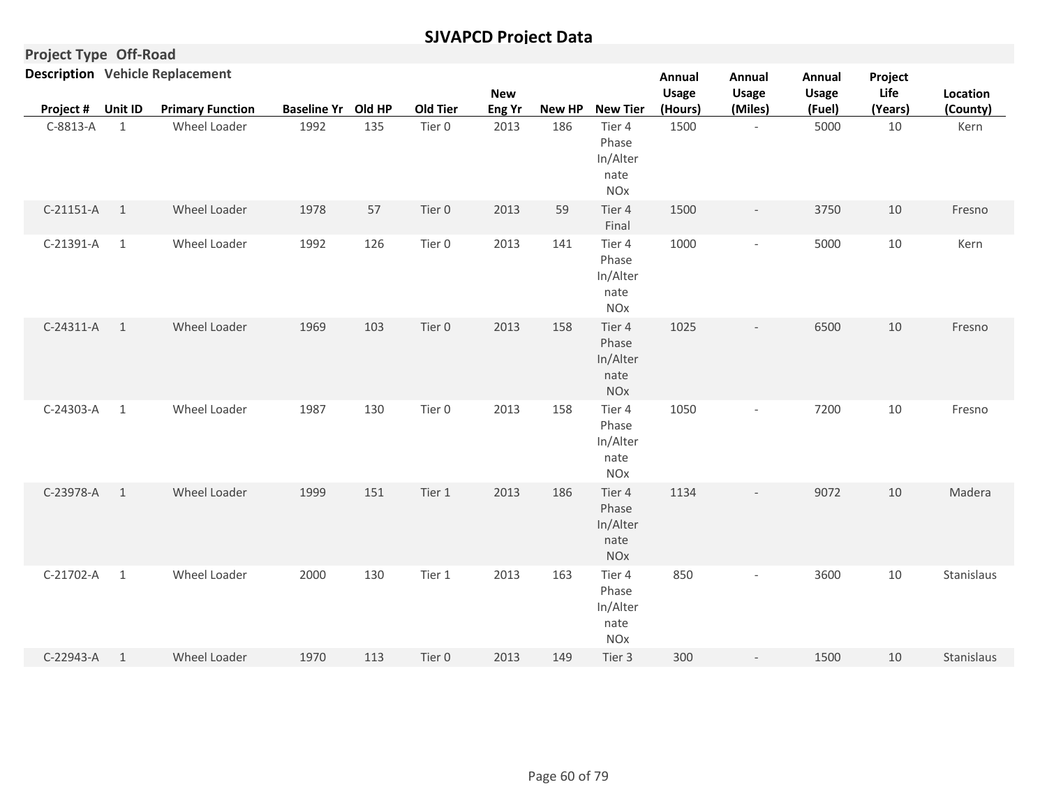## SJVAPCD Project Data

**Project Type** Off-Road

**Description** Vehicle Replacement

| Project # | Unit ID | Primary Function | Baseline Yr | Old HP | Old Tier | New Eng Yr | New HP | New Tier | Annual Usage (Hours) | Annual Usage (Miles) | Annual Usage (Fuel) | Project Life (Years) | Location (County) |
|---|---|---|---|---|---|---|---|---|---|---|---|---|---|
| C-8813-A | 1 | Wheel Loader | 1992 | 135 | Tier 0 | 2013 | 186 | Tier 4 Phase In/Alternate NOx | 1500 | - | 5000 | 10 | Kern |
| C-21151-A | 1 | Wheel Loader | 1978 | 57 | Tier 0 | 2013 | 59 | Tier 4 Final | 1500 | - | 3750 | 10 | Fresno |
| C-21391-A | 1 | Wheel Loader | 1992 | 126 | Tier 0 | 2013 | 141 | Tier 4 Phase In/Alternate NOx | 1000 | - | 5000 | 10 | Kern |
| C-24311-A | 1 | Wheel Loader | 1969 | 103 | Tier 0 | 2013 | 158 | Tier 4 Phase In/Alternate NOx | 1025 | - | 6500 | 10 | Fresno |
| C-24303-A | 1 | Wheel Loader | 1987 | 130 | Tier 0 | 2013 | 158 | Tier 4 Phase In/Alternate NOx | 1050 | - | 7200 | 10 | Fresno |
| C-23978-A | 1 | Wheel Loader | 1999 | 151 | Tier 1 | 2013 | 186 | Tier 4 Phase In/Alternate NOx | 1134 | - | 9072 | 10 | Madera |
| C-21702-A | 1 | Wheel Loader | 2000 | 130 | Tier 1 | 2013 | 163 | Tier 4 Phase In/Alternate NOx | 850 | - | 3600 | 10 | Stanislaus |
| C-22943-A | 1 | Wheel Loader | 1970 | 113 | Tier 0 | 2013 | 149 | Tier 3 | 300 | - | 1500 | 10 | Stanislaus |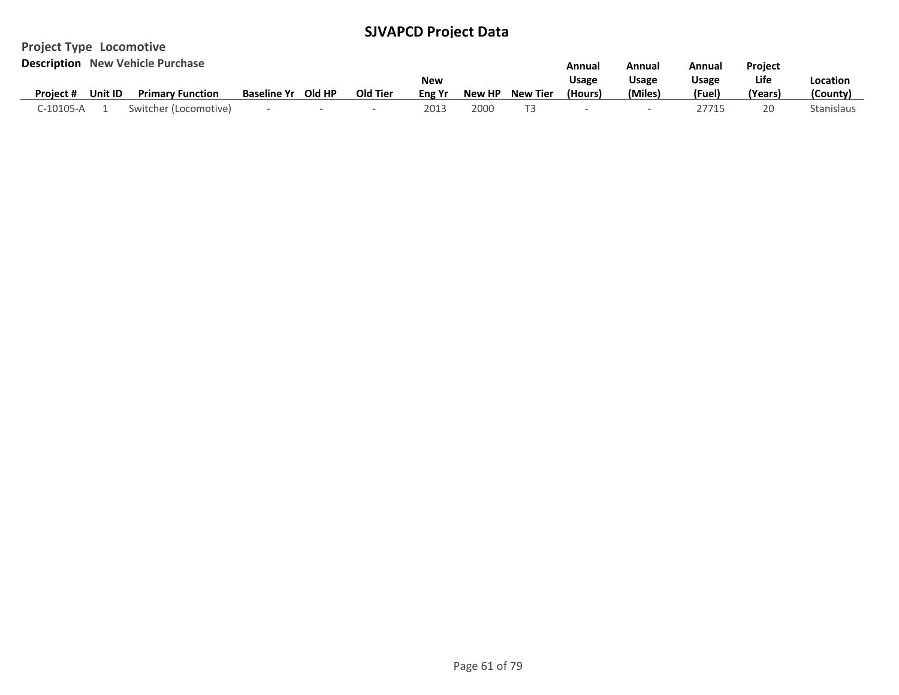# SJVAPCD Project Data

**Project Type** Locomotive

**Description** New Vehicle Purchase

| Project # | Unit ID | Primary Function | Baseline Yr | Old HP | Old Tier | New Eng Yr | New HP | New Tier | Annual Usage (Hours) | Annual Usage (Miles) | Annual Usage (Fuel) | Project Life (Years) | Location (County) |
|---|---|---|---|---|---|---|---|---|---|---|---|---|---|
| C-10105-A | 1 | Switcher (Locomotive) | - | - | - | 2013 | 2000 | T3 | - | - | 27715 | 20 | Stanislaus |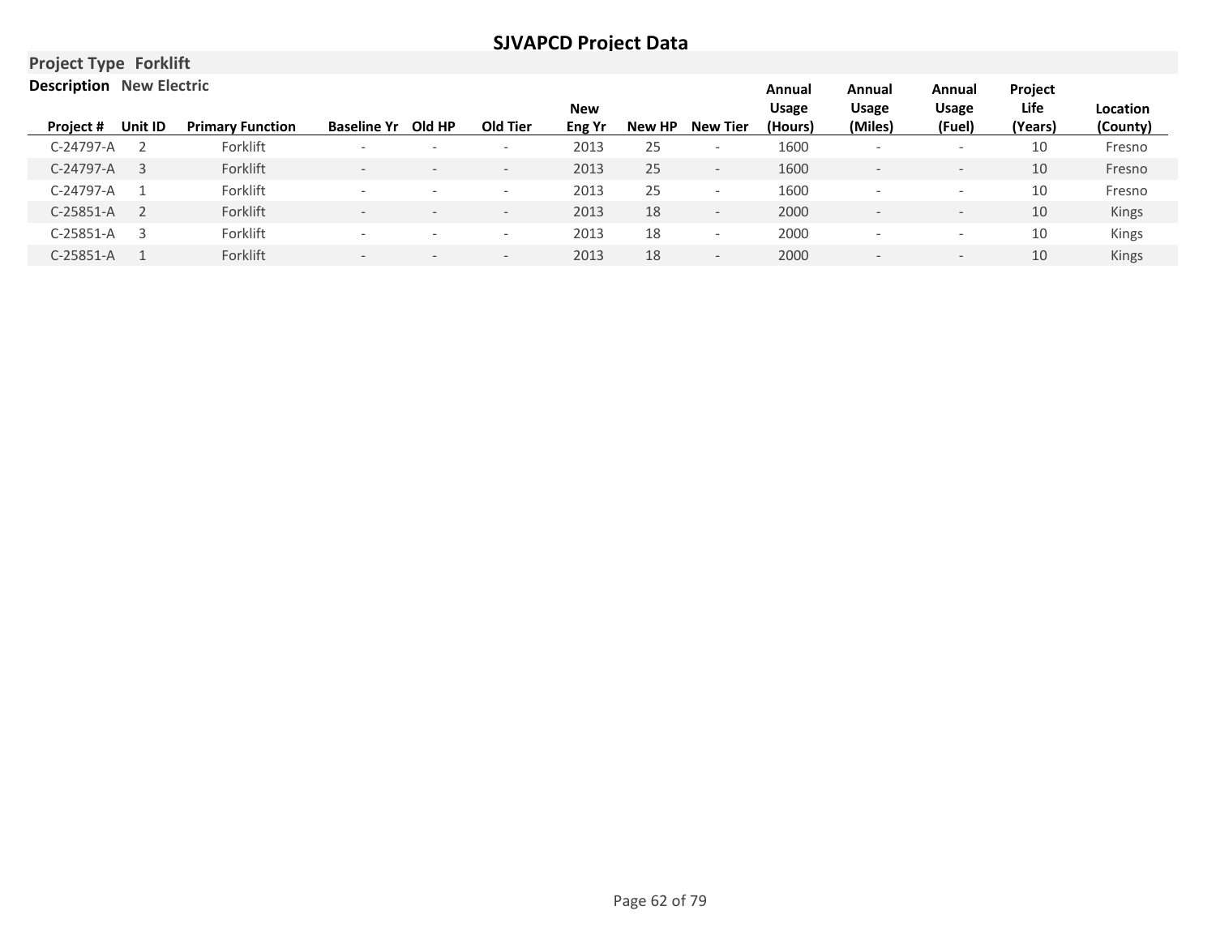# SJVAPCD Project Data

**Project Type** Forklift

**Description** New Electric

| Project # | Unit ID | Primary Function | Baseline Yr | Old HP | Old Tier | New Eng Yr | New HP | New Tier | Annual Usage (Hours) | Annual Usage (Miles) | Annual Usage (Fuel) | Project Life (Years) | Location (County) |
|---|---|---|---|---|---|---|---|---|---|---|---|---|---|
| C-24797-A | 2 | Forklift | - | - | - | 2013 | 25 | - | 1600 | - | - | 10 | Fresno |
| C-24797-A | 3 | Forklift | - | - | - | 2013 | 25 | - | 1600 | - | - | 10 | Fresno |
| C-24797-A | 1 | Forklift | - | - | - | 2013 | 25 | - | 1600 | - | - | 10 | Fresno |
| C-25851-A | 2 | Forklift | - | - | - | 2013 | 18 | - | 2000 | - | - | 10 | Kings |
| C-25851-A | 3 | Forklift | - | - | - | 2013 | 18 | - | 2000 | - | - | 10 | Kings |
| C-25851-A | 1 | Forklift | - | - | - | 2013 | 18 | - | 2000 | - | - | 10 | Kings |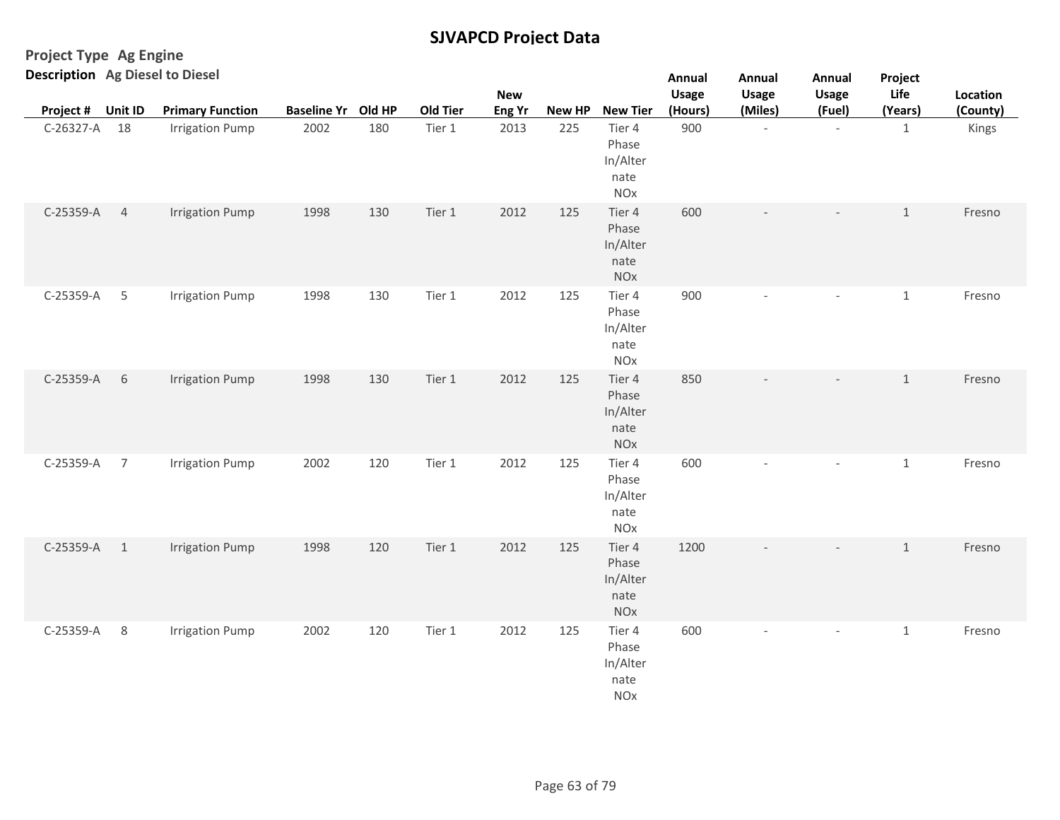# SJVAPCD Project Data

**Project Type** Ag Engine

**Description** Ag Diesel to Diesel

| Project # | Unit ID | Primary Function | Baseline Yr | Old HP | Old Tier | New Eng Yr | New HP | New Tier | Annual Usage (Hours) | Annual Usage (Miles) | Annual Usage (Fuel) | Project Life (Years) | Location (County) |
|---|---|---|---|---|---|---|---|---|---|---|---|---|---|
| C-26327-A | 18 | Irrigation Pump | 2002 | 180 | Tier 1 | 2013 | 225 | Tier 4 Phase In/Alternate NOx | 900 | - | - | 1 | Kings |
| C-25359-A | 4 | Irrigation Pump | 1998 | 130 | Tier 1 | 2012 | 125 | Tier 4 Phase In/Alternate NOx | 600 | - | - | 1 | Fresno |
| C-25359-A | 5 | Irrigation Pump | 1998 | 130 | Tier 1 | 2012 | 125 | Tier 4 Phase In/Alternate NOx | 900 | - | - | 1 | Fresno |
| C-25359-A | 6 | Irrigation Pump | 1998 | 130 | Tier 1 | 2012 | 125 | Tier 4 Phase In/Alternate NOx | 850 | - | - | 1 | Fresno |
| C-25359-A | 7 | Irrigation Pump | 2002 | 120 | Tier 1 | 2012 | 125 | Tier 4 Phase In/Alternate NOx | 600 | - | - | 1 | Fresno |
| C-25359-A | 1 | Irrigation Pump | 1998 | 120 | Tier 1 | 2012 | 125 | Tier 4 Phase In/Alternate NOx | 1200 | - | - | 1 | Fresno |
| C-25359-A | 8 | Irrigation Pump | 2002 | 120 | Tier 1 | 2012 | 125 | Tier 4 Phase In/Alternate NOx | 600 | - | - | 1 | Fresno |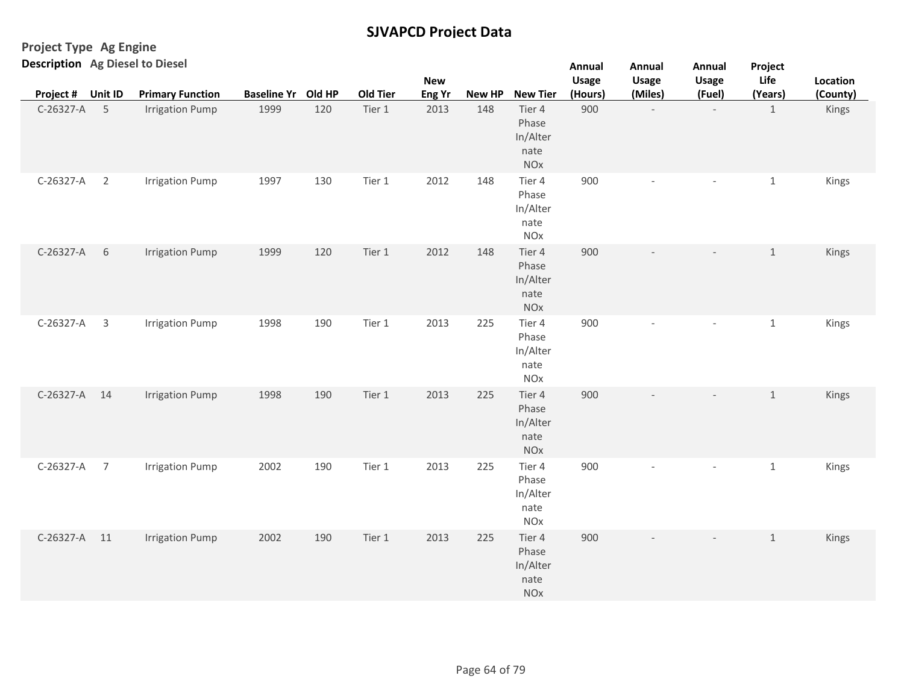# SJVAPCD Project Data

**Project Type** Ag Engine

**Description** Ag Diesel to Diesel

| Project # | Unit ID | Primary Function | Baseline Yr | Old HP | Old Tier | New Eng Yr | New HP | New Tier | Annual Usage (Hours) | Annual Usage (Miles) | Annual Usage (Fuel) | Project Life (Years) | Location (County) |
|---|---|---|---|---|---|---|---|---|---|---|---|---|---|
| C-26327-A | 5 | Irrigation Pump | 1999 | 120 | Tier 1 | 2013 | 148 | Tier 4 Phase In/Alternate NOx | 900 | - | - | 1 | Kings |
| C-26327-A | 2 | Irrigation Pump | 1997 | 130 | Tier 1 | 2012 | 148 | Tier 4 Phase In/Alternate NOx | 900 | - | - | 1 | Kings |
| C-26327-A | 6 | Irrigation Pump | 1999 | 120 | Tier 1 | 2012 | 148 | Tier 4 Phase In/Alternate NOx | 900 | - | - | 1 | Kings |
| C-26327-A | 3 | Irrigation Pump | 1998 | 190 | Tier 1 | 2013 | 225 | Tier 4 Phase In/Alternate NOx | 900 | - | - | 1 | Kings |
| C-26327-A | 14 | Irrigation Pump | 1998 | 190 | Tier 1 | 2013 | 225 | Tier 4 Phase In/Alternate NOx | 900 | - | - | 1 | Kings |
| C-26327-A | 7 | Irrigation Pump | 2002 | 190 | Tier 1 | 2013 | 225 | Tier 4 Phase In/Alternate NOx | 900 | - | - | 1 | Kings |
| C-26327-A | 11 | Irrigation Pump | 2002 | 190 | Tier 1 | 2013 | 225 | Tier 4 Phase In/Alternate NOx | 900 | - | - | 1 | Kings |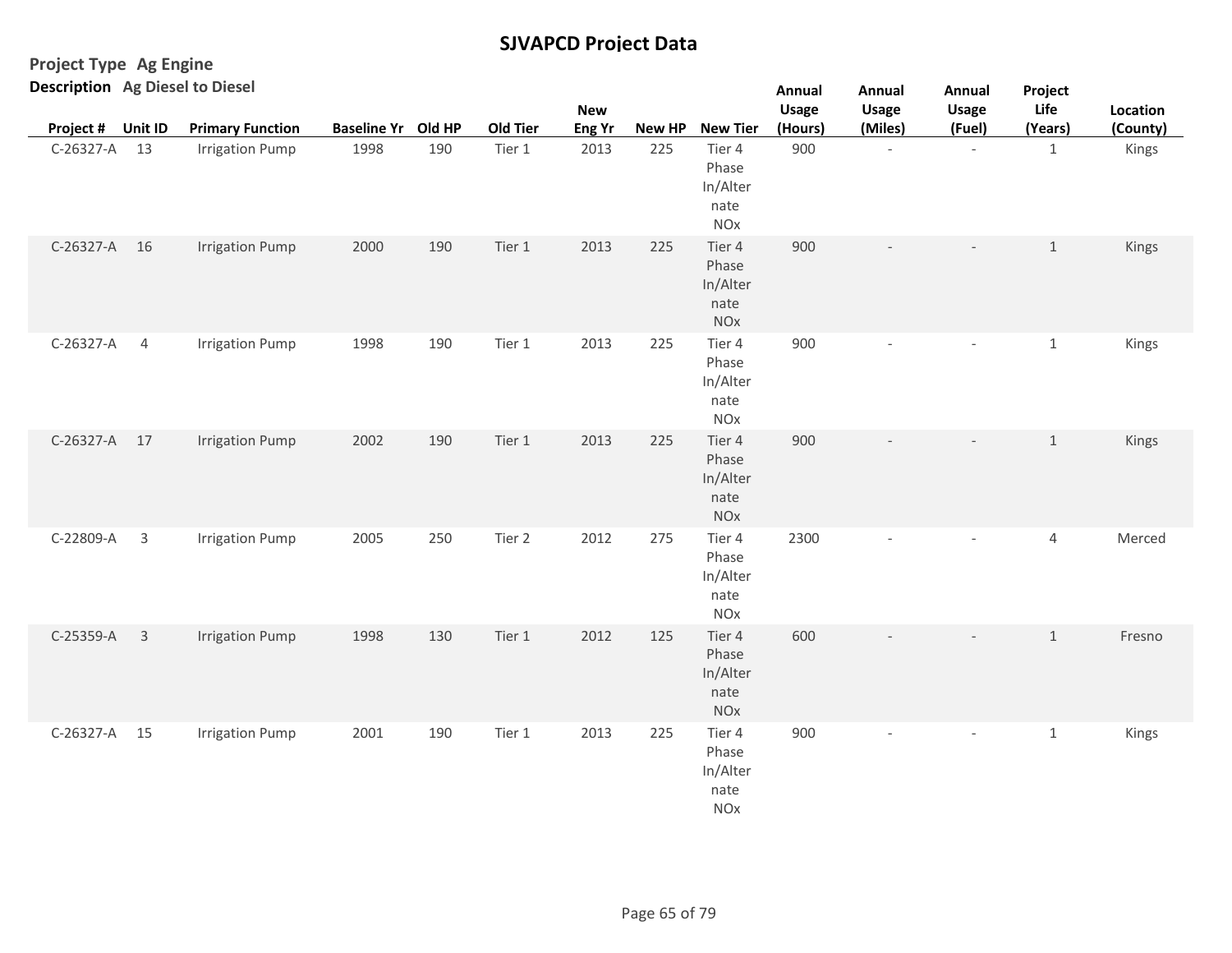# SJVAPCD Project Data

**Project Type** Ag Engine

**Description** Ag Diesel to Diesel

| Project # | Unit ID | Primary Function | Baseline Yr | Old HP | Old Tier | New Eng Yr | New HP | New Tier | Annual Usage (Hours) | Annual Usage (Miles) | Annual Usage (Fuel) | Project Life (Years) | Location (County) |
|---|---|---|---|---|---|---|---|---|---|---|---|---|---|
| C-26327-A | 13 | Irrigation Pump | 1998 | 190 | Tier 1 | 2013 | 225 | Tier 4 Phase In/Alternate NOx | 900 | - | - | 1 | Kings |
| C-26327-A | 16 | Irrigation Pump | 2000 | 190 | Tier 1 | 2013 | 225 | Tier 4 Phase In/Alternate NOx | 900 | - | - | 1 | Kings |
| C-26327-A | 4 | Irrigation Pump | 1998 | 190 | Tier 1 | 2013 | 225 | Tier 4 Phase In/Alternate NOx | 900 | - | - | 1 | Kings |
| C-26327-A | 17 | Irrigation Pump | 2002 | 190 | Tier 1 | 2013 | 225 | Tier 4 Phase In/Alternate NOx | 900 | - | - | 1 | Kings |
| C-22809-A | 3 | Irrigation Pump | 2005 | 250 | Tier 2 | 2012 | 275 | Tier 4 Phase In/Alternate NOx | 2300 | - | - | 4 | Merced |
| C-25359-A | 3 | Irrigation Pump | 1998 | 130 | Tier 1 | 2012 | 125 | Tier 4 Phase In/Alternate NOx | 600 | - | - | 1 | Fresno |
| C-26327-A | 15 | Irrigation Pump | 2001 | 190 | Tier 1 | 2013 | 225 | Tier 4 Phase In/Alternate NOx | 900 | - | - | 1 | Kings |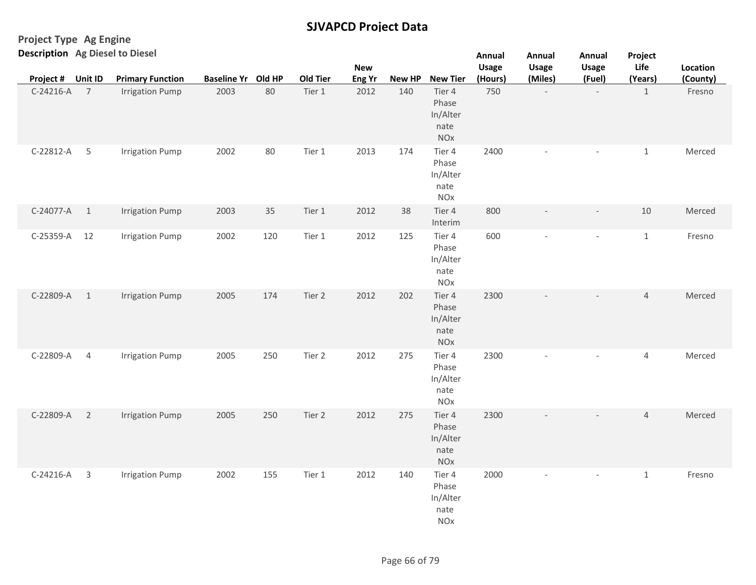# SJVAPCD Project Data

**Project Type** Ag Engine

**Description** Ag Diesel to Diesel

| Project # | Unit ID | Primary Function | Baseline Yr | Old HP | Old Tier | New Eng Yr | New HP | New Tier | Annual Usage (Hours) | Annual Usage (Miles) | Annual Usage (Fuel) | Project Life (Years) | Location (County) |
|---|---|---|---|---|---|---|---|---|---|---|---|---|---|
| C-24216-A | 7 | Irrigation Pump | 2003 | 80 | Tier 1 | 2012 | 140 | Tier 4 Phase In/Alternate NOx | 750 | - | - | 1 | Fresno |
| C-22812-A | 5 | Irrigation Pump | 2002 | 80 | Tier 1 | 2013 | 174 | Tier 4 Phase In/Alternate NOx | 2400 | - | - | 1 | Merced |
| C-24077-A | 1 | Irrigation Pump | 2003 | 35 | Tier 1 | 2012 | 38 | Tier 4 Interim | 800 | - | - | 10 | Merced |
| C-25359-A | 12 | Irrigation Pump | 2002 | 120 | Tier 1 | 2012 | 125 | Tier 4 Phase In/Alternate NOx | 600 | - | - | 1 | Fresno |
| C-22809-A | 1 | Irrigation Pump | 2005 | 174 | Tier 2 | 2012 | 202 | Tier 4 Phase In/Alternate NOx | 2300 | - | - | 4 | Merced |
| C-22809-A | 4 | Irrigation Pump | 2005 | 250 | Tier 2 | 2012 | 275 | Tier 4 Phase In/Alternate NOx | 2300 | - | - | 4 | Merced |
| C-22809-A | 2 | Irrigation Pump | 2005 | 250 | Tier 2 | 2012 | 275 | Tier 4 Phase In/Alternate NOx | 2300 | - | - | 4 | Merced |
| C-24216-A | 3 | Irrigation Pump | 2002 | 155 | Tier 1 | 2012 | 140 | Tier 4 Phase In/Alternate NOx | 2000 | - | - | 1 | Fresno |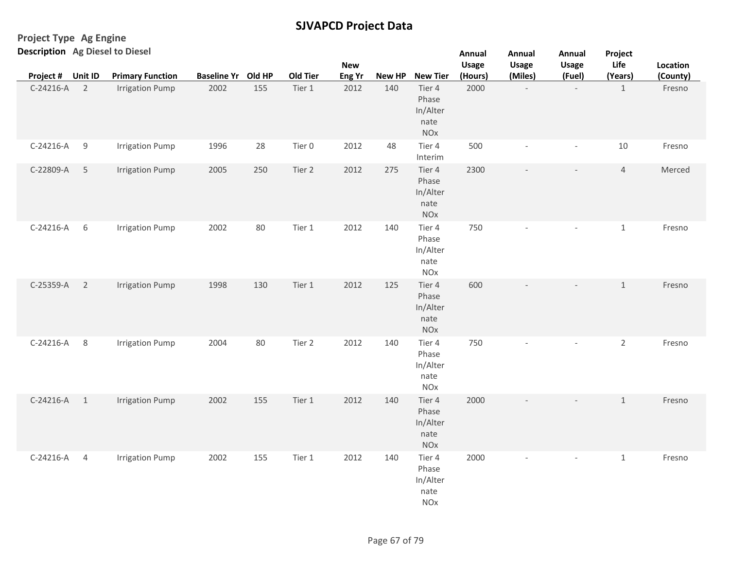# SJVAPCD Project Data

**Project Type** Ag Engine

**Description** Ag Diesel to Diesel

| Project # | Unit ID | Primary Function | Baseline Yr | Old HP | Old Tier | New Eng Yr | New HP | New Tier | Annual Usage (Hours) | Annual Usage (Miles) | Annual Usage (Fuel) | Project Life (Years) | Location (County) |
|---|---|---|---|---|---|---|---|---|---|---|---|---|---|
| C-24216-A | 2 | Irrigation Pump | 2002 | 155 | Tier 1 | 2012 | 140 | Tier 4 Phase In/Alternate NOx | 2000 | - | - | 1 | Fresno |
| C-24216-A | 9 | Irrigation Pump | 1996 | 28 | Tier 0 | 2012 | 48 | Tier 4 Interim | 500 | - | - | 10 | Fresno |
| C-22809-A | 5 | Irrigation Pump | 2005 | 250 | Tier 2 | 2012 | 275 | Tier 4 Phase In/Alternate NOx | 2300 | - | - | 4 | Merced |
| C-24216-A | 6 | Irrigation Pump | 2002 | 80 | Tier 1 | 2012 | 140 | Tier 4 Phase In/Alternate NOx | 750 | - | - | 1 | Fresno |
| C-25359-A | 2 | Irrigation Pump | 1998 | 130 | Tier 1 | 2012 | 125 | Tier 4 Phase In/Alternate NOx | 600 | - | - | 1 | Fresno |
| C-24216-A | 8 | Irrigation Pump | 2004 | 80 | Tier 2 | 2012 | 140 | Tier 4 Phase In/Alternate NOx | 750 | - | - | 2 | Fresno |
| C-24216-A | 1 | Irrigation Pump | 2002 | 155 | Tier 1 | 2012 | 140 | Tier 4 Phase In/Alternate NOx | 2000 | - | - | 1 | Fresno |
| C-24216-A | 4 | Irrigation Pump | 2002 | 155 | Tier 1 | 2012 | 140 | Tier 4 Phase In/Alternate NOx | 2000 | - | - | 1 | Fresno |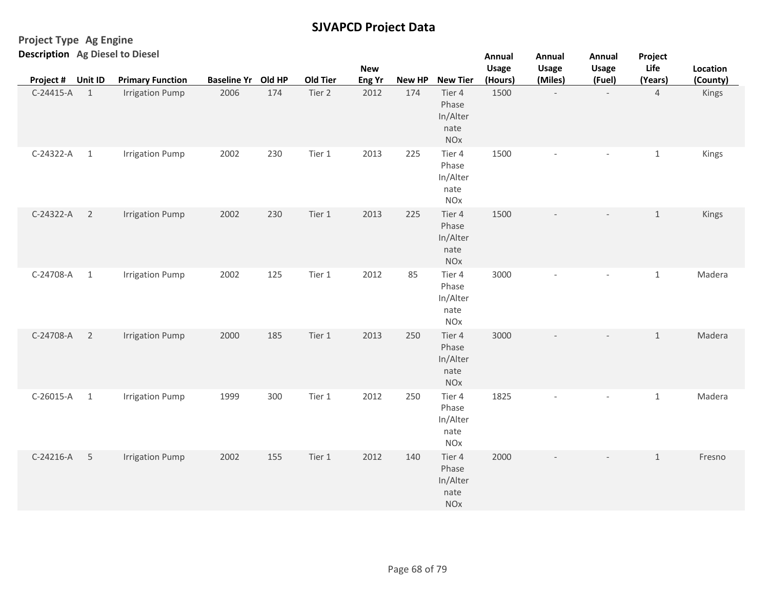# SJVAPCD Project Data

**Project Type** Ag Engine

**Description** Ag Diesel to Diesel

| Project # | Unit ID | Primary Function | Baseline Yr | Old HP | Old Tier | New Eng Yr | New HP | New Tier | Annual Usage (Hours) | Annual Usage (Miles) | Annual Usage (Fuel) | Project Life (Years) | Location (County) |
|---|---|---|---|---|---|---|---|---|---|---|---|---|---|
| C-24415-A | 1 | Irrigation Pump | 2006 | 174 | Tier 2 | 2012 | 174 | Tier 4 Phase In/Alternate NOx | 1500 | - | - | 4 | Kings |
| C-24322-A | 1 | Irrigation Pump | 2002 | 230 | Tier 1 | 2013 | 225 | Tier 4 Phase In/Alternate NOx | 1500 | - | - | 1 | Kings |
| C-24322-A | 2 | Irrigation Pump | 2002 | 230 | Tier 1 | 2013 | 225 | Tier 4 Phase In/Alternate NOx | 1500 | - | - | 1 | Kings |
| C-24708-A | 1 | Irrigation Pump | 2002 | 125 | Tier 1 | 2012 | 85 | Tier 4 Phase In/Alternate NOx | 3000 | - | - | 1 | Madera |
| C-24708-A | 2 | Irrigation Pump | 2000 | 185 | Tier 1 | 2013 | 250 | Tier 4 Phase In/Alternate NOx | 3000 | - | - | 1 | Madera |
| C-26015-A | 1 | Irrigation Pump | 1999 | 300 | Tier 1 | 2012 | 250 | Tier 4 Phase In/Alternate NOx | 1825 | - | - | 1 | Madera |
| C-24216-A | 5 | Irrigation Pump | 2002 | 155 | Tier 1 | 2012 | 140 | Tier 4 Phase In/Alternate NOx | 2000 | - | - | 1 | Fresno |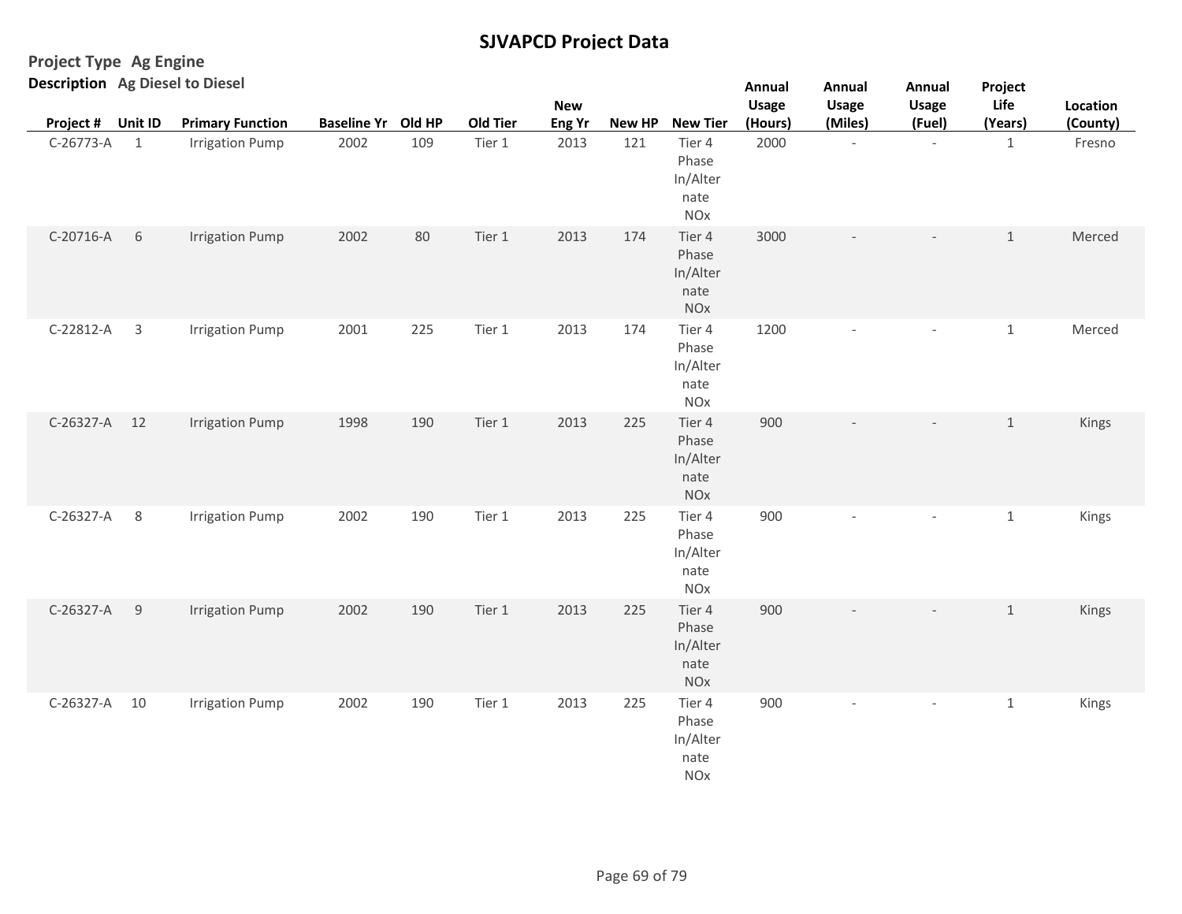# SJVAPCD Project Data

**Project Type** Ag Engine

**Description** Ag Diesel to Diesel

| Project # | Unit ID | Primary Function | Baseline Yr | Old HP | Old Tier | New Eng Yr | New HP | New Tier | Annual Usage (Hours) | Annual Usage (Miles) | Annual Usage (Fuel) | Project Life (Years) | Location (County) |
|---|---|---|---|---|---|---|---|---|---|---|---|---|---|
| C-26773-A | 1 | Irrigation Pump | 2002 | 109 | Tier 1 | 2013 | 121 | Tier 4 Phase In/Alternate NOx | 2000 | - | - | 1 | Fresno |
| C-20716-A | 6 | Irrigation Pump | 2002 | 80 | Tier 1 | 2013 | 174 | Tier 4 Phase In/Alternate NOx | 3000 | - | - | 1 | Merced |
| C-22812-A | 3 | Irrigation Pump | 2001 | 225 | Tier 1 | 2013 | 174 | Tier 4 Phase In/Alternate NOx | 1200 | - | - | 1 | Merced |
| C-26327-A | 12 | Irrigation Pump | 1998 | 190 | Tier 1 | 2013 | 225 | Tier 4 Phase In/Alternate NOx | 900 | - | - | 1 | Kings |
| C-26327-A | 8 | Irrigation Pump | 2002 | 190 | Tier 1 | 2013 | 225 | Tier 4 Phase In/Alternate NOx | 900 | - | - | 1 | Kings |
| C-26327-A | 9 | Irrigation Pump | 2002 | 190 | Tier 1 | 2013 | 225 | Tier 4 Phase In/Alternate NOx | 900 | - | - | 1 | Kings |
| C-26327-A | 10 | Irrigation Pump | 2002 | 190 | Tier 1 | 2013 | 225 | Tier 4 Phase In/Alternate NOx | 900 | - | - | 1 | Kings |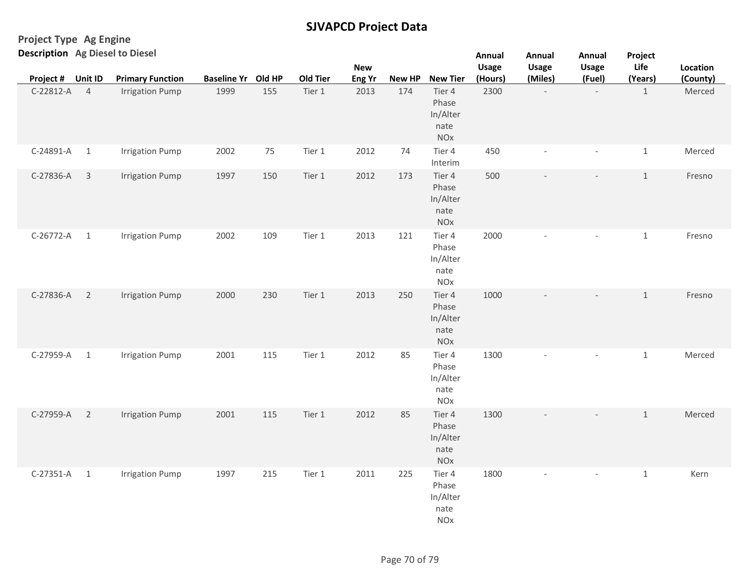# SJVAPCD Project Data

**Project Type** Ag Engine

**Description** Ag Diesel to Diesel

| Project # | Unit ID | Primary Function | Baseline Yr | Old HP | Old Tier | New Eng Yr | New HP | New Tier | Annual Usage (Hours) | Annual Usage (Miles) | Annual Usage (Fuel) | Project Life (Years) | Location (County) |
|---|---|---|---|---|---|---|---|---|---|---|---|---|---|
| C-22812-A | 4 | Irrigation Pump | 1999 | 155 | Tier 1 | 2013 | 174 | Tier 4 Phase In/Alternate NOx | 2300 | - | - | 1 | Merced |
| C-24891-A | 1 | Irrigation Pump | 2002 | 75 | Tier 1 | 2012 | 74 | Tier 4 Interim | 450 | - | - | 1 | Merced |
| C-27836-A | 3 | Irrigation Pump | 1997 | 150 | Tier 1 | 2012 | 173 | Tier 4 Phase In/Alternate NOx | 500 | - | - | 1 | Fresno |
| C-26772-A | 1 | Irrigation Pump | 2002 | 109 | Tier 1 | 2013 | 121 | Tier 4 Phase In/Alternate NOx | 2000 | - | - | 1 | Fresno |
| C-27836-A | 2 | Irrigation Pump | 2000 | 230 | Tier 1 | 2013 | 250 | Tier 4 Phase In/Alternate NOx | 1000 | - | - | 1 | Fresno |
| C-27959-A | 1 | Irrigation Pump | 2001 | 115 | Tier 1 | 2012 | 85 | Tier 4 Phase In/Alternate NOx | 1300 | - | - | 1 | Merced |
| C-27959-A | 2 | Irrigation Pump | 2001 | 115 | Tier 1 | 2012 | 85 | Tier 4 Phase In/Alternate NOx | 1300 | - | - | 1 | Merced |
| C-27351-A | 1 | Irrigation Pump | 1997 | 215 | Tier 1 | 2011 | 225 | Tier 4 Phase In/Alternate NOx | 1800 | - | - | 1 | Kern |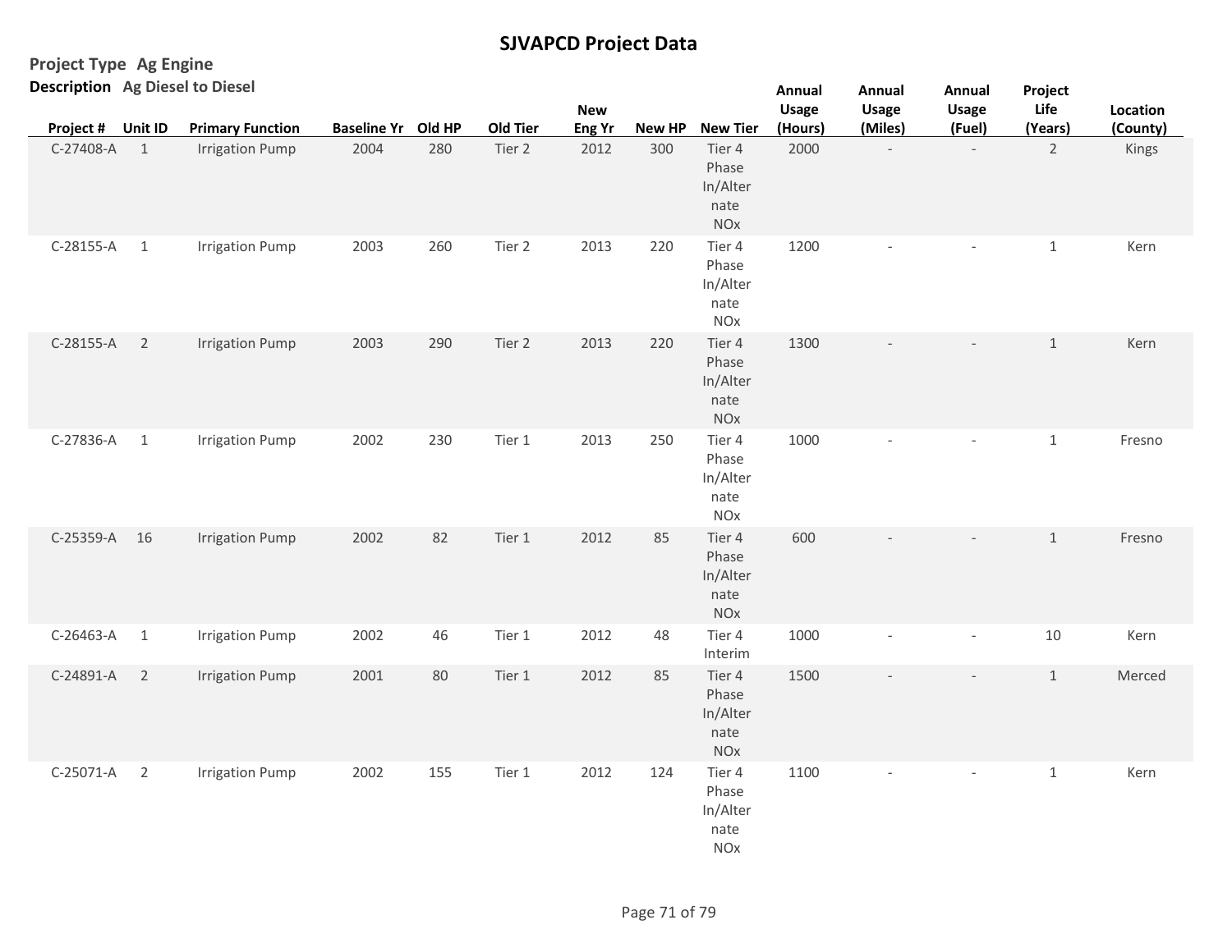# SJVAPCD Project Data

**Project Type** Ag Engine

**Description** Ag Diesel to Diesel

| Project # | Unit ID | Primary Function | Baseline Yr | Old HP | Old Tier | New Eng Yr | New HP | New Tier | Annual Usage (Hours) | Annual Usage (Miles) | Annual Usage (Fuel) | Project Life (Years) | Location (County) |
|---|---|---|---|---|---|---|---|---|---|---|---|---|---|
| C-27408-A | 1 | Irrigation Pump | 2004 | 280 | Tier 2 | 2012 | 300 | Tier 4 Phase In/Alternate NOx | 2000 | - | - | 2 | Kings |
| C-28155-A | 1 | Irrigation Pump | 2003 | 260 | Tier 2 | 2013 | 220 | Tier 4 Phase In/Alternate NOx | 1200 | - | - | 1 | Kern |
| C-28155-A | 2 | Irrigation Pump | 2003 | 290 | Tier 2 | 2013 | 220 | Tier 4 Phase In/Alternate NOx | 1300 | - | - | 1 | Kern |
| C-27836-A | 1 | Irrigation Pump | 2002 | 230 | Tier 1 | 2013 | 250 | Tier 4 Phase In/Alternate NOx | 1000 | - | - | 1 | Fresno |
| C-25359-A | 16 | Irrigation Pump | 2002 | 82 | Tier 1 | 2012 | 85 | Tier 4 Phase In/Alternate NOx | 600 | - | - | 1 | Fresno |
| C-26463-A | 1 | Irrigation Pump | 2002 | 46 | Tier 1 | 2012 | 48 | Tier 4 Interim | 1000 | - | - | 10 | Kern |
| C-24891-A | 2 | Irrigation Pump | 2001 | 80 | Tier 1 | 2012 | 85 | Tier 4 Phase In/Alternate NOx | 1500 | - | - | 1 | Merced |
| C-25071-A | 2 | Irrigation Pump | 2002 | 155 | Tier 1 | 2012 | 124 | Tier 4 Phase In/Alternate NOx | 1100 | - | - | 1 | Kern |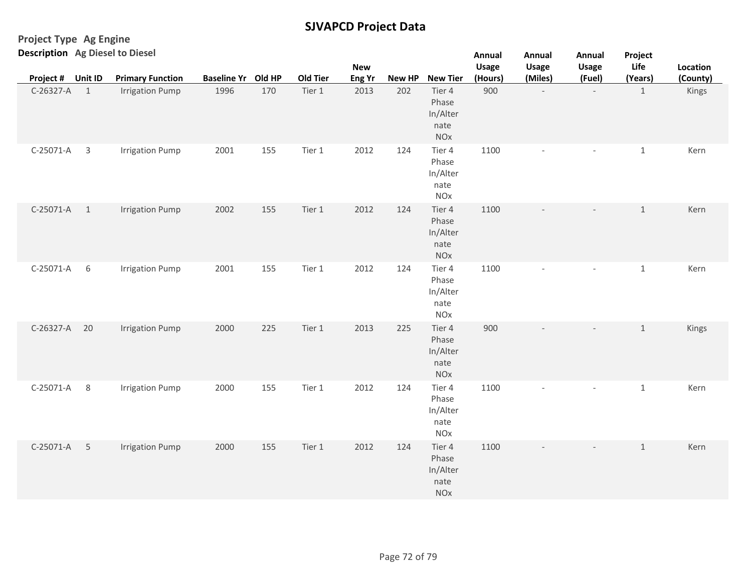# SJVAPCD Project Data

**Project Type** Ag Engine

**Description** Ag Diesel to Diesel

| Project # | Unit ID | Primary Function | Baseline Yr | Old HP | Old Tier | New Eng Yr | New HP | New Tier | Annual Usage (Hours) | Annual Usage (Miles) | Annual Usage (Fuel) | Project Life (Years) | Location (County) |
|---|---|---|---|---|---|---|---|---|---|---|---|---|---|
| C-26327-A | 1 | Irrigation Pump | 1996 | 170 | Tier 1 | 2013 | 202 | Tier 4 Phase In/Alternate NOx | 900 | - | - | 1 | Kings |
| C-25071-A | 3 | Irrigation Pump | 2001 | 155 | Tier 1 | 2012 | 124 | Tier 4 Phase In/Alternate NOx | 1100 | - | - | 1 | Kern |
| C-25071-A | 1 | Irrigation Pump | 2002 | 155 | Tier 1 | 2012 | 124 | Tier 4 Phase In/Alternate NOx | 1100 | - | - | 1 | Kern |
| C-25071-A | 6 | Irrigation Pump | 2001 | 155 | Tier 1 | 2012 | 124 | Tier 4 Phase In/Alternate NOx | 1100 | - | - | 1 | Kern |
| C-26327-A | 20 | Irrigation Pump | 2000 | 225 | Tier 1 | 2013 | 225 | Tier 4 Phase In/Alternate NOx | 900 | - | - | 1 | Kings |
| C-25071-A | 8 | Irrigation Pump | 2000 | 155 | Tier 1 | 2012 | 124 | Tier 4 Phase In/Alternate NOx | 1100 | - | - | 1 | Kern |
| C-25071-A | 5 | Irrigation Pump | 2000 | 155 | Tier 1 | 2012 | 124 | Tier 4 Phase In/Alternate NOx | 1100 | - | - | 1 | Kern |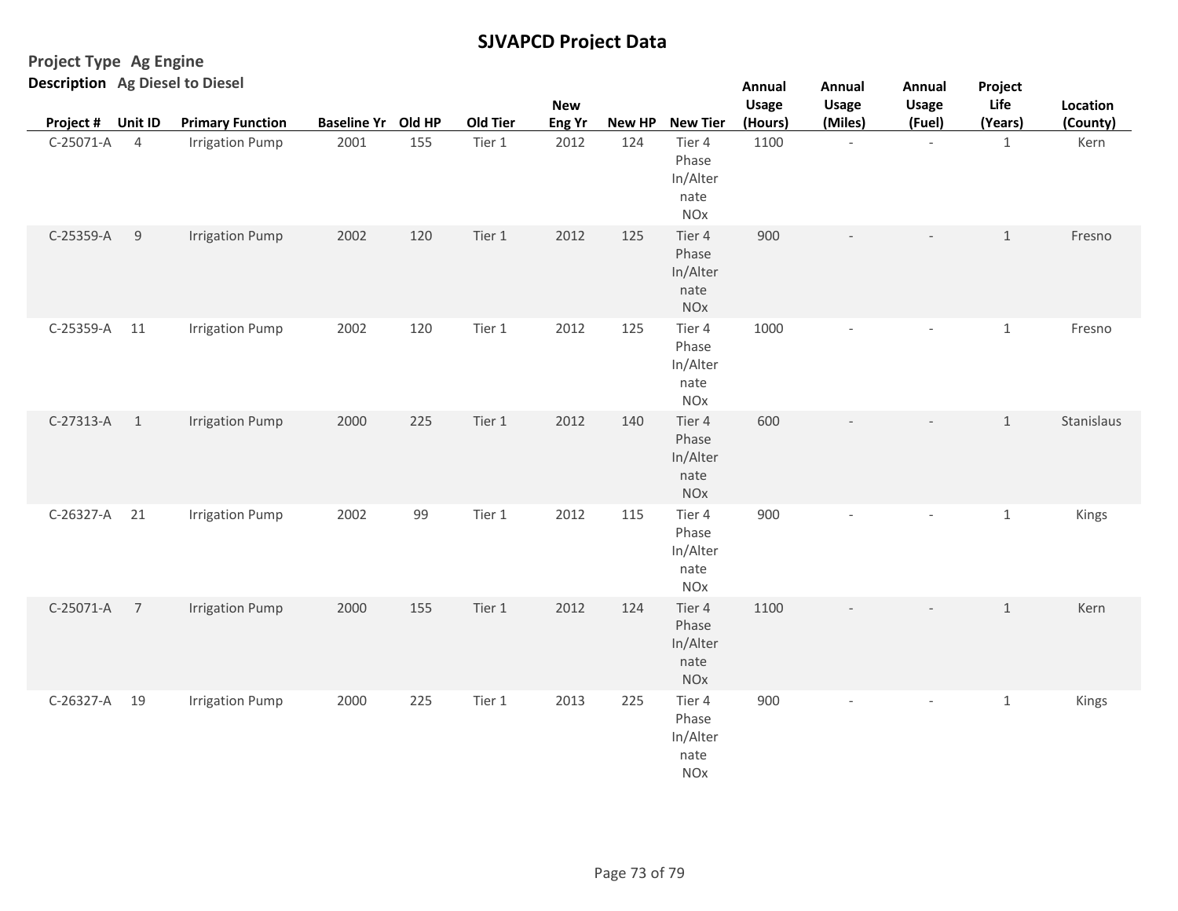# SJVAPCD Project Data

**Project Type** Ag Engine

**Description** Ag Diesel to Diesel

| Project # | Unit ID | Primary Function | Baseline Yr | Old HP | Old Tier | New Eng Yr | New HP | New Tier | Annual Usage (Hours) | Annual Usage (Miles) | Annual Usage (Fuel) | Project Life (Years) | Location (County) |
|---|---|---|---|---|---|---|---|---|---|---|---|---|---|
| C-25071-A | 4 | Irrigation Pump | 2001 | 155 | Tier 1 | 2012 | 124 | Tier 4 Phase In/Alternate NOx | 1100 | - | - | 1 | Kern |
| C-25359-A | 9 | Irrigation Pump | 2002 | 120 | Tier 1 | 2012 | 125 | Tier 4 Phase In/Alternate NOx | 900 | - | - | 1 | Fresno |
| C-25359-A | 11 | Irrigation Pump | 2002 | 120 | Tier 1 | 2012 | 125 | Tier 4 Phase In/Alternate NOx | 1000 | - | - | 1 | Fresno |
| C-27313-A | 1 | Irrigation Pump | 2000 | 225 | Tier 1 | 2012 | 140 | Tier 4 Phase In/Alternate NOx | 600 | - | - | 1 | Stanislaus |
| C-26327-A | 21 | Irrigation Pump | 2002 | 99 | Tier 1 | 2012 | 115 | Tier 4 Phase In/Alternate NOx | 900 | - | - | 1 | Kings |
| C-25071-A | 7 | Irrigation Pump | 2000 | 155 | Tier 1 | 2012 | 124 | Tier 4 Phase In/Alternate NOx | 1100 | - | - | 1 | Kern |
| C-26327-A | 19 | Irrigation Pump | 2000 | 225 | Tier 1 | 2013 | 225 | Tier 4 Phase In/Alternate NOx | 900 | - | - | 1 | Kings |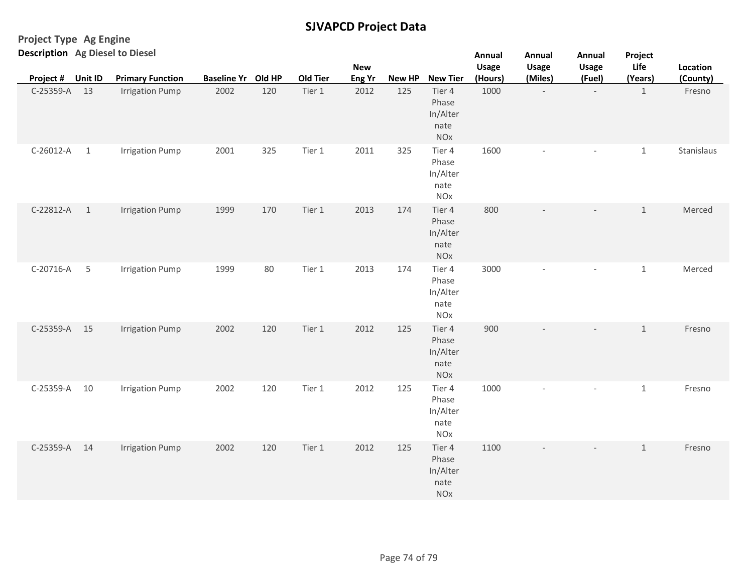# SJVAPCD Project Data

**Project Type** Ag Engine

**Description** Ag Diesel to Diesel

| Project # | Unit ID | Primary Function | Baseline Yr | Old HP | Old Tier | New Eng Yr | New HP | New Tier | Annual Usage (Hours) | Annual Usage (Miles) | Annual Usage (Fuel) | Project Life (Years) | Location (County) |
|---|---|---|---|---|---|---|---|---|---|---|---|---|---|
| C-25359-A | 13 | Irrigation Pump | 2002 | 120 | Tier 1 | 2012 | 125 | Tier 4 Phase In/Alternate NOx | 1000 | - | - | 1 | Fresno |
| C-26012-A | 1 | Irrigation Pump | 2001 | 325 | Tier 1 | 2011 | 325 | Tier 4 Phase In/Alternate NOx | 1600 | - | - | 1 | Stanislaus |
| C-22812-A | 1 | Irrigation Pump | 1999 | 170 | Tier 1 | 2013 | 174 | Tier 4 Phase In/Alternate NOx | 800 | - | - | 1 | Merced |
| C-20716-A | 5 | Irrigation Pump | 1999 | 80 | Tier 1 | 2013 | 174 | Tier 4 Phase In/Alternate NOx | 3000 | - | - | 1 | Merced |
| C-25359-A | 15 | Irrigation Pump | 2002 | 120 | Tier 1 | 2012 | 125 | Tier 4 Phase In/Alternate NOx | 900 | - | - | 1 | Fresno |
| C-25359-A | 10 | Irrigation Pump | 2002 | 120 | Tier 1 | 2012 | 125 | Tier 4 Phase In/Alternate NOx | 1000 | - | - | 1 | Fresno |
| C-25359-A | 14 | Irrigation Pump | 2002 | 120 | Tier 1 | 2012 | 125 | Tier 4 Phase In/Alternate NOx | 1100 | - | - | 1 | Fresno |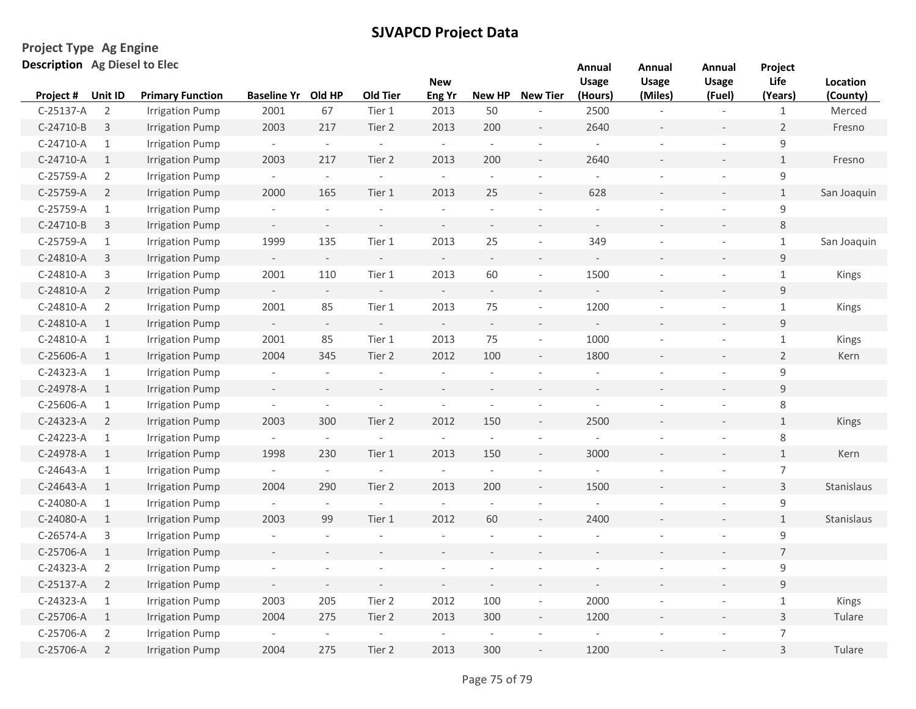# SJVAPCD Project Data

**Project Type** Ag Engine

**Description** Ag Diesel to Elec

| Project # | Unit ID | Primary Function | Baseline Yr | Old HP | Old Tier | New Eng Yr | New HP | New Tier | Annual Usage (Hours) | Annual Usage (Miles) | Annual Usage (Fuel) | Project Life (Years) | Location (County) |
|---|---|---|---|---|---|---|---|---|---|---|---|---|---|
| C-25137-A | 2 | Irrigation Pump | 2001 | 67 | Tier 1 | 2013 | 50 | - | 2500 | - | - | 1 | Merced |
| C-24710-B | 3 | Irrigation Pump | 2003 | 217 | Tier 2 | 2013 | 200 | - | 2640 | - | - | 2 | Fresno |
| C-24710-A | 1 | Irrigation Pump | - | - | - | - | - | - | - | - | - | 9 | |
| C-24710-A | 1 | Irrigation Pump | 2003 | 217 | Tier 2 | 2013 | 200 | - | 2640 | - | - | 1 | Fresno |
| C-25759-A | 2 | Irrigation Pump | - | - | - | - | - | - | - | - | - | 9 | |
| C-25759-A | 2 | Irrigation Pump | 2000 | 165 | Tier 1 | 2013 | 25 | - | 628 | - | - | 1 | San Joaquin |
| C-25759-A | 1 | Irrigation Pump | - | - | - | - | - | - | - | - | - | 9 | |
| C-24710-B | 3 | Irrigation Pump | - | - | - | - | - | - | - | - | - | 8 | |
| C-25759-A | 1 | Irrigation Pump | 1999 | 135 | Tier 1 | 2013 | 25 | - | 349 | - | - | 1 | San Joaquin |
| C-24810-A | 3 | Irrigation Pump | - | - | - | - | - | - | - | - | - | 9 | |
| C-24810-A | 3 | Irrigation Pump | 2001 | 110 | Tier 1 | 2013 | 60 | - | 1500 | - | - | 1 | Kings |
| C-24810-A | 2 | Irrigation Pump | - | - | - | - | - | - | - | - | - | 9 | |
| C-24810-A | 2 | Irrigation Pump | 2001 | 85 | Tier 1 | 2013 | 75 | - | 1200 | - | - | 1 | Kings |
| C-24810-A | 1 | Irrigation Pump | - | - | - | - | - | - | - | - | - | 9 | |
| C-24810-A | 1 | Irrigation Pump | 2001 | 85 | Tier 1 | 2013 | 75 | - | 1000 | - | - | 1 | Kings |
| C-25606-A | 1 | Irrigation Pump | 2004 | 345 | Tier 2 | 2012 | 100 | - | 1800 | - | - | 2 | Kern |
| C-24323-A | 1 | Irrigation Pump | - | - | - | - | - | - | - | - | - | 9 | |
| C-24978-A | 1 | Irrigation Pump | - | - | - | - | - | - | - | - | - | 9 | |
| C-25606-A | 1 | Irrigation Pump | - | - | - | - | - | - | - | - | - | 8 | |
| C-24323-A | 2 | Irrigation Pump | 2003 | 300 | Tier 2 | 2012 | 150 | - | 2500 | - | - | 1 | Kings |
| C-24223-A | 1 | Irrigation Pump | - | - | - | - | - | - | - | - | - | 8 | |
| C-24978-A | 1 | Irrigation Pump | 1998 | 230 | Tier 1 | 2013 | 150 | - | 3000 | - | - | 1 | Kern |
| C-24643-A | 1 | Irrigation Pump | - | - | - | - | - | - | - | - | - | 7 | |
| C-24643-A | 1 | Irrigation Pump | 2004 | 290 | Tier 2 | 2013 | 200 | - | 1500 | - | - | 3 | Stanislaus |
| C-24080-A | 1 | Irrigation Pump | - | - | - | - | - | - | - | - | - | 9 | |
| C-24080-A | 1 | Irrigation Pump | 2003 | 99 | Tier 1 | 2012 | 60 | - | 2400 | - | - | 1 | Stanislaus |
| C-26574-A | 3 | Irrigation Pump | - | - | - | - | - | - | - | - | - | 9 | |
| C-25706-A | 1 | Irrigation Pump | - | - | - | - | - | - | - | - | - | 7 | |
| C-24323-A | 2 | Irrigation Pump | - | - | - | - | - | - | - | - | - | 9 | |
| C-25137-A | 2 | Irrigation Pump | - | - | - | - | - | - | - | - | - | 9 | |
| C-24323-A | 1 | Irrigation Pump | 2003 | 205 | Tier 2 | 2012 | 100 | - | 2000 | - | - | 1 | Kings |
| C-25706-A | 1 | Irrigation Pump | 2004 | 275 | Tier 2 | 2013 | 300 | - | 1200 | - | - | 3 | Tulare |
| C-25706-A | 2 | Irrigation Pump | - | - | - | - | - | - | - | - | - | 7 | |
| C-25706-A | 2 | Irrigation Pump | 2004 | 275 | Tier 2 | 2013 | 300 | - | 1200 | - | - | 3 | Tulare |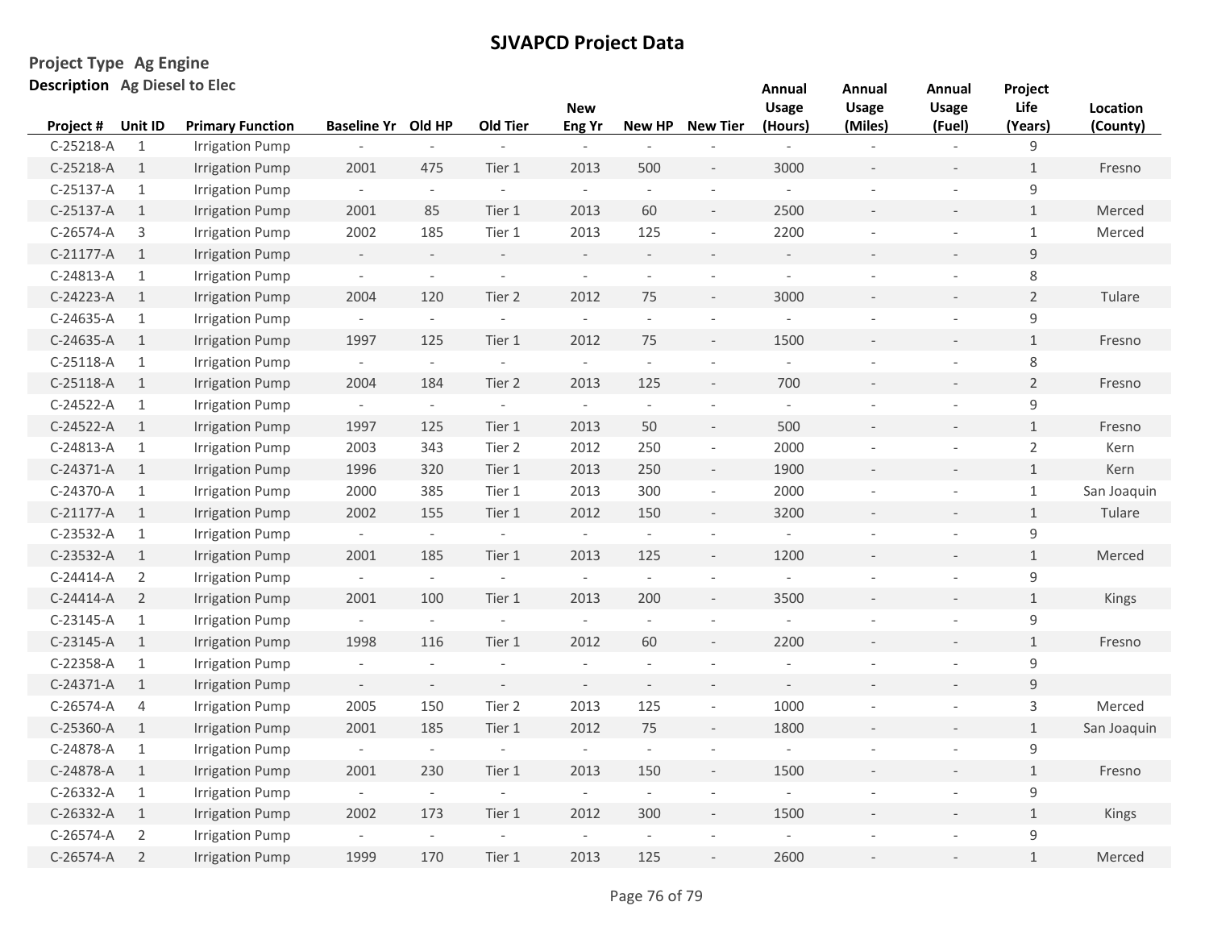## SJVAPCD Project Data

**Project Type** Ag Engine

**Description** Ag Diesel to Elec

| Project # | Unit ID | Primary Function | Baseline Yr | Old HP | Old Tier | New Eng Yr | New HP | New Tier | Annual Usage (Hours) | Annual Usage (Miles) | Annual Usage (Fuel) | Project Life (Years) | Location (County) |
|---|---|---|---|---|---|---|---|---|---|---|---|---|---|
| C-25218-A | 1 | Irrigation Pump | - | - | - | - | - | - | - | - | - | 9 | |
| C-25218-A | 1 | Irrigation Pump | 2001 | 475 | Tier 1 | 2013 | 500 | - | 3000 | - | - | 1 | Fresno |
| C-25137-A | 1 | Irrigation Pump | - | - | - | - | - | - | - | - | - | 9 | |
| C-25137-A | 1 | Irrigation Pump | 2001 | 85 | Tier 1 | 2013 | 60 | - | 2500 | - | - | 1 | Merced |
| C-26574-A | 3 | Irrigation Pump | 2002 | 185 | Tier 1 | 2013 | 125 | - | 2200 | - | - | 1 | Merced |
| C-21177-A | 1 | Irrigation Pump | - | - | - | - | - | - | - | - | - | 9 | |
| C-24813-A | 1 | Irrigation Pump | - | - | - | - | - | - | - | - | - | 8 | |
| C-24223-A | 1 | Irrigation Pump | 2004 | 120 | Tier 2 | 2012 | 75 | - | 3000 | - | - | 2 | Tulare |
| C-24635-A | 1 | Irrigation Pump | - | - | - | - | - | - | - | - | - | 9 | |
| C-24635-A | 1 | Irrigation Pump | 1997 | 125 | Tier 1 | 2012 | 75 | - | 1500 | - | - | 1 | Fresno |
| C-25118-A | 1 | Irrigation Pump | - | - | - | - | - | - | - | - | - | 8 | |
| C-25118-A | 1 | Irrigation Pump | 2004 | 184 | Tier 2 | 2013 | 125 | - | 700 | - | - | 2 | Fresno |
| C-24522-A | 1 | Irrigation Pump | - | - | - | - | - | - | - | - | - | 9 | |
| C-24522-A | 1 | Irrigation Pump | 1997 | 125 | Tier 1 | 2013 | 50 | - | 500 | - | - | 1 | Fresno |
| C-24813-A | 1 | Irrigation Pump | 2003 | 343 | Tier 2 | 2012 | 250 | - | 2000 | - | - | 2 | Kern |
| C-24371-A | 1 | Irrigation Pump | 1996 | 320 | Tier 1 | 2013 | 250 | - | 1900 | - | - | 1 | Kern |
| C-24370-A | 1 | Irrigation Pump | 2000 | 385 | Tier 1 | 2013 | 300 | - | 2000 | - | - | 1 | San Joaquin |
| C-21177-A | 1 | Irrigation Pump | 2002 | 155 | Tier 1 | 2012 | 150 | - | 3200 | - | - | 1 | Tulare |
| C-23532-A | 1 | Irrigation Pump | - | - | - | - | - | - | - | - | - | 9 | |
| C-23532-A | 1 | Irrigation Pump | 2001 | 185 | Tier 1 | 2013 | 125 | - | 1200 | - | - | 1 | Merced |
| C-24414-A | 2 | Irrigation Pump | - | - | - | - | - | - | - | - | - | 9 | |
| C-24414-A | 2 | Irrigation Pump | 2001 | 100 | Tier 1 | 2013 | 200 | - | 3500 | - | - | 1 | Kings |
| C-23145-A | 1 | Irrigation Pump | - | - | - | - | - | - | - | - | - | 9 | |
| C-23145-A | 1 | Irrigation Pump | 1998 | 116 | Tier 1 | 2012 | 60 | - | 2200 | - | - | 1 | Fresno |
| C-22358-A | 1 | Irrigation Pump | - | - | - | - | - | - | - | - | - | 9 | |
| C-24371-A | 1 | Irrigation Pump | - | - | - | - | - | - | - | - | - | 9 | |
| C-26574-A | 4 | Irrigation Pump | 2005 | 150 | Tier 2 | 2013 | 125 | - | 1000 | - | - | 3 | Merced |
| C-25360-A | 1 | Irrigation Pump | 2001 | 185 | Tier 1 | 2012 | 75 | - | 1800 | - | - | 1 | San Joaquin |
| C-24878-A | 1 | Irrigation Pump | - | - | - | - | - | - | - | - | - | 9 | |
| C-24878-A | 1 | Irrigation Pump | 2001 | 230 | Tier 1 | 2013 | 150 | - | 1500 | - | - | 1 | Fresno |
| C-26332-A | 1 | Irrigation Pump | - | - | - | - | - | - | - | - | - | 9 | |
| C-26332-A | 1 | Irrigation Pump | 2002 | 173 | Tier 1 | 2012 | 300 | - | 1500 | - | - | 1 | Kings |
| C-26574-A | 2 | Irrigation Pump | - | - | - | - | - | - | - | - | - | 9 | |
| C-26574-A | 2 | Irrigation Pump | 1999 | 170 | Tier 1 | 2013 | 125 | - | 2600 | - | - | 1 | Merced |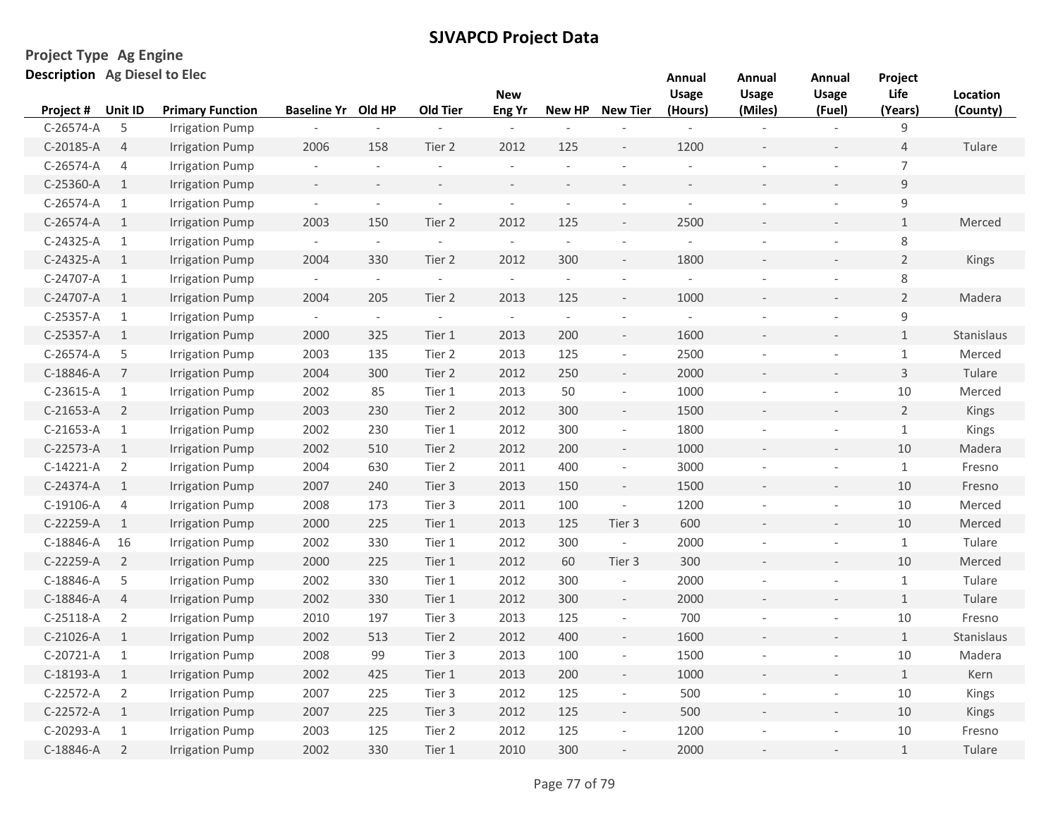# SJVAPCD Project Data

**Project Type** Ag Engine

**Description** Ag Diesel to Elec

| Project # | Unit ID | Primary Function | Baseline Yr | Old HP | Old Tier | New Eng Yr | New HP | New Tier | Annual Usage (Hours) | Annual Usage (Miles) | Annual Usage (Fuel) | Project Life (Years) | Location (County) |
|---|---|---|---|---|---|---|---|---|---|---|---|---|---|
| C-26574-A | 5 | Irrigation Pump | - | - | - | - | - | - | - | - | - | 9 | |
| C-20185-A | 4 | Irrigation Pump | 2006 | 158 | Tier 2 | 2012 | 125 | - | 1200 | - | - | 4 | Tulare |
| C-26574-A | 4 | Irrigation Pump | - | - | - | - | - | - | - | - | - | 7 | |
| C-25360-A | 1 | Irrigation Pump | - | - | - | - | - | - | - | - | - | 9 | |
| C-26574-A | 1 | Irrigation Pump | - | - | - | - | - | - | - | - | - | 9 | |
| C-26574-A | 1 | Irrigation Pump | 2003 | 150 | Tier 2 | 2012 | 125 | - | 2500 | - | - | 1 | Merced |
| C-24325-A | 1 | Irrigation Pump | - | - | - | - | - | - | - | - | - | 8 | |
| C-24325-A | 1 | Irrigation Pump | 2004 | 330 | Tier 2 | 2012 | 300 | - | 1800 | - | - | 2 | Kings |
| C-24707-A | 1 | Irrigation Pump | - | - | - | - | - | - | - | - | - | 8 | |
| C-24707-A | 1 | Irrigation Pump | 2004 | 205 | Tier 2 | 2013 | 125 | - | 1000 | - | - | 2 | Madera |
| C-25357-A | 1 | Irrigation Pump | - | - | - | - | - | - | - | - | - | 9 | |
| C-25357-A | 1 | Irrigation Pump | 2000 | 325 | Tier 1 | 2013 | 200 | - | 1600 | - | - | 1 | Stanislaus |
| C-26574-A | 5 | Irrigation Pump | 2003 | 135 | Tier 2 | 2013 | 125 | - | 2500 | - | - | 1 | Merced |
| C-18846-A | 7 | Irrigation Pump | 2004 | 300 | Tier 2 | 2012 | 250 | - | 2000 | - | - | 3 | Tulare |
| C-23615-A | 1 | Irrigation Pump | 2002 | 85 | Tier 1 | 2013 | 50 | - | 1000 | - | - | 10 | Merced |
| C-21653-A | 2 | Irrigation Pump | 2003 | 230 | Tier 2 | 2012 | 300 | - | 1500 | - | - | 2 | Kings |
| C-21653-A | 1 | Irrigation Pump | 2002 | 230 | Tier 1 | 2012 | 300 | - | 1800 | - | - | 1 | Kings |
| C-22573-A | 1 | Irrigation Pump | 2002 | 510 | Tier 2 | 2012 | 200 | - | 1000 | - | - | 10 | Madera |
| C-14221-A | 2 | Irrigation Pump | 2004 | 630 | Tier 2 | 2011 | 400 | - | 3000 | - | - | 1 | Fresno |
| C-24374-A | 1 | Irrigation Pump | 2007 | 240 | Tier 3 | 2013 | 150 | - | 1500 | - | - | 10 | Fresno |
| C-19106-A | 4 | Irrigation Pump | 2008 | 173 | Tier 3 | 2011 | 100 | - | 1200 | - | - | 10 | Merced |
| C-22259-A | 1 | Irrigation Pump | 2000 | 225 | Tier 1 | 2013 | 125 | Tier 3 | 600 | - | - | 10 | Merced |
| C-18846-A | 16 | Irrigation Pump | 2002 | 330 | Tier 1 | 2012 | 300 | - | 2000 | - | - | 1 | Tulare |
| C-22259-A | 2 | Irrigation Pump | 2000 | 225 | Tier 1 | 2012 | 60 | Tier 3 | 300 | - | - | 10 | Merced |
| C-18846-A | 5 | Irrigation Pump | 2002 | 330 | Tier 1 | 2012 | 300 | - | 2000 | - | - | 1 | Tulare |
| C-18846-A | 4 | Irrigation Pump | 2002 | 330 | Tier 1 | 2012 | 300 | - | 2000 | - | - | 1 | Tulare |
| C-25118-A | 2 | Irrigation Pump | 2010 | 197 | Tier 3 | 2013 | 125 | - | 700 | - | - | 10 | Fresno |
| C-21026-A | 1 | Irrigation Pump | 2002 | 513 | Tier 2 | 2012 | 400 | - | 1600 | - | - | 1 | Stanislaus |
| C-20721-A | 1 | Irrigation Pump | 2008 | 99 | Tier 3 | 2013 | 100 | - | 1500 | - | - | 10 | Madera |
| C-18193-A | 1 | Irrigation Pump | 2002 | 425 | Tier 1 | 2013 | 200 | - | 1000 | - | - | 1 | Kern |
| C-22572-A | 2 | Irrigation Pump | 2007 | 225 | Tier 3 | 2012 | 125 | - | 500 | - | - | 10 | Kings |
| C-22572-A | 1 | Irrigation Pump | 2007 | 225 | Tier 3 | 2012 | 125 | - | 500 | - | - | 10 | Kings |
| C-20293-A | 1 | Irrigation Pump | 2003 | 125 | Tier 2 | 2012 | 125 | - | 1200 | - | - | 10 | Fresno |
| C-18846-A | 2 | Irrigation Pump | 2002 | 330 | Tier 1 | 2010 | 300 | - | 2000 | - | - | 1 | Tulare |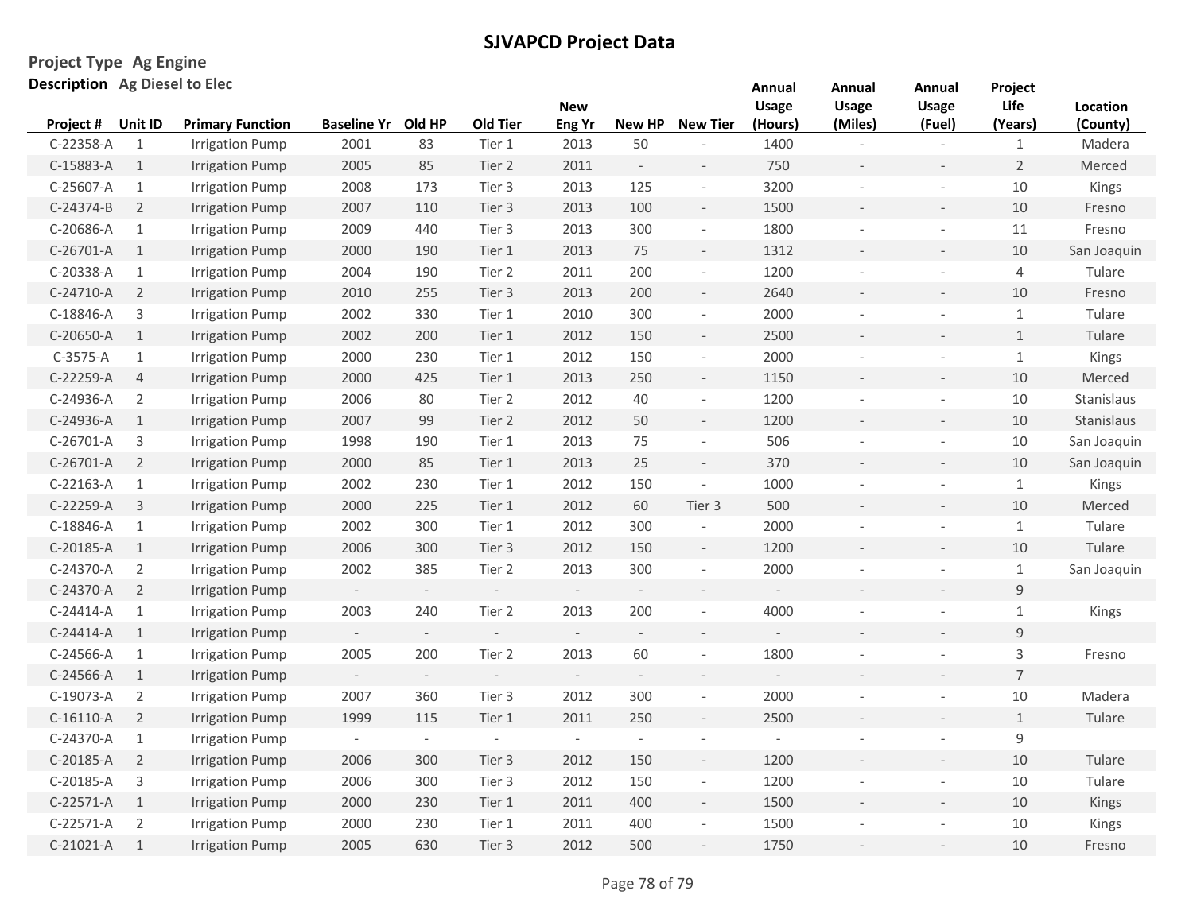## SJVAPCD Project Data

**Project Type** Ag Engine

**Description** Ag Diesel to Elec

| Project # | Unit ID | Primary Function | Baseline Yr | Old HP | Old Tier | New Eng Yr | New HP | New Tier | Annual Usage (Hours) | Annual Usage (Miles) | Annual Usage (Fuel) | Project Life (Years) | Location (County) |
|---|---|---|---|---|---|---|---|---|---|---|---|---|---|
| C-22358-A | 1 | Irrigation Pump | 2001 | 83 | Tier 1 | 2013 | 50 | - | 1400 | - | - | 1 | Madera |
| C-15883-A | 1 | Irrigation Pump | 2005 | 85 | Tier 2 | 2011 | - | - | 750 | - | - | 2 | Merced |
| C-25607-A | 1 | Irrigation Pump | 2008 | 173 | Tier 3 | 2013 | 125 | - | 3200 | - | - | 10 | Kings |
| C-24374-B | 2 | Irrigation Pump | 2007 | 110 | Tier 3 | 2013 | 100 | - | 1500 | - | - | 10 | Fresno |
| C-20686-A | 1 | Irrigation Pump | 2009 | 440 | Tier 3 | 2013 | 300 | - | 1800 | - | - | 11 | Fresno |
| C-26701-A | 1 | Irrigation Pump | 2000 | 190 | Tier 1 | 2013 | 75 | - | 1312 | - | - | 10 | San Joaquin |
| C-20338-A | 1 | Irrigation Pump | 2004 | 190 | Tier 2 | 2011 | 200 | - | 1200 | - | - | 4 | Tulare |
| C-24710-A | 2 | Irrigation Pump | 2010 | 255 | Tier 3 | 2013 | 200 | - | 2640 | - | - | 10 | Fresno |
| C-18846-A | 3 | Irrigation Pump | 2002 | 330 | Tier 1 | 2010 | 300 | - | 2000 | - | - | 1 | Tulare |
| C-20650-A | 1 | Irrigation Pump | 2002 | 200 | Tier 1 | 2012 | 150 | - | 2500 | - | - | 1 | Tulare |
| C-3575-A | 1 | Irrigation Pump | 2000 | 230 | Tier 1 | 2012 | 150 | - | 2000 | - | - | 1 | Kings |
| C-22259-A | 4 | Irrigation Pump | 2000 | 425 | Tier 1 | 2013 | 250 | - | 1150 | - | - | 10 | Merced |
| C-24936-A | 2 | Irrigation Pump | 2006 | 80 | Tier 2 | 2012 | 40 | - | 1200 | - | - | 10 | Stanislaus |
| C-24936-A | 1 | Irrigation Pump | 2007 | 99 | Tier 2 | 2012 | 50 | - | 1200 | - | - | 10 | Stanislaus |
| C-26701-A | 3 | Irrigation Pump | 1998 | 190 | Tier 1 | 2013 | 75 | - | 506 | - | - | 10 | San Joaquin |
| C-26701-A | 2 | Irrigation Pump | 2000 | 85 | Tier 1 | 2013 | 25 | - | 370 | - | - | 10 | San Joaquin |
| C-22163-A | 1 | Irrigation Pump | 2002 | 230 | Tier 1 | 2012 | 150 | - | 1000 | - | - | 1 | Kings |
| C-22259-A | 3 | Irrigation Pump | 2000 | 225 | Tier 1 | 2012 | 60 | Tier 3 | 500 | - | - | 10 | Merced |
| C-18846-A | 1 | Irrigation Pump | 2002 | 300 | Tier 1 | 2012 | 300 | - | 2000 | - | - | 1 | Tulare |
| C-20185-A | 1 | Irrigation Pump | 2006 | 300 | Tier 3 | 2012 | 150 | - | 1200 | - | - | 10 | Tulare |
| C-24370-A | 2 | Irrigation Pump | 2002 | 385 | Tier 2 | 2013 | 300 | - | 2000 | - | - | 1 | San Joaquin |
| C-24370-A | 2 | Irrigation Pump | - | - | - | - | - | - | - | - | - | 9 | |
| C-24414-A | 1 | Irrigation Pump | 2003 | 240 | Tier 2 | 2013 | 200 | - | 4000 | - | - | 1 | Kings |
| C-24414-A | 1 | Irrigation Pump | - | - | - | - | - | - | - | - | - | 9 | |
| C-24566-A | 1 | Irrigation Pump | 2005 | 200 | Tier 2 | 2013 | 60 | - | 1800 | - | - | 3 | Fresno |
| C-24566-A | 1 | Irrigation Pump | - | - | - | - | - | - | - | - | - | 7 | |
| C-19073-A | 2 | Irrigation Pump | 2007 | 360 | Tier 3 | 2012 | 300 | - | 2000 | - | - | 10 | Madera |
| C-16110-A | 2 | Irrigation Pump | 1999 | 115 | Tier 1 | 2011 | 250 | - | 2500 | - | - | 1 | Tulare |
| C-24370-A | 1 | Irrigation Pump | - | - | - | - | - | - | - | - | - | 9 | |
| C-20185-A | 2 | Irrigation Pump | 2006 | 300 | Tier 3 | 2012 | 150 | - | 1200 | - | - | 10 | Tulare |
| C-20185-A | 3 | Irrigation Pump | 2006 | 300 | Tier 3 | 2012 | 150 | - | 1200 | - | - | 10 | Tulare |
| C-22571-A | 1 | Irrigation Pump | 2000 | 230 | Tier 1 | 2011 | 400 | - | 1500 | - | - | 10 | Kings |
| C-22571-A | 2 | Irrigation Pump | 2000 | 230 | Tier 1 | 2011 | 400 | - | 1500 | - | - | 10 | Kings |
| C-21021-A | 1 | Irrigation Pump | 2005 | 630 | Tier 3 | 2012 | 500 | - | 1750 | - | - | 10 | Fresno |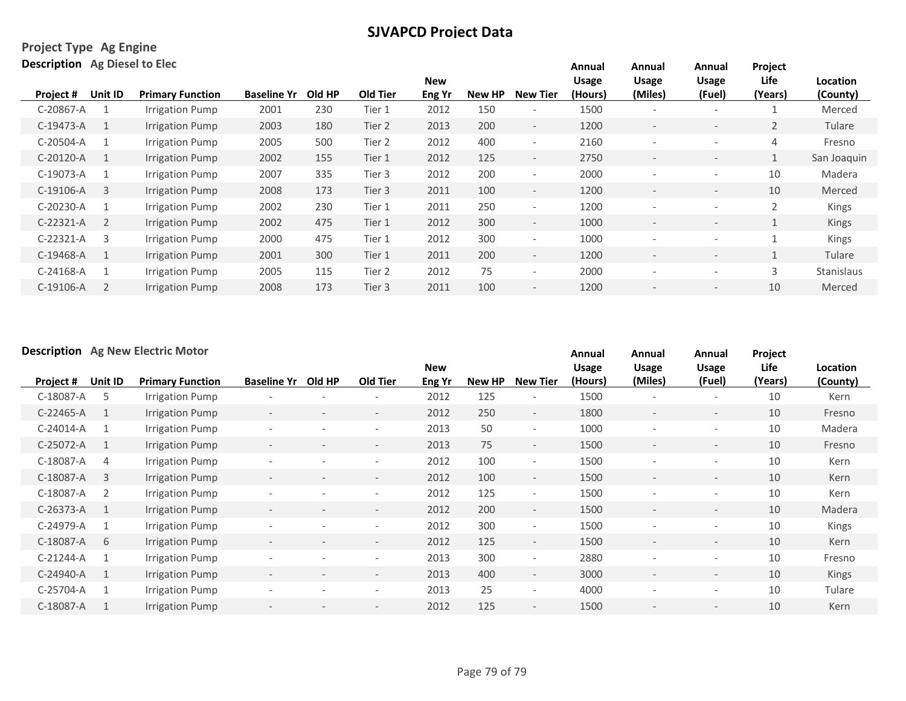# SJVAPCD Project Data

**Project Type** Ag Engine

**Description** Ag Diesel to Elec

| Project # | Unit ID | Primary Function | Baseline Yr | Old HP | Old Tier | New Eng Yr | New HP | New Tier | Annual Usage (Hours) | Annual Usage (Miles) | Annual Usage (Fuel) | Project Life (Years) | Location (County) |
|---|---|---|---|---|---|---|---|---|---|---|---|---|---|
| C-20867-A | 1 | Irrigation Pump | 2001 | 230 | Tier 1 | 2012 | 150 | - | 1500 | - | - | 1 | Merced |
| C-19473-A | 1 | Irrigation Pump | 2003 | 180 | Tier 2 | 2013 | 200 | - | 1200 | - | - | 2 | Tulare |
| C-20504-A | 1 | Irrigation Pump | 2005 | 500 | Tier 2 | 2012 | 400 | - | 2160 | - | - | 4 | Fresno |
| C-20120-A | 1 | Irrigation Pump | 2002 | 155 | Tier 1 | 2012 | 125 | - | 2750 | - | - | 1 | San Joaquin |
| C-19073-A | 1 | Irrigation Pump | 2007 | 335 | Tier 3 | 2012 | 200 | - | 2000 | - | - | 10 | Madera |
| C-19106-A | 3 | Irrigation Pump | 2008 | 173 | Tier 3 | 2011 | 100 | - | 1200 | - | - | 10 | Merced |
| C-20230-A | 1 | Irrigation Pump | 2002 | 230 | Tier 1 | 2011 | 250 | - | 1200 | - | - | 2 | Kings |
| C-22321-A | 2 | Irrigation Pump | 2002 | 475 | Tier 1 | 2012 | 300 | - | 1000 | - | - | 1 | Kings |
| C-22321-A | 3 | Irrigation Pump | 2000 | 475 | Tier 1 | 2012 | 300 | - | 1000 | - | - | 1 | Kings |
| C-19468-A | 1 | Irrigation Pump | 2001 | 300 | Tier 1 | 2011 | 200 | - | 1200 | - | - | 1 | Tulare |
| C-24168-A | 1 | Irrigation Pump | 2005 | 115 | Tier 2 | 2012 | 75 | - | 2000 | - | - | 3 | Stanislaus |
| C-19106-A | 2 | Irrigation Pump | 2008 | 173 | Tier 3 | 2011 | 100 | - | 1200 | - | - | 10 | Merced |

**Description** Ag New Electric Motor

| Project # | Unit ID | Primary Function | Baseline Yr | Old HP | Old Tier | New Eng Yr | New HP | New Tier | Annual Usage (Hours) | Annual Usage (Miles) | Annual Usage (Fuel) | Project Life (Years) | Location (County) |
|---|---|---|---|---|---|---|---|---|---|---|---|---|---|
| C-18087-A | 5 | Irrigation Pump | - | - | - | 2012 | 125 | - | 1500 | - | - | 10 | Kern |
| C-22465-A | 1 | Irrigation Pump | - | - | - | 2012 | 250 | - | 1800 | - | - | 10 | Fresno |
| C-24014-A | 1 | Irrigation Pump | - | - | - | 2013 | 50 | - | 1000 | - | - | 10 | Madera |
| C-25072-A | 1 | Irrigation Pump | - | - | - | 2013 | 75 | - | 1500 | - | - | 10 | Fresno |
| C-18087-A | 4 | Irrigation Pump | - | - | - | 2012 | 100 | - | 1500 | - | - | 10 | Kern |
| C-18087-A | 3 | Irrigation Pump | - | - | - | 2012 | 100 | - | 1500 | - | - | 10 | Kern |
| C-18087-A | 2 | Irrigation Pump | - | - | - | 2012 | 125 | - | 1500 | - | - | 10 | Kern |
| C-26373-A | 1 | Irrigation Pump | - | - | - | 2012 | 200 | - | 1500 | - | - | 10 | Madera |
| C-24979-A | 1 | Irrigation Pump | - | - | - | 2012 | 300 | - | 1500 | - | - | 10 | Kings |
| C-18087-A | 6 | Irrigation Pump | - | - | - | 2012 | 125 | - | 1500 | - | - | 10 | Kern |
| C-21244-A | 1 | Irrigation Pump | - | - | - | 2013 | 300 | - | 2880 | - | - | 10 | Fresno |
| C-24940-A | 1 | Irrigation Pump | - | - | - | 2013 | 400 | - | 3000 | - | - | 10 | Kings |
| C-25704-A | 1 | Irrigation Pump | - | - | - | 2013 | 25 | - | 4000 | - | - | 10 | Tulare |
| C-18087-A | 1 | Irrigation Pump | - | - | - | 2012 | 125 | - | 1500 | - | - | 10 | Kern |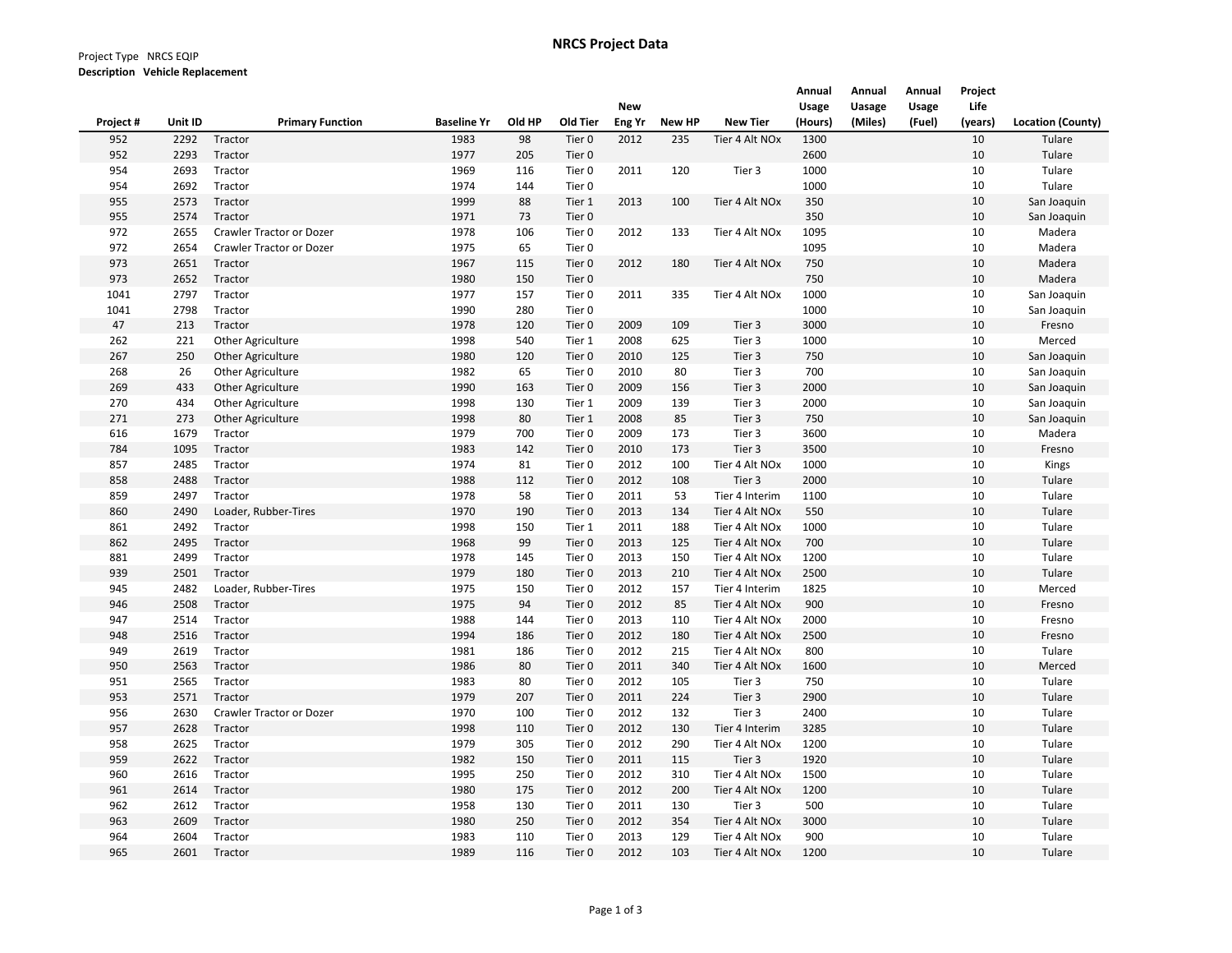# NRCS Project Data

Project Type NRCS EQIP

**Description Vehicle Replacement**

| Project # | Unit ID | Primary Function | Baseline Yr | Old HP | Old Tier | New Eng Yr | New HP | New Tier | Annual Usage (Hours) | Annual Uasage (Miles) | Annual Usage (Fuel) | Project Life (years) | Location (County) |
|---|---|---|---|---|---|---|---|---|---|---|---|---|---|
| 952 | 2292 | Tractor | 1983 | 98 | Tier 0 | 2012 | 235 | Tier 4 Alt NOx | 1300 | | | 10 | Tulare |
| 952 | 2293 | Tractor | 1977 | 205 | Tier 0 | | | | 2600 | | | 10 | Tulare |
| 954 | 2693 | Tractor | 1969 | 116 | Tier 0 | 2011 | 120 | Tier 3 | 1000 | | | 10 | Tulare |
| 954 | 2692 | Tractor | 1974 | 144 | Tier 0 | | | | 1000 | | | 10 | Tulare |
| 955 | 2573 | Tractor | 1999 | 88 | Tier 1 | 2013 | 100 | Tier 4 Alt NOx | 350 | | | 10 | San Joaquin |
| 955 | 2574 | Tractor | 1971 | 73 | Tier 0 | | | | 350 | | | 10 | San Joaquin |
| 972 | 2655 | Crawler Tractor or Dozer | 1978 | 106 | Tier 0 | 2012 | 133 | Tier 4 Alt NOx | 1095 | | | 10 | Madera |
| 972 | 2654 | Crawler Tractor or Dozer | 1975 | 65 | Tier 0 | | | | 1095 | | | 10 | Madera |
| 973 | 2651 | Tractor | 1967 | 115 | Tier 0 | 2012 | 180 | Tier 4 Alt NOx | 750 | | | 10 | Madera |
| 973 | 2652 | Tractor | 1980 | 150 | Tier 0 | | | | 750 | | | 10 | Madera |
| 1041 | 2797 | Tractor | 1977 | 157 | Tier 0 | 2011 | 335 | Tier 4 Alt NOx | 1000 | | | 10 | San Joaquin |
| 1041 | 2798 | Tractor | 1990 | 280 | Tier 0 | | | | 1000 | | | 10 | San Joaquin |
| 47 | 213 | Tractor | 1978 | 120 | Tier 0 | 2009 | 109 | Tier 3 | 3000 | | | 10 | Fresno |
| 262 | 221 | Other Agriculture | 1998 | 540 | Tier 1 | 2008 | 625 | Tier 3 | 1000 | | | 10 | Merced |
| 267 | 250 | Other Agriculture | 1980 | 120 | Tier 0 | 2010 | 125 | Tier 3 | 750 | | | 10 | San Joaquin |
| 268 | 26 | Other Agriculture | 1982 | 65 | Tier 0 | 2010 | 80 | Tier 3 | 700 | | | 10 | San Joaquin |
| 269 | 433 | Other Agriculture | 1990 | 163 | Tier 0 | 2009 | 156 | Tier 3 | 2000 | | | 10 | San Joaquin |
| 270 | 434 | Other Agriculture | 1998 | 130 | Tier 1 | 2009 | 139 | Tier 3 | 2000 | | | 10 | San Joaquin |
| 271 | 273 | Other Agriculture | 1998 | 80 | Tier 1 | 2008 | 85 | Tier 3 | 750 | | | 10 | San Joaquin |
| 616 | 1679 | Tractor | 1979 | 700 | Tier 0 | 2009 | 173 | Tier 3 | 3600 | | | 10 | Madera |
| 784 | 1095 | Tractor | 1983 | 142 | Tier 0 | 2010 | 173 | Tier 3 | 3500 | | | 10 | Fresno |
| 857 | 2485 | Tractor | 1974 | 81 | Tier 0 | 2012 | 100 | Tier 4 Alt NOx | 1000 | | | 10 | Kings |
| 858 | 2488 | Tractor | 1988 | 112 | Tier 0 | 2012 | 108 | Tier 3 | 2000 | | | 10 | Tulare |
| 859 | 2497 | Tractor | 1978 | 58 | Tier 0 | 2011 | 53 | Tier 4 Interim | 1100 | | | 10 | Tulare |
| 860 | 2490 | Loader, Rubber-Tires | 1970 | 190 | Tier 0 | 2013 | 134 | Tier 4 Alt NOx | 550 | | | 10 | Tulare |
| 861 | 2492 | Tractor | 1998 | 150 | Tier 1 | 2011 | 188 | Tier 4 Alt NOx | 1000 | | | 10 | Tulare |
| 862 | 2495 | Tractor | 1968 | 99 | Tier 0 | 2013 | 125 | Tier 4 Alt NOx | 700 | | | 10 | Tulare |
| 881 | 2499 | Tractor | 1978 | 145 | Tier 0 | 2013 | 150 | Tier 4 Alt NOx | 1200 | | | 10 | Tulare |
| 939 | 2501 | Tractor | 1979 | 180 | Tier 0 | 2013 | 210 | Tier 4 Alt NOx | 2500 | | | 10 | Tulare |
| 945 | 2482 | Loader, Rubber-Tires | 1975 | 150 | Tier 0 | 2012 | 157 | Tier 4 Interim | 1825 | | | 10 | Merced |
| 946 | 2508 | Tractor | 1975 | 94 | Tier 0 | 2012 | 85 | Tier 4 Alt NOx | 900 | | | 10 | Fresno |
| 947 | 2514 | Tractor | 1988 | 144 | Tier 0 | 2013 | 110 | Tier 4 Alt NOx | 2000 | | | 10 | Fresno |
| 948 | 2516 | Tractor | 1994 | 186 | Tier 0 | 2012 | 180 | Tier 4 Alt NOx | 2500 | | | 10 | Fresno |
| 949 | 2619 | Tractor | 1981 | 186 | Tier 0 | 2012 | 215 | Tier 4 Alt NOx | 800 | | | 10 | Tulare |
| 950 | 2563 | Tractor | 1986 | 80 | Tier 0 | 2011 | 340 | Tier 4 Alt NOx | 1600 | | | 10 | Merced |
| 951 | 2565 | Tractor | 1983 | 80 | Tier 0 | 2012 | 105 | Tier 3 | 750 | | | 10 | Tulare |
| 953 | 2571 | Tractor | 1979 | 207 | Tier 0 | 2011 | 224 | Tier 3 | 2900 | | | 10 | Tulare |
| 956 | 2630 | Crawler Tractor or Dozer | 1970 | 100 | Tier 0 | 2012 | 132 | Tier 3 | 2400 | | | 10 | Tulare |
| 957 | 2628 | Tractor | 1998 | 110 | Tier 0 | 2012 | 130 | Tier 4 Interim | 3285 | | | 10 | Tulare |
| 958 | 2625 | Tractor | 1979 | 305 | Tier 0 | 2012 | 290 | Tier 4 Alt NOx | 1200 | | | 10 | Tulare |
| 959 | 2622 | Tractor | 1982 | 150 | Tier 0 | 2011 | 115 | Tier 3 | 1920 | | | 10 | Tulare |
| 960 | 2616 | Tractor | 1995 | 250 | Tier 0 | 2012 | 310 | Tier 4 Alt NOx | 1500 | | | 10 | Tulare |
| 961 | 2614 | Tractor | 1980 | 175 | Tier 0 | 2012 | 200 | Tier 4 Alt NOx | 1200 | | | 10 | Tulare |
| 962 | 2612 | Tractor | 1958 | 130 | Tier 0 | 2011 | 130 | Tier 3 | 500 | | | 10 | Tulare |
| 963 | 2609 | Tractor | 1980 | 250 | Tier 0 | 2012 | 354 | Tier 4 Alt NOx | 3000 | | | 10 | Tulare |
| 964 | 2604 | Tractor | 1983 | 110 | Tier 0 | 2013 | 129 | Tier 4 Alt NOx | 900 | | | 10 | Tulare |
| 965 | 2601 | Tractor | 1989 | 116 | Tier 0 | 2012 | 103 | Tier 4 Alt NOx | 1200 | | | 10 | Tulare |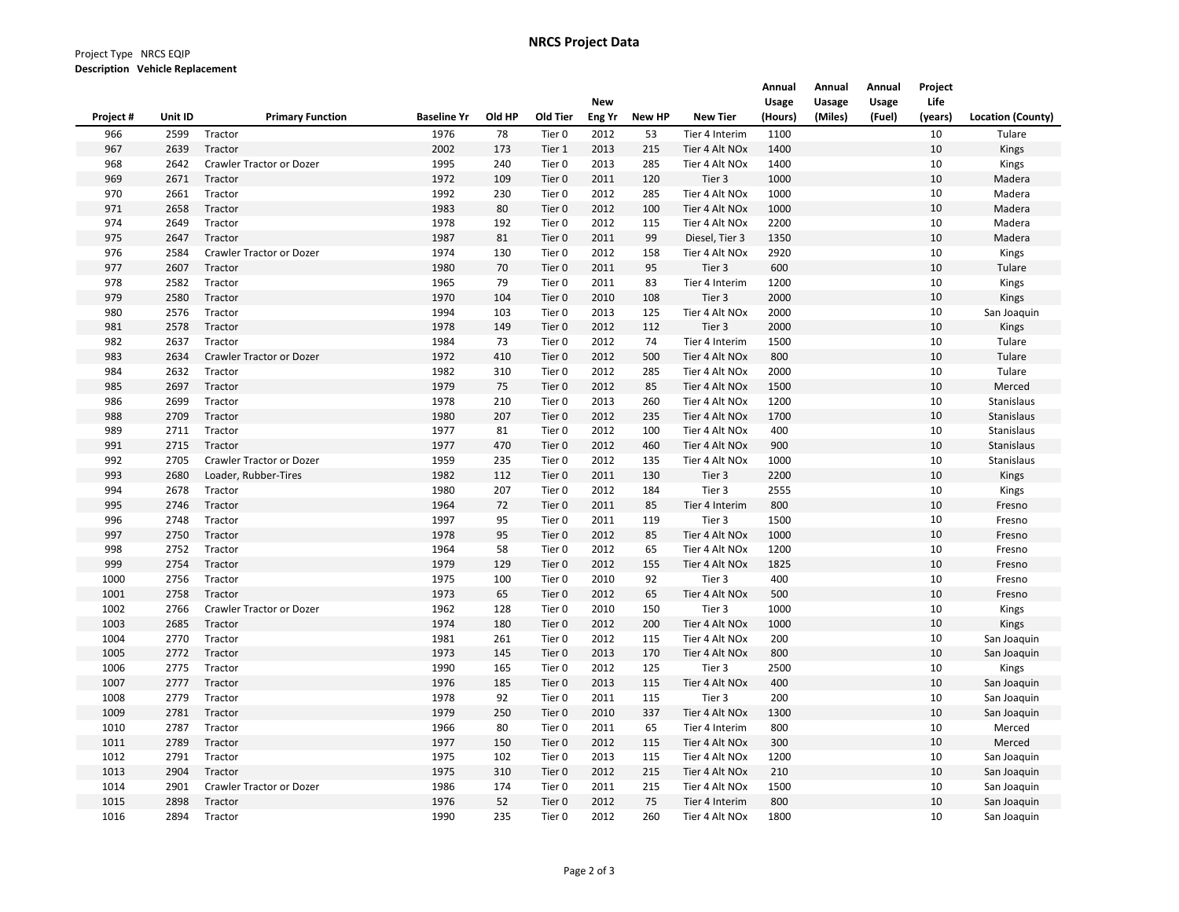# NRCS Project Data

Project Type NRCS EQIP
**Description Vehicle Replacement**

| Project # | Unit ID | Primary Function | Baseline Yr | Old HP | Old Tier | New Eng Yr | New HP | New Tier | Annual Usage (Hours) | Annual Uasage (Miles) | Annual Usage (Fuel) | Project Life (years) | Location (County) |
|---|---|---|---|---|---|---|---|---|---|---|---|---|---|
| 966 | 2599 | Tractor | 1976 | 78 | Tier 0 | 2012 | 53 | Tier 4 Interim | 1100 | | | 10 | Tulare |
| 967 | 2639 | Tractor | 2002 | 173 | Tier 1 | 2013 | 215 | Tier 4 Alt NOx | 1400 | | | 10 | Kings |
| 968 | 2642 | Crawler Tractor or Dozer | 1995 | 240 | Tier 0 | 2013 | 285 | Tier 4 Alt NOx | 1400 | | | 10 | Kings |
| 969 | 2671 | Tractor | 1972 | 109 | Tier 0 | 2011 | 120 | Tier 3 | 1000 | | | 10 | Madera |
| 970 | 2661 | Tractor | 1992 | 230 | Tier 0 | 2012 | 285 | Tier 4 Alt NOx | 1000 | | | 10 | Madera |
| 971 | 2658 | Tractor | 1983 | 80 | Tier 0 | 2012 | 100 | Tier 4 Alt NOx | 1000 | | | 10 | Madera |
| 974 | 2649 | Tractor | 1978 | 192 | Tier 0 | 2012 | 115 | Tier 4 Alt NOx | 2200 | | | 10 | Madera |
| 975 | 2647 | Tractor | 1987 | 81 | Tier 0 | 2011 | 99 | Diesel, Tier 3 | 1350 | | | 10 | Madera |
| 976 | 2584 | Crawler Tractor or Dozer | 1974 | 130 | Tier 0 | 2012 | 158 | Tier 4 Alt NOx | 2920 | | | 10 | Kings |
| 977 | 2607 | Tractor | 1980 | 70 | Tier 0 | 2011 | 95 | Tier 3 | 600 | | | 10 | Tulare |
| 978 | 2582 | Tractor | 1965 | 79 | Tier 0 | 2011 | 83 | Tier 4 Interim | 1200 | | | 10 | Kings |
| 979 | 2580 | Tractor | 1970 | 104 | Tier 0 | 2010 | 108 | Tier 3 | 2000 | | | 10 | Kings |
| 980 | 2576 | Tractor | 1994 | 103 | Tier 0 | 2013 | 125 | Tier 4 Alt NOx | 2000 | | | 10 | San Joaquin |
| 981 | 2578 | Tractor | 1978 | 149 | Tier 0 | 2012 | 112 | Tier 3 | 2000 | | | 10 | Kings |
| 982 | 2637 | Tractor | 1984 | 73 | Tier 0 | 2012 | 74 | Tier 4 Interim | 1500 | | | 10 | Tulare |
| 983 | 2634 | Crawler Tractor or Dozer | 1972 | 410 | Tier 0 | 2012 | 500 | Tier 4 Alt NOx | 800 | | | 10 | Tulare |
| 984 | 2632 | Tractor | 1982 | 310 | Tier 0 | 2012 | 285 | Tier 4 Alt NOx | 2000 | | | 10 | Tulare |
| 985 | 2697 | Tractor | 1979 | 75 | Tier 0 | 2012 | 85 | Tier 4 Alt NOx | 1500 | | | 10 | Merced |
| 986 | 2699 | Tractor | 1978 | 210 | Tier 0 | 2013 | 260 | Tier 4 Alt NOx | 1200 | | | 10 | Stanislaus |
| 988 | 2709 | Tractor | 1980 | 207 | Tier 0 | 2012 | 235 | Tier 4 Alt NOx | 1700 | | | 10 | Stanislaus |
| 989 | 2711 | Tractor | 1977 | 81 | Tier 0 | 2012 | 100 | Tier 4 Alt NOx | 400 | | | 10 | Stanislaus |
| 991 | 2715 | Tractor | 1977 | 470 | Tier 0 | 2012 | 460 | Tier 4 Alt NOx | 900 | | | 10 | Stanislaus |
| 992 | 2705 | Crawler Tractor or Dozer | 1959 | 235 | Tier 0 | 2012 | 135 | Tier 4 Alt NOx | 1000 | | | 10 | Stanislaus |
| 993 | 2680 | Loader, Rubber-Tires | 1982 | 112 | Tier 0 | 2011 | 130 | Tier 3 | 2200 | | | 10 | Kings |
| 994 | 2678 | Tractor | 1980 | 207 | Tier 0 | 2012 | 184 | Tier 3 | 2555 | | | 10 | Kings |
| 995 | 2746 | Tractor | 1964 | 72 | Tier 0 | 2011 | 85 | Tier 4 Interim | 800 | | | 10 | Fresno |
| 996 | 2748 | Tractor | 1997 | 95 | Tier 0 | 2011 | 119 | Tier 3 | 1500 | | | 10 | Fresno |
| 997 | 2750 | Tractor | 1978 | 95 | Tier 0 | 2012 | 85 | Tier 4 Alt NOx | 1000 | | | 10 | Fresno |
| 998 | 2752 | Tractor | 1964 | 58 | Tier 0 | 2012 | 65 | Tier 4 Alt NOx | 1200 | | | 10 | Fresno |
| 999 | 2754 | Tractor | 1979 | 129 | Tier 0 | 2012 | 155 | Tier 4 Alt NOx | 1825 | | | 10 | Fresno |
| 1000 | 2756 | Tractor | 1975 | 100 | Tier 0 | 2010 | 92 | Tier 3 | 400 | | | 10 | Fresno |
| 1001 | 2758 | Tractor | 1973 | 65 | Tier 0 | 2012 | 65 | Tier 4 Alt NOx | 500 | | | 10 | Fresno |
| 1002 | 2766 | Crawler Tractor or Dozer | 1962 | 128 | Tier 0 | 2010 | 150 | Tier 3 | 1000 | | | 10 | Kings |
| 1003 | 2685 | Tractor | 1974 | 180 | Tier 0 | 2012 | 200 | Tier 4 Alt NOx | 1000 | | | 10 | Kings |
| 1004 | 2770 | Tractor | 1981 | 261 | Tier 0 | 2012 | 115 | Tier 4 Alt NOx | 200 | | | 10 | San Joaquin |
| 1005 | 2772 | Tractor | 1973 | 145 | Tier 0 | 2013 | 170 | Tier 4 Alt NOx | 800 | | | 10 | San Joaquin |
| 1006 | 2775 | Tractor | 1990 | 165 | Tier 0 | 2012 | 125 | Tier 3 | 2500 | | | 10 | Kings |
| 1007 | 2777 | Tractor | 1976 | 185 | Tier 0 | 2013 | 115 | Tier 4 Alt NOx | 400 | | | 10 | San Joaquin |
| 1008 | 2779 | Tractor | 1978 | 92 | Tier 0 | 2011 | 115 | Tier 3 | 200 | | | 10 | San Joaquin |
| 1009 | 2781 | Tractor | 1979 | 250 | Tier 0 | 2010 | 337 | Tier 4 Alt NOx | 1300 | | | 10 | San Joaquin |
| 1010 | 2787 | Tractor | 1966 | 80 | Tier 0 | 2011 | 65 | Tier 4 Interim | 800 | | | 10 | Merced |
| 1011 | 2789 | Tractor | 1977 | 150 | Tier 0 | 2012 | 115 | Tier 4 Alt NOx | 300 | | | 10 | Merced |
| 1012 | 2791 | Tractor | 1975 | 102 | Tier 0 | 2013 | 115 | Tier 4 Alt NOx | 1200 | | | 10 | San Joaquin |
| 1013 | 2904 | Tractor | 1975 | 310 | Tier 0 | 2012 | 215 | Tier 4 Alt NOx | 210 | | | 10 | San Joaquin |
| 1014 | 2901 | Crawler Tractor or Dozer | 1986 | 174 | Tier 0 | 2011 | 215 | Tier 4 Alt NOx | 1500 | | | 10 | San Joaquin |
| 1015 | 2898 | Tractor | 1976 | 52 | Tier 0 | 2012 | 75 | Tier 4 Interim | 800 | | | 10 | San Joaquin |
| 1016 | 2894 | Tractor | 1990 | 235 | Tier 0 | 2012 | 260 | Tier 4 Alt NOx | 1800 | | | 10 | San Joaquin |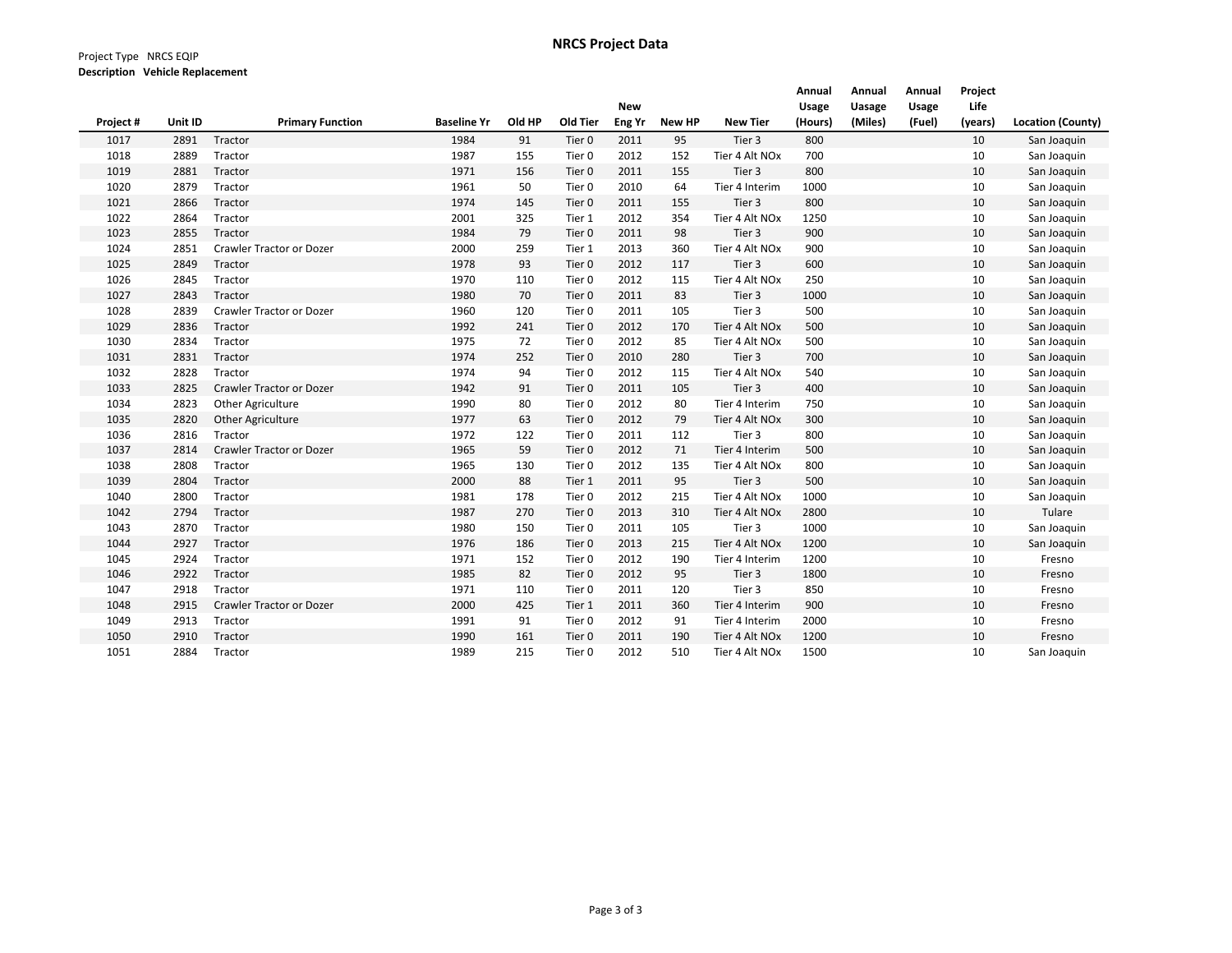# NRCS Project Data

Project Type NRCS EQIP

**Description Vehicle Replacement**

| Project # | Unit ID | Primary Function | Baseline Yr | Old HP | Old Tier | New Eng Yr | New HP | New Tier | Annual Usage (Hours) | Annual Uasage (Miles) | Annual Usage (Fuel) | Project Life (years) | Location (County) |
|---|---|---|---|---|---|---|---|---|---|---|---|---|---|
| 1017 | 2891 | Tractor | 1984 | 91 | Tier 0 | 2011 | 95 | Tier 3 | 800 | | | 10 | San Joaquin |
| 1018 | 2889 | Tractor | 1987 | 155 | Tier 0 | 2012 | 152 | Tier 4 Alt NOx | 700 | | | 10 | San Joaquin |
| 1019 | 2881 | Tractor | 1971 | 156 | Tier 0 | 2011 | 155 | Tier 3 | 800 | | | 10 | San Joaquin |
| 1020 | 2879 | Tractor | 1961 | 50 | Tier 0 | 2010 | 64 | Tier 4 Interim | 1000 | | | 10 | San Joaquin |
| 1021 | 2866 | Tractor | 1974 | 145 | Tier 0 | 2011 | 155 | Tier 3 | 800 | | | 10 | San Joaquin |
| 1022 | 2864 | Tractor | 2001 | 325 | Tier 1 | 2012 | 354 | Tier 4 Alt NOx | 1250 | | | 10 | San Joaquin |
| 1023 | 2855 | Tractor | 1984 | 79 | Tier 0 | 2011 | 98 | Tier 3 | 900 | | | 10 | San Joaquin |
| 1024 | 2851 | Crawler Tractor or Dozer | 2000 | 259 | Tier 1 | 2013 | 360 | Tier 4 Alt NOx | 900 | | | 10 | San Joaquin |
| 1025 | 2849 | Tractor | 1978 | 93 | Tier 0 | 2012 | 117 | Tier 3 | 600 | | | 10 | San Joaquin |
| 1026 | 2845 | Tractor | 1970 | 110 | Tier 0 | 2012 | 115 | Tier 4 Alt NOx | 250 | | | 10 | San Joaquin |
| 1027 | 2843 | Tractor | 1980 | 70 | Tier 0 | 2011 | 83 | Tier 3 | 1000 | | | 10 | San Joaquin |
| 1028 | 2839 | Crawler Tractor or Dozer | 1960 | 120 | Tier 0 | 2011 | 105 | Tier 3 | 500 | | | 10 | San Joaquin |
| 1029 | 2836 | Tractor | 1992 | 241 | Tier 0 | 2012 | 170 | Tier 4 Alt NOx | 500 | | | 10 | San Joaquin |
| 1030 | 2834 | Tractor | 1975 | 72 | Tier 0 | 2012 | 85 | Tier 4 Alt NOx | 500 | | | 10 | San Joaquin |
| 1031 | 2831 | Tractor | 1974 | 252 | Tier 0 | 2010 | 280 | Tier 3 | 700 | | | 10 | San Joaquin |
| 1032 | 2828 | Tractor | 1974 | 94 | Tier 0 | 2012 | 115 | Tier 4 Alt NOx | 540 | | | 10 | San Joaquin |
| 1033 | 2825 | Crawler Tractor or Dozer | 1942 | 91 | Tier 0 | 2011 | 105 | Tier 3 | 400 | | | 10 | San Joaquin |
| 1034 | 2823 | Other Agriculture | 1990 | 80 | Tier 0 | 2012 | 80 | Tier 4 Interim | 750 | | | 10 | San Joaquin |
| 1035 | 2820 | Other Agriculture | 1977 | 63 | Tier 0 | 2012 | 79 | Tier 4 Alt NOx | 300 | | | 10 | San Joaquin |
| 1036 | 2816 | Tractor | 1972 | 122 | Tier 0 | 2011 | 112 | Tier 3 | 800 | | | 10 | San Joaquin |
| 1037 | 2814 | Crawler Tractor or Dozer | 1965 | 59 | Tier 0 | 2012 | 71 | Tier 4 Interim | 500 | | | 10 | San Joaquin |
| 1038 | 2808 | Tractor | 1965 | 130 | Tier 0 | 2012 | 135 | Tier 4 Alt NOx | 800 | | | 10 | San Joaquin |
| 1039 | 2804 | Tractor | 2000 | 88 | Tier 1 | 2011 | 95 | Tier 3 | 500 | | | 10 | San Joaquin |
| 1040 | 2800 | Tractor | 1981 | 178 | Tier 0 | 2012 | 215 | Tier 4 Alt NOx | 1000 | | | 10 | San Joaquin |
| 1042 | 2794 | Tractor | 1987 | 270 | Tier 0 | 2013 | 310 | Tier 4 Alt NOx | 2800 | | | 10 | Tulare |
| 1043 | 2870 | Tractor | 1980 | 150 | Tier 0 | 2011 | 105 | Tier 3 | 1000 | | | 10 | San Joaquin |
| 1044 | 2927 | Tractor | 1976 | 186 | Tier 0 | 2013 | 215 | Tier 4 Alt NOx | 1200 | | | 10 | San Joaquin |
| 1045 | 2924 | Tractor | 1971 | 152 | Tier 0 | 2012 | 190 | Tier 4 Interim | 1200 | | | 10 | Fresno |
| 1046 | 2922 | Tractor | 1985 | 82 | Tier 0 | 2012 | 95 | Tier 3 | 1800 | | | 10 | Fresno |
| 1047 | 2918 | Tractor | 1971 | 110 | Tier 0 | 2011 | 120 | Tier 3 | 850 | | | 10 | Fresno |
| 1048 | 2915 | Crawler Tractor or Dozer | 2000 | 425 | Tier 1 | 2011 | 360 | Tier 4 Interim | 900 | | | 10 | Fresno |
| 1049 | 2913 | Tractor | 1991 | 91 | Tier 0 | 2012 | 91 | Tier 4 Interim | 2000 | | | 10 | Fresno |
| 1050 | 2910 | Tractor | 1990 | 161 | Tier 0 | 2011 | 190 | Tier 4 Alt NOx | 1200 | | | 10 | Fresno |
| 1051 | 2884 | Tractor | 1989 | 215 | Tier 0 | 2012 | 510 | Tier 4 Alt NOx | 1500 | | | 10 | San Joaquin |